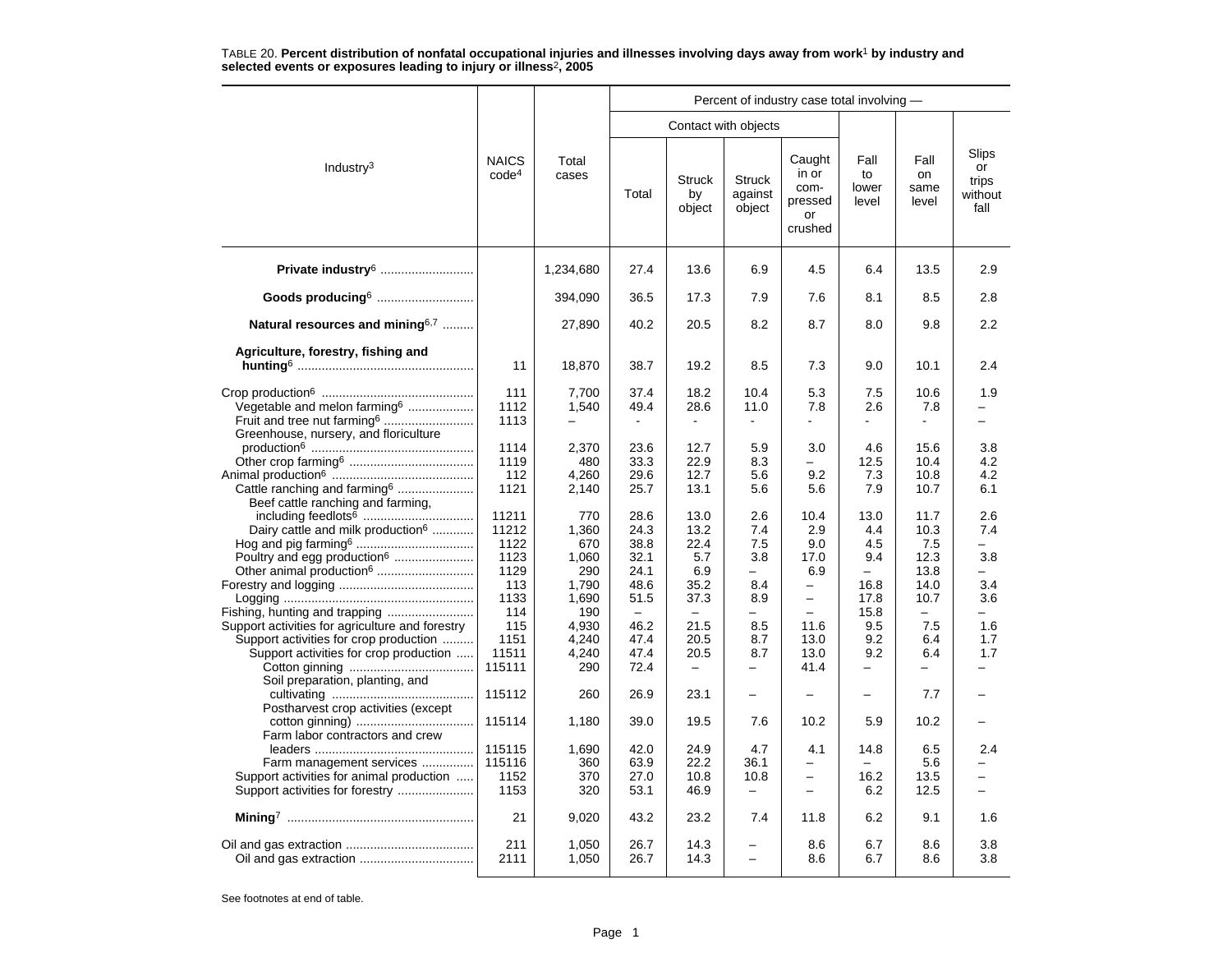TABLE 20. **Percent distribution of nonfatal occupational injuries and illnesses involving days away from work[1] by industry and selected events or exposures leading to injury or illness[2], 2005**

| Industry[3] | NAICS code[4] | Total cases | Percent of industry case total involving — | | | | | | |
|---|---|---|---|---|---|---|---|---|---|
| | | | Contact with objects | | | | | | |
| | | | Total | Struck by object | Struck against object | Caught in or compressed or crushed | Fall to lower level | Fall on same level | Slips or trips without fall |
| **Private industry**[6] | | 1,234,680 | 27.4 | 13.6 | 6.9 | 4.5 | 6.4 | 13.5 | 2.9 |
| **Goods producing**[6] | | 394,090 | 36.5 | 17.3 | 7.9 | 7.6 | 8.1 | 8.5 | 2.8 |
| **Natural resources and mining**[6,7] | | 27,890 | 40.2 | 20.5 | 8.2 | 8.7 | 8.0 | 9.8 | 2.2 |
| **Agriculture, forestry, fishing and hunting**[6] | 11 | 18,870 | 38.7 | 19.2 | 8.5 | 7.3 | 9.0 | 10.1 | 2.4 |
| Crop production[6] | 111 | 7,700 | 37.4 | 18.2 | 10.4 | 5.3 | 7.5 | 10.6 | 1.9 |
| Vegetable and melon farming[6] | 1112 | 1,540 | 49.4 | 28.6 | 11.0 | 7.8 | 2.6 | 7.8 | – |
| Fruit and tree nut farming[6] | 1113 | – | - | - | - | - | - | - | – |
| Greenhouse, nursery, and floriculture production[6] | 1114 | 2,370 | 23.6 | 12.7 | 5.9 | 3.0 | 4.6 | 15.6 | 3.8 |
| Other crop farming[6] | 1119 | 480 | 33.3 | 22.9 | 8.3 | – | 12.5 | 10.4 | 4.2 |
| Animal production[6] | 112 | 4,260 | 29.6 | 12.7 | 5.6 | 9.2 | 7.3 | 10.8 | 4.2 |
| Cattle ranching and farming[6] | 1121 | 2,140 | 25.7 | 13.1 | 5.6 | 5.6 | 7.9 | 10.7 | 6.1 |
| Beef cattle ranching and farming, including feedlots[6] | 11211 | 770 | 28.6 | 13.0 | 2.6 | 10.4 | 13.0 | 11.7 | 2.6 |
| Dairy cattle and milk production[6] | 11212 | 1,360 | 24.3 | 13.2 | 7.4 | 2.9 | 4.4 | 10.3 | 7.4 |
| Hog and pig farming[6] | 1122 | 670 | 38.8 | 22.4 | 7.5 | 9.0 | 4.5 | 7.5 | – |
| Poultry and egg production[6] | 1123 | 1,060 | 32.1 | 5.7 | 3.8 | 17.0 | 9.4 | 12.3 | 3.8 |
| Other animal production[6] | 1129 | 290 | 24.1 | 6.9 | – | 6.9 | – | 13.8 | – |
| Forestry and logging | 113 | 1,790 | 48.6 | 35.2 | 8.4 | – | 16.8 | 14.0 | 3.4 |
| Logging | 1133 | 1,690 | 51.5 | 37.3 | 8.9 | – | 17.8 | 10.7 | 3.6 |
| Fishing, hunting and trapping | 114 | 190 | – | – | – | – | 15.8 | – | – |
| Support activities for agriculture and forestry | 115 | 4,930 | 46.2 | 21.5 | 8.5 | 11.6 | 9.5 | 7.5 | 1.6 |
| Support activities for crop production | 1151 | 4,240 | 47.4 | 20.5 | 8.7 | 13.0 | 9.2 | 6.4 | 1.7 |
| Support activities for crop production | 11511 | 4,240 | 47.4 | 20.5 | 8.7 | 13.0 | 9.2 | 6.4 | 1.7 |
| Cotton ginning | 115111 | 290 | 72.4 | – | – | 41.4 | – | – | – |
| Soil preparation, planting, and cultivating | 115112 | 260 | 26.9 | 23.1 | – | – | – | 7.7 | – |
| Postharvest crop activities (except cotton ginning) | 115114 | 1,180 | 39.0 | 19.5 | 7.6 | 10.2 | 5.9 | 10.2 | – |
| Farm labor contractors and crew leaders | 115115 | 1,690 | 42.0 | 24.9 | 4.7 | 4.1 | 14.8 | 6.5 | 2.4 |
| Farm management services | 115116 | 360 | 63.9 | 22.2 | 36.1 | – | – | 5.6 | – |
| Support activities for animal production | 1152 | 370 | 27.0 | 10.8 | 10.8 | – | 16.2 | 13.5 | – |
| Support activities for forestry | 1153 | 320 | 53.1 | 46.9 | – | – | 6.2 | 12.5 | – |
| **Mining**[7] | 21 | 9,020 | 43.2 | 23.2 | 7.4 | 11.8 | 6.2 | 9.1 | 1.6 |
| Oil and gas extraction | 211 | 1,050 | 26.7 | 14.3 | – | 8.6 | 6.7 | 8.6 | 3.8 |
| Oil and gas extraction | 2111 | 1,050 | 26.7 | 14.3 | – | 8.6 | 6.7 | 8.6 | 3.8 |

See footnotes at end of table.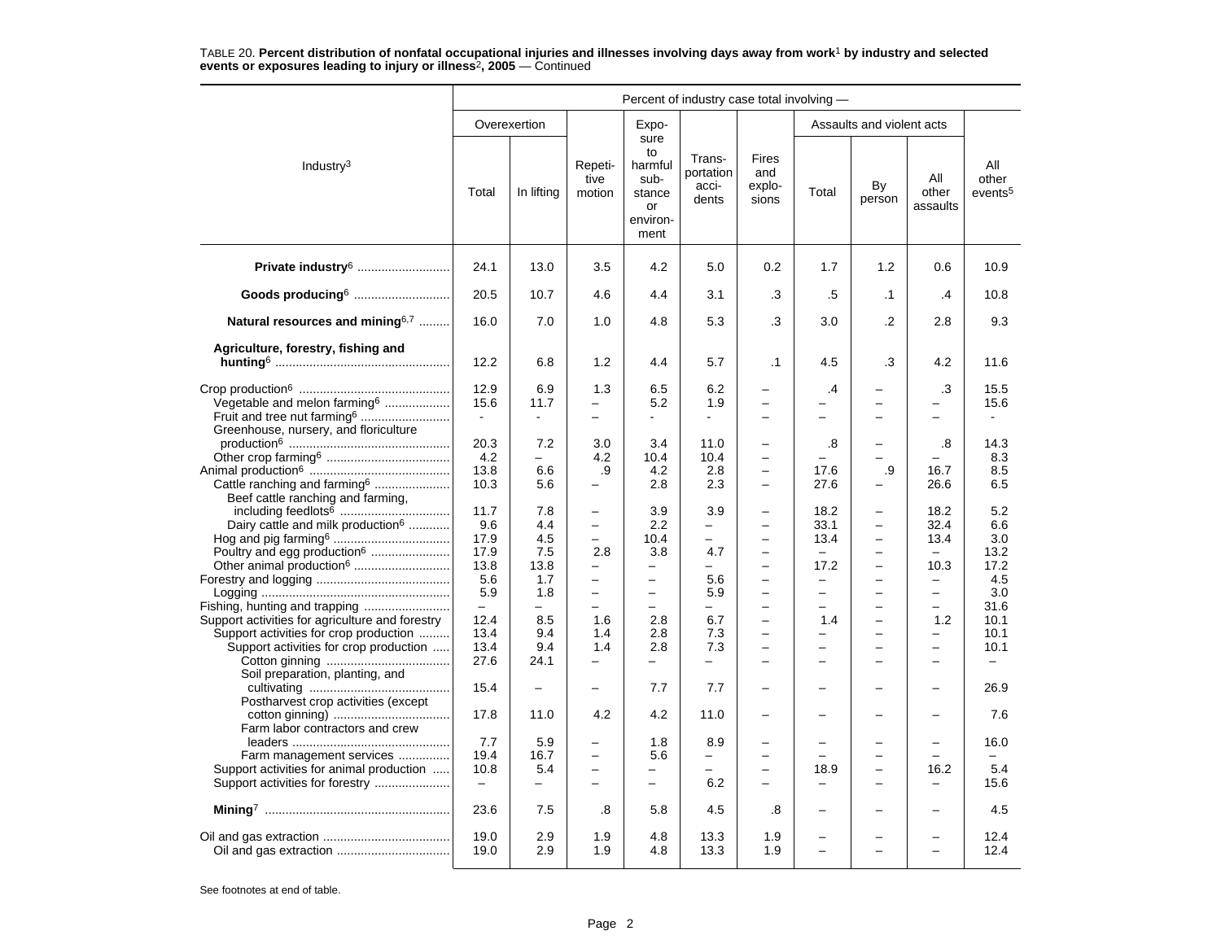TABLE 20. **Percent distribution of nonfatal occupational injuries and illnesses involving days away from work[1] by industry and selected events or exposures leading to injury or illness[2], 2005** — Continued

| Industry[3] | Percent of industry case total involving — | | | | | | | | | |
|---|---|---|---|---|---|---|---|---|---|---|
| | Overexertion | | Repetitive motion | Exposure to harmful substance or environment | Transportation accidents | Fires and explosions | Assaults and violent acts | | | All other events[5] |
| | Total | In lifting | | | | | Total | By person | All other assaults | |
| **Private industry[6]** | 24.1 | 13.0 | 3.5 | 4.2 | 5.0 | 0.2 | 1.7 | 1.2 | 0.6 | 10.9 |
| **Goods producing[6]** | 20.5 | 10.7 | 4.6 | 4.4 | 3.1 | .3 | .5 | .1 | .4 | 10.8 |
| **Natural resources and mining[6,7]** | 16.0 | 7.0 | 1.0 | 4.8 | 5.3 | .3 | 3.0 | .2 | 2.8 | 9.3 |
| **Agriculture, forestry, fishing and hunting[6]** | 12.2 | 6.8 | 1.2 | 4.4 | 5.7 | .1 | 4.5 | .3 | 4.2 | 11.6 |
| Crop production[6] | 12.9 | 6.9 | 1.3 | 6.5 | 6.2 | – | .4 | – | .3 | 15.5 |
| Vegetable and melon farming[6] | 15.6 | 11.7 | – | 5.2 | 1.9 | – | – | – | – | 15.6 |
| Fruit and tree nut farming[6] | - | - | – | - | - | – | – | – | – | - |
| Greenhouse, nursery, and floriculture production[6] | 20.3 | 7.2 | 3.0 | 3.4 | 11.0 | – | .8 | – | .8 | 14.3 |
| Other crop farming[6] | 4.2 | – | 4.2 | 10.4 | 10.4 | – | – | – | – | 8.3 |
| Animal production[6] | 13.8 | 6.6 | .9 | 4.2 | 2.8 | – | 17.6 | .9 | 16.7 | 8.5 |
| Cattle ranching and farming[6] | 10.3 | 5.6 | – | 2.8 | 2.3 | – | 27.6 | – | 26.6 | 6.5 |
| Beef cattle ranching and farming, including feedlots[6] | 11.7 | 7.8 | – | 3.9 | 3.9 | – | 18.2 | – | 18.2 | 5.2 |
| Dairy cattle and milk production[6] | 9.6 | 4.4 | – | 2.2 | – | – | 33.1 | – | 32.4 | 6.6 |
| Hog and pig farming[6] | 17.9 | 4.5 | – | 10.4 | – | – | 13.4 | – | 13.4 | 3.0 |
| Poultry and egg production[6] | 17.9 | 7.5 | 2.8 | 3.8 | 4.7 | – | – | – | – | 13.2 |
| Other animal production[6] | 13.8 | 13.8 | – | – | – | – | 17.2 | – | 10.3 | 17.2 |
| Forestry and logging | 5.6 | 1.7 | – | – | 5.6 | – | – | – | – | 4.5 |
| Logging | 5.9 | 1.8 | – | – | 5.9 | – | – | – | – | 3.0 |
| Fishing, hunting and trapping | – | – | – | – | – | – | – | – | – | 31.6 |
| Support activities for agriculture and forestry | 12.4 | 8.5 | 1.6 | 2.8 | 6.7 | – | 1.4 | – | 1.2 | 10.1 |
| Support activities for crop production | 13.4 | 9.4 | 1.4 | 2.8 | 7.3 | – | – | – | – | 10.1 |
| Support activities for crop production | 13.4 | 9.4 | 1.4 | 2.8 | 7.3 | – | – | – | – | 10.1 |
| Cotton ginning | 27.6 | 24.1 | – | – | – | – | – | – | – | – |
| Soil preparation, planting, and cultivating | 15.4 | – | – | 7.7 | 7.7 | – | – | – | – | 26.9 |
| Postharvest crop activities (except cotton ginning) | 17.8 | 11.0 | 4.2 | 4.2 | 11.0 | – | – | – | – | 7.6 |
| Farm labor contractors and crew leaders | 7.7 | 5.9 | – | 1.8 | 8.9 | – | – | – | – | 16.0 |
| Farm management services | 19.4 | 16.7 | – | 5.6 | – | – | – | – | – | – |
| Support activities for animal production | 10.8 | 5.4 | – | – | – | – | 18.9 | – | 16.2 | 5.4 |
| Support activities for forestry | – | – | – | – | 6.2 | – | – | – | – | 15.6 |
| **Mining[7]** | 23.6 | 7.5 | .8 | 5.8 | 4.5 | .8 | – | – | – | 4.5 |
| Oil and gas extraction | 19.0 | 2.9 | 1.9 | 4.8 | 13.3 | 1.9 | – | – | – | 12.4 |
| Oil and gas extraction | 19.0 | 2.9 | 1.9 | 4.8 | 13.3 | 1.9 | – | – | – | 12.4 |

See footnotes at end of table.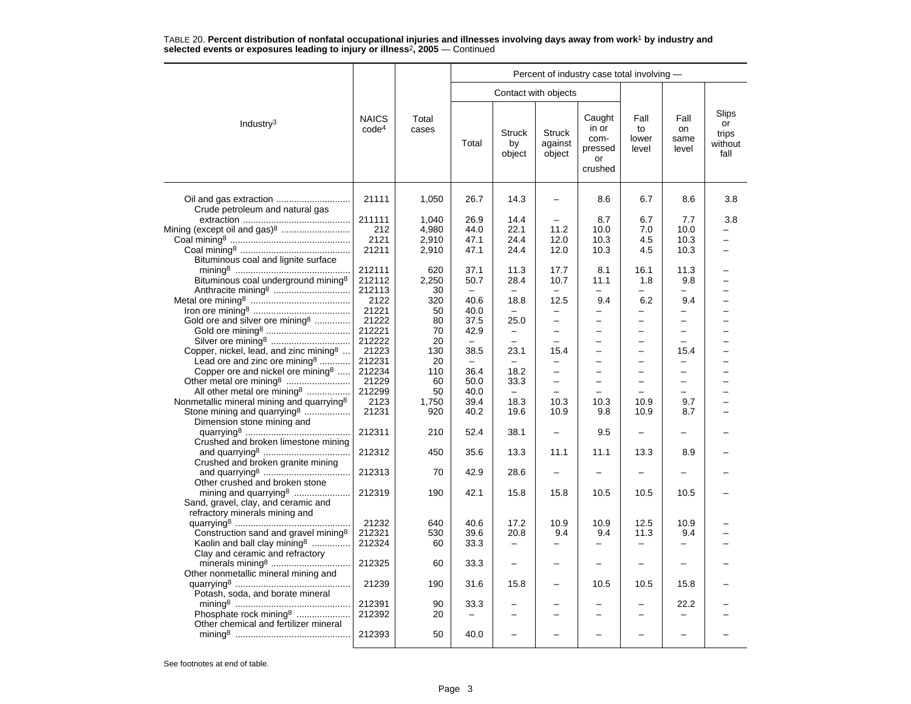TABLE 20. **Percent distribution of nonfatal occupational injuries and illnesses involving days away from work[1] by industry and selected events or exposures leading to injury or illness[2], 2005** — Continued

| Industry[3] | NAICS code[4] | Total cases | Percent of industry case total involving — | | | | | | |
|---|---|---|---|---|---|---|---|---|---|
| | | | Contact with objects | | | | | | |
| | | | Total | Struck by object | Struck against object | Caught in or compressed or crushed | Fall to lower level | Fall on same level | Slips or trips without fall |
| Oil and gas extraction | 21111 | 1,050 | 26.7 | 14.3 | – | 8.6 | 6.7 | 8.6 | 3.8 |
| Crude petroleum and natural gas extraction | 211111 | 1,040 | 26.9 | 14.4 | – | 8.7 | 6.7 | 7.7 | 3.8 |
| Mining (except oil and gas)[8] | 212 | 4,980 | 44.0 | 22.1 | 11.2 | 10.0 | 7.0 | 10.0 | – |
| Coal mining[8] | 2121 | 2,910 | 47.1 | 24.4 | 12.0 | 10.3 | 4.5 | 10.3 | – |
| Coal mining[8] | 21211 | 2,910 | 47.1 | 24.4 | 12.0 | 10.3 | 4.5 | 10.3 | – |
| Bituminous coal and lignite surface mining[8] | 212111 | 620 | 37.1 | 11.3 | 17.7 | 8.1 | 16.1 | 11.3 | – |
| Bituminous coal underground mining[8] | 212112 | 2,250 | 50.7 | 28.4 | 10.7 | 11.1 | 1.8 | 9.8 | – |
| Anthracite mining[8] | 212113 | 30 | – | – | – | – | – | – | – |
| Metal ore mining[8] | 2122 | 320 | 40.6 | 18.8 | 12.5 | 9.4 | 6.2 | 9.4 | – |
| Iron ore mining[8] | 21221 | 50 | 40.0 | – | – | – | – | – | – |
| Gold ore and silver ore mining[8] | 21222 | 80 | 37.5 | 25.0 | – | – | – | – | – |
| Gold ore mining[8] | 212221 | 70 | 42.9 | – | – | – | – | – | – |
| Silver ore mining[8] | 212222 | 20 | – | – | – | – | – | – | – |
| Copper, nickel, lead, and zinc mining[8] | 21223 | 130 | 38.5 | 23.1 | 15.4 | – | – | 15.4 | – |
| Lead ore and zinc ore mining[8] | 212231 | 20 | – | – | – | – | – | – | – |
| Copper ore and nickel ore mining[8] | 212234 | 110 | 36.4 | 18.2 | – | – | – | – | – |
| Other metal ore mining[8] | 21229 | 60 | 50.0 | 33.3 | – | – | – | – | – |
| All other metal ore mining[8] | 212299 | 50 | 40.0 | – | – | – | – | – | – |
| Nonmetallic mineral mining and quarrying[8] | 2123 | 1,750 | 39.4 | 18.3 | 10.3 | 10.3 | 10.9 | 9.7 | – |
| Stone mining and quarrying[8] | 21231 | 920 | 40.2 | 19.6 | 10.9 | 9.8 | 10.9 | 8.7 | – |
| Dimension stone mining and quarrying[8] | 212311 | 210 | 52.4 | 38.1 | – | 9.5 | – | – | – |
| Crushed and broken limestone mining and quarrying[8] | 212312 | 450 | 35.6 | 13.3 | 11.1 | 11.1 | 13.3 | 8.9 | – |
| Crushed and broken granite mining and quarrying[8] | 212313 | 70 | 42.9 | 28.6 | – | – | – | – | – |
| Other crushed and broken stone mining and quarrying[8] | 212319 | 190 | 42.1 | 15.8 | 15.8 | 10.5 | 10.5 | 10.5 | – |
| Sand, gravel, clay, and ceramic and refractory minerals mining and quarrying[8] | 21232 | 640 | 40.6 | 17.2 | 10.9 | 10.9 | 12.5 | 10.9 | – |
| Construction sand and gravel mining[8] | 212321 | 530 | 39.6 | 20.8 | 9.4 | 9.4 | 11.3 | 9.4 | – |
| Kaolin and ball clay mining[8] | 212324 | 60 | 33.3 | – | – | – | – | – | – |
| Clay and ceramic and refractory minerals mining[8] | 212325 | 60 | 33.3 | – | – | – | – | – | – |
| Other nonmetallic mineral mining and quarrying[8] | 21239 | 190 | 31.6 | 15.8 | – | 10.5 | 10.5 | 15.8 | – |
| Potash, soda, and borate mineral mining[8] | 212391 | 90 | 33.3 | – | – | – | – | 22.2 | – |
| Phosphate rock mining[8] | 212392 | 20 | – | – | – | – | – | – | – |
| Other chemical and fertilizer mineral mining[8] | 212393 | 50 | 40.0 | – | – | – | – | – | – |

See footnotes at end of table.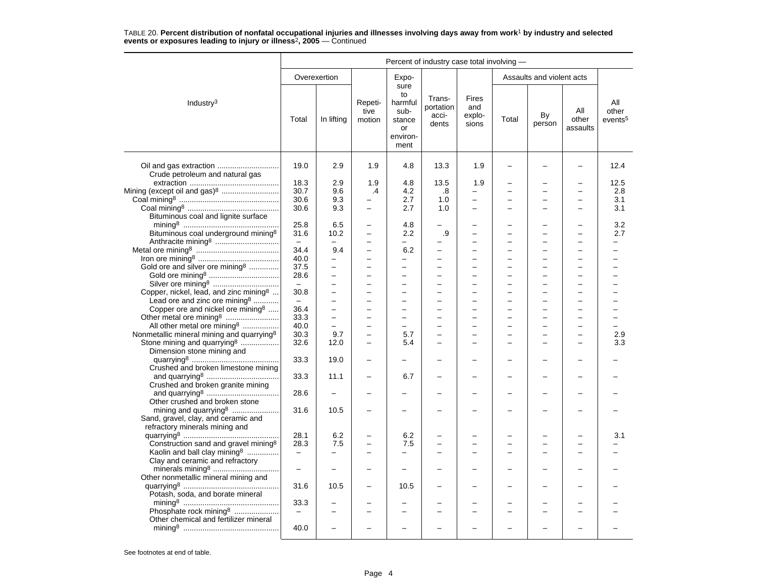TABLE 20. **Percent distribution of nonfatal occupational injuries and illnesses involving days away from work[1] by industry and selected events or exposures leading to injury or illness[2], 2005** — Continued

| Industry[3] | Percent of industry case total involving — | | | | | | | | | |
|---|---|---|---|---|---|---|---|---|---|---|
| | Overexertion | | Repetitive motion | Exposure to harmful substance or environment | Transportation accidents | Fires and explosions | Assaults and violent acts | | | All other events[5] |
| | Total | In lifting | | | | | Total | By person | All other assaults | |
| Oil and gas extraction | 19.0 | 2.9 | 1.9 | 4.8 | 13.3 | 1.9 | – | – | – | 12.4 |
| Crude petroleum and natural gas extraction | 18.3 | 2.9 | 1.9 | 4.8 | 13.5 | 1.9 | – | – | – | 12.5 |
| Mining (except oil and gas)[8] | 30.7 | 9.6 | .4 | 4.2 | .8 | – | – | – | – | 2.8 |
| Coal mining[8] | 30.6 | 9.3 | – | 2.7 | 1.0 | – | – | – | – | 3.1 |
| Coal mining[8] | 30.6 | 9.3 | – | 2.7 | 1.0 | – | – | – | – | 3.1 |
| Bituminous coal and lignite surface mining[8] | 25.8 | 6.5 | – | 4.8 | – | – | – | – | – | 3.2 |
| Bituminous coal underground mining[8] | 31.6 | 10.2 | – | 2.2 | .9 | – | – | – | – | 2.7 |
| Anthracite mining[8] | – | – | – | – | – | – | – | – | – | – |
| Metal ore mining[8] | 34.4 | 9.4 | – | 6.2 | – | – | – | – | – | – |
| Iron ore mining[8] | 40.0 | – | – | – | – | – | – | – | – | – |
| Gold ore and silver ore mining[8] | 37.5 | – | – | – | – | – | – | – | – | – |
| Gold ore mining[8] | 28.6 | – | – | – | – | – | – | – | – | – |
| Silver ore mining[8] | – | – | – | – | – | – | – | – | – | – |
| Copper, nickel, lead, and zinc mining[8] | 30.8 | – | – | – | – | – | – | – | – | – |
| Lead ore and zinc ore mining[8] | – | – | – | – | – | – | – | – | – | – |
| Copper ore and nickel ore mining[8] | 36.4 | – | – | – | – | – | – | – | – | – |
| Other metal ore mining[8] | 33.3 | – | – | – | – | – | – | – | – | – |
| All other metal ore mining[8] | 40.0 | – | – | – | – | – | – | – | – | – |
| Nonmetallic mineral mining and quarrying[8] | 30.3 | 9.7 | – | 5.7 | – | – | – | – | – | 2.9 |
| Stone mining and quarrying[8] | 32.6 | 12.0 | – | 5.4 | – | – | – | – | – | 3.3 |
| Dimension stone mining and quarrying[8] | 33.3 | 19.0 | – | – | – | – | – | – | – | – |
| Crushed and broken limestone mining and quarrying[8] | 33.3 | 11.1 | – | 6.7 | – | – | – | – | – | – |
| Crushed and broken granite mining and quarrying[8] | 28.6 | – | – | – | – | – | – | – | – | – |
| Other crushed and broken stone mining and quarrying[8] | 31.6 | 10.5 | – | – | – | – | – | – | – | – |
| Sand, gravel, clay, and ceramic and refractory minerals mining and quarrying[8] | 28.1 | 6.2 | – | 6.2 | – | – | – | – | – | 3.1 |
| Construction sand and gravel mining[8] | 28.3 | 7.5 | – | 7.5 | – | – | – | – | – | – |
| Kaolin and ball clay mining[8] | – | – | – | – | – | – | – | – | – | – |
| Clay and ceramic and refractory minerals mining[8] | – | – | – | – | – | – | – | – | – | – |
| Other nonmetallic mineral mining and quarrying[8] | 31.6 | 10.5 | – | 10.5 | – | – | – | – | – | – |
| Potash, soda, and borate mineral mining[8] | 33.3 | – | – | – | – | – | – | – | – | – |
| Phosphate rock mining[8] | – | – | – | – | – | – | – | – | – | – |
| Other chemical and fertilizer mineral mining[8] | 40.0 | – | – | – | – | – | – | – | – | – |

See footnotes at end of table.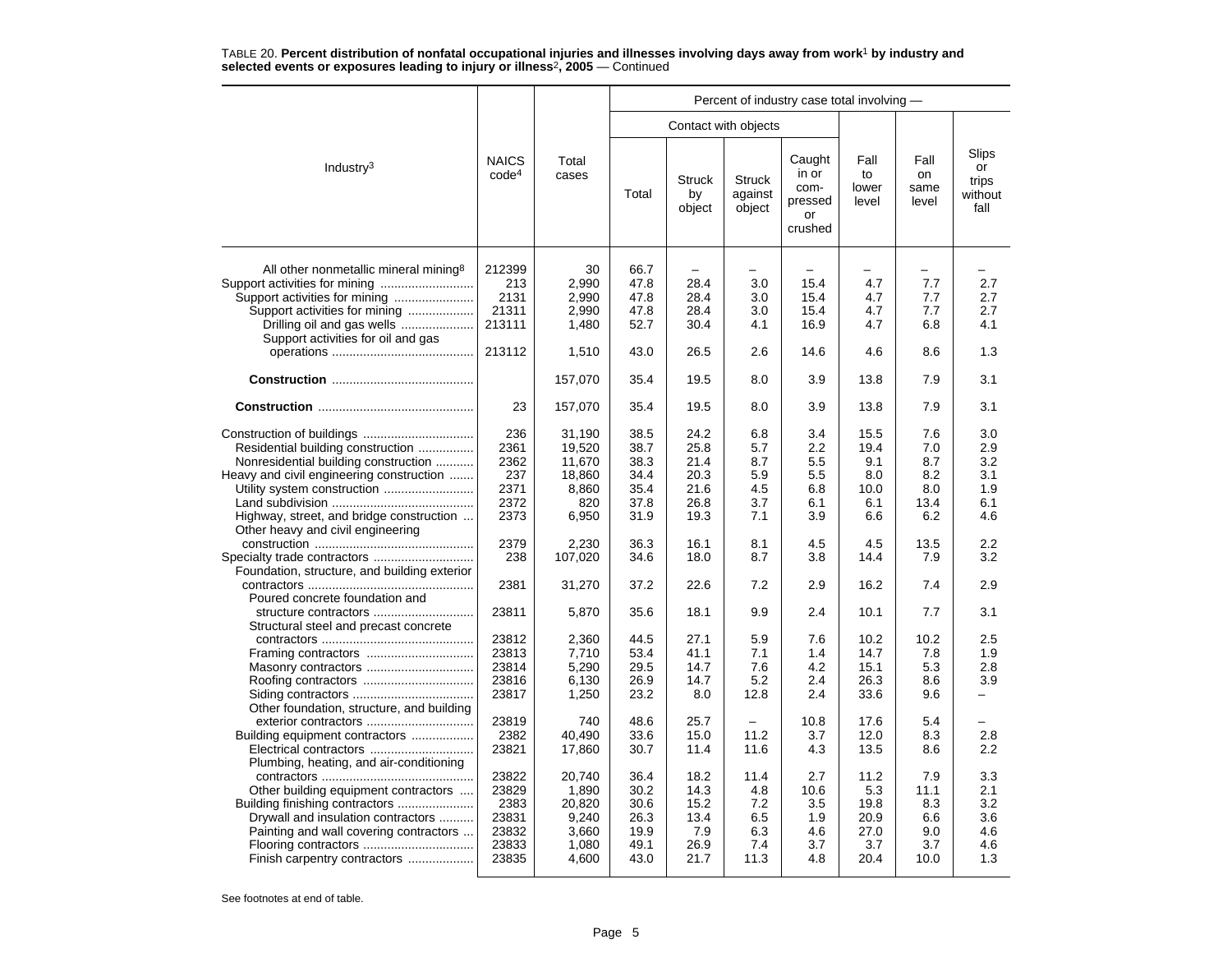TABLE 20. **Percent distribution of nonfatal occupational injuries and illnesses involving days away from work**[1] **by industry and selected events or exposures leading to injury or illness**[2]**, 2005** — Continued

| Industry[3] | NAICS code[4] | Total cases | Percent of industry case total involving — | | | | | | |
|---|---|---|---|---|---|---|---|---|---|
| | | | Contact with objects | | | | Fall to lower level | Fall on same level | Slips or trips without fall |
| | | | Total | Struck by object | Struck against object | Caught in or compressed or crushed | | | |
| All other nonmetallic mineral mining[8] | 212399 | 30 | 66.7 | – | – | – | – | – | – |
| Support activities for mining | 213 | 2,990 | 47.8 | 28.4 | 3.0 | 15.4 | 4.7 | 7.7 | 2.7 |
| Support activities for mining | 2131 | 2,990 | 47.8 | 28.4 | 3.0 | 15.4 | 4.7 | 7.7 | 2.7 |
| Support activities for mining | 21311 | 2,990 | 47.8 | 28.4 | 3.0 | 15.4 | 4.7 | 7.7 | 2.7 |
| Drilling oil and gas wells | 213111 | 1,480 | 52.7 | 30.4 | 4.1 | 16.9 | 4.7 | 6.8 | 4.1 |
| Support activities for oil and gas operations | 213112 | 1,510 | 43.0 | 26.5 | 2.6 | 14.6 | 4.6 | 8.6 | 1.3 |
| **Construction** | | 157,070 | 35.4 | 19.5 | 8.0 | 3.9 | 13.8 | 7.9 | 3.1 |
| **Construction** | 23 | 157,070 | 35.4 | 19.5 | 8.0 | 3.9 | 13.8 | 7.9 | 3.1 |
| Construction of buildings | 236 | 31,190 | 38.5 | 24.2 | 6.8 | 3.4 | 15.5 | 7.6 | 3.0 |
| Residential building construction | 2361 | 19,520 | 38.7 | 25.8 | 5.7 | 2.2 | 19.4 | 7.0 | 2.9 |
| Nonresidential building construction | 2362 | 11,670 | 38.3 | 21.4 | 8.7 | 5.5 | 9.1 | 8.7 | 3.2 |
| Heavy and civil engineering construction | 237 | 18,860 | 34.4 | 20.3 | 5.9 | 5.5 | 8.0 | 8.2 | 3.1 |
| Utility system construction | 2371 | 8,860 | 35.4 | 21.6 | 4.5 | 6.8 | 10.0 | 8.0 | 1.9 |
| Land subdivision | 2372 | 820 | 37.8 | 26.8 | 3.7 | 6.1 | 6.1 | 13.4 | 6.1 |
| Highway, street, and bridge construction | 2373 | 6,950 | 31.9 | 19.3 | 7.1 | 3.9 | 6.6 | 6.2 | 4.6 |
| Other heavy and civil engineering construction | 2379 | 2,230 | 36.3 | 16.1 | 8.1 | 4.5 | 4.5 | 13.5 | 2.2 |
| Specialty trade contractors | 238 | 107,020 | 34.6 | 18.0 | 8.7 | 3.8 | 14.4 | 7.9 | 3.2 |
| Foundation, structure, and building exterior contractors | 2381 | 31,270 | 37.2 | 22.6 | 7.2 | 2.9 | 16.2 | 7.4 | 2.9 |
| Poured concrete foundation and structure contractors | 23811 | 5,870 | 35.6 | 18.1 | 9.9 | 2.4 | 10.1 | 7.7 | 3.1 |
| Structural steel and precast concrete contractors | 23812 | 2,360 | 44.5 | 27.1 | 5.9 | 7.6 | 10.2 | 10.2 | 2.5 |
| Framing contractors | 23813 | 7,710 | 53.4 | 41.1 | 7.1 | 1.4 | 14.7 | 7.8 | 1.9 |
| Masonry contractors | 23814 | 5,290 | 29.5 | 14.7 | 7.6 | 4.2 | 15.1 | 5.3 | 2.8 |
| Roofing contractors | 23816 | 6,130 | 26.9 | 14.7 | 5.2 | 2.4 | 26.3 | 8.6 | 3.9 |
| Siding contractors | 23817 | 1,250 | 23.2 | 8.0 | 12.8 | 2.4 | 33.6 | 9.6 | – |
| Other foundation, structure, and building exterior contractors | 23819 | 740 | 48.6 | 25.7 | – | 10.8 | 17.6 | 5.4 | – |
| Building equipment contractors | 2382 | 40,490 | 33.6 | 15.0 | 11.2 | 3.7 | 12.0 | 8.3 | 2.8 |
| Electrical contractors | 23821 | 17,860 | 30.7 | 11.4 | 11.6 | 4.3 | 13.5 | 8.6 | 2.2 |
| Plumbing, heating, and air-conditioning contractors | 23822 | 20,740 | 36.4 | 18.2 | 11.4 | 2.7 | 11.2 | 7.9 | 3.3 |
| Other building equipment contractors | 23829 | 1,890 | 30.2 | 14.3 | 4.8 | 10.6 | 5.3 | 11.1 | 2.1 |
| Building finishing contractors | 2383 | 20,820 | 30.6 | 15.2 | 7.2 | 3.5 | 19.8 | 8.3 | 3.2 |
| Drywall and insulation contractors | 23831 | 9,240 | 26.3 | 13.4 | 6.5 | 1.9 | 20.9 | 6.6 | 3.6 |
| Painting and wall covering contractors | 23832 | 3,660 | 19.9 | 7.9 | 6.3 | 4.6 | 27.0 | 9.0 | 4.6 |
| Flooring contractors | 23833 | 1,080 | 49.1 | 26.9 | 7.4 | 3.7 | 3.7 | 3.7 | 4.6 |
| Finish carpentry contractors | 23835 | 4,600 | 43.0 | 21.7 | 11.3 | 4.8 | 20.4 | 10.0 | 1.3 |

See footnotes at end of table.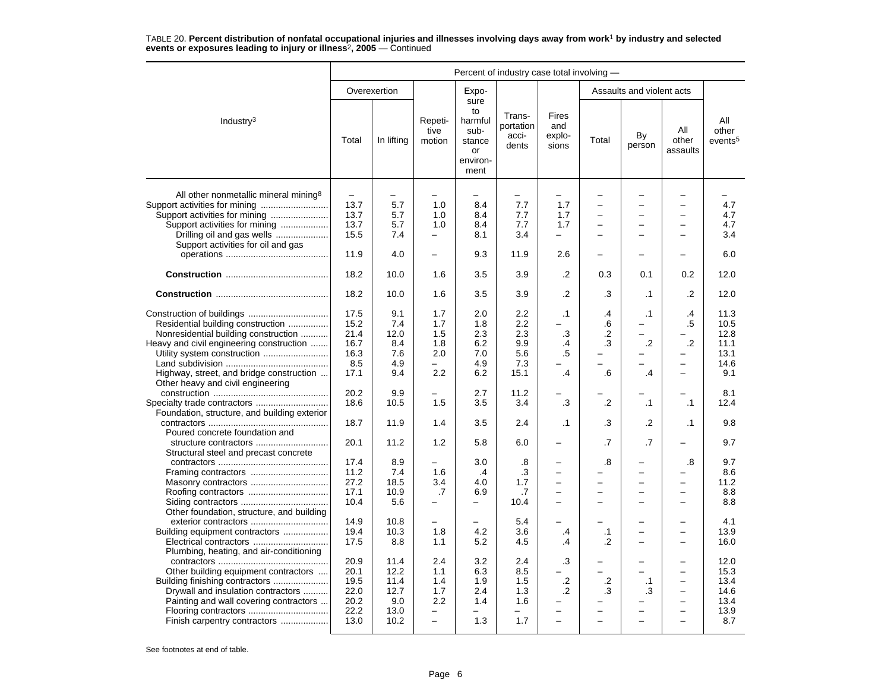TABLE 20. **Percent distribution of nonfatal occupational injuries and illnesses involving days away from work[1] by industry and selected events or exposures leading to injury or illness[2], 2005** — Continued

| Industry[3] | Percent of industry case total involving — | | | | | | | | | |
|---|---|---|---|---|---|---|---|---|---|---|
| | Overexertion | | Repetitive motion | Exposure to harmful substance or environment | Transportation accidents | Fires and explosions | Assaults and violent acts | | | All other events[5] |
| | Total | In lifting | | | | | Total | By person | All other assaults | |
| All other nonmetallic mineral mining[8] | – | – | – | – | – | – | – | – | – | – |
| Support activities for mining | 13.7 | 5.7 | 1.0 | 8.4 | 7.7 | 1.7 | – | – | – | 4.7 |
| Support activities for mining | 13.7 | 5.7 | 1.0 | 8.4 | 7.7 | 1.7 | – | – | – | 4.7 |
| Support activities for mining | 13.7 | 5.7 | 1.0 | 8.4 | 7.7 | 1.7 | – | – | – | 4.7 |
| Drilling oil and gas wells | 15.5 | 7.4 | – | 8.1 | 3.4 | – | – | – | – | 3.4 |
| Support activities for oil and gas operations | 11.9 | 4.0 | – | 9.3 | 11.9 | 2.6 | – | – | – | 6.0 |
| **Construction** | 18.2 | 10.0 | 1.6 | 3.5 | 3.9 | .2 | 0.3 | 0.1 | 0.2 | 12.0 |
| **Construction** | 18.2 | 10.0 | 1.6 | 3.5 | 3.9 | .2 | .3 | .1 | .2 | 12.0 |
| Construction of buildings | 17.5 | 9.1 | 1.7 | 2.0 | 2.2 | .1 | .4 | .1 | .4 | 11.3 |
| Residential building construction | 15.2 | 7.4 | 1.7 | 1.8 | 2.2 | – | .6 | – | .5 | 10.5 |
| Nonresidential building construction | 21.4 | 12.0 | 1.5 | 2.3 | 2.3 | .3 | .2 | – | – | 12.8 |
| Heavy and civil engineering construction | 16.7 | 8.4 | 1.8 | 6.2 | 9.9 | .4 | .3 | .2 | .2 | 11.1 |
| Utility system construction | 16.3 | 7.6 | 2.0 | 7.0 | 5.6 | .5 | – | – | – | 13.1 |
| Land subdivision | 8.5 | 4.9 | – | 4.9 | 7.3 | – | – | – | – | 14.6 |
| Highway, street, and bridge construction | 17.1 | 9.4 | 2.2 | 6.2 | 15.1 | .4 | .6 | .4 | – | 9.1 |
| Other heavy and civil engineering construction | 20.2 | 9.9 | – | 2.7 | 11.2 | – | – | – | – | 8.1 |
| Specialty trade contractors | 18.6 | 10.5 | 1.5 | 3.5 | 3.4 | .3 | .2 | .1 | .1 | 12.4 |
| Foundation, structure, and building exterior contractors | 18.7 | 11.9 | 1.4 | 3.5 | 2.4 | .1 | .3 | .2 | .1 | 9.8 |
| Poured concrete foundation and structure contractors | 20.1 | 11.2 | 1.2 | 5.8 | 6.0 | – | .7 | .7 | – | 9.7 |
| Structural steel and precast concrete contractors | 17.4 | 8.9 | – | 3.0 | .8 | – | .8 | – | .8 | 9.7 |
| Framing contractors | 11.2 | 7.4 | 1.6 | .4 | .3 | – | – | – | – | 8.6 |
| Masonry contractors | 27.2 | 18.5 | 3.4 | 4.0 | 1.7 | – | – | – | – | 11.2 |
| Roofing contractors | 17.1 | 10.9 | .7 | 6.9 | .7 | – | – | – | – | 8.8 |
| Siding contractors | 10.4 | 5.6 | – | – | 10.4 | – | – | – | – | 8.8 |
| Other foundation, structure, and building exterior contractors | 14.9 | 10.8 | – | – | 5.4 | – | – | – | – | 4.1 |
| Building equipment contractors | 19.4 | 10.3 | 1.8 | 4.2 | 3.6 | .4 | .1 | – | – | 13.9 |
| Electrical contractors | 17.5 | 8.8 | 1.1 | 5.2 | 4.5 | .4 | .2 | – | – | 16.0 |
| Plumbing, heating, and air-conditioning contractors | 20.9 | 11.4 | 2.4 | 3.2 | 2.4 | .3 | – | – | – | 12.0 |
| Other building equipment contractors | 20.1 | 12.2 | 1.1 | 6.3 | 8.5 | – | – | – | – | 15.3 |
| Building finishing contractors | 19.5 | 11.4 | 1.4 | 1.9 | 1.5 | .2 | .2 | .1 | – | 13.4 |
| Drywall and insulation contractors | 22.0 | 12.7 | 1.7 | 2.4 | 1.3 | .2 | .3 | .3 | – | 14.6 |
| Painting and wall covering contractors | 20.2 | 9.0 | 2.2 | 1.4 | 1.6 | – | – | – | – | 13.4 |
| Flooring contractors | 22.2 | 13.0 | – | – | – | – | – | – | – | 13.9 |
| Finish carpentry contractors | 13.0 | 10.2 | – | 1.3 | 1.7 | – | – | – | – | 8.7 |

See footnotes at end of table.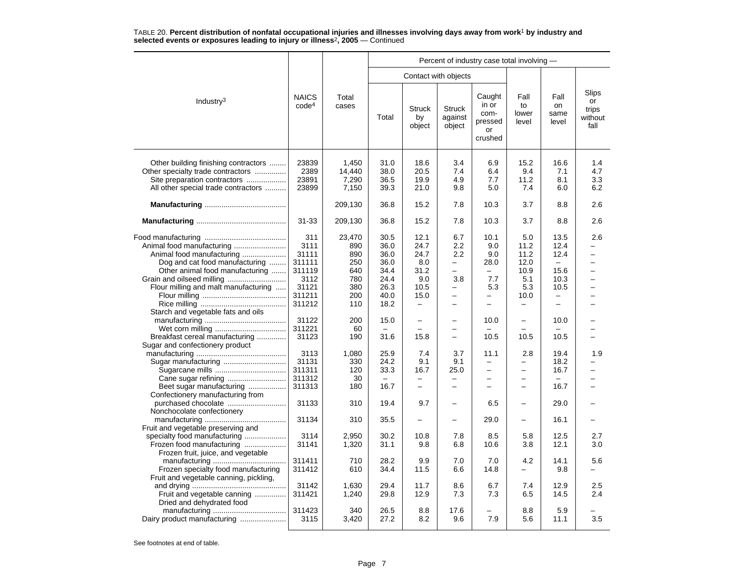TABLE 20. **Percent distribution of nonfatal occupational injuries and illnesses involving days away from work[1] by industry and selected events or exposures leading to injury or illness[2], 2005** — Continued

| Industry[3] | NAICS code[4] | Total cases | Percent of industry case total involving — | | | | | | |
|---|---|---|---|---|---|---|---|---|---|
| | | | Contact with objects | | | | | | |
| | | | Total | Struck by object | Struck against object | Caught in or com-pressed or crushed | Fall to lower level | Fall on same level | Slips or trips without fall |
| Other building finishing contractors | 23839 | 1,450 | 31.0 | 18.6 | 3.4 | 6.9 | 15.2 | 16.6 | 1.4 |
| Other specialty trade contractors | 2389 | 14,440 | 38.0 | 20.5 | 7.4 | 6.4 | 9.4 | 7.1 | 4.7 |
| Site preparation contractors | 23891 | 7,290 | 36.5 | 19.9 | 4.9 | 7.7 | 11.2 | 8.1 | 3.3 |
| All other special trade contractors | 23899 | 7,150 | 39.3 | 21.0 | 9.8 | 5.0 | 7.4 | 6.0 | 6.2 |
| **Manufacturing** | | 209,130 | 36.8 | 15.2 | 7.8 | 10.3 | 3.7 | 8.8 | 2.6 |
| **Manufacturing** | 31-33 | 209,130 | 36.8 | 15.2 | 7.8 | 10.3 | 3.7 | 8.8 | 2.6 |
| Food manufacturing | 311 | 23,470 | 30.5 | 12.1 | 6.7 | 10.1 | 5.0 | 13.5 | 2.6 |
| Animal food manufacturing | 3111 | 890 | 36.0 | 24.7 | 2.2 | 9.0 | 11.2 | 12.4 | – |
| Animal food manufacturing | 31111 | 890 | 36.0 | 24.7 | 2.2 | 9.0 | 11.2 | 12.4 | – |
| Dog and cat food manufacturing | 311111 | 250 | 36.0 | 8.0 | – | 28.0 | 12.0 | – | – |
| Other animal food manufacturing | 311119 | 640 | 34.4 | 31.2 | – | – | 10.9 | 15.6 | – |
| Grain and oilseed milling | 3112 | 780 | 24.4 | 9.0 | 3.8 | 7.7 | 5.1 | 10.3 | – |
| Flour milling and malt manufacturing | 31121 | 380 | 26.3 | 10.5 | – | 5.3 | 5.3 | 10.5 | – |
| Flour milling | 311211 | 200 | 40.0 | 15.0 | – | – | 10.0 | – | – |
| Rice milling | 311212 | 110 | 18.2 | – | – | – | – | – | – |
| Starch and vegetable fats and oils manufacturing | 31122 | 200 | 15.0 | – | – | 10.0 | – | 10.0 | – |
| Wet corn milling | 311221 | 60 | – | – | – | – | – | – | – |
| Breakfast cereal manufacturing | 31123 | 190 | 31.6 | 15.8 | – | 10.5 | 10.5 | 10.5 | – |
| Sugar and confectionery product manufacturing | 3113 | 1,080 | 25.9 | 7.4 | 3.7 | 11.1 | 2.8 | 19.4 | 1.9 |
| Sugar manufacturing | 31131 | 330 | 24.2 | 9.1 | 9.1 | – | – | 18.2 | – |
| Sugarcane mills | 311311 | 120 | 33.3 | 16.7 | 25.0 | – | – | 16.7 | – |
| Cane sugar refining | 311312 | 30 | – | – | – | – | – | – | – |
| Beet sugar manufacturing | 311313 | 180 | 16.7 | – | – | – | – | 16.7 | – |
| Confectionery manufacturing from purchased chocolate | 31133 | 310 | 19.4 | 9.7 | – | 6.5 | – | 29.0 | – |
| Nonchocolate confectionery manufacturing | 31134 | 310 | 35.5 | – | – | 29.0 | – | 16.1 | – |
| Fruit and vegetable preserving and specialty food manufacturing | 3114 | 2,950 | 30.2 | 10.8 | 7.8 | 8.5 | 5.8 | 12.5 | 2.7 |
| Frozen food manufacturing | 31141 | 1,320 | 31.1 | 9.8 | 6.8 | 10.6 | 3.8 | 12.1 | 3.0 |
| Frozen fruit, juice, and vegetable manufacturing | 311411 | 710 | 28.2 | 9.9 | 7.0 | 7.0 | 4.2 | 14.1 | 5.6 |
| Frozen specialty food manufacturing | 311412 | 610 | 34.4 | 11.5 | 6.6 | 14.8 | – | 9.8 | – |
| Fruit and vegetable canning, pickling, and drying | 31142 | 1,630 | 29.4 | 11.7 | 8.6 | 6.7 | 7.4 | 12.9 | 2.5 |
| Fruit and vegetable canning | 311421 | 1,240 | 29.8 | 12.9 | 7.3 | 7.3 | 6.5 | 14.5 | 2.4 |
| Dried and dehydrated food manufacturing | 311423 | 340 | 26.5 | 8.8 | 17.6 | – | 8.8 | 5.9 | – |
| Dairy product manufacturing | 3115 | 3,420 | 27.2 | 8.2 | 9.6 | 7.9 | 5.6 | 11.1 | 3.5 |

See footnotes at end of table.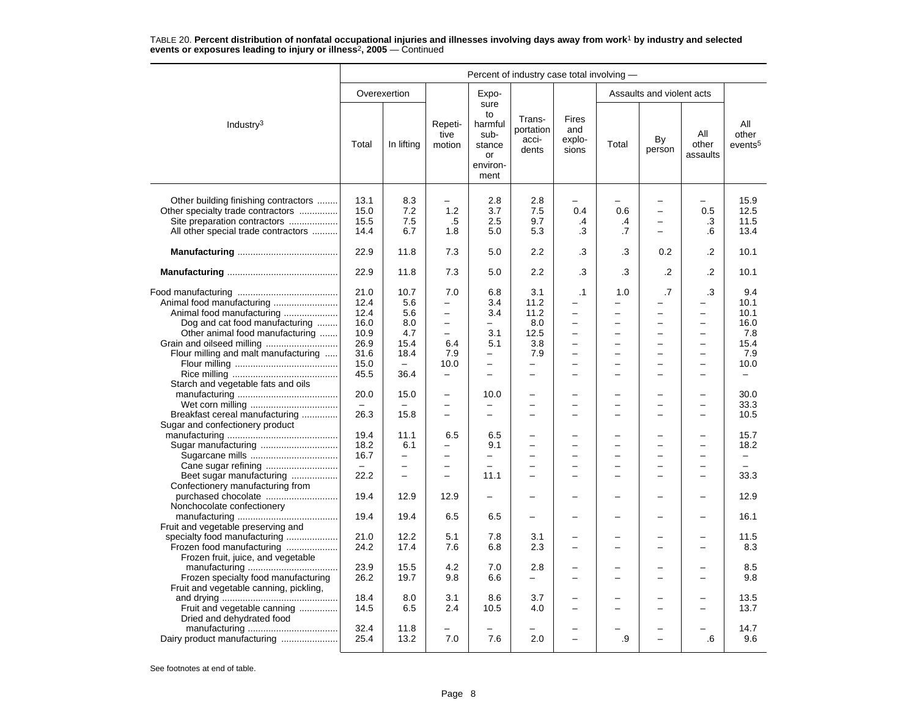TABLE 20. **Percent distribution of nonfatal occupational injuries and illnesses involving days away from work[1] by industry and selected events or exposures leading to injury or illness[2], 2005** — Continued

| Industry[3] | Percent of industry case total involving — | | | | | | | | | |
|---|---|---|---|---|---|---|---|---|---|---|
| | Overexertion | | Repetitive motion | Exposure to harmful substance or environment | Transportation accidents | Fires and explosions | Assaults and violent acts | | | All other events[5] |
| | Total | In lifting | | | | | Total | By person | All other assaults | |
| Other building finishing contractors | 13.1 | 8.3 | – | 2.8 | 2.8 | – | – | – | – | 15.9 |
| Other specialty trade contractors | 15.0 | 7.2 | 1.2 | 3.7 | 7.5 | 0.4 | 0.6 | – | 0.5 | 12.5 |
| Site preparation contractors | 15.5 | 7.5 | .5 | 2.5 | 9.7 | .4 | .4 | – | .3 | 11.5 |
| All other special trade contractors | 14.4 | 6.7 | 1.8 | 5.0 | 5.3 | .3 | .7 | – | .6 | 13.4 |
| **Manufacturing** | 22.9 | 11.8 | 7.3 | 5.0 | 2.2 | .3 | .3 | 0.2 | .2 | 10.1 |
| **Manufacturing** | 22.9 | 11.8 | 7.3 | 5.0 | 2.2 | .3 | .3 | .2 | .2 | 10.1 |
| Food manufacturing | 21.0 | 10.7 | 7.0 | 6.8 | 3.1 | .1 | 1.0 | .7 | .3 | 9.4 |
| Animal food manufacturing | 12.4 | 5.6 | – | 3.4 | 11.2 | – | – | – | – | 10.1 |
| Animal food manufacturing | 12.4 | 5.6 | – | 3.4 | 11.2 | – | – | – | – | 10.1 |
| Dog and cat food manufacturing | 16.0 | 8.0 | – | – | 8.0 | – | – | – | – | 16.0 |
| Other animal food manufacturing | 10.9 | 4.7 | – | 3.1 | 12.5 | – | – | – | – | 7.8 |
| Grain and oilseed milling | 26.9 | 15.4 | 6.4 | 5.1 | 3.8 | – | – | – | – | 15.4 |
| Flour milling and malt manufacturing | 31.6 | 18.4 | 7.9 | – | 7.9 | – | – | – | – | 7.9 |
| Flour milling | 15.0 | – | 10.0 | – | – | – | – | – | – | 10.0 |
| Rice milling | 45.5 | 36.4 | – | – | – | – | – | – | – | – |
| Starch and vegetable fats and oils manufacturing | 20.0 | 15.0 | – | 10.0 | – | – | – | – | – | 30.0 |
| Wet corn milling | – | – | – | – | – | – | – | – | – | 33.3 |
| Breakfast cereal manufacturing | 26.3 | 15.8 | – | – | – | – | – | – | – | 10.5 |
| Sugar and confectionery product manufacturing | 19.4 | 11.1 | 6.5 | 6.5 | – | – | – | – | – | 15.7 |
| Sugar manufacturing | 18.2 | 6.1 | – | 9.1 | – | – | – | – | – | 18.2 |
| Sugarcane mills | 16.7 | – | – | – | – | – | – | – | – | – |
| Cane sugar refining | – | – | – | – | – | – | – | – | – | – |
| Beet sugar manufacturing | 22.2 | – | – | 11.1 | – | – | – | – | – | 33.3 |
| Confectionery manufacturing from purchased chocolate | 19.4 | 12.9 | 12.9 | – | – | – | – | – | – | 12.9 |
| Nonchocolate confectionery manufacturing | 19.4 | 19.4 | 6.5 | 6.5 | – | – | – | – | – | 16.1 |
| Fruit and vegetable preserving and specialty food manufacturing | 21.0 | 12.2 | 5.1 | 7.8 | 3.1 | – | – | – | – | 11.5 |
| Frozen food manufacturing | 24.2 | 17.4 | 7.6 | 6.8 | 2.3 | – | – | – | – | 8.3 |
| Frozen fruit, juice, and vegetable manufacturing | 23.9 | 15.5 | 4.2 | 7.0 | 2.8 | – | – | – | – | 8.5 |
| Frozen specialty food manufacturing | 26.2 | 19.7 | 9.8 | 6.6 | – | – | – | – | – | 9.8 |
| Fruit and vegetable canning, pickling, and drying | 18.4 | 8.0 | 3.1 | 8.6 | 3.7 | – | – | – | – | 13.5 |
| Fruit and vegetable canning | 14.5 | 6.5 | 2.4 | 10.5 | 4.0 | – | – | – | – | 13.7 |
| Dried and dehydrated food manufacturing | 32.4 | 11.8 | – | – | – | – | – | – | – | 14.7 |
| Dairy product manufacturing | 25.4 | 13.2 | 7.0 | 7.6 | 2.0 | – | .9 | – | .6 | 9.6 |

See footnotes at end of table.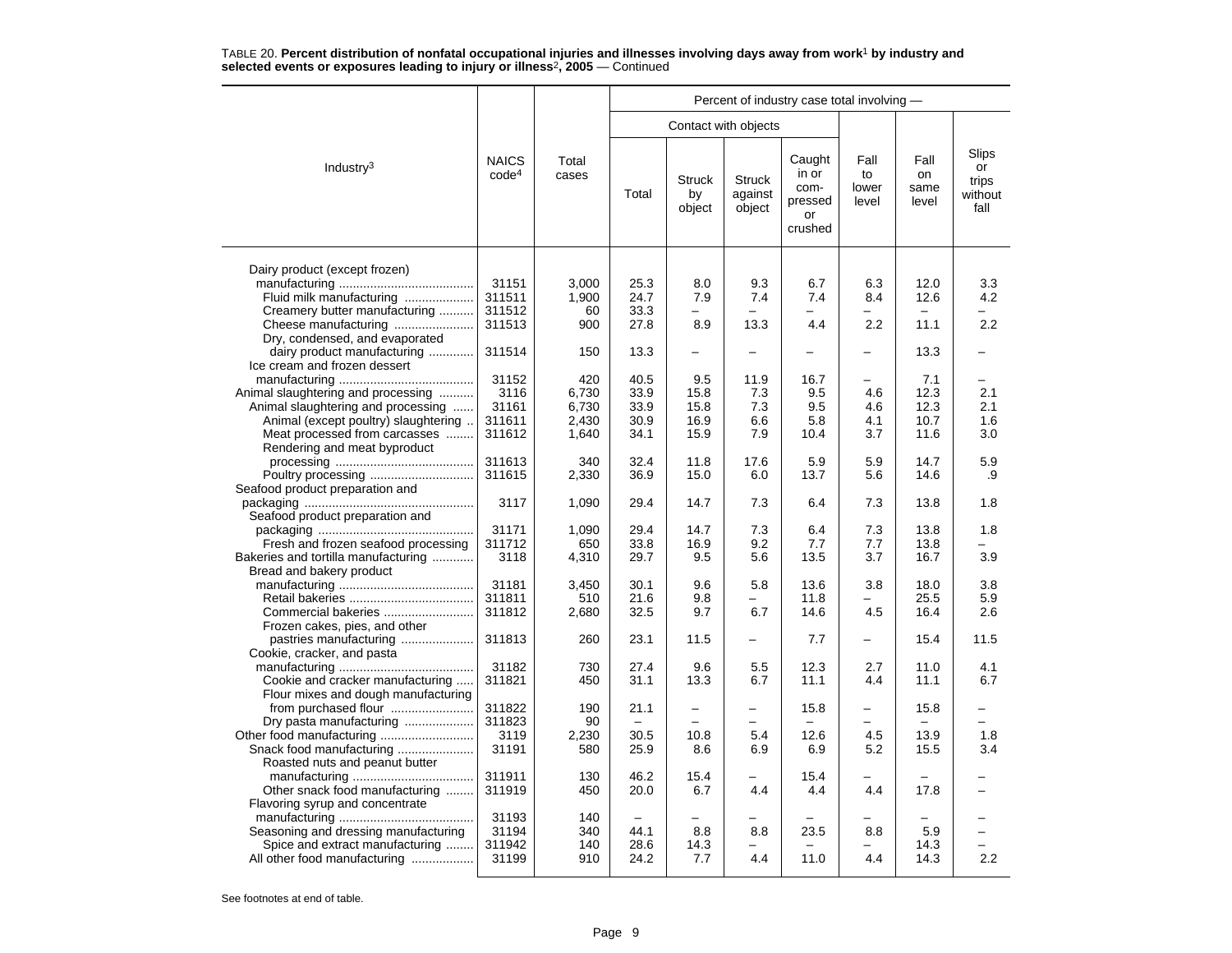TABLE 20. **Percent distribution of nonfatal occupational injuries and illnesses involving days away from work[1] by industry and selected events or exposures leading to injury or illness[2], 2005** — Continued

| Industry[3] | NAICS code[4] | Total cases | Percent of industry case total involving — | | | | | | |
|---|---|---|---|---|---|---|---|---|---|
| | | | Contact with objects | | | | | | |
| | | | Total | Struck by object | Struck against object | Caught in or com-pressed or crushed | Fall to lower level | Fall on same level | Slips or trips without fall |
| Dairy product (except frozen) manufacturing | 31151 | 3,000 | 25.3 | 8.0 | 9.3 | 6.7 | 6.3 | 12.0 | 3.3 |
| Fluid milk manufacturing | 311511 | 1,900 | 24.7 | 7.9 | 7.4 | 7.4 | 8.4 | 12.6 | 4.2 |
| Creamery butter manufacturing | 311512 | 60 | 33.3 | – | – | – | – | – | – |
| Cheese manufacturing | 311513 | 900 | 27.8 | 8.9 | 13.3 | 4.4 | 2.2 | 11.1 | 2.2 |
| Dry, condensed, and evaporated dairy product manufacturing | 311514 | 150 | 13.3 | – | – | – | – | 13.3 | – |
| Ice cream and frozen dessert manufacturing | 31152 | 420 | 40.5 | 9.5 | 11.9 | 16.7 | – | 7.1 | – |
| Animal slaughtering and processing | 3116 | 6,730 | 33.9 | 15.8 | 7.3 | 9.5 | 4.6 | 12.3 | 2.1 |
| Animal slaughtering and processing | 31161 | 6,730 | 33.9 | 15.8 | 7.3 | 9.5 | 4.6 | 12.3 | 2.1 |
| Animal (except poultry) slaughtering | 311611 | 2,430 | 30.9 | 16.9 | 6.6 | 5.8 | 4.1 | 10.7 | 1.6 |
| Meat processed from carcasses | 311612 | 1,640 | 34.1 | 15.9 | 7.9 | 10.4 | 3.7 | 11.6 | 3.0 |
| Rendering and meat byproduct processing | 311613 | 340 | 32.4 | 11.8 | 17.6 | 5.9 | 5.9 | 14.7 | 5.9 |
| Poultry processing | 311615 | 2,330 | 36.9 | 15.0 | 6.0 | 13.7 | 5.6 | 14.6 | .9 |
| Seafood product preparation and packaging | 3117 | 1,090 | 29.4 | 14.7 | 7.3 | 6.4 | 7.3 | 13.8 | 1.8 |
| Seafood product preparation and packaging | 31171 | 1,090 | 29.4 | 14.7 | 7.3 | 6.4 | 7.3 | 13.8 | 1.8 |
| Fresh and frozen seafood processing | 311712 | 650 | 33.8 | 16.9 | 9.2 | 7.7 | 7.7 | 13.8 | – |
| Bakeries and tortilla manufacturing | 3118 | 4,310 | 29.7 | 9.5 | 5.6 | 13.5 | 3.7 | 16.7 | 3.9 |
| Bread and bakery product manufacturing | 31181 | 3,450 | 30.1 | 9.6 | 5.8 | 13.6 | 3.8 | 18.0 | 3.8 |
| Retail bakeries | 311811 | 510 | 21.6 | 9.8 | – | 11.8 | – | 25.5 | 5.9 |
| Commercial bakeries | 311812 | 2,680 | 32.5 | 9.7 | 6.7 | 14.6 | 4.5 | 16.4 | 2.6 |
| Frozen cakes, pies, and other pastries manufacturing | 311813 | 260 | 23.1 | 11.5 | – | 7.7 | – | 15.4 | 11.5 |
| Cookie, cracker, and pasta manufacturing | 31182 | 730 | 27.4 | 9.6 | 5.5 | 12.3 | 2.7 | 11.0 | 4.1 |
| Cookie and cracker manufacturing | 311821 | 450 | 31.1 | 13.3 | 6.7 | 11.1 | 4.4 | 11.1 | 6.7 |
| Flour mixes and dough manufacturing from purchased flour | 311822 | 190 | 21.1 | – | – | 15.8 | – | 15.8 | – |
| Dry pasta manufacturing | 311823 | 90 | – | – | – | – | – | – | – |
| Other food manufacturing | 3119 | 2,230 | 30.5 | 10.8 | 5.4 | 12.6 | 4.5 | 13.9 | 1.8 |
| Snack food manufacturing | 31191 | 580 | 25.9 | 8.6 | 6.9 | 6.9 | 5.2 | 15.5 | 3.4 |
| Roasted nuts and peanut butter manufacturing | 311911 | 130 | 46.2 | 15.4 | – | 15.4 | – | – | – |
| Other snack food manufacturing | 311919 | 450 | 20.0 | 6.7 | 4.4 | 4.4 | 4.4 | 17.8 | – |
| Flavoring syrup and concentrate manufacturing | 31193 | 140 | – | – | – | – | – | – | – |
| Seasoning and dressing manufacturing | 31194 | 340 | 44.1 | 8.8 | 8.8 | 23.5 | 8.8 | 5.9 | – |
| Spice and extract manufacturing | 311942 | 140 | 28.6 | 14.3 | – | – | – | 14.3 | – |
| All other food manufacturing | 31199 | 910 | 24.2 | 7.7 | 4.4 | 11.0 | 4.4 | 14.3 | 2.2 |

See footnotes at end of table.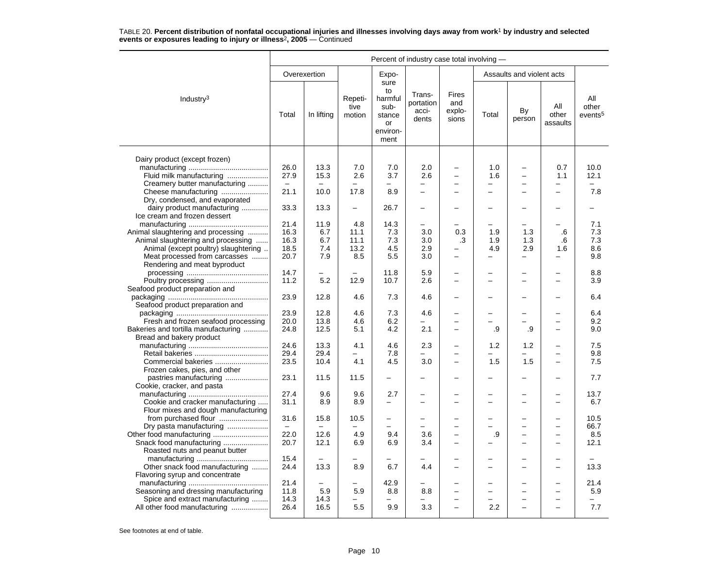TABLE 20. **Percent distribution of nonfatal occupational injuries and illnesses involving days away from work[1] by industry and selected events or exposures leading to injury or illness[2], 2005** — Continued

| Industry[3] | Percent of industry case total involving — | | | | | | | | | |
|---|---|---|---|---|---|---|---|---|---|---|
| | Overexertion | | Repetitive motion | Exposure to harmful substance or environment | Transportation accidents | Fires and explosions | Assaults and violent acts | | | All other events[5] |
| | Total | In lifting | | | | | Total | By person | All other assaults | |
| Dairy product (except frozen) manufacturing | 26.0 | 13.3 | 7.0 | 7.0 | 2.0 | – | 1.0 | – | 0.7 | 10.0 |
| Fluid milk manufacturing | 27.9 | 15.3 | 2.6 | 3.7 | 2.6 | – | 1.6 | – | 1.1 | 12.1 |
| Creamery butter manufacturing | – | – | – | – | – | – | – | – | – | – |
| Cheese manufacturing | 21.1 | 10.0 | 17.8 | 8.9 | – | – | – | – | – | 7.8 |
| Dry, condensed, and evaporated dairy product manufacturing | 33.3 | 13.3 | – | 26.7 | – | – | – | – | – | – |
| Ice cream and frozen dessert manufacturing | 21.4 | 11.9 | 4.8 | 14.3 | – | – | – | – | – | 7.1 |
| Animal slaughtering and processing | 16.3 | 6.7 | 11.1 | 7.3 | 3.0 | 0.3 | 1.9 | 1.3 | .6 | 7.3 |
| Animal slaughtering and processing | 16.3 | 6.7 | 11.1 | 7.3 | 3.0 | .3 | 1.9 | 1.3 | .6 | 7.3 |
| Animal (except poultry) slaughtering | 18.5 | 7.4 | 13.2 | 4.5 | 2.9 | – | 4.9 | 2.9 | 1.6 | 8.6 |
| Meat processed from carcasses | 20.7 | 7.9 | 8.5 | 5.5 | 3.0 | – | – | – | – | 9.8 |
| Rendering and meat byproduct processing | 14.7 | – | – | 11.8 | 5.9 | – | – | – | – | 8.8 |
| Poultry processing | 11.2 | 5.2 | 12.9 | 10.7 | 2.6 | – | – | – | – | 3.9 |
| Seafood product preparation and packaging | 23.9 | 12.8 | 4.6 | 7.3 | 4.6 | – | – | – | – | 6.4 |
| Seafood product preparation and packaging | 23.9 | 12.8 | 4.6 | 7.3 | 4.6 | – | – | – | – | 6.4 |
| Fresh and frozen seafood processing | 20.0 | 13.8 | 4.6 | 6.2 | – | – | – | – | – | 9.2 |
| Bakeries and tortilla manufacturing | 24.8 | 12.5 | 5.1 | 4.2 | 2.1 | – | .9 | .9 | – | 9.0 |
| Bread and bakery product manufacturing | 24.6 | 13.3 | 4.1 | 4.6 | 2.3 | – | 1.2 | 1.2 | – | 7.5 |
| Retail bakeries | 29.4 | 29.4 | – | 7.8 | – | – | – | – | – | 9.8 |
| Commercial bakeries | 23.5 | 10.4 | 4.1 | 4.5 | 3.0 | – | 1.5 | 1.5 | – | 7.5 |
| Frozen cakes, pies, and other pastries manufacturing | 23.1 | 11.5 | 11.5 | – | – | – | – | – | – | 7.7 |
| Cookie, cracker, and pasta manufacturing | 27.4 | 9.6 | 9.6 | 2.7 | – | – | – | – | – | 13.7 |
| Cookie and cracker manufacturing | 31.1 | 8.9 | 8.9 | – | – | – | – | – | – | 6.7 |
| Flour mixes and dough manufacturing from purchased flour | 31.6 | 15.8 | 10.5 | – | – | – | – | – | – | 10.5 |
| Dry pasta manufacturing | – | – | – | – | – | – | – | – | – | 66.7 |
| Other food manufacturing | 22.0 | 12.6 | 4.9 | 9.4 | 3.6 | – | .9 | – | – | 8.5 |
| Snack food manufacturing | 20.7 | 12.1 | 6.9 | 6.9 | 3.4 | – | – | – | – | 12.1 |
| Roasted nuts and peanut butter manufacturing | 15.4 | – | – | – | – | – | – | – | – | – |
| Other snack food manufacturing | 24.4 | 13.3 | 8.9 | 6.7 | 4.4 | – | – | – | – | 13.3 |
| Flavoring syrup and concentrate manufacturing | 21.4 | – | – | 42.9 | – | – | – | – | – | 21.4 |
| Seasoning and dressing manufacturing | 11.8 | 5.9 | 5.9 | 8.8 | 8.8 | – | – | – | – | 5.9 |
| Spice and extract manufacturing | 14.3 | 14.3 | – | – | – | – | – | – | – | – |
| All other food manufacturing | 26.4 | 16.5 | 5.5 | 9.9 | 3.3 | – | 2.2 | – | – | 7.7 |

See footnotes at end of table.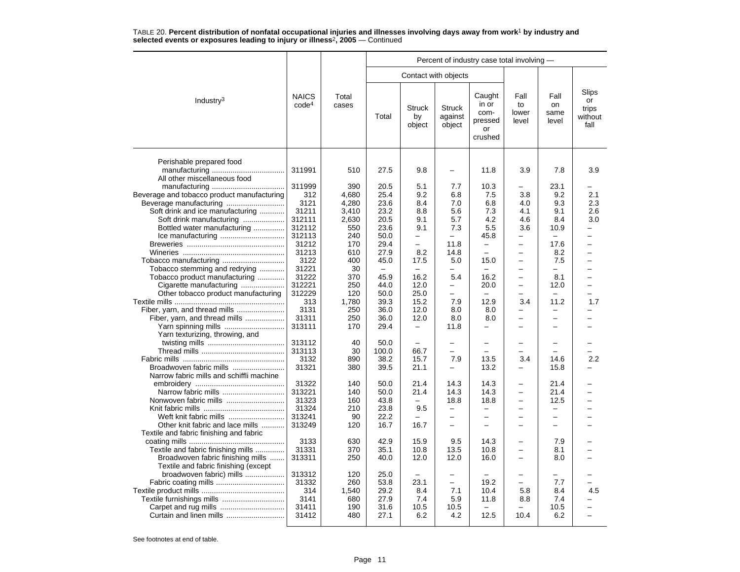TABLE 20. **Percent distribution of nonfatal occupational injuries and illnesses involving days away from work[1] by industry and selected events or exposures leading to injury or illness[2], 2005** — Continued

| Industry[3] | NAICS code[4] | Total cases | Percent of industry case total involving — | | | | | | |
|---|---|---|---|---|---|---|---|---|---|
| | | | Contact with objects | | | | | | |
| | | | Total | Struck by object | Struck against object | Caught in or com-pressed or crushed | Fall to lower level | Fall on same level | Slips or trips without fall |
| Perishable prepared food manufacturing | 311991 | 510 | 27.5 | 9.8 | – | 11.8 | 3.9 | 7.8 | 3.9 |
| All other miscellaneous food manufacturing | 311999 | 390 | 20.5 | 5.1 | 7.7 | 10.3 | – | 23.1 | – |
| Beverage and tobacco product manufacturing | 312 | 4,680 | 25.4 | 9.2 | 6.8 | 7.5 | 3.8 | 9.2 | 2.1 |
| Beverage manufacturing | 3121 | 4,280 | 23.6 | 8.4 | 7.0 | 6.8 | 4.0 | 9.3 | 2.3 |
| Soft drink and ice manufacturing | 31211 | 3,410 | 23.2 | 8.8 | 5.6 | 7.3 | 4.1 | 9.1 | 2.6 |
| Soft drink manufacturing | 312111 | 2,630 | 20.5 | 9.1 | 5.7 | 4.2 | 4.6 | 8.4 | 3.0 |
| Bottled water manufacturing | 312112 | 550 | 23.6 | 9.1 | 7.3 | 5.5 | 3.6 | 10.9 | – |
| Ice manufacturing | 312113 | 240 | 50.0 | – | – | 45.8 | – | – | – |
| Breweries | 31212 | 170 | 29.4 | – | 11.8 | – | – | 17.6 | – |
| Wineries | 31213 | 610 | 27.9 | 8.2 | 14.8 | – | – | 8.2 | – |
| Tobacco manufacturing | 3122 | 400 | 45.0 | 17.5 | 5.0 | 15.0 | – | 7.5 | – |
| Tobacco stemming and redrying | 31221 | 30 | – | – | – | – | – | – | – |
| Tobacco product manufacturing | 31222 | 370 | 45.9 | 16.2 | 5.4 | 16.2 | – | 8.1 | – |
| Cigarette manufacturing | 312221 | 250 | 44.0 | 12.0 | – | 20.0 | – | 12.0 | – |
| Other tobacco product manufacturing | 312229 | 120 | 50.0 | 25.0 | – | – | – | – | – |
| Textile mills | 313 | 1,780 | 39.3 | 15.2 | 7.9 | 12.9 | 3.4 | 11.2 | 1.7 |
| Fiber, yarn, and thread mills | 3131 | 250 | 36.0 | 12.0 | 8.0 | 8.0 | – | – | – |
| Fiber, yarn, and thread mills | 31311 | 250 | 36.0 | 12.0 | 8.0 | 8.0 | – | – | – |
| Yarn spinning mills | 313111 | 170 | 29.4 | – | 11.8 | – | – | – | – |
| Yarn texturizing, throwing, and twisting mills | 313112 | 40 | 50.0 | – | – | – | – | – | – |
| Thread mills | 313113 | 30 | 100.0 | 66.7 | – | – | – | – | – |
| Fabric mills | 3132 | 890 | 38.2 | 15.7 | 7.9 | 13.5 | 3.4 | 14.6 | 2.2 |
| Broadwoven fabric mills | 31321 | 380 | 39.5 | 21.1 | – | 13.2 | – | 15.8 | – |
| Narrow fabric mills and schiffli machine embroidery | 31322 | 140 | 50.0 | 21.4 | 14.3 | 14.3 | – | 21.4 | – |
| Narrow fabric mills | 313221 | 140 | 50.0 | 21.4 | 14.3 | 14.3 | – | 21.4 | – |
| Nonwoven fabric mills | 31323 | 160 | 43.8 | – | 18.8 | 18.8 | – | 12.5 | – |
| Knit fabric mills | 31324 | 210 | 23.8 | 9.5 | – | – | – | – | – |
| Weft knit fabric mills | 313241 | 90 | 22.2 | – | – | – | – | – | – |
| Other knit fabric and lace mills | 313249 | 120 | 16.7 | 16.7 | – | – | – | – | – |
| Textile and fabric finishing and fabric coating mills | 3133 | 630 | 42.9 | 15.9 | 9.5 | 14.3 | – | 7.9 | – |
| Textile and fabric finishing mills | 31331 | 370 | 35.1 | 10.8 | 13.5 | 10.8 | – | 8.1 | – |
| Broadwoven fabric finishing mills | 313311 | 250 | 40.0 | 12.0 | 12.0 | 16.0 | – | 8.0 | – |
| Textile and fabric finishing (except broadwoven fabric) mills | 313312 | 120 | 25.0 | – | – | – | – | – | – |
| Fabric coating mills | 31332 | 260 | 53.8 | 23.1 | – | 19.2 | – | 7.7 | – |
| Textile product mills | 314 | 1,540 | 29.2 | 8.4 | 7.1 | 10.4 | 5.8 | 8.4 | 4.5 |
| Textile furnishings mills | 3141 | 680 | 27.9 | 7.4 | 5.9 | 11.8 | 8.8 | 7.4 | – |
| Carpet and rug mills | 31411 | 190 | 31.6 | 10.5 | 10.5 | – | – | 10.5 | – |
| Curtain and linen mills | 31412 | 480 | 27.1 | 6.2 | 4.2 | 12.5 | 10.4 | 6.2 | – |

See footnotes at end of table.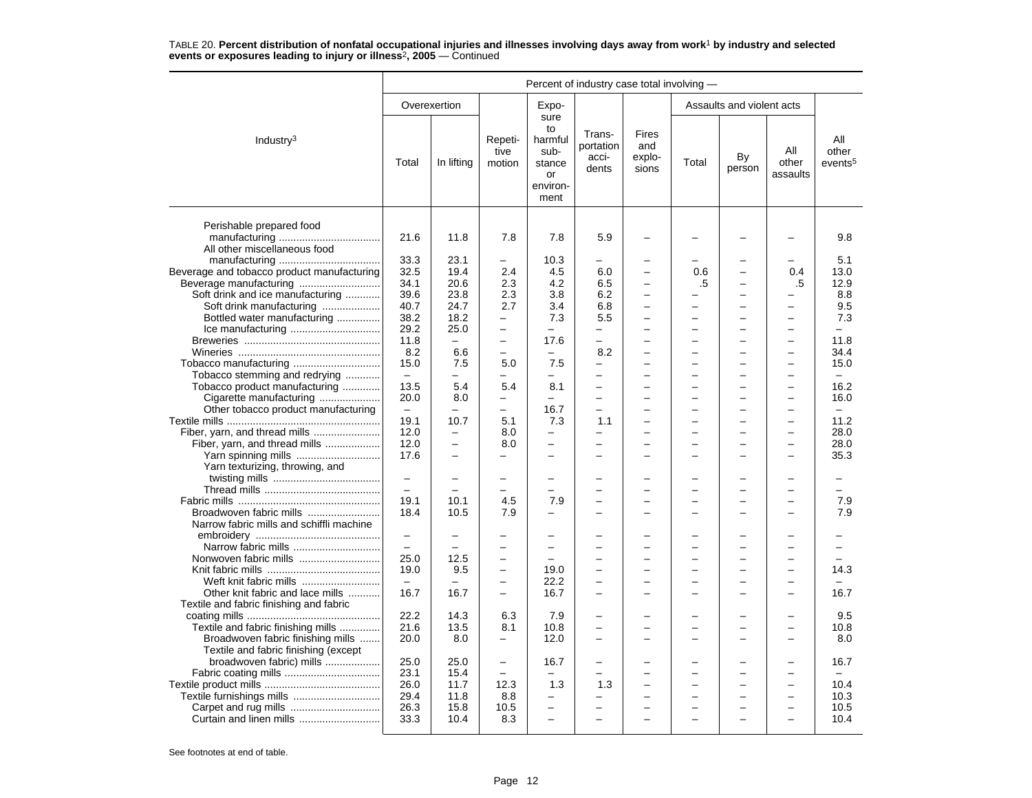TABLE 20. **Percent distribution of nonfatal occupational injuries and illnesses involving days away from work[1] by industry and selected events or exposures leading to injury or illness[2], 2005** — Continued

| Industry[3] | Percent of industry case total involving — | | | | | | | | | |
|---|---|---|---|---|---|---|---|---|---|---|
| | Overexertion | | Repetitive motion | Exposure to harmful substance or environment | Transportation accidents | Fires and explosions | Assaults and violent acts | | | All other events[5] |
| | Total | In lifting | | | | | Total | By person | All other assaults | |
| Perishable prepared food manufacturing | 21.6 | 11.8 | 7.8 | 7.8 | 5.9 | – | – | – | – | 9.8 |
| All other miscellaneous food manufacturing | 33.3 | 23.1 | – | 10.3 | – | – | – | – | – | 5.1 |
| Beverage and tobacco product manufacturing | 32.5 | 19.4 | 2.4 | 4.5 | 6.0 | – | 0.6 | – | 0.4 | 13.0 |
| Beverage manufacturing | 34.1 | 20.6 | 2.3 | 4.2 | 6.5 | – | .5 | – | .5 | 12.9 |
| Soft drink and ice manufacturing | 39.6 | 23.8 | 2.3 | 3.8 | 6.2 | – | – | – | – | 8.8 |
| Soft drink manufacturing | 40.7 | 24.7 | 2.7 | 3.4 | 6.8 | – | – | – | – | 9.5 |
| Bottled water manufacturing | 38.2 | 18.2 | – | 7.3 | 5.5 | – | – | – | – | 7.3 |
| Ice manufacturing | 29.2 | 25.0 | – | – | – | – | – | – | – | – |
| Breweries | 11.8 | – | – | 17.6 | – | – | – | – | – | 11.8 |
| Wineries | 8.2 | 6.6 | – | – | 8.2 | – | – | – | – | 34.4 |
| Tobacco manufacturing | 15.0 | 7.5 | 5.0 | 7.5 | – | – | – | – | – | 15.0 |
| Tobacco stemming and redrying | – | – | – | – | – | – | – | – | – | – |
| Tobacco product manufacturing | 13.5 | 5.4 | 5.4 | 8.1 | – | – | – | – | – | 16.2 |
| Cigarette manufacturing | 20.0 | 8.0 | – | – | – | – | – | – | – | 16.0 |
| Other tobacco product manufacturing | – | – | – | 16.7 | – | – | – | – | – | – |
| Textile mills | 19.1 | 10.7 | 5.1 | 7.3 | 1.1 | – | – | – | – | 11.2 |
| Fiber, yarn, and thread mills | 12.0 | – | 8.0 | – | – | – | – | – | – | 28.0 |
| Fiber, yarn, and thread mills | 12.0 | – | 8.0 | – | – | – | – | – | – | 28.0 |
| Yarn spinning mills | 17.6 | – | – | – | – | – | – | – | – | 35.3 |
| Yarn texturizing, throwing, and twisting mills | – | – | – | – | – | – | – | – | – | – |
| Thread mills | – | – | – | – | – | – | – | – | – | – |
| Fabric mills | 19.1 | 10.1 | 4.5 | 7.9 | – | – | – | – | – | 7.9 |
| Broadwoven fabric mills | 18.4 | 10.5 | 7.9 | – | – | – | – | – | – | 7.9 |
| Narrow fabric mills and schiffli machine embroidery | – | – | – | – | – | – | – | – | – | – |
| Narrow fabric mills | – | – | – | – | – | – | – | – | – | – |
| Nonwoven fabric mills | 25.0 | 12.5 | – | – | – | – | – | – | – | – |
| Knit fabric mills | 19.0 | 9.5 | – | 19.0 | – | – | – | – | – | 14.3 |
| Weft knit fabric mills | – | – | – | 22.2 | – | – | – | – | – | – |
| Other knit fabric and lace mills | 16.7 | 16.7 | – | 16.7 | – | – | – | – | – | 16.7 |
| Textile and fabric finishing and fabric coating mills | 22.2 | 14.3 | 6.3 | 7.9 | – | – | – | – | – | 9.5 |
| Textile and fabric finishing mills | 21.6 | 13.5 | 8.1 | 10.8 | – | – | – | – | – | 10.8 |
| Broadwoven fabric finishing mills | 20.0 | 8.0 | – | 12.0 | – | – | – | – | – | 8.0 |
| Textile and fabric finishing (except broadwoven fabric) mills | 25.0 | 25.0 | – | 16.7 | – | – | – | – | – | 16.7 |
| Fabric coating mills | 23.1 | 15.4 | – | – | – | – | – | – | – | – |
| Textile product mills | 26.0 | 11.7 | 12.3 | 1.3 | 1.3 | – | – | – | – | 10.4 |
| Textile furnishings mills | 29.4 | 11.8 | 8.8 | – | – | – | – | – | – | 10.3 |
| Carpet and rug mills | 26.3 | 15.8 | 10.5 | – | – | – | – | – | – | 10.5 |
| Curtain and linen mills | 33.3 | 10.4 | 8.3 | – | – | – | – | – | – | 10.4 |

See footnotes at end of table.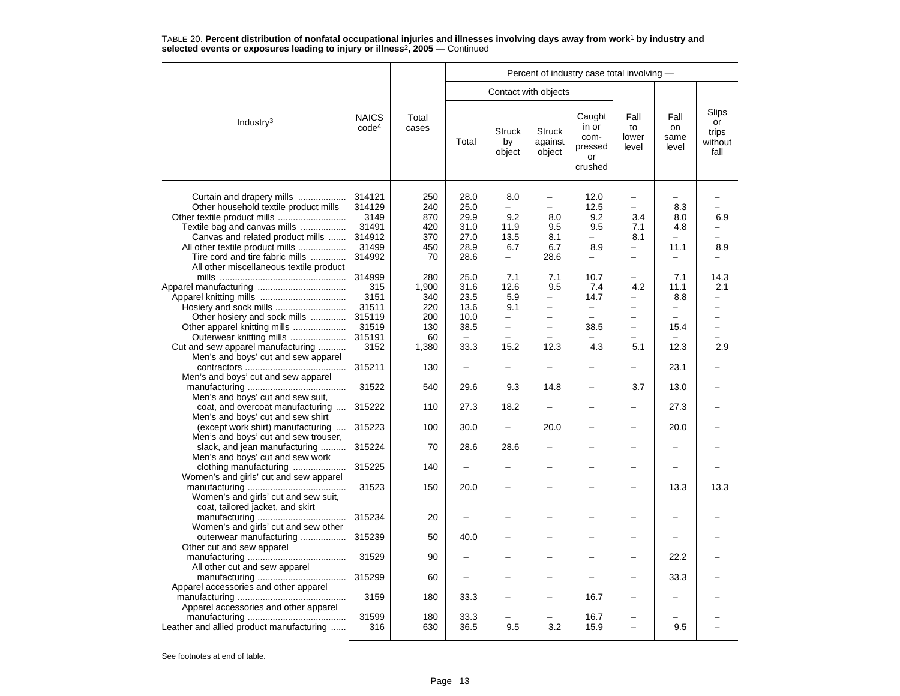TABLE 20. **Percent distribution of nonfatal occupational injuries and illnesses involving days away from work[1] by industry and selected events or exposures leading to injury or illness[2], 2005** — Continued

| Industry[3] | NAICS code[4] | Total cases | Percent of industry case total involving — | | | | | | |
|---|---|---|---|---|---|---|---|---|---|
| | | | Contact with objects | | | | | | |
| | | | Total | Struck by object | Struck against object | Caught in or compressed or crushed | Fall to lower level | Fall on same level | Slips or trips without fall |
| Curtain and drapery mills | 314121 | 250 | 28.0 | 8.0 | – | 12.0 | – | – | – |
| Other household textile product mills | 314129 | 240 | 25.0 | – | – | 12.5 | – | 8.3 | – |
| Other textile product mills | 3149 | 870 | 29.9 | 9.2 | 8.0 | 9.2 | 3.4 | 8.0 | 6.9 |
| Textile bag and canvas mills | 31491 | 420 | 31.0 | 11.9 | 9.5 | 9.5 | 7.1 | 4.8 | – |
| Canvas and related product mills | 314912 | 370 | 27.0 | 13.5 | 8.1 | – | 8.1 | – | – |
| All other textile product mills | 31499 | 450 | 28.9 | 6.7 | 6.7 | 8.9 | – | 11.1 | 8.9 |
| Tire cord and tire fabric mills | 314992 | 70 | 28.6 | – | 28.6 | – | – | – | – |
| All other miscellaneous textile product mills | 314999 | 280 | 25.0 | 7.1 | 7.1 | 10.7 | – | 7.1 | 14.3 |
| Apparel manufacturing | 315 | 1,900 | 31.6 | 12.6 | 9.5 | 7.4 | 4.2 | 11.1 | 2.1 |
| Apparel knitting mills | 3151 | 340 | 23.5 | 5.9 | – | 14.7 | – | 8.8 | – |
| Hosiery and sock mills | 31511 | 220 | 13.6 | 9.1 | – | – | – | – | – |
| Other hosiery and sock mills | 315119 | 200 | 10.0 | – | – | – | – | – | – |
| Other apparel knitting mills | 31519 | 130 | 38.5 | – | – | 38.5 | – | 15.4 | – |
| Outerwear knitting mills | 315191 | 60 | – | – | – | – | – | – | – |
| Cut and sew apparel manufacturing | 3152 | 1,380 | 33.3 | 15.2 | 12.3 | 4.3 | 5.1 | 12.3 | 2.9 |
| Men's and boys' cut and sew apparel contractors | 315211 | 130 | – | – | – | – | – | 23.1 | – |
| Men's and boys' cut and sew apparel manufacturing | 31522 | 540 | 29.6 | 9.3 | 14.8 | – | 3.7 | 13.0 | – |
| Men's and boys' cut and sew suit, coat, and overcoat manufacturing | 315222 | 110 | 27.3 | 18.2 | – | – | – | 27.3 | – |
| Men's and boys' cut and sew shirt (except work shirt) manufacturing | 315223 | 100 | 30.0 | – | 20.0 | – | – | 20.0 | – |
| Men's and boys' cut and sew trouser, slack, and jean manufacturing | 315224 | 70 | 28.6 | 28.6 | – | – | – | – | – |
| Men's and boys' cut and sew work clothing manufacturing | 315225 | 140 | – | – | – | – | – | – | – |
| Women's and girls' cut and sew apparel manufacturing | 31523 | 150 | 20.0 | – | – | – | – | 13.3 | 13.3 |
| Women's and girls' cut and sew suit, coat, tailored jacket, and skirt manufacturing | 315234 | 20 | – | – | – | – | – | – | – |
| Women's and girls' cut and sew other outerwear manufacturing | 315239 | 50 | 40.0 | – | – | – | – | – | – |
| Other cut and sew apparel manufacturing | 31529 | 90 | – | – | – | – | – | 22.2 | – |
| All other cut and sew apparel manufacturing | 315299 | 60 | – | – | – | – | – | 33.3 | – |
| Apparel accessories and other apparel manufacturing | 3159 | 180 | 33.3 | – | – | 16.7 | – | – | – |
| Apparel accessories and other apparel manufacturing | 31599 | 180 | 33.3 | – | – | 16.7 | – | – | – |
| Leather and allied product manufacturing | 316 | 630 | 36.5 | 9.5 | 3.2 | 15.9 | – | 9.5 | – |

See footnotes at end of table.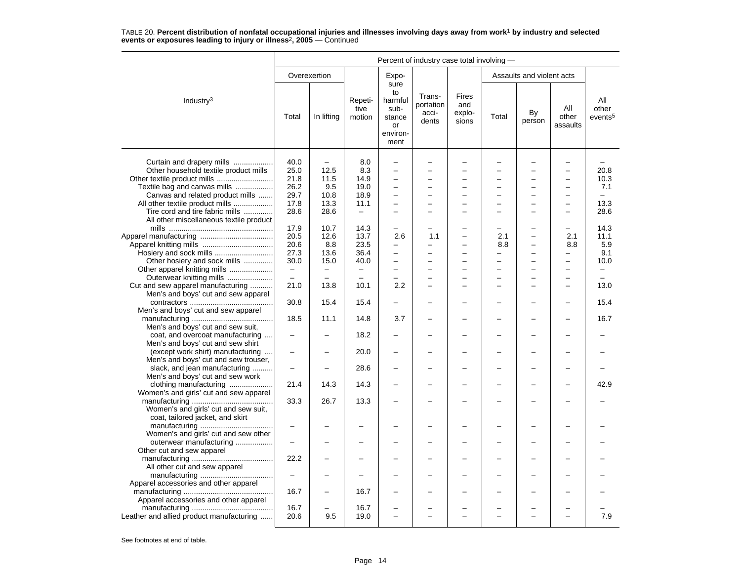TABLE 20. **Percent distribution of nonfatal occupational injuries and illnesses involving days away from work[1] by industry and selected events or exposures leading to injury or illness[2], 2005** — Continued

| Industry[3] | Percent of industry case total involving — | | | | | | | | | |
|---|---|---|---|---|---|---|---|---|---|---|
| | Overexertion | | Repetitive motion | Exposure to harmful substance or environment | Transportation accidents | Fires and explosions | Assaults and violent acts | | | All other events[5] |
| | Total | In lifting | | | | | Total | By person | All other assaults | |
| Curtain and drapery mills | 40.0 | – | 8.0 | – | – | – | – | – | – | – |
| Other household textile product mills | 25.0 | 12.5 | 8.3 | – | – | – | – | – | – | 20.8 |
| Other textile product mills | 21.8 | 11.5 | 14.9 | – | – | – | – | – | – | 10.3 |
| Textile bag and canvas mills | 26.2 | 9.5 | 19.0 | – | – | – | – | – | – | 7.1 |
| Canvas and related product mills | 29.7 | 10.8 | 18.9 | – | – | – | – | – | – | – |
| All other textile product mills | 17.8 | 13.3 | 11.1 | – | – | – | – | – | – | 13.3 |
| Tire cord and tire fabric mills | 28.6 | 28.6 | – | – | – | – | – | – | – | 28.6 |
| All other miscellaneous textile product mills | 17.9 | 10.7 | 14.3 | – | – | – | – | – | – | 14.3 |
| Apparel manufacturing | 20.5 | 12.6 | 13.7 | 2.6 | 1.1 | – | 2.1 | – | 2.1 | 11.1 |
| Apparel knitting mills | 20.6 | 8.8 | 23.5 | – | – | – | 8.8 | – | 8.8 | 5.9 |
| Hosiery and sock mills | 27.3 | 13.6 | 36.4 | – | – | – | – | – | – | 9.1 |
| Other hosiery and sock mills | 30.0 | 15.0 | 40.0 | – | – | – | – | – | – | 10.0 |
| Other apparel knitting mills | – | – | – | – | – | – | – | – | – | – |
| Outerwear knitting mills | – | – | – | – | – | – | – | – | – | – |
| Cut and sew apparel manufacturing | 21.0 | 13.8 | 10.1 | 2.2 | – | – | – | – | – | 13.0 |
| Men's and boys' cut and sew apparel contractors | 30.8 | 15.4 | 15.4 | – | – | – | – | – | – | 15.4 |
| Men's and boys' cut and sew apparel manufacturing | 18.5 | 11.1 | 14.8 | 3.7 | – | – | – | – | – | 16.7 |
| Men's and boys' cut and sew suit, coat, and overcoat manufacturing | – | – | 18.2 | – | – | – | – | – | – | – |
| Men's and boys' cut and sew shirt (except work shirt) manufacturing | – | – | 20.0 | – | – | – | – | – | – | – |
| Men's and boys' cut and sew trouser, slack, and jean manufacturing | – | – | 28.6 | – | – | – | – | – | – | – |
| Men's and boys' cut and sew work clothing manufacturing | 21.4 | 14.3 | 14.3 | – | – | – | – | – | – | 42.9 |
| Women's and girls' cut and sew apparel manufacturing | 33.3 | 26.7 | 13.3 | – | – | – | – | – | – | – |
| Women's and girls' cut and sew suit, coat, tailored jacket, and skirt manufacturing | – | – | – | – | – | – | – | – | – | – |
| Women's and girls' cut and sew other outerwear manufacturing | – | – | – | – | – | – | – | – | – | – |
| Other cut and sew apparel manufacturing | 22.2 | – | – | – | – | – | – | – | – | – |
| All other cut and sew apparel manufacturing | – | – | – | – | – | – | – | – | – | – |
| Apparel accessories and other apparel manufacturing | 16.7 | – | 16.7 | – | – | – | – | – | – | – |
| Apparel accessories and other apparel manufacturing | 16.7 | – | 16.7 | – | – | – | – | – | – | – |
| Leather and allied product manufacturing | 20.6 | 9.5 | 19.0 | – | – | – | – | – | – | 7.9 |

See footnotes at end of table.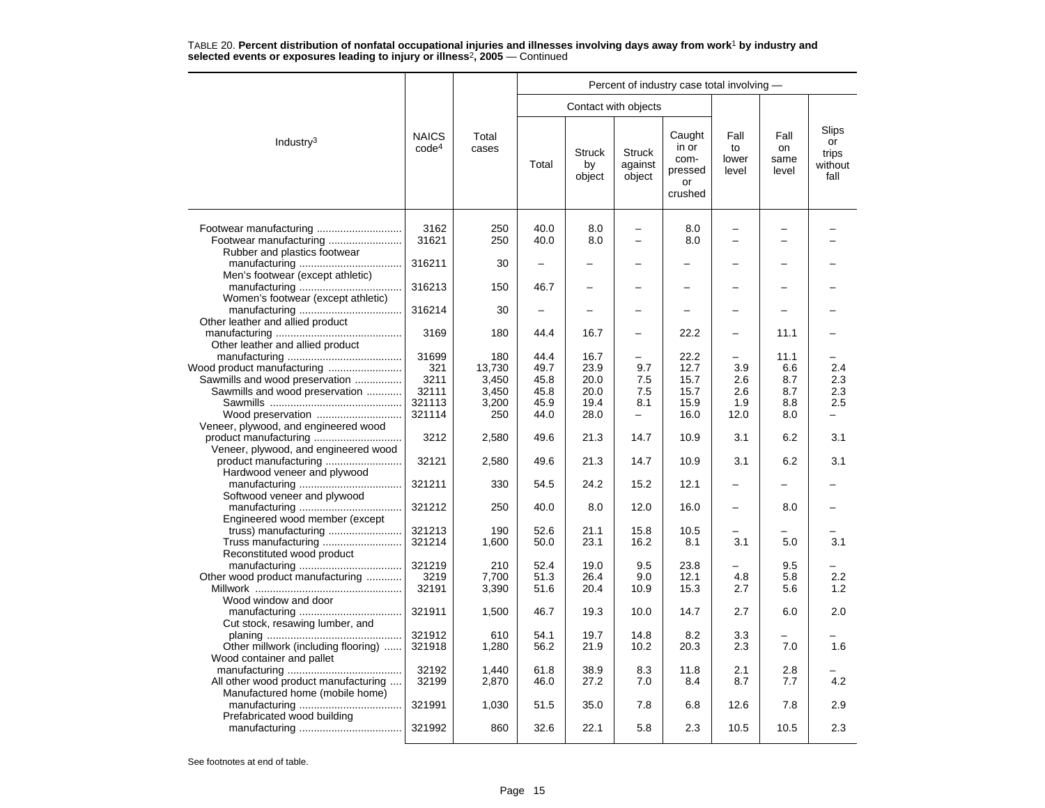TABLE 20. **Percent distribution of nonfatal occupational injuries and illnesses involving days away from work**[1] **by industry and selected events or exposures leading to injury or illness**[2]**, 2005** — Continued

| Industry[3] | NAICS code[4] | Total cases | Percent of industry case total involving — | | | | | | |
|---|---|---|---|---|---|---|---|---|---|
| | | | Contact with objects | | | | | | |
| | | | Total | Struck by object | Struck against object | Caught in or compressed or crushed | Fall to lower level | Fall on same level | Slips or trips without fall |
| Footwear manufacturing | 3162 | 250 | 40.0 | 8.0 | – | 8.0 | – | – | – |
| Footwear manufacturing | 31621 | 250 | 40.0 | 8.0 | – | 8.0 | – | – | – |
| Rubber and plastics footwear manufacturing | 316211 | 30 | – | – | – | – | – | – | – |
| Men's footwear (except athletic) manufacturing | 316213 | 150 | 46.7 | – | – | – | – | – | – |
| Women's footwear (except athletic) manufacturing | 316214 | 30 | – | – | – | – | – | – | – |
| Other leather and allied product manufacturing | 3169 | 180 | 44.4 | 16.7 | – | 22.2 | – | 11.1 | – |
| Other leather and allied product manufacturing | 31699 | 180 | 44.4 | 16.7 | – | 22.2 | – | 11.1 | – |
| Wood product manufacturing | 321 | 13,730 | 49.7 | 23.9 | 9.7 | 12.7 | 3.9 | 6.6 | 2.4 |
| Sawmills and wood preservation | 3211 | 3,450 | 45.8 | 20.0 | 7.5 | 15.7 | 2.6 | 8.7 | 2.3 |
| Sawmills and wood preservation | 32111 | 3,450 | 45.8 | 20.0 | 7.5 | 15.7 | 2.6 | 8.7 | 2.3 |
| Sawmills | 321113 | 3,200 | 45.9 | 19.4 | 8.1 | 15.9 | 1.9 | 8.8 | 2.5 |
| Wood preservation | 321114 | 250 | 44.0 | 28.0 | – | 16.0 | 12.0 | 8.0 | – |
| Veneer, plywood, and engineered wood product manufacturing | 3212 | 2,580 | 49.6 | 21.3 | 14.7 | 10.9 | 3.1 | 6.2 | 3.1 |
| Veneer, plywood, and engineered wood product manufacturing | 32121 | 2,580 | 49.6 | 21.3 | 14.7 | 10.9 | 3.1 | 6.2 | 3.1 |
| Hardwood veneer and plywood manufacturing | 321211 | 330 | 54.5 | 24.2 | 15.2 | 12.1 | – | – | – |
| Softwood veneer and plywood manufacturing | 321212 | 250 | 40.0 | 8.0 | 12.0 | 16.0 | – | 8.0 | – |
| Engineered wood member (except truss) manufacturing | 321213 | 190 | 52.6 | 21.1 | 15.8 | 10.5 | – | – | – |
| Truss manufacturing | 321214 | 1,600 | 50.0 | 23.1 | 16.2 | 8.1 | 3.1 | 5.0 | 3.1 |
| Reconstituted wood product manufacturing | 321219 | 210 | 52.4 | 19.0 | 9.5 | 23.8 | – | 9.5 | – |
| Other wood product manufacturing | 3219 | 7,700 | 51.3 | 26.4 | 9.0 | 12.1 | 4.8 | 5.8 | 2.2 |
| Millwork | 32191 | 3,390 | 51.6 | 20.4 | 10.9 | 15.3 | 2.7 | 5.6 | 1.2 |
| Wood window and door manufacturing | 321911 | 1,500 | 46.7 | 19.3 | 10.0 | 14.7 | 2.7 | 6.0 | 2.0 |
| Cut stock, resawing lumber, and planing | 321912 | 610 | 54.1 | 19.7 | 14.8 | 8.2 | 3.3 | – | – |
| Other millwork (including flooring) | 321918 | 1,280 | 56.2 | 21.9 | 10.2 | 20.3 | 2.3 | 7.0 | 1.6 |
| Wood container and pallet manufacturing | 32192 | 1,440 | 61.8 | 38.9 | 8.3 | 11.8 | 2.1 | 2.8 | – |
| All other wood product manufacturing | 32199 | 2,870 | 46.0 | 27.2 | 7.0 | 8.4 | 8.7 | 7.7 | 4.2 |
| Manufactured home (mobile home) manufacturing | 321991 | 1,030 | 51.5 | 35.0 | 7.8 | 6.8 | 12.6 | 7.8 | 2.9 |
| Prefabricated wood building manufacturing | 321992 | 860 | 32.6 | 22.1 | 5.8 | 2.3 | 10.5 | 10.5 | 2.3 |

See footnotes at end of table.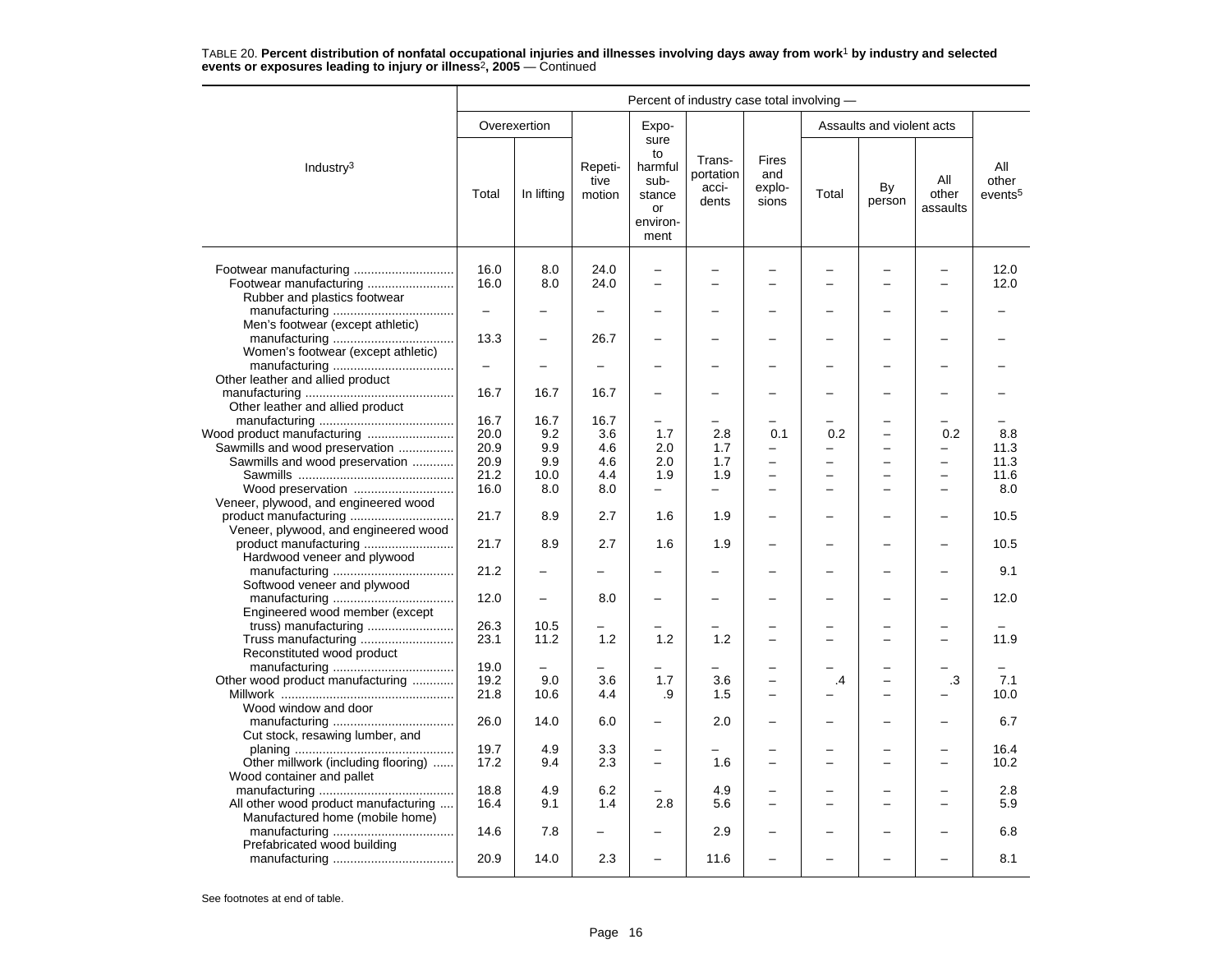TABLE 20. **Percent distribution of nonfatal occupational injuries and illnesses involving days away from work[1] by industry and selected events or exposures leading to injury or illness[2], 2005** — Continued

| Industry[3] | Percent of industry case total involving — | | | | | | | | | |
|---|---|---|---|---|---|---|---|---|---|---|
| | Overexertion | | Repetitive motion | Exposure to harmful substance or environment | Transportation accidents | Fires and explosions | Assaults and violent acts | | | All other events[5] |
| | Total | In lifting | | | | | Total | By person | All other assaults | |
| Footwear manufacturing | 16.0 | 8.0 | 24.0 | – | – | – | – | – | – | 12.0 |
| Footwear manufacturing | 16.0 | 8.0 | 24.0 | – | – | – | – | – | – | 12.0 |
| Rubber and plastics footwear manufacturing | – | – | – | – | – | – | – | – | – | – |
| Men's footwear (except athletic) manufacturing | 13.3 | – | 26.7 | – | – | – | – | – | – | – |
| Women's footwear (except athletic) manufacturing | – | – | – | – | – | – | – | – | – | – |
| Other leather and allied product manufacturing | 16.7 | 16.7 | 16.7 | – | – | – | – | – | – | – |
| Other leather and allied product manufacturing | 16.7 | 16.7 | 16.7 | – | – | – | – | – | – | – |
| Wood product manufacturing | 20.0 | 9.2 | 3.6 | 1.7 | 2.8 | 0.1 | 0.2 | – | 0.2 | 8.8 |
| Sawmills and wood preservation | 20.9 | 9.9 | 4.6 | 2.0 | 1.7 | – | – | – | – | 11.3 |
| Sawmills and wood preservation | 20.9 | 9.9 | 4.6 | 2.0 | 1.7 | – | – | – | – | 11.3 |
| Sawmills | 21.2 | 10.0 | 4.4 | 1.9 | 1.9 | – | – | – | – | 11.6 |
| Wood preservation | 16.0 | 8.0 | 8.0 | – | – | – | – | – | – | 8.0 |
| Veneer, plywood, and engineered wood product manufacturing | 21.7 | 8.9 | 2.7 | 1.6 | 1.9 | – | – | – | – | 10.5 |
| Veneer, plywood, and engineered wood product manufacturing | 21.7 | 8.9 | 2.7 | 1.6 | 1.9 | – | – | – | – | 10.5 |
| Hardwood veneer and plywood manufacturing | 21.2 | – | – | – | – | – | – | – | – | 9.1 |
| Softwood veneer and plywood manufacturing | 12.0 | – | 8.0 | – | – | – | – | – | – | 12.0 |
| Engineered wood member (except truss) manufacturing | 26.3 | 10.5 | – | – | – | – | – | – | – | – |
| Truss manufacturing | 23.1 | 11.2 | 1.2 | 1.2 | 1.2 | – | – | – | – | 11.9 |
| Reconstituted wood product manufacturing | 19.0 | – | – | – | – | – | – | – | – | – |
| Other wood product manufacturing | 19.2 | 9.0 | 3.6 | 1.7 | 3.6 | – | .4 | – | .3 | 7.1 |
| Millwork | 21.8 | 10.6 | 4.4 | .9 | 1.5 | – | – | – | – | 10.0 |
| Wood window and door manufacturing | 26.0 | 14.0 | 6.0 | – | 2.0 | – | – | – | – | 6.7 |
| Cut stock, resawing lumber, and planing | 19.7 | 4.9 | 3.3 | – | – | – | – | – | – | 16.4 |
| Other millwork (including flooring) | 17.2 | 9.4 | 2.3 | – | 1.6 | – | – | – | – | 10.2 |
| Wood container and pallet manufacturing | 18.8 | 4.9 | 6.2 | – | 4.9 | – | – | – | – | 2.8 |
| All other wood product manufacturing | 16.4 | 9.1 | 1.4 | 2.8 | 5.6 | – | – | – | – | 5.9 |
| Manufactured home (mobile home) manufacturing | 14.6 | 7.8 | – | – | 2.9 | – | – | – | – | 6.8 |
| Prefabricated wood building manufacturing | 20.9 | 14.0 | 2.3 | – | 11.6 | – | – | – | – | 8.1 |

See footnotes at end of table.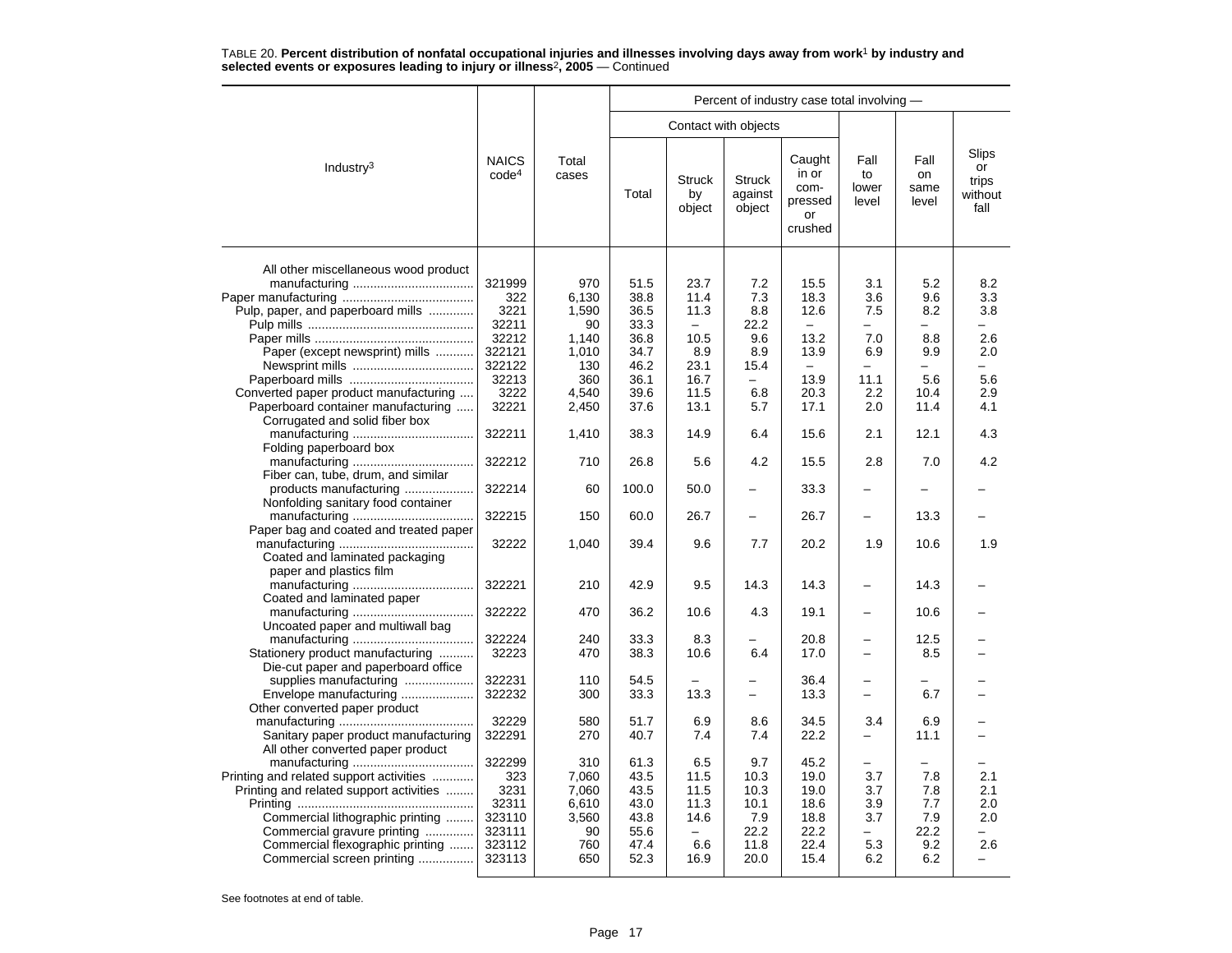TABLE 20. **Percent distribution of nonfatal occupational injuries and illnesses involving days away from work**[1] **by industry and selected events or exposures leading to injury or illness**[2]**, 2005** — Continued

| Industry[3] | NAICS code[4] | Total cases | Percent of industry case total involving — | | | | | | |
|---|---|---|---|---|---|---|---|---|---|
| | | | Contact with objects | | | | | | |
| | | | Total | Struck by object | Struck against object | Caught in or compressed or crushed | Fall to lower level | Fall on same level | Slips or trips without fall |
| All other miscellaneous wood product manufacturing | 321999 | 970 | 51.5 | 23.7 | 7.2 | 15.5 | 3.1 | 5.2 | 8.2 |
| Paper manufacturing | 322 | 6,130 | 38.8 | 11.4 | 7.3 | 18.3 | 3.6 | 9.6 | 3.3 |
| Pulp, paper, and paperboard mills | 3221 | 1,590 | 36.5 | 11.3 | 8.8 | 12.6 | 7.5 | 8.2 | 3.8 |
| Pulp mills | 32211 | 90 | 33.3 | – | 22.2 | – | – | – | – |
| Paper mills | 32212 | 1,140 | 36.8 | 10.5 | 9.6 | 13.2 | 7.0 | 8.8 | 2.6 |
| Paper (except newsprint) mills | 322121 | 1,010 | 34.7 | 8.9 | 8.9 | 13.9 | 6.9 | 9.9 | 2.0 |
| Newsprint mills | 322122 | 130 | 46.2 | 23.1 | 15.4 | – | – | – | – |
| Paperboard mills | 32213 | 360 | 36.1 | 16.7 | – | 13.9 | 11.1 | 5.6 | 5.6 |
| Converted paper product manufacturing | 3222 | 4,540 | 39.6 | 11.5 | 6.8 | 20.3 | 2.2 | 10.4 | 2.9 |
| Paperboard container manufacturing | 32221 | 2,450 | 37.6 | 13.1 | 5.7 | 17.1 | 2.0 | 11.4 | 4.1 |
| Corrugated and solid fiber box manufacturing | 322211 | 1,410 | 38.3 | 14.9 | 6.4 | 15.6 | 2.1 | 12.1 | 4.3 |
| Folding paperboard box manufacturing | 322212 | 710 | 26.8 | 5.6 | 4.2 | 15.5 | 2.8 | 7.0 | 4.2 |
| Fiber can, tube, drum, and similar products manufacturing | 322214 | 60 | 100.0 | 50.0 | – | 33.3 | – | – | – |
| Nonfolding sanitary food container manufacturing | 322215 | 150 | 60.0 | 26.7 | – | 26.7 | – | 13.3 | – |
| Paper bag and coated and treated paper manufacturing | 32222 | 1,040 | 39.4 | 9.6 | 7.7 | 20.2 | 1.9 | 10.6 | 1.9 |
| Coated and laminated packaging paper and plastics film manufacturing | 322221 | 210 | 42.9 | 9.5 | 14.3 | 14.3 | – | 14.3 | – |
| Coated and laminated paper manufacturing | 322222 | 470 | 36.2 | 10.6 | 4.3 | 19.1 | – | 10.6 | – |
| Uncoated paper and multiwall bag manufacturing | 322224 | 240 | 33.3 | 8.3 | – | 20.8 | – | 12.5 | – |
| Stationery product manufacturing | 32223 | 470 | 38.3 | 10.6 | 6.4 | 17.0 | – | 8.5 | – |
| Die-cut paper and paperboard office supplies manufacturing | 322231 | 110 | 54.5 | – | – | 36.4 | – | – | – |
| Envelope manufacturing | 322232 | 300 | 33.3 | 13.3 | – | 13.3 | – | 6.7 | – |
| Other converted paper product manufacturing | 32229 | 580 | 51.7 | 6.9 | 8.6 | 34.5 | 3.4 | 6.9 | – |
| Sanitary paper product manufacturing | 322291 | 270 | 40.7 | 7.4 | 7.4 | 22.2 | – | 11.1 | – |
| All other converted paper product manufacturing | 322299 | 310 | 61.3 | 6.5 | 9.7 | 45.2 | – | – | – |
| Printing and related support activities | 323 | 7,060 | 43.5 | 11.5 | 10.3 | 19.0 | 3.7 | 7.8 | 2.1 |
| Printing and related support activities | 3231 | 7,060 | 43.5 | 11.5 | 10.3 | 19.0 | 3.7 | 7.8 | 2.1 |
| Printing | 32311 | 6,610 | 43.0 | 11.3 | 10.1 | 18.6 | 3.9 | 7.7 | 2.0 |
| Commercial lithographic printing | 323110 | 3,560 | 43.8 | 14.6 | 7.9 | 18.8 | 3.7 | 7.9 | 2.0 |
| Commercial gravure printing | 323111 | 90 | 55.6 | – | 22.2 | 22.2 | – | 22.2 | – |
| Commercial flexographic printing | 323112 | 760 | 47.4 | 6.6 | 11.8 | 22.4 | 5.3 | 9.2 | 2.6 |
| Commercial screen printing | 323113 | 650 | 52.3 | 16.9 | 20.0 | 15.4 | 6.2 | 6.2 | – |

See footnotes at end of table.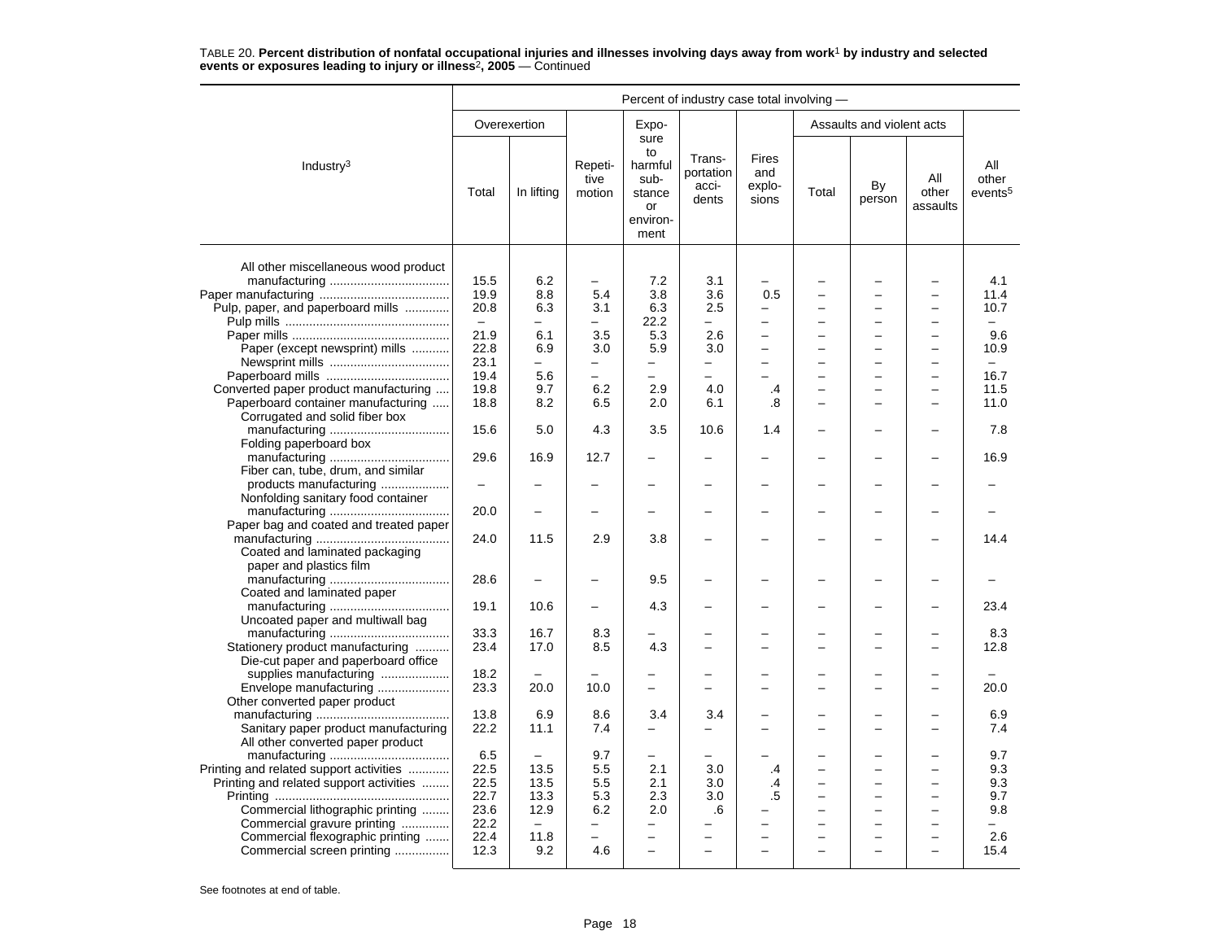TABLE 20. **Percent distribution of nonfatal occupational injuries and illnesses involving days away from work[1] by industry and selected events or exposures leading to injury or illness[2], 2005** — Continued

| Industry[3] | Percent of industry case total involving — | | | | | | | | | |
|---|---|---|---|---|---|---|---|---|---|---|
| | Overexertion | | Repetitive motion | Exposure to harmful substance or environment | Transportation accidents | Fires and explosions | Assaults and violent acts | | | All other events[5] |
| | Total | In lifting | | | | | Total | By person | All other assaults | |
| All other miscellaneous wood product manufacturing | 15.5 | 6.2 | – | 7.2 | 3.1 | – | – | – | – | 4.1 |
| Paper manufacturing | 19.9 | 8.8 | 5.4 | 3.8 | 3.6 | 0.5 | – | – | – | 11.4 |
| Pulp, paper, and paperboard mills | 20.8 | 6.3 | 3.1 | 6.3 | 2.5 | – | – | – | – | 10.7 |
| Pulp mills | – | – | – | 22.2 | – | – | – | – | – | – |
| Paper mills | 21.9 | 6.1 | 3.5 | 5.3 | 2.6 | – | – | – | – | 9.6 |
| Paper (except newsprint) mills | 22.8 | 6.9 | 3.0 | 5.9 | 3.0 | – | – | – | – | 10.9 |
| Newsprint mills | 23.1 | – | – | – | – | – | – | – | – | – |
| Paperboard mills | 19.4 | 5.6 | – | – | – | – | – | – | – | 16.7 |
| Converted paper product manufacturing | 19.8 | 9.7 | 6.2 | 2.9 | 4.0 | .4 | – | – | – | 11.5 |
| Paperboard container manufacturing | 18.8 | 8.2 | 6.5 | 2.0 | 6.1 | .8 | – | – | – | 11.0 |
| Corrugated and solid fiber box manufacturing | 15.6 | 5.0 | 4.3 | 3.5 | 10.6 | 1.4 | – | – | – | 7.8 |
| Folding paperboard box manufacturing | 29.6 | 16.9 | 12.7 | – | – | – | – | – | – | 16.9 |
| Fiber can, tube, drum, and similar products manufacturing | – | – | – | – | – | – | – | – | – | – |
| Nonfolding sanitary food container manufacturing | 20.0 | – | – | – | – | – | – | – | – | – |
| Paper bag and coated and treated paper manufacturing | 24.0 | 11.5 | 2.9 | 3.8 | – | – | – | – | – | 14.4 |
| Coated and laminated packaging paper and plastics film manufacturing | 28.6 | – | – | 9.5 | – | – | – | – | – | – |
| Coated and laminated paper manufacturing | 19.1 | 10.6 | – | 4.3 | – | – | – | – | – | 23.4 |
| Uncoated paper and multiwall bag manufacturing | 33.3 | 16.7 | 8.3 | – | – | – | – | – | – | 8.3 |
| Stationery product manufacturing | 23.4 | 17.0 | 8.5 | 4.3 | – | – | – | – | – | 12.8 |
| Die-cut paper and paperboard office supplies manufacturing | 18.2 | – | – | – | – | – | – | – | – | – |
| Envelope manufacturing | 23.3 | 20.0 | 10.0 | – | – | – | – | – | – | 20.0 |
| Other converted paper product manufacturing | 13.8 | 6.9 | 8.6 | 3.4 | 3.4 | – | – | – | – | 6.9 |
| Sanitary paper product manufacturing | 22.2 | 11.1 | 7.4 | – | – | – | – | – | – | 7.4 |
| All other converted paper product manufacturing | 6.5 | – | 9.7 | – | – | – | – | – | – | 9.7 |
| Printing and related support activities | 22.5 | 13.5 | 5.5 | 2.1 | 3.0 | .4 | – | – | – | 9.3 |
| Printing and related support activities | 22.5 | 13.5 | 5.5 | 2.1 | 3.0 | .4 | – | – | – | 9.3 |
| Printing | 22.7 | 13.3 | 5.3 | 2.3 | 3.0 | .5 | – | – | – | 9.7 |
| Commercial lithographic printing | 23.6 | 12.9 | 6.2 | 2.0 | .6 | – | – | – | – | 9.8 |
| Commercial gravure printing | 22.2 | – | – | – | – | – | – | – | – | – |
| Commercial flexographic printing | 22.4 | 11.8 | – | – | – | – | – | – | – | 2.6 |
| Commercial screen printing | 12.3 | 9.2 | 4.6 | – | – | – | – | – | – | 15.4 |

See footnotes at end of table.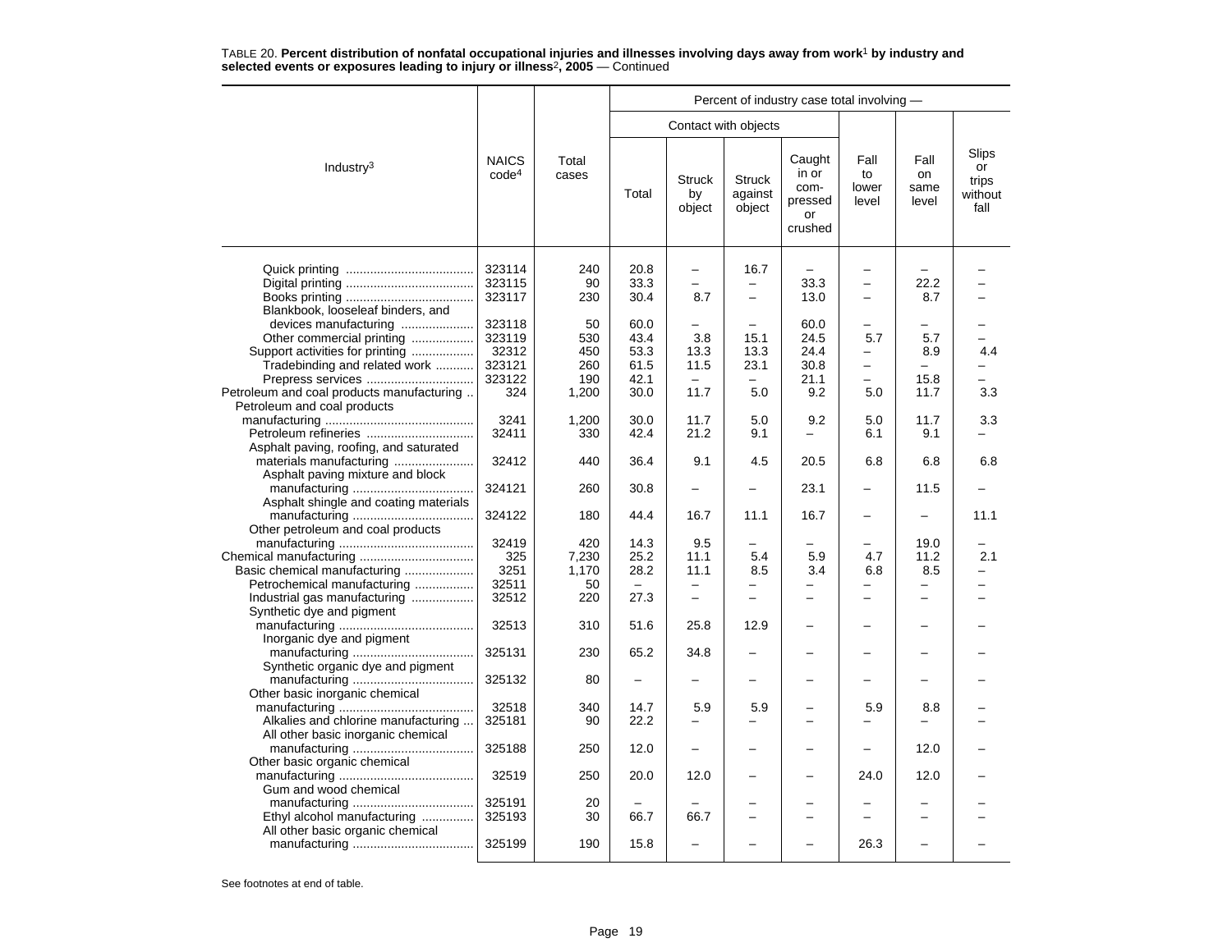TABLE 20. **Percent distribution of nonfatal occupational injuries and illnesses involving days away from work[1] by industry and selected events or exposures leading to injury or illness[2], 2005** — Continued

| Industry[3] | NAICS code[4] | Total cases | Percent of industry case total involving — | | | | | | |
|---|---|---|---|---|---|---|---|---|---|
| | | | Contact with objects | | | | | | |
| | | | Total | Struck by object | Struck against object | Caught in or compressed or crushed | Fall to lower level | Fall on same level | Slips or trips without fall |
| Quick printing | 323114 | 240 | 20.8 | – | 16.7 | – | – | – | – |
| Digital printing | 323115 | 90 | 33.3 | – | – | 33.3 | – | 22.2 | – |
| Books printing | 323117 | 230 | 30.4 | 8.7 | – | 13.0 | – | 8.7 | – |
| Blankbook, looseleaf binders, and devices manufacturing | 323118 | 50 | 60.0 | – | – | 60.0 | – | – | – |
| Other commercial printing | 323119 | 530 | 43.4 | 3.8 | 15.1 | 24.5 | 5.7 | 5.7 | – |
| Support activities for printing | 32312 | 450 | 53.3 | 13.3 | 13.3 | 24.4 | – | 8.9 | 4.4 |
| Tradebinding and related work | 323121 | 260 | 61.5 | 11.5 | 23.1 | 30.8 | – | – | – |
| Prepress services | 323122 | 190 | 42.1 | – | – | 21.1 | – | 15.8 | – |
| Petroleum and coal products manufacturing | 324 | 1,200 | 30.0 | 11.7 | 5.0 | 9.2 | 5.0 | 11.7 | 3.3 |
| Petroleum and coal products manufacturing | 3241 | 1,200 | 30.0 | 11.7 | 5.0 | 9.2 | 5.0 | 11.7 | 3.3 |
| Petroleum refineries | 32411 | 330 | 42.4 | 21.2 | 9.1 | – | 6.1 | 9.1 | – |
| Asphalt paving, roofing, and saturated materials manufacturing | 32412 | 440 | 36.4 | 9.1 | 4.5 | 20.5 | 6.8 | 6.8 | 6.8 |
| Asphalt paving mixture and block manufacturing | 324121 | 260 | 30.8 | – | – | 23.1 | – | 11.5 | – |
| Asphalt shingle and coating materials manufacturing | 324122 | 180 | 44.4 | 16.7 | 11.1 | 16.7 | – | – | 11.1 |
| Other petroleum and coal products manufacturing | 32419 | 420 | 14.3 | 9.5 | – | – | – | 19.0 | – |
| Chemical manufacturing | 325 | 7,230 | 25.2 | 11.1 | 5.4 | 5.9 | 4.7 | 11.2 | 2.1 |
| Basic chemical manufacturing | 3251 | 1,170 | 28.2 | 11.1 | 8.5 | 3.4 | 6.8 | 8.5 | – |
| Petrochemical manufacturing | 32511 | 50 | – | – | – | – | – | – | – |
| Industrial gas manufacturing | 32512 | 220 | 27.3 | – | – | – | – | – | – |
| Synthetic dye and pigment manufacturing | 32513 | 310 | 51.6 | 25.8 | 12.9 | – | – | – | – |
| Inorganic dye and pigment manufacturing | 325131 | 230 | 65.2 | 34.8 | – | – | – | – | – |
| Synthetic organic dye and pigment manufacturing | 325132 | 80 | – | – | – | – | – | – | – |
| Other basic inorganic chemical manufacturing | 32518 | 340 | 14.7 | 5.9 | 5.9 | – | 5.9 | 8.8 | – |
| Alkalies and chlorine manufacturing | 325181 | 90 | 22.2 | – | – | – | – | – | – |
| All other basic inorganic chemical manufacturing | 325188 | 250 | 12.0 | – | – | – | – | 12.0 | – |
| Other basic organic chemical manufacturing | 32519 | 250 | 20.0 | 12.0 | – | – | 24.0 | 12.0 | – |
| Gum and wood chemical manufacturing | 325191 | 20 | – | – | – | – | – | – | – |
| Ethyl alcohol manufacturing | 325193 | 30 | 66.7 | 66.7 | – | – | – | – | – |
| All other basic organic chemical manufacturing | 325199 | 190 | 15.8 | – | – | – | 26.3 | – | – |

See footnotes at end of table.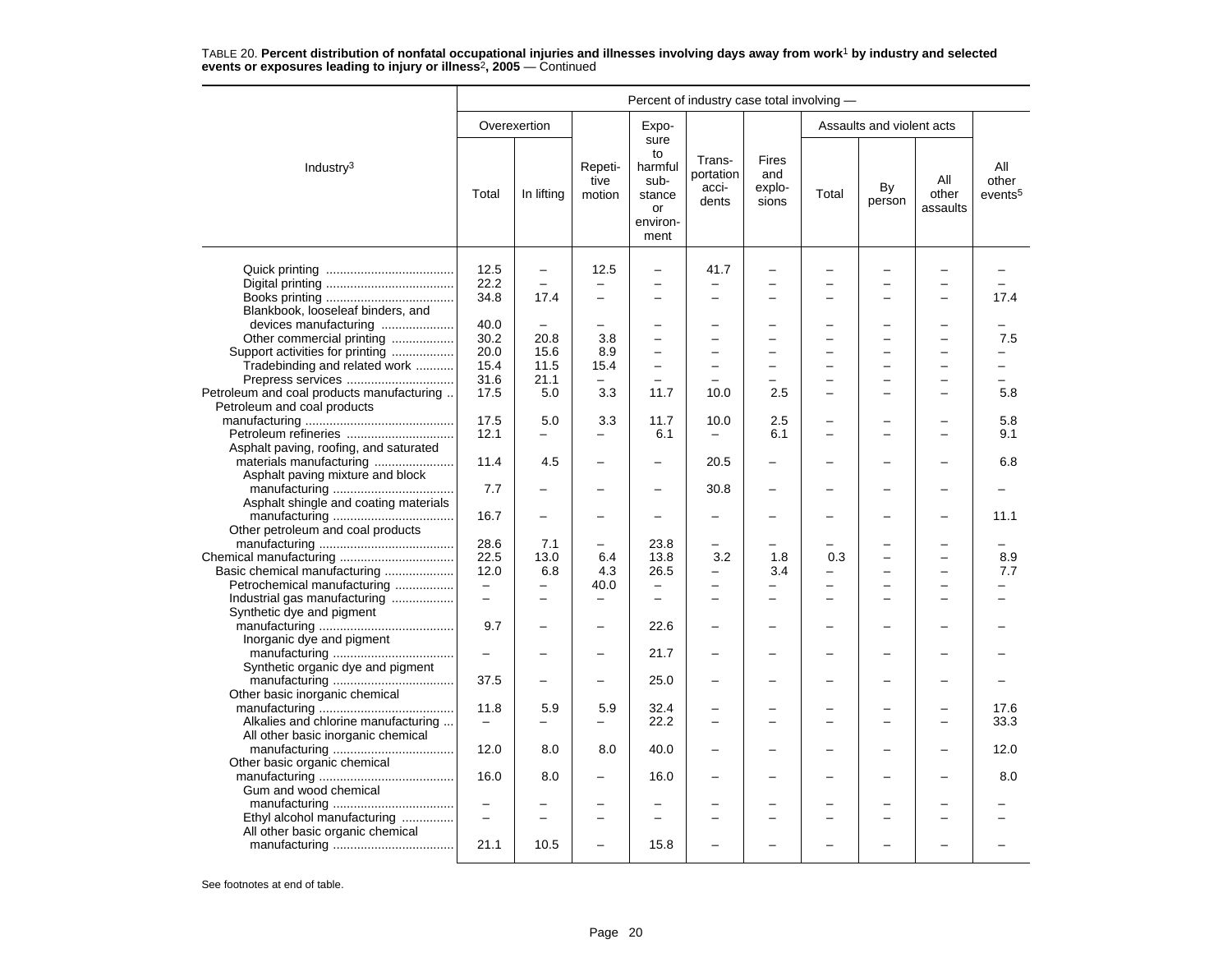TABLE 20. **Percent distribution of nonfatal occupational injuries and illnesses involving days away from work[1] by industry and selected events or exposures leading to injury or illness[2], 2005** — Continued

| Industry[3] | Percent of industry case total involving — | | | | | | | | | |
|---|---|---|---|---|---|---|---|---|---|---|
| | Overexertion | | Repetitive motion | Exposure to harmful substance or environment | Transportation accidents | Fires and explosions | Assaults and violent acts | | | All other events[5] |
| | Total | In lifting | | | | | Total | By person | All other assaults | |
| Quick printing | 12.5 | – | 12.5 | – | 41.7 | – | – | – | – | – |
| Digital printing | 22.2 | – | – | – | – | – | – | – | – | – |
| Books printing | 34.8 | 17.4 | – | – | – | – | – | – | – | 17.4 |
| Blankbook, looseleaf binders, and devices manufacturing | 40.0 | – | – | – | – | – | – | – | – | – |
| Other commercial printing | 30.2 | 20.8 | 3.8 | – | – | – | – | – | – | 7.5 |
| Support activities for printing | 20.0 | 15.6 | 8.9 | – | – | – | – | – | – | – |
| Tradebinding and related work | 15.4 | 11.5 | 15.4 | – | – | – | – | – | – | – |
| Prepress services | 31.6 | 21.1 | – | – | – | – | – | – | – | – |
| Petroleum and coal products manufacturing | 17.5 | 5.0 | 3.3 | 11.7 | 10.0 | 2.5 | – | – | – | 5.8 |
| Petroleum and coal products manufacturing | 17.5 | 5.0 | 3.3 | 11.7 | 10.0 | 2.5 | – | – | – | 5.8 |
| Petroleum refineries | 12.1 | – | – | 6.1 | – | 6.1 | – | – | – | 9.1 |
| Asphalt paving, roofing, and saturated materials manufacturing | 11.4 | 4.5 | – | – | 20.5 | – | – | – | – | 6.8 |
| Asphalt paving mixture and block manufacturing | 7.7 | – | – | – | 30.8 | – | – | – | – | – |
| Asphalt shingle and coating materials manufacturing | 16.7 | – | – | – | – | – | – | – | – | 11.1 |
| Other petroleum and coal products manufacturing | 28.6 | 7.1 | – | 23.8 | – | – | – | – | – | – |
| Chemical manufacturing | 22.5 | 13.0 | 6.4 | 13.8 | 3.2 | 1.8 | 0.3 | – | – | 8.9 |
| Basic chemical manufacturing | 12.0 | 6.8 | 4.3 | 26.5 | – | 3.4 | – | – | – | 7.7 |
| Petrochemical manufacturing | – | – | 40.0 | – | – | – | – | – | – | – |
| Industrial gas manufacturing | – | – | – | – | – | – | – | – | – | – |
| Synthetic dye and pigment manufacturing | 9.7 | – | – | 22.6 | – | – | – | – | – | – |
| Inorganic dye and pigment manufacturing | – | – | – | 21.7 | – | – | – | – | – | – |
| Synthetic organic dye and pigment manufacturing | 37.5 | – | – | 25.0 | – | – | – | – | – | – |
| Other basic inorganic chemical manufacturing | 11.8 | 5.9 | 5.9 | 32.4 | – | – | – | – | – | 17.6 |
| Alkalies and chlorine manufacturing | – | – | – | 22.2 | – | – | – | – | – | 33.3 |
| All other basic inorganic chemical manufacturing | 12.0 | 8.0 | 8.0 | 40.0 | – | – | – | – | – | 12.0 |
| Other basic organic chemical manufacturing | 16.0 | 8.0 | – | 16.0 | – | – | – | – | – | 8.0 |
| Gum and wood chemical manufacturing | – | – | – | – | – | – | – | – | – | – |
| Ethyl alcohol manufacturing | – | – | – | – | – | – | – | – | – | – |
| All other basic organic chemical manufacturing | 21.1 | 10.5 | – | 15.8 | – | – | – | – | – | – |

See footnotes at end of table.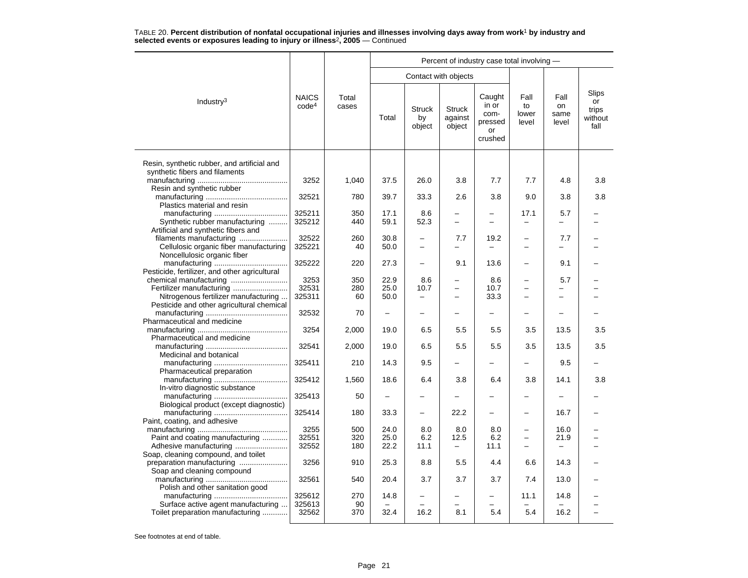TABLE 20. **Percent distribution of nonfatal occupational injuries and illnesses involving days away from work[1] by industry and selected events or exposures leading to injury or illness[2], 2005** — Continued

| Industry[3] | NAICS code[4] | Total cases | Percent of industry case total involving — | | | | | | |
|---|---|---|---|---|---|---|---|---|---|
| | | | Contact with objects | | | | | | |
| | | | Total | Struck by object | Struck against object | Caught in or compressed or crushed | Fall to lower level | Fall on same level | Slips or trips without fall |
| Resin, synthetic rubber, and artificial and synthetic fibers and filaments manufacturing | 3252 | 1,040 | 37.5 | 26.0 | 3.8 | 7.7 | 7.7 | 4.8 | 3.8 |
| Resin and synthetic rubber manufacturing | 32521 | 780 | 39.7 | 33.3 | 2.6 | 3.8 | 9.0 | 3.8 | 3.8 |
| Plastics material and resin manufacturing | 325211 | 350 | 17.1 | 8.6 | – | – | 17.1 | 5.7 | – |
| Synthetic rubber manufacturing | 325212 | 440 | 59.1 | 52.3 | – | – | – | – | – |
| Artificial and synthetic fibers and filaments manufacturing | 32522 | 260 | 30.8 | – | 7.7 | 19.2 | – | 7.7 | – |
| Cellulosic organic fiber manufacturing | 325221 | 40 | 50.0 | – | – | – | – | – | – |
| Noncellulosic organic fiber manufacturing | 325222 | 220 | 27.3 | – | 9.1 | 13.6 | – | 9.1 | – |
| Pesticide, fertilizer, and other agricultural chemical manufacturing | 3253 | 350 | 22.9 | 8.6 | – | 8.6 | – | 5.7 | – |
| Fertilizer manufacturing | 32531 | 280 | 25.0 | 10.7 | – | 10.7 | – | – | – |
| Nitrogenous fertilizer manufacturing | 325311 | 60 | 50.0 | – | – | 33.3 | – | – | – |
| Pesticide and other agricultural chemical manufacturing | 32532 | 70 | – | – | – | – | – | – | – |
| Pharmaceutical and medicine manufacturing | 3254 | 2,000 | 19.0 | 6.5 | 5.5 | 5.5 | 3.5 | 13.5 | 3.5 |
| Pharmaceutical and medicine manufacturing | 32541 | 2,000 | 19.0 | 6.5 | 5.5 | 5.5 | 3.5 | 13.5 | 3.5 |
| Medicinal and botanical manufacturing | 325411 | 210 | 14.3 | 9.5 | – | – | – | 9.5 | – |
| Pharmaceutical preparation manufacturing | 325412 | 1,560 | 18.6 | 6.4 | 3.8 | 6.4 | 3.8 | 14.1 | 3.8 |
| In-vitro diagnostic substance manufacturing | 325413 | 50 | – | – | – | – | – | – | – |
| Biological product (except diagnostic) manufacturing | 325414 | 180 | 33.3 | – | 22.2 | – | – | 16.7 | – |
| Paint, coating, and adhesive manufacturing | 3255 | 500 | 24.0 | 8.0 | 8.0 | 8.0 | – | 16.0 | – |
| Paint and coating manufacturing | 32551 | 320 | 25.0 | 6.2 | 12.5 | 6.2 | – | 21.9 | – |
| Adhesive manufacturing | 32552 | 180 | 22.2 | 11.1 | – | 11.1 | – | – | – |
| Soap, cleaning compound, and toilet preparation manufacturing | 3256 | 910 | 25.3 | 8.8 | 5.5 | 4.4 | 6.6 | 14.3 | – |
| Soap and cleaning compound manufacturing | 32561 | 540 | 20.4 | 3.7 | 3.7 | 3.7 | 7.4 | 13.0 | – |
| Polish and other sanitation good manufacturing | 325612 | 270 | 14.8 | – | – | – | 11.1 | 14.8 | – |
| Surface active agent manufacturing | 325613 | 90 | – | – | – | – | – | – | – |
| Toilet preparation manufacturing | 32562 | 370 | 32.4 | 16.2 | 8.1 | 5.4 | 5.4 | 16.2 | – |

See footnotes at end of table.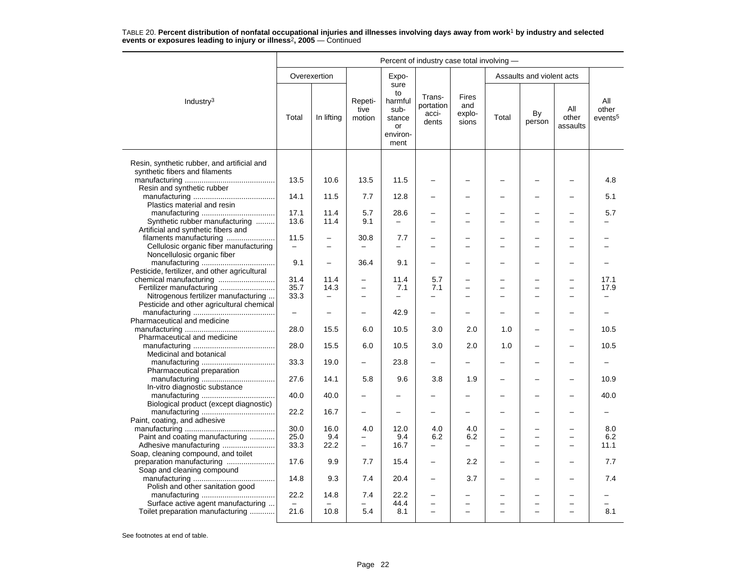TABLE 20. **Percent distribution of nonfatal occupational injuries and illnesses involving days away from work[1] by industry and selected events or exposures leading to injury or illness[2], 2005** — Continued

| Industry[3] | Percent of industry case total involving — | | | | | | | | | |
|---|---|---|---|---|---|---|---|---|---|---|
| | Overexertion | | Repetitive motion | Exposure to harmful substance or environment | Transportation accidents | Fires and explosions | Assaults and violent acts | | | All other events[5] |
| | Total | In lifting | | | | | Total | By person | All other assaults | |
| Resin, synthetic rubber, and artificial and synthetic fibers and filaments manufacturing | 13.5 | 10.6 | 13.5 | 11.5 | – | – | – | – | – | 4.8 |
| Resin and synthetic rubber manufacturing | 14.1 | 11.5 | 7.7 | 12.8 | – | – | – | – | – | 5.1 |
| Plastics material and resin manufacturing | 17.1 | 11.4 | 5.7 | 28.6 | – | – | – | – | – | 5.7 |
| Synthetic rubber manufacturing | 13.6 | 11.4 | 9.1 | – | – | – | – | – | – | – |
| Artificial and synthetic fibers and filaments manufacturing | 11.5 | – | 30.8 | 7.7 | – | – | – | – | – | – |
| Cellulosic organic fiber manufacturing | – | – | – | – | – | – | – | – | – | – |
| Noncellulosic organic fiber manufacturing | 9.1 | – | 36.4 | 9.1 | – | – | – | – | – | – |
| Pesticide, fertilizer, and other agricultural chemical manufacturing | 31.4 | 11.4 | – | 11.4 | 5.7 | – | – | – | – | 17.1 |
| Fertilizer manufacturing | 35.7 | 14.3 | – | 7.1 | 7.1 | – | – | – | – | 17.9 |
| Nitrogenous fertilizer manufacturing | 33.3 | – | – | – | – | – | – | – | – | – |
| Pesticide and other agricultural chemical manufacturing | – | – | – | 42.9 | – | – | – | – | – | – |
| Pharmaceutical and medicine manufacturing | 28.0 | 15.5 | 6.0 | 10.5 | 3.0 | 2.0 | 1.0 | – | – | 10.5 |
| Pharmaceutical and medicine manufacturing | 28.0 | 15.5 | 6.0 | 10.5 | 3.0 | 2.0 | 1.0 | – | – | 10.5 |
| Medicinal and botanical manufacturing | 33.3 | 19.0 | – | 23.8 | – | – | – | – | – | – |
| Pharmaceutical preparation manufacturing | 27.6 | 14.1 | 5.8 | 9.6 | 3.8 | 1.9 | – | – | – | 10.9 |
| In-vitro diagnostic substance manufacturing | 40.0 | 40.0 | – | – | – | – | – | – | – | 40.0 |
| Biological product (except diagnostic) manufacturing | 22.2 | 16.7 | – | – | – | – | – | – | – | – |
| Paint, coating, and adhesive manufacturing | 30.0 | 16.0 | 4.0 | 12.0 | 4.0 | 4.0 | – | – | – | 8.0 |
| Paint and coating manufacturing | 25.0 | 9.4 | – | 9.4 | 6.2 | 6.2 | – | – | – | 6.2 |
| Adhesive manufacturing | 33.3 | 22.2 | – | 16.7 | – | – | – | – | – | 11.1 |
| Soap, cleaning compound, and toilet preparation manufacturing | 17.6 | 9.9 | 7.7 | 15.4 | – | 2.2 | – | – | – | 7.7 |
| Soap and cleaning compound manufacturing | 14.8 | 9.3 | 7.4 | 20.4 | – | 3.7 | – | – | – | 7.4 |
| Polish and other sanitation good manufacturing | 22.2 | 14.8 | 7.4 | 22.2 | – | – | – | – | – | – |
| Surface active agent manufacturing | – | – | – | 44.4 | – | – | – | – | – | – |
| Toilet preparation manufacturing | 21.6 | 10.8 | 5.4 | 8.1 | – | – | – | – | – | 8.1 |

See footnotes at end of table.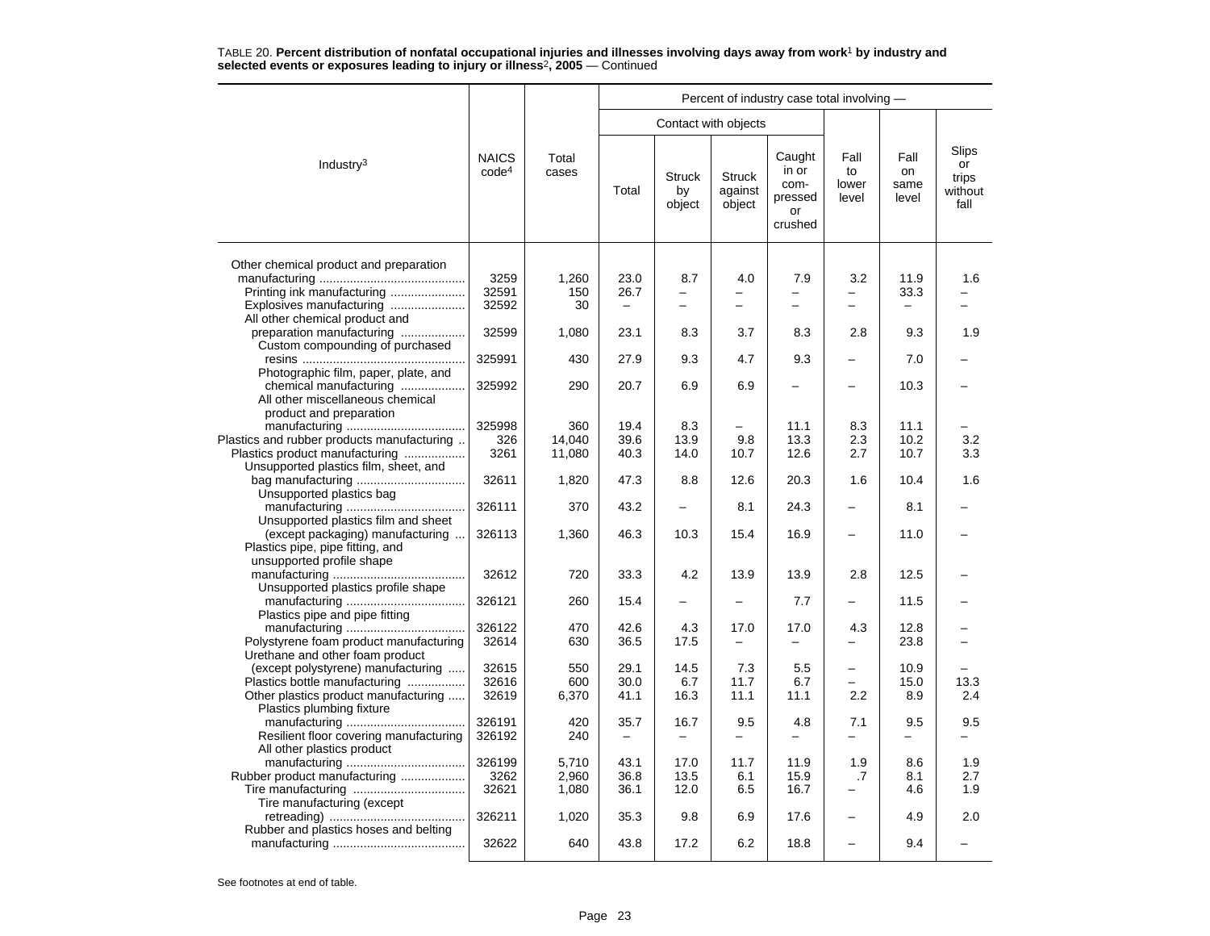TABLE 20. **Percent distribution of nonfatal occupational injuries and illnesses involving days away from work[1] by industry and selected events or exposures leading to injury or illness[2], 2005** — Continued

| Industry[3] | NAICS code[4] | Total cases | Percent of industry case total involving — | | | | | | |
|---|---|---|---|---|---|---|---|---|---|
| | | | Contact with objects | | | | | | |
| | | | Total | Struck by object | Struck against object | Caught in or compressed or crushed | Fall to lower level | Fall on same level | Slips or trips without fall |
| Other chemical product and preparation manufacturing | 3259 | 1,260 | 23.0 | 8.7 | 4.0 | 7.9 | 3.2 | 11.9 | 1.6 |
| Printing ink manufacturing | 32591 | 150 | 26.7 | – | – | – | – | 33.3 | – |
| Explosives manufacturing | 32592 | 30 | – | – | – | – | – | – | – |
| All other chemical product and preparation manufacturing | 32599 | 1,080 | 23.1 | 8.3 | 3.7 | 8.3 | 2.8 | 9.3 | 1.9 |
| Custom compounding of purchased resins | 325991 | 430 | 27.9 | 9.3 | 4.7 | 9.3 | – | 7.0 | – |
| Photographic film, paper, plate, and chemical manufacturing | 325992 | 290 | 20.7 | 6.9 | 6.9 | – | – | 10.3 | – |
| All other miscellaneous chemical product and preparation manufacturing | 325998 | 360 | 19.4 | 8.3 | – | 11.1 | 8.3 | 11.1 | – |
| Plastics and rubber products manufacturing | 326 | 14,040 | 39.6 | 13.9 | 9.8 | 13.3 | 2.3 | 10.2 | 3.2 |
| Plastics product manufacturing | 3261 | 11,080 | 40.3 | 14.0 | 10.7 | 12.6 | 2.7 | 10.7 | 3.3 |
| Unsupported plastics film, sheet, and bag manufacturing | 32611 | 1,820 | 47.3 | 8.8 | 12.6 | 20.3 | 1.6 | 10.4 | 1.6 |
| Unsupported plastics bag manufacturing | 326111 | 370 | 43.2 | – | 8.1 | 24.3 | – | 8.1 | – |
| Unsupported plastics film and sheet (except packaging) manufacturing | 326113 | 1,360 | 46.3 | 10.3 | 15.4 | 16.9 | – | 11.0 | – |
| Plastics pipe, pipe fitting, and unsupported profile shape manufacturing | 32612 | 720 | 33.3 | 4.2 | 13.9 | 13.9 | 2.8 | 12.5 | – |
| Unsupported plastics profile shape manufacturing | 326121 | 260 | 15.4 | – | – | 7.7 | – | 11.5 | – |
| Plastics pipe and pipe fitting manufacturing | 326122 | 470 | 42.6 | 4.3 | 17.0 | 17.0 | 4.3 | 12.8 | – |
| Polystyrene foam product manufacturing | 32614 | 630 | 36.5 | 17.5 | – | – | – | 23.8 | – |
| Urethane and other foam product (except polystyrene) manufacturing | 32615 | 550 | 29.1 | 14.5 | 7.3 | 5.5 | – | 10.9 | – |
| Plastics bottle manufacturing | 32616 | 600 | 30.0 | 6.7 | 11.7 | 6.7 | – | 15.0 | 13.3 |
| Other plastics product manufacturing | 32619 | 6,370 | 41.1 | 16.3 | 11.1 | 11.1 | 2.2 | 8.9 | 2.4 |
| Plastics plumbing fixture manufacturing | 326191 | 420 | 35.7 | 16.7 | 9.5 | 4.8 | 7.1 | 9.5 | 9.5 |
| Resilient floor covering manufacturing | 326192 | 240 | – | – | – | – | – | – | – |
| All other plastics product manufacturing | 326199 | 5,710 | 43.1 | 17.0 | 11.7 | 11.9 | 1.9 | 8.6 | 1.9 |
| Rubber product manufacturing | 3262 | 2,960 | 36.8 | 13.5 | 6.1 | 15.9 | .7 | 8.1 | 2.7 |
| Tire manufacturing | 32621 | 1,080 | 36.1 | 12.0 | 6.5 | 16.7 | – | 4.6 | 1.9 |
| Tire manufacturing (except retreading) | 326211 | 1,020 | 35.3 | 9.8 | 6.9 | 17.6 | – | 4.9 | 2.0 |
| Rubber and plastics hoses and belting manufacturing | 32622 | 640 | 43.8 | 17.2 | 6.2 | 18.8 | – | 9.4 | – |

See footnotes at end of table.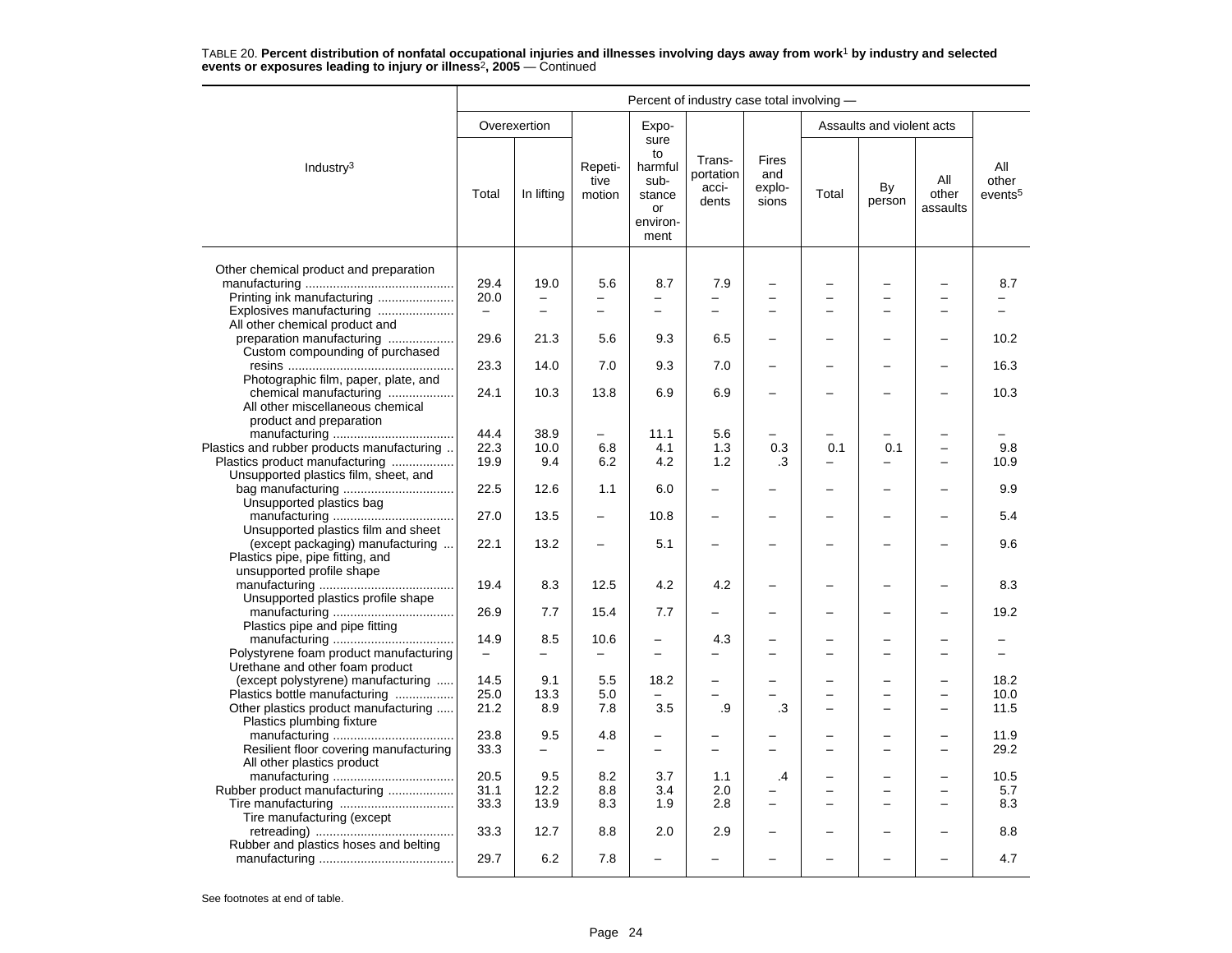TABLE 20. **Percent distribution of nonfatal occupational injuries and illnesses involving days away from work[1] by industry and selected events or exposures leading to injury or illness[2], 2005** — Continued

| Industry[3] | Overexertion | | Repetitive motion | Exposure to harmful substance or environment | Transportation accidents | Fires and explosions | Assaults and violent acts | | | All other events[5] |
|---|---|---|---|---|---|---|---|---|---|---|
| | Total | In lifting | | | | | Total | By person | All other assaults | |
| Other chemical product and preparation manufacturing | 29.4 | 19.0 | 5.6 | 8.7 | 7.9 | – | – | – | – | 8.7 |
| Printing ink manufacturing | 20.0 | – | – | – | – | – | – | – | – | – |
| Explosives manufacturing | – | – | – | – | – | – | – | – | – | – |
| All other chemical product and preparation manufacturing | 29.6 | 21.3 | 5.6 | 9.3 | 6.5 | – | – | – | – | 10.2 |
| Custom compounding of purchased resins | 23.3 | 14.0 | 7.0 | 9.3 | 7.0 | – | – | – | – | 16.3 |
| Photographic film, paper, plate, and chemical manufacturing | 24.1 | 10.3 | 13.8 | 6.9 | 6.9 | – | – | – | – | 10.3 |
| All other miscellaneous chemical product and preparation manufacturing | 44.4 | 38.9 | – | 11.1 | 5.6 | – | – | – | – | – |
| Plastics and rubber products manufacturing | 22.3 | 10.0 | 6.8 | 4.1 | 1.3 | 0.3 | 0.1 | 0.1 | – | 9.8 |
| Plastics product manufacturing | 19.9 | 9.4 | 6.2 | 4.2 | 1.2 | .3 | – | – | – | 10.9 |
| Unsupported plastics film, sheet, and bag manufacturing | 22.5 | 12.6 | 1.1 | 6.0 | – | – | – | – | – | 9.9 |
| Unsupported plastics bag manufacturing | 27.0 | 13.5 | – | 10.8 | – | – | – | – | – | 5.4 |
| Unsupported plastics film and sheet (except packaging) manufacturing | 22.1 | 13.2 | – | 5.1 | – | – | – | – | – | 9.6 |
| Plastics pipe, pipe fitting, and unsupported profile shape manufacturing | 19.4 | 8.3 | 12.5 | 4.2 | 4.2 | – | – | – | – | 8.3 |
| Unsupported plastics profile shape manufacturing | 26.9 | 7.7 | 15.4 | 7.7 | – | – | – | – | – | 19.2 |
| Plastics pipe and pipe fitting manufacturing | 14.9 | 8.5 | 10.6 | – | 4.3 | – | – | – | – | – |
| Polystyrene foam product manufacturing | – | – | – | – | – | – | – | – | – | – |
| Urethane and other foam product (except polystyrene) manufacturing | 14.5 | 9.1 | 5.5 | 18.2 | – | – | – | – | – | 18.2 |
| Plastics bottle manufacturing | 25.0 | 13.3 | 5.0 | – | – | – | – | – | – | 10.0 |
| Other plastics product manufacturing | 21.2 | 8.9 | 7.8 | 3.5 | .9 | .3 | – | – | – | 11.5 |
| Plastics plumbing fixture manufacturing | 23.8 | 9.5 | 4.8 | – | – | – | – | – | – | 11.9 |
| Resilient floor covering manufacturing | 33.3 | – | – | – | – | – | – | – | – | 29.2 |
| All other plastics product manufacturing | 20.5 | 9.5 | 8.2 | 3.7 | 1.1 | .4 | – | – | – | 10.5 |
| Rubber product manufacturing | 31.1 | 12.2 | 8.8 | 3.4 | 2.0 | – | – | – | – | 5.7 |
| Tire manufacturing | 33.3 | 13.9 | 8.3 | 1.9 | 2.8 | – | – | – | – | 8.3 |
| Tire manufacturing (except retreading) | 33.3 | 12.7 | 8.8 | 2.0 | 2.9 | – | – | – | – | 8.8 |
| Rubber and plastics hoses and belting manufacturing | 29.7 | 6.2 | 7.8 | – | – | – | – | – | – | 4.7 |

See footnotes at end of table.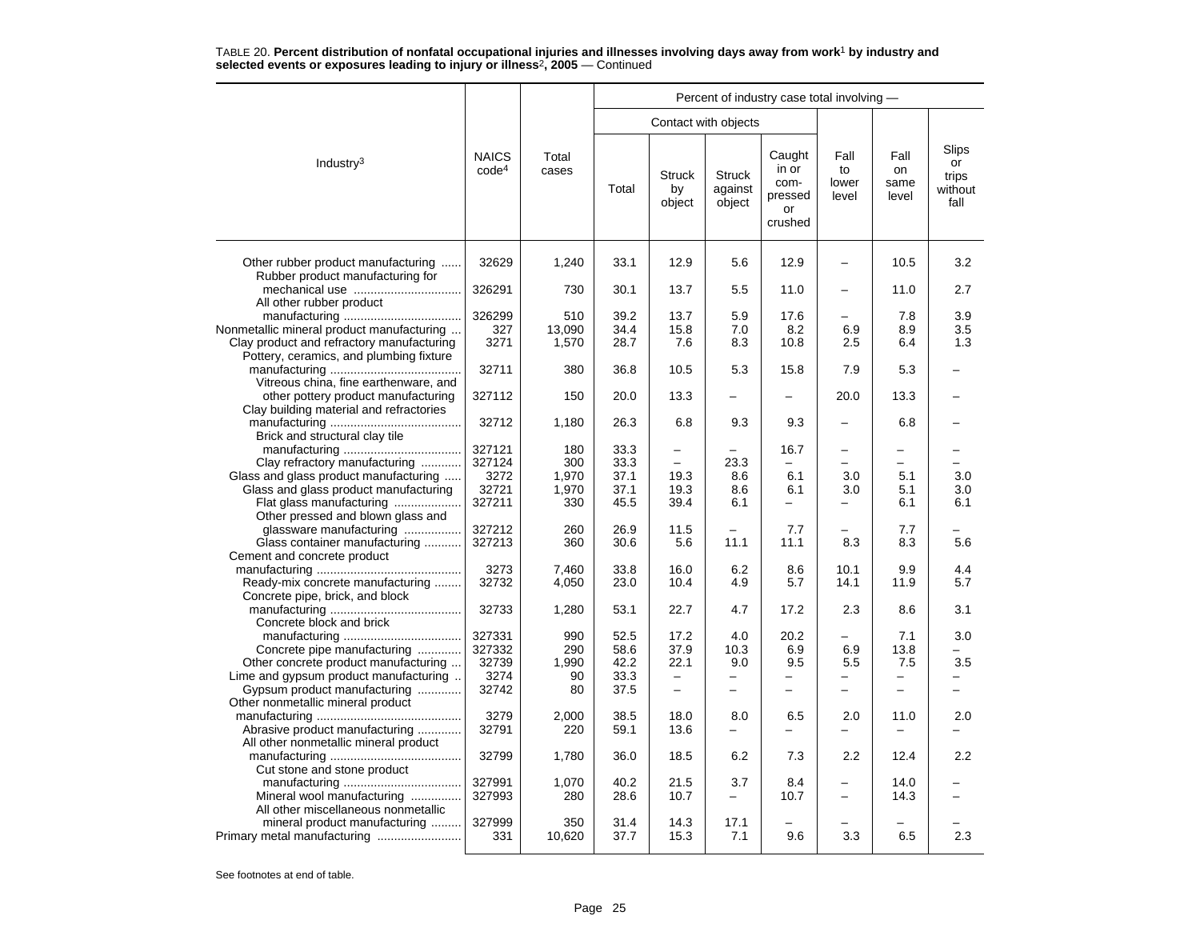TABLE 20. **Percent distribution of nonfatal occupational injuries and illnesses involving days away from work[1] by industry and selected events or exposures leading to injury or illness[2], 2005** — Continued

| Industry[3] | NAICS code[4] | Total cases | Percent of industry case total involving — | | | | | | |
|---|---|---|---|---|---|---|---|---|---|
| | | | Contact with objects | | | | | | |
| | | | Total | Struck by object | Struck against object | Caught in or compressed or crushed | Fall to lower level | Fall on same level | Slips or trips without fall |
| Other rubber product manufacturing | 32629 | 1,240 | 33.1 | 12.9 | 5.6 | 12.9 | – | 10.5 | 3.2 |
| Rubber product manufacturing for mechanical use | 326291 | 730 | 30.1 | 13.7 | 5.5 | 11.0 | – | 11.0 | 2.7 |
| All other rubber product manufacturing | 326299 | 510 | 39.2 | 13.7 | 5.9 | 17.6 | – | 7.8 | 3.9 |
| Nonmetallic mineral product manufacturing | 327 | 13,090 | 34.4 | 15.8 | 7.0 | 8.2 | 6.9 | 8.9 | 3.5 |
| Clay product and refractory manufacturing | 3271 | 1,570 | 28.7 | 7.6 | 8.3 | 10.8 | 2.5 | 6.4 | 1.3 |
| Pottery, ceramics, and plumbing fixture manufacturing | 32711 | 380 | 36.8 | 10.5 | 5.3 | 15.8 | 7.9 | 5.3 | – |
| Vitreous china, fine earthenware, and other pottery product manufacturing | 327112 | 150 | 20.0 | 13.3 | – | – | 20.0 | 13.3 | – |
| Clay building material and refractories manufacturing | 32712 | 1,180 | 26.3 | 6.8 | 9.3 | 9.3 | – | 6.8 | – |
| Brick and structural clay tile manufacturing | 327121 | 180 | 33.3 | – | – | 16.7 | – | – | – |
| Clay refractory manufacturing | 327124 | 300 | 33.3 | – | 23.3 | – | – | – | – |
| Glass and glass product manufacturing | 3272 | 1,970 | 37.1 | 19.3 | 8.6 | 6.1 | 3.0 | 5.1 | 3.0 |
| Glass and glass product manufacturing | 32721 | 1,970 | 37.1 | 19.3 | 8.6 | 6.1 | 3.0 | 5.1 | 3.0 |
| Flat glass manufacturing | 327211 | 330 | 45.5 | 39.4 | 6.1 | – | – | 6.1 | 6.1 |
| Other pressed and blown glass and glassware manufacturing | 327212 | 260 | 26.9 | 11.5 | – | 7.7 | – | 7.7 | – |
| Glass container manufacturing | 327213 | 360 | 30.6 | 5.6 | 11.1 | 11.1 | 8.3 | 8.3 | 5.6 |
| Cement and concrete product manufacturing | 3273 | 7,460 | 33.8 | 16.0 | 6.2 | 8.6 | 10.1 | 9.9 | 4.4 |
| Ready-mix concrete manufacturing | 32732 | 4,050 | 23.0 | 10.4 | 4.9 | 5.7 | 14.1 | 11.9 | 5.7 |
| Concrete pipe, brick, and block manufacturing | 32733 | 1,280 | 53.1 | 22.7 | 4.7 | 17.2 | 2.3 | 8.6 | 3.1 |
| Concrete block and brick manufacturing | 327331 | 990 | 52.5 | 17.2 | 4.0 | 20.2 | – | 7.1 | 3.0 |
| Concrete pipe manufacturing | 327332 | 290 | 58.6 | 37.9 | 10.3 | 6.9 | 6.9 | 13.8 | – |
| Other concrete product manufacturing | 32739 | 1,990 | 42.2 | 22.1 | 9.0 | 9.5 | 5.5 | 7.5 | 3.5 |
| Lime and gypsum product manufacturing | 3274 | 90 | 33.3 | – | – | – | – | – | – |
| Gypsum product manufacturing | 32742 | 80 | 37.5 | – | – | – | – | – | – |
| Other nonmetallic mineral product manufacturing | 3279 | 2,000 | 38.5 | 18.0 | 8.0 | 6.5 | 2.0 | 11.0 | 2.0 |
| Abrasive product manufacturing | 32791 | 220 | 59.1 | 13.6 | – | – | – | – | – |
| All other nonmetallic mineral product manufacturing | 32799 | 1,780 | 36.0 | 18.5 | 6.2 | 7.3 | 2.2 | 12.4 | 2.2 |
| Cut stone and stone product manufacturing | 327991 | 1,070 | 40.2 | 21.5 | 3.7 | 8.4 | – | 14.0 | – |
| Mineral wool manufacturing | 327993 | 280 | 28.6 | 10.7 | – | 10.7 | – | 14.3 | – |
| All other miscellaneous nonmetallic mineral product manufacturing | 327999 | 350 | 31.4 | 14.3 | 17.1 | – | – | – | – |
| Primary metal manufacturing | 331 | 10,620 | 37.7 | 15.3 | 7.1 | 9.6 | 3.3 | 6.5 | 2.3 |

See footnotes at end of table.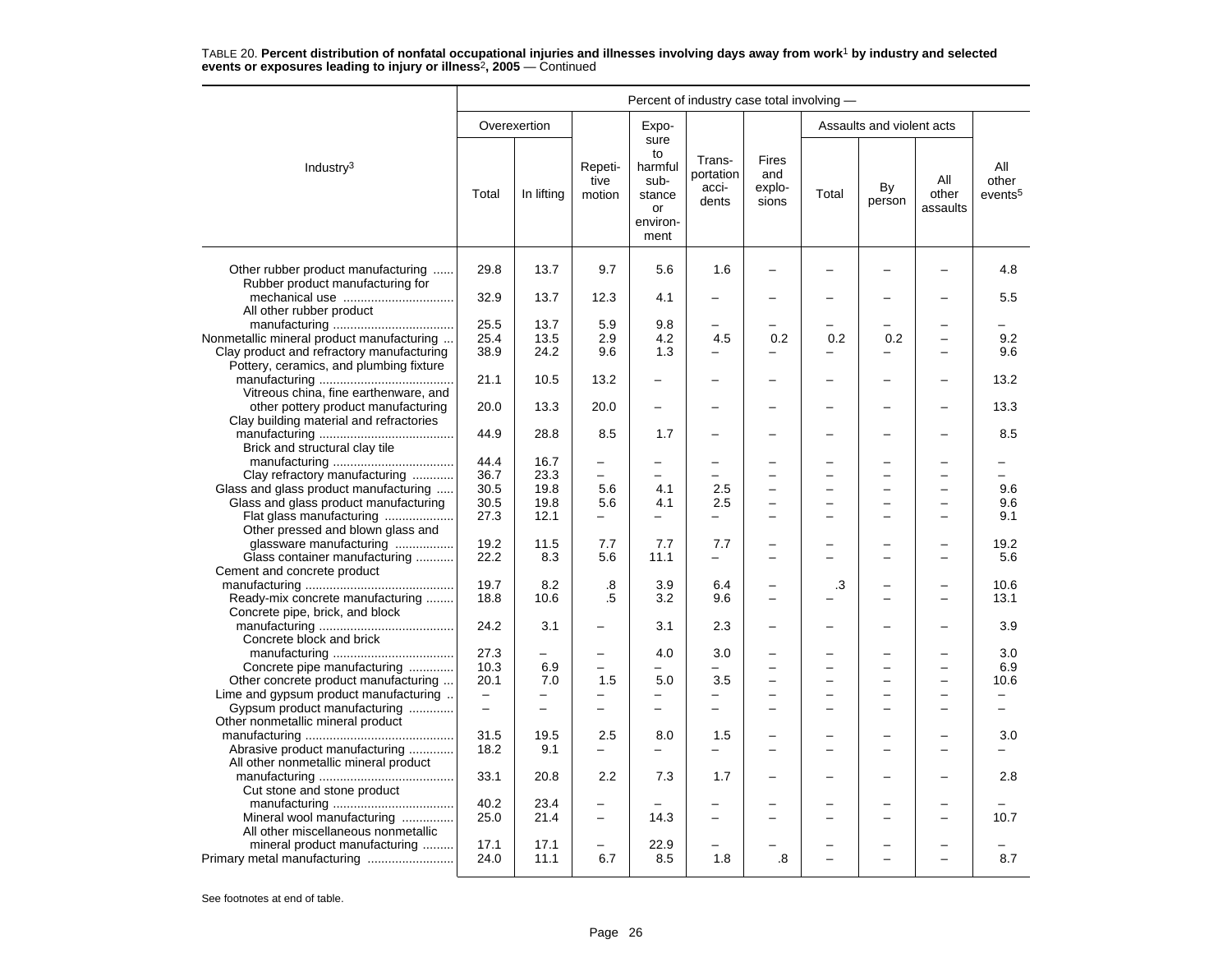TABLE 20. **Percent distribution of nonfatal occupational injuries and illnesses involving days away from work[1] by industry and selected events or exposures leading to injury or illness[2], 2005** — Continued

| Industry[3] | Percent of industry case total involving — | | | | | | | | | |
|---|---|---|---|---|---|---|---|---|---|---|
| | Overexertion | | Repetitive motion | Exposure to harmful substance or environment | Transportation accidents | Fires and explosions | Assaults and violent acts | | | All other events[5] |
| | Total | In lifting | | | | | Total | By person | All other assaults | |
| Other rubber product manufacturing | 29.8 | 13.7 | 9.7 | 5.6 | 1.6 | – | – | – | – | 4.8 |
| Rubber product manufacturing for mechanical use | 32.9 | 13.7 | 12.3 | 4.1 | – | – | – | – | – | 5.5 |
| All other rubber product manufacturing | 25.5 | 13.7 | 5.9 | 9.8 | – | – | – | – | – | – |
| Nonmetallic mineral product manufacturing | 25.4 | 13.5 | 2.9 | 4.2 | 4.5 | 0.2 | 0.2 | 0.2 | – | 9.2 |
| Clay product and refractory manufacturing | 38.9 | 24.2 | 9.6 | 1.3 | – | – | – | – | – | 9.6 |
| Pottery, ceramics, and plumbing fixture manufacturing | 21.1 | 10.5 | 13.2 | – | – | – | – | – | – | 13.2 |
| Vitreous china, fine earthenware, and other pottery product manufacturing | 20.0 | 13.3 | 20.0 | – | – | – | – | – | – | 13.3 |
| Clay building material and refractories manufacturing | 44.9 | 28.8 | 8.5 | 1.7 | – | – | – | – | – | 8.5 |
| Brick and structural clay tile manufacturing | 44.4 | 16.7 | – | – | – | – | – | – | – | – |
| Clay refractory manufacturing | 36.7 | 23.3 | – | – | – | – | – | – | – | – |
| Glass and glass product manufacturing | 30.5 | 19.8 | 5.6 | 4.1 | 2.5 | – | – | – | – | 9.6 |
| Glass and glass product manufacturing | 30.5 | 19.8 | 5.6 | 4.1 | 2.5 | – | – | – | – | 9.6 |
| Flat glass manufacturing | 27.3 | 12.1 | – | – | – | – | – | – | – | 9.1 |
| Other pressed and blown glass and glassware manufacturing | 19.2 | 11.5 | 7.7 | 7.7 | 7.7 | – | – | – | – | 19.2 |
| Glass container manufacturing | 22.2 | 8.3 | 5.6 | 11.1 | – | – | – | – | – | 5.6 |
| Cement and concrete product manufacturing | 19.7 | 8.2 | .8 | 3.9 | 6.4 | – | .3 | – | – | 10.6 |
| Ready-mix concrete manufacturing | 18.8 | 10.6 | .5 | 3.2 | 9.6 | – | – | – | – | 13.1 |
| Concrete pipe, brick, and block manufacturing | 24.2 | 3.1 | – | 3.1 | 2.3 | – | – | – | – | 3.9 |
| Concrete block and brick manufacturing | 27.3 | – | – | 4.0 | 3.0 | – | – | – | – | 3.0 |
| Concrete pipe manufacturing | 10.3 | 6.9 | – | – | – | – | – | – | – | 6.9 |
| Other concrete product manufacturing | 20.1 | 7.0 | 1.5 | 5.0 | 3.5 | – | – | – | – | 10.6 |
| Lime and gypsum product manufacturing | – | – | – | – | – | – | – | – | – | – |
| Gypsum product manufacturing | – | – | – | – | – | – | – | – | – | – |
| Other nonmetallic mineral product manufacturing | 31.5 | 19.5 | 2.5 | 8.0 | 1.5 | – | – | – | – | 3.0 |
| Abrasive product manufacturing | 18.2 | 9.1 | – | – | – | – | – | – | – | – |
| All other nonmetallic mineral product manufacturing | 33.1 | 20.8 | 2.2 | 7.3 | 1.7 | – | – | – | – | 2.8 |
| Cut stone and stone product manufacturing | 40.2 | 23.4 | – | – | – | – | – | – | – | – |
| Mineral wool manufacturing | 25.0 | 21.4 | – | 14.3 | – | – | – | – | – | 10.7 |
| All other miscellaneous nonmetallic mineral product manufacturing | 17.1 | 17.1 | – | 22.9 | – | – | – | – | – | – |
| Primary metal manufacturing | 24.0 | 11.1 | 6.7 | 8.5 | 1.8 | .8 | – | – | – | 8.7 |

See footnotes at end of table.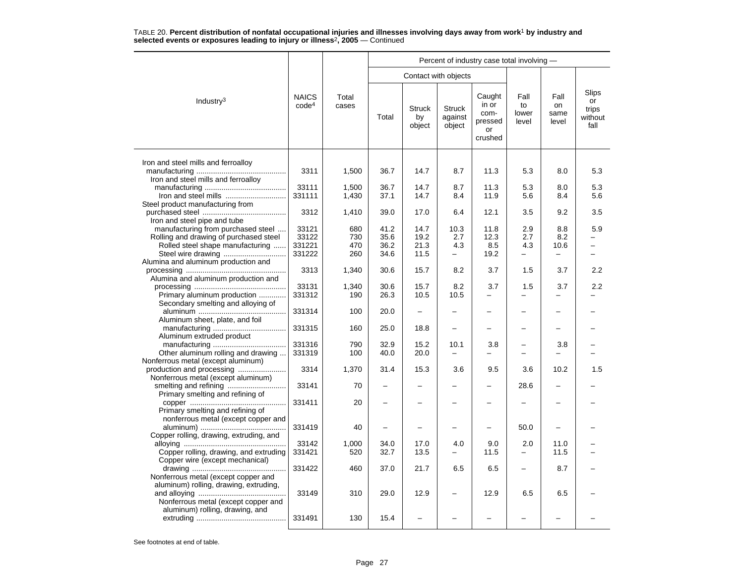TABLE 20. **Percent distribution of nonfatal occupational injuries and illnesses involving days away from work[1] by industry and selected events or exposures leading to injury or illness[2], 2005** — Continued

| Industry[3] | NAICS code[4] | Total cases | Percent of industry case total involving — Contact with objects: Total | Struck by object | Struck against object | Caught in or compressed or crushed | Fall to lower level | Fall on same level | Slips or trips without fall |
|---|---|---|---|---|---|---|---|---|---|
| Iron and steel mills and ferroalloy manufacturing | 3311 | 1,500 | 36.7 | 14.7 | 8.7 | 11.3 | 5.3 | 8.0 | 5.3 |
| Iron and steel mills and ferroalloy manufacturing | 33111 | 1,500 | 36.7 | 14.7 | 8.7 | 11.3 | 5.3 | 8.0 | 5.3 |
| Iron and steel mills | 331111 | 1,430 | 37.1 | 14.7 | 8.4 | 11.9 | 5.6 | 8.4 | 5.6 |
| Steel product manufacturing from purchased steel | 3312 | 1,410 | 39.0 | 17.0 | 6.4 | 12.1 | 3.5 | 9.2 | 3.5 |
| Iron and steel pipe and tube manufacturing from purchased steel | 33121 | 680 | 41.2 | 14.7 | 10.3 | 11.8 | 2.9 | 8.8 | 5.9 |
| Rolling and drawing of purchased steel | 33122 | 730 | 35.6 | 19.2 | 2.7 | 12.3 | 2.7 | 8.2 | – |
| Rolled steel shape manufacturing | 331221 | 470 | 36.2 | 21.3 | 4.3 | 8.5 | 4.3 | 10.6 | – |
| Steel wire drawing | 331222 | 260 | 34.6 | 11.5 | – | 19.2 | – | – | – |
| Alumina and aluminum production and processing | 3313 | 1,340 | 30.6 | 15.7 | 8.2 | 3.7 | 1.5 | 3.7 | 2.2 |
| Alumina and aluminum production and processing | 33131 | 1,340 | 30.6 | 15.7 | 8.2 | 3.7 | 1.5 | 3.7 | 2.2 |
| Primary aluminum production | 331312 | 190 | 26.3 | 10.5 | 10.5 | – | – | – | – |
| Secondary smelting and alloying of aluminum | 331314 | 100 | 20.0 | – | – | – | – | – | – |
| Aluminum sheet, plate, and foil manufacturing | 331315 | 160 | 25.0 | 18.8 | – | – | – | – | – |
| Aluminum extruded product manufacturing | 331316 | 790 | 32.9 | 15.2 | 10.1 | 3.8 | – | 3.8 | – |
| Other aluminum rolling and drawing | 331319 | 100 | 40.0 | 20.0 | – | – | – | – | – |
| Nonferrous metal (except aluminum) production and processing | 3314 | 1,370 | 31.4 | 15.3 | 3.6 | 9.5 | 3.6 | 10.2 | 1.5 |
| Nonferrous metal (except aluminum) smelting and refining | 33141 | 70 | – | – | – | – | 28.6 | – | – |
| Primary smelting and refining of copper | 331411 | 20 | – | – | – | – | – | – | – |
| Primary smelting and refining of nonferrous metal (except copper and aluminum) | 331419 | 40 | – | – | – | – | 50.0 | – | – |
| Copper rolling, drawing, extruding, and alloying | 33142 | 1,000 | 34.0 | 17.0 | 4.0 | 9.0 | 2.0 | 11.0 | – |
| Copper rolling, drawing, and extruding | 331421 | 520 | 32.7 | 13.5 | – | 11.5 | – | 11.5 | – |
| Copper wire (except mechanical) drawing | 331422 | 460 | 37.0 | 21.7 | 6.5 | 6.5 | – | 8.7 | – |
| Nonferrous metal (except copper and aluminum) rolling, drawing, extruding, and alloying | 33149 | 310 | 29.0 | 12.9 | – | 12.9 | 6.5 | 6.5 | – |
| Nonferrous metal (except copper and aluminum) rolling, drawing, and extruding | 331491 | 130 | 15.4 | – | – | – | – | – | – |

See footnotes at end of table.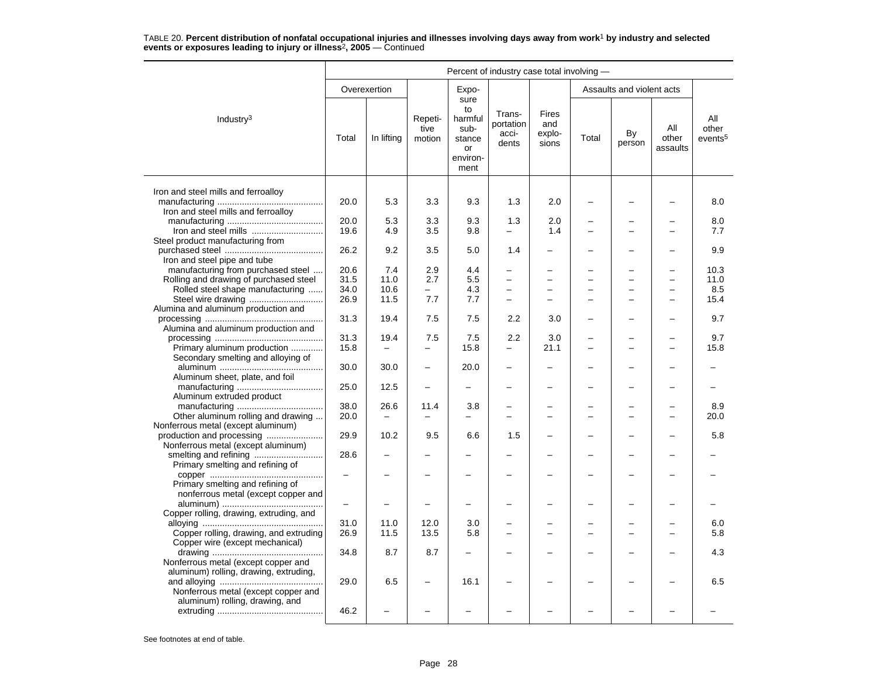TABLE 20. **Percent distribution of nonfatal occupational injuries and illnesses involving days away from work[1] by industry and selected events or exposures leading to injury or illness[2], 2005** — Continued

| Industry[3] | Percent of industry case total involving — | | | | | | | | | |
|---|---|---|---|---|---|---|---|---|---|---|
| | Overexertion | | Repetitive motion | Exposure to harmful substance or environment | Transportation accidents | Fires and explosions | Assaults and violent acts | | | All other events[5] |
| | Total | In lifting | | | | | Total | By person | All other assaults | |
| Iron and steel mills and ferroalloy manufacturing | 20.0 | 5.3 | 3.3 | 9.3 | 1.3 | 2.0 | – | – | – | 8.0 |
| Iron and steel mills and ferroalloy manufacturing | 20.0 | 5.3 | 3.3 | 9.3 | 1.3 | 2.0 | – | – | – | 8.0 |
| Iron and steel mills | 19.6 | 4.9 | 3.5 | 9.8 | – | 1.4 | – | – | – | 7.7 |
| Steel product manufacturing from purchased steel | 26.2 | 9.2 | 3.5 | 5.0 | 1.4 | – | – | – | – | 9.9 |
| Iron and steel pipe and tube manufacturing from purchased steel | 20.6 | 7.4 | 2.9 | 4.4 | – | – | – | – | – | 10.3 |
| Rolling and drawing of purchased steel | 31.5 | 11.0 | 2.7 | 5.5 | – | – | – | – | – | 11.0 |
| Rolled steel shape manufacturing | 34.0 | 10.6 | – | 4.3 | – | – | – | – | – | 8.5 |
| Steel wire drawing | 26.9 | 11.5 | 7.7 | 7.7 | – | – | – | – | – | 15.4 |
| Alumina and aluminum production and processing | 31.3 | 19.4 | 7.5 | 7.5 | 2.2 | 3.0 | – | – | – | 9.7 |
| Alumina and aluminum production and processing | 31.3 | 19.4 | 7.5 | 7.5 | 2.2 | 3.0 | – | – | – | 9.7 |
| Primary aluminum production | 15.8 | – | – | 15.8 | – | 21.1 | – | – | – | 15.8 |
| Secondary smelting and alloying of aluminum | 30.0 | 30.0 | – | 20.0 | – | – | – | – | – | – |
| Aluminum sheet, plate, and foil manufacturing | 25.0 | 12.5 | – | – | – | – | – | – | – | – |
| Aluminum extruded product manufacturing | 38.0 | 26.6 | 11.4 | 3.8 | – | – | – | – | – | 8.9 |
| Other aluminum rolling and drawing | 20.0 | – | – | – | – | – | – | – | – | 20.0 |
| Nonferrous metal (except aluminum) production and processing | 29.9 | 10.2 | 9.5 | 6.6 | 1.5 | – | – | – | – | 5.8 |
| Nonferrous metal (except aluminum) smelting and refining | 28.6 | – | – | – | – | – | – | – | – | – |
| Primary smelting and refining of copper | – | – | – | – | – | – | – | – | – | – |
| Primary smelting and refining of nonferrous metal (except copper and aluminum) | – | – | – | – | – | – | – | – | – | – |
| Copper rolling, drawing, extruding, and alloying | 31.0 | 11.0 | 12.0 | 3.0 | – | – | – | – | – | 6.0 |
| Copper rolling, drawing, and extruding | 26.9 | 11.5 | 13.5 | 5.8 | – | – | – | – | – | 5.8 |
| Copper wire (except mechanical) drawing | 34.8 | 8.7 | 8.7 | – | – | – | – | – | – | 4.3 |
| Nonferrous metal (except copper and aluminum) rolling, drawing, extruding, and alloying | 29.0 | 6.5 | – | 16.1 | – | – | – | – | – | 6.5 |
| Nonferrous metal (except copper and aluminum) rolling, drawing, and extruding | 46.2 | – | – | – | – | – | – | – | – | – |

See footnotes at end of table.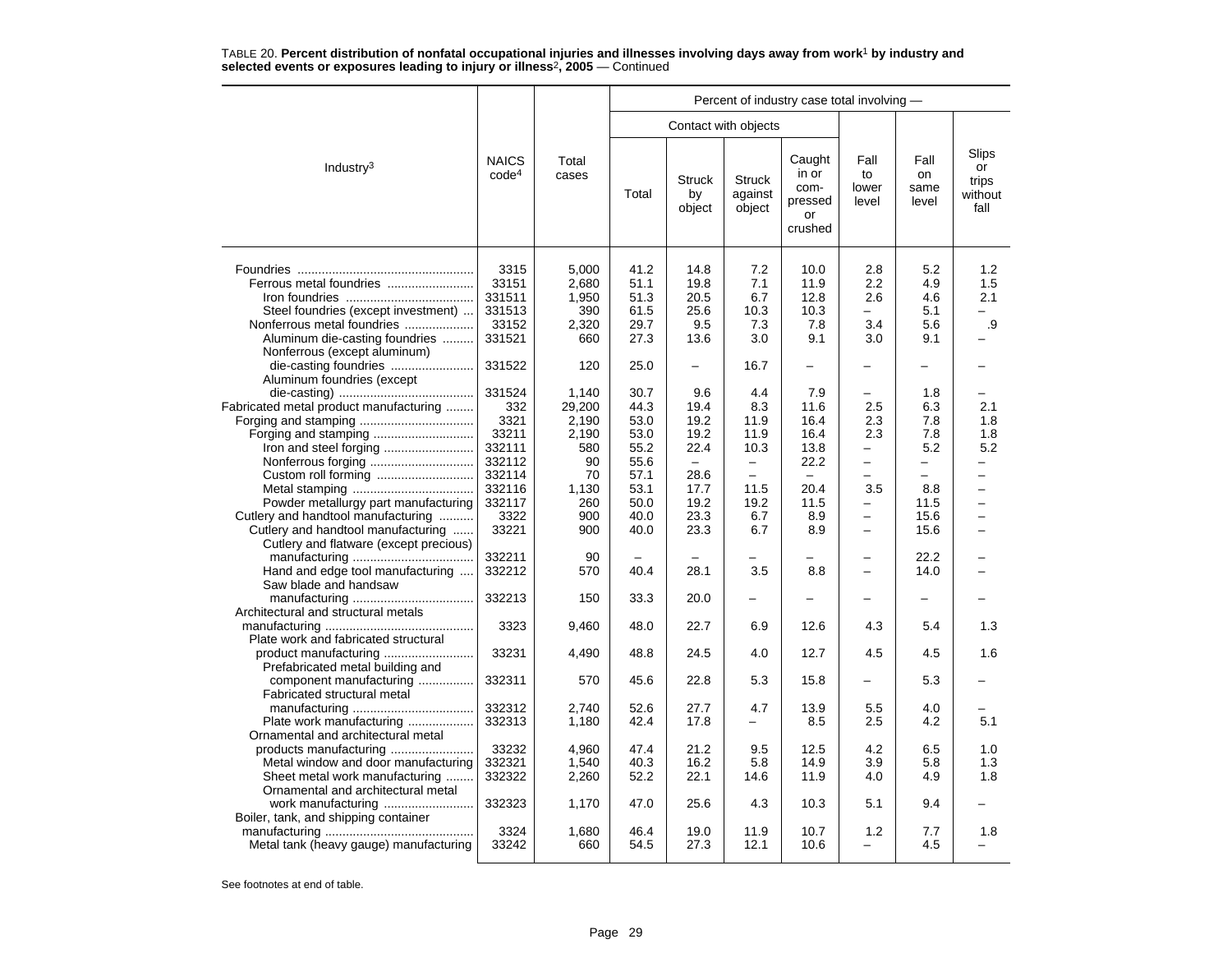TABLE 20. **Percent distribution of nonfatal occupational injuries and illnesses involving days away from work[1] by industry and selected events or exposures leading to injury or illness[2], 2005** — Continued

| Industry[3] | NAICS code[4] | Total cases | Percent of industry case total involving — | | | | | | |
|---|---|---|---|---|---|---|---|---|---|
| | | | Contact with objects | | | | | | |
| | | | Total | Struck by object | Struck against object | Caught in or com-pressed or crushed | Fall to lower level | Fall on same level | Slips or trips without fall |
| Foundries | 3315 | 5,000 | 41.2 | 14.8 | 7.2 | 10.0 | 2.8 | 5.2 | 1.2 |
| Ferrous metal foundries | 33151 | 2,680 | 51.1 | 19.8 | 7.1 | 11.9 | 2.2 | 4.9 | 1.5 |
| Iron foundries | 331511 | 1,950 | 51.3 | 20.5 | 6.7 | 12.8 | 2.6 | 4.6 | 2.1 |
| Steel foundries (except investment) | 331513 | 390 | 61.5 | 25.6 | 10.3 | 10.3 | – | 5.1 | – |
| Nonferrous metal foundries | 33152 | 2,320 | 29.7 | 9.5 | 7.3 | 7.8 | 3.4 | 5.6 | .9 |
| Aluminum die-casting foundries | 331521 | 660 | 27.3 | 13.6 | 3.0 | 9.1 | 3.0 | 9.1 | – |
| Nonferrous (except aluminum) die-casting foundries | 331522 | 120 | 25.0 | – | 16.7 | – | – | – | – |
| Aluminum foundries (except die-casting) | 331524 | 1,140 | 30.7 | 9.6 | 4.4 | 7.9 | – | 1.8 | – |
| Fabricated metal product manufacturing | 332 | 29,200 | 44.3 | 19.4 | 8.3 | 11.6 | 2.5 | 6.3 | 2.1 |
| Forging and stamping | 3321 | 2,190 | 53.0 | 19.2 | 11.9 | 16.4 | 2.3 | 7.8 | 1.8 |
| Forging and stamping | 33211 | 2,190 | 53.0 | 19.2 | 11.9 | 16.4 | 2.3 | 7.8 | 1.8 |
| Iron and steel forging | 332111 | 580 | 55.2 | 22.4 | 10.3 | 13.8 | – | 5.2 | 5.2 |
| Nonferrous forging | 332112 | 90 | 55.6 | – | – | 22.2 | – | – | – |
| Custom roll forming | 332114 | 70 | 57.1 | 28.6 | – | – | – | – | – |
| Metal stamping | 332116 | 1,130 | 53.1 | 17.7 | 11.5 | 20.4 | 3.5 | 8.8 | – |
| Powder metallurgy part manufacturing | 332117 | 260 | 50.0 | 19.2 | 19.2 | 11.5 | – | 11.5 | – |
| Cutlery and handtool manufacturing | 3322 | 900 | 40.0 | 23.3 | 6.7 | 8.9 | – | 15.6 | – |
| Cutlery and handtool manufacturing | 33221 | 900 | 40.0 | 23.3 | 6.7 | 8.9 | – | 15.6 | – |
| Cutlery and flatware (except precious) manufacturing | 332211 | 90 | – | – | – | – | – | 22.2 | – |
| Hand and edge tool manufacturing | 332212 | 570 | 40.4 | 28.1 | 3.5 | 8.8 | – | 14.0 | – |
| Saw blade and handsaw manufacturing | 332213 | 150 | 33.3 | 20.0 | – | – | – | – | – |
| Architectural and structural metals manufacturing | 3323 | 9,460 | 48.0 | 22.7 | 6.9 | 12.6 | 4.3 | 5.4 | 1.3 |
| Plate work and fabricated structural product manufacturing | 33231 | 4,490 | 48.8 | 24.5 | 4.0 | 12.7 | 4.5 | 4.5 | 1.6 |
| Prefabricated metal building and component manufacturing | 332311 | 570 | 45.6 | 22.8 | 5.3 | 15.8 | – | 5.3 | – |
| Fabricated structural metal manufacturing | 332312 | 2,740 | 52.6 | 27.7 | 4.7 | 13.9 | 5.5 | 4.0 | – |
| Plate work manufacturing | 332313 | 1,180 | 42.4 | 17.8 | – | 8.5 | 2.5 | 4.2 | 5.1 |
| Ornamental and architectural metal products manufacturing | 33232 | 4,960 | 47.4 | 21.2 | 9.5 | 12.5 | 4.2 | 6.5 | 1.0 |
| Metal window and door manufacturing | 332321 | 1,540 | 40.3 | 16.2 | 5.8 | 14.9 | 3.9 | 5.8 | 1.3 |
| Sheet metal work manufacturing | 332322 | 2,260 | 52.2 | 22.1 | 14.6 | 11.9 | 4.0 | 4.9 | 1.8 |
| Ornamental and architectural metal work manufacturing | 332323 | 1,170 | 47.0 | 25.6 | 4.3 | 10.3 | 5.1 | 9.4 | – |
| Boiler, tank, and shipping container manufacturing | 3324 | 1,680 | 46.4 | 19.0 | 11.9 | 10.7 | 1.2 | 7.7 | 1.8 |
| Metal tank (heavy gauge) manufacturing | 33242 | 660 | 54.5 | 27.3 | 12.1 | 10.6 | – | 4.5 | – |

See footnotes at end of table.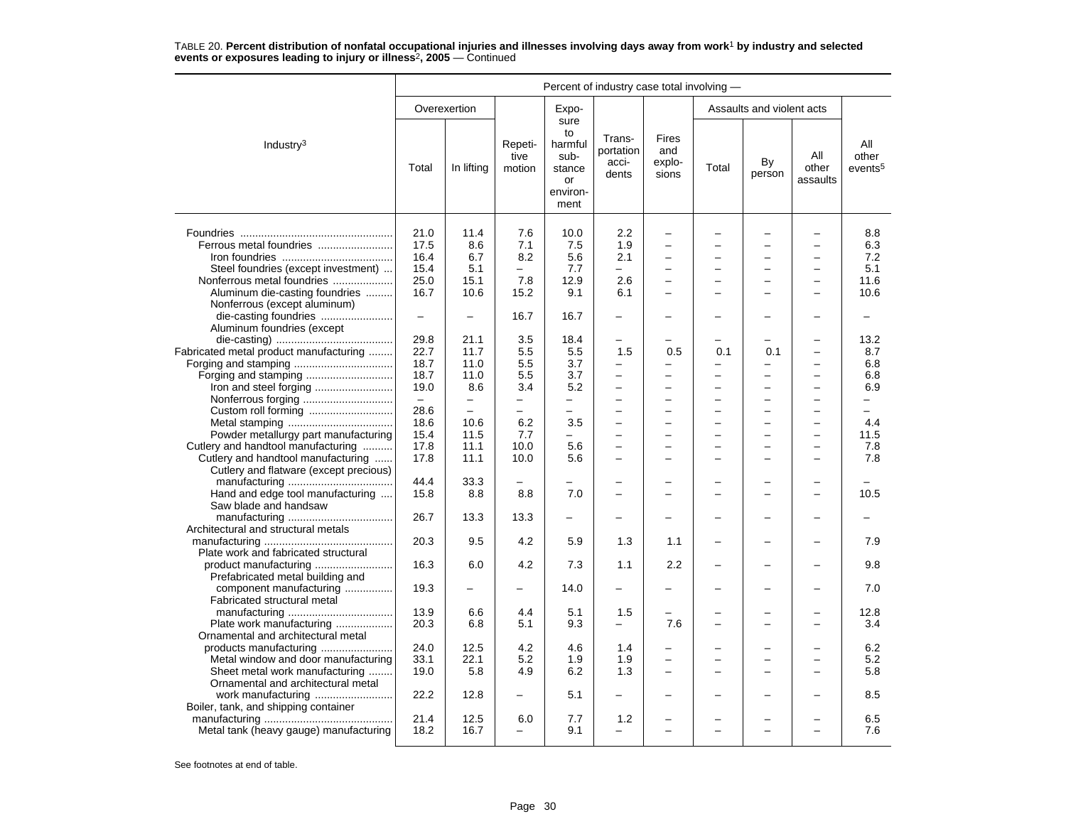TABLE 20. **Percent distribution of nonfatal occupational injuries and illnesses involving days away from work[1] by industry and selected events or exposures leading to injury or illness[2], 2005** — Continued

| Industry[3] | Percent of industry case total involving — | | | | | | | | | |
|---|---|---|---|---|---|---|---|---|---|---|
| | Overexertion | | Repetitive motion | Exposure to harmful substance or environment | Transportation accidents | Fires and explosions | Assaults and violent acts | | | All other events[5] |
| | Total | In lifting | | | | | Total | By person | All other assaults | |
| Foundries | 21.0 | 11.4 | 7.6 | 10.0 | 2.2 | – | – | – | – | 8.8 |
| Ferrous metal foundries | 17.5 | 8.6 | 7.1 | 7.5 | 1.9 | – | – | – | – | 6.3 |
| Iron foundries | 16.4 | 6.7 | 8.2 | 5.6 | 2.1 | – | – | – | – | 7.2 |
| Steel foundries (except investment) | 15.4 | 5.1 | – | 7.7 | – | – | – | – | – | 5.1 |
| Nonferrous metal foundries | 25.0 | 15.1 | 7.8 | 12.9 | 2.6 | – | – | – | – | 11.6 |
| Aluminum die-casting foundries | 16.7 | 10.6 | 15.2 | 9.1 | 6.1 | – | – | – | – | 10.6 |
| Nonferrous (except aluminum) die-casting foundries | – | – | 16.7 | 16.7 | – | – | – | – | – | – |
| Aluminum foundries (except die-casting) | 29.8 | 21.1 | 3.5 | 18.4 | – | – | – | – | – | 13.2 |
| Fabricated metal product manufacturing | 22.7 | 11.7 | 5.5 | 5.5 | 1.5 | 0.5 | 0.1 | 0.1 | – | 8.7 |
| Forging and stamping | 18.7 | 11.0 | 5.5 | 3.7 | – | – | – | – | – | 6.8 |
| Forging and stamping | 18.7 | 11.0 | 5.5 | 3.7 | – | – | – | – | – | 6.8 |
| Iron and steel forging | 19.0 | 8.6 | 3.4 | 5.2 | – | – | – | – | – | 6.9 |
| Nonferrous forging | – | – | – | – | – | – | – | – | – | – |
| Custom roll forming | 28.6 | – | – | – | – | – | – | – | – | – |
| Metal stamping | 18.6 | 10.6 | 6.2 | 3.5 | – | – | – | – | – | 4.4 |
| Powder metallurgy part manufacturing | 15.4 | 11.5 | 7.7 | – | – | – | – | – | – | 11.5 |
| Cutlery and handtool manufacturing | 17.8 | 11.1 | 10.0 | 5.6 | – | – | – | – | – | 7.8 |
| Cutlery and handtool manufacturing | 17.8 | 11.1 | 10.0 | 5.6 | – | – | – | – | – | 7.8 |
| Cutlery and flatware (except precious) manufacturing | 44.4 | 33.3 | – | – | – | – | – | – | – | – |
| Hand and edge tool manufacturing | 15.8 | 8.8 | 8.8 | 7.0 | – | – | – | – | – | 10.5 |
| Saw blade and handsaw manufacturing | 26.7 | 13.3 | 13.3 | – | – | – | – | – | – | – |
| Architectural and structural metals manufacturing | 20.3 | 9.5 | 4.2 | 5.9 | 1.3 | 1.1 | – | – | – | 7.9 |
| Plate work and fabricated structural product manufacturing | 16.3 | 6.0 | 4.2 | 7.3 | 1.1 | 2.2 | – | – | – | 9.8 |
| Prefabricated metal building and component manufacturing | 19.3 | – | – | 14.0 | – | – | – | – | – | 7.0 |
| Fabricated structural metal manufacturing | 13.9 | 6.6 | 4.4 | 5.1 | 1.5 | – | – | – | – | 12.8 |
| Plate work manufacturing | 20.3 | 6.8 | 5.1 | 9.3 | – | 7.6 | – | – | – | 3.4 |
| Ornamental and architectural metal products manufacturing | 24.0 | 12.5 | 4.2 | 4.6 | 1.4 | – | – | – | – | 6.2 |
| Metal window and door manufacturing | 33.1 | 22.1 | 5.2 | 1.9 | 1.9 | – | – | – | – | 5.2 |
| Sheet metal work manufacturing | 19.0 | 5.8 | 4.9 | 6.2 | 1.3 | – | – | – | – | 5.8 |
| Ornamental and architectural metal work manufacturing | 22.2 | 12.8 | – | 5.1 | – | – | – | – | – | 8.5 |
| Boiler, tank, and shipping container manufacturing | 21.4 | 12.5 | 6.0 | 7.7 | 1.2 | – | – | – | – | 6.5 |
| Metal tank (heavy gauge) manufacturing | 18.2 | 16.7 | – | 9.1 | – | – | – | – | – | 7.6 |

See footnotes at end of table.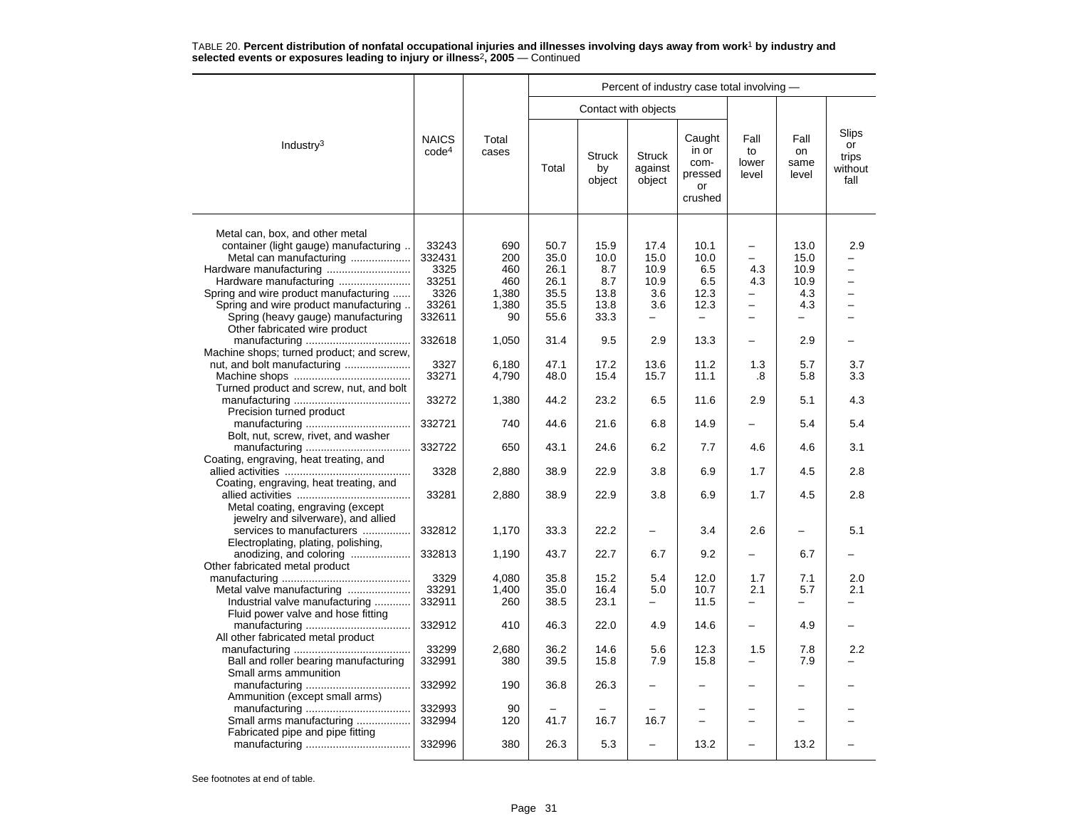TABLE 20. **Percent distribution of nonfatal occupational injuries and illnesses involving days away from work[1] by industry and selected events or exposures leading to injury or illness[2], 2005** — Continued

| Industry[3] | NAICS code[4] | Total cases | Percent of industry case total involving — | | | | | | |
|---|---|---|---|---|---|---|---|---|---|
| | | | Contact with objects | | | | | | |
| | | | Total | Struck by object | Struck against object | Caught in or compressed or crushed | Fall to lower level | Fall on same level | Slips or trips without fall |
| Metal can, box, and other metal container (light gauge) manufacturing | 33243 | 690 | 50.7 | 15.9 | 17.4 | 10.1 | – | 13.0 | 2.9 |
| Metal can manufacturing | 332431 | 200 | 35.0 | 10.0 | 15.0 | 10.0 | – | 15.0 | – |
| Hardware manufacturing | 3325 | 460 | 26.1 | 8.7 | 10.9 | 6.5 | 4.3 | 10.9 | – |
| Hardware manufacturing | 33251 | 460 | 26.1 | 8.7 | 10.9 | 6.5 | 4.3 | 10.9 | – |
| Spring and wire product manufacturing | 3326 | 1,380 | 35.5 | 13.8 | 3.6 | 12.3 | – | 4.3 | – |
| Spring and wire product manufacturing | 33261 | 1,380 | 35.5 | 13.8 | 3.6 | 12.3 | – | 4.3 | – |
| Spring (heavy gauge) manufacturing | 332611 | 90 | 55.6 | 33.3 | – | – | – | – | – |
| Other fabricated wire product manufacturing | 332618 | 1,050 | 31.4 | 9.5 | 2.9 | 13.3 | – | 2.9 | – |
| Machine shops; turned product; and screw, nut, and bolt manufacturing | 3327 | 6,180 | 47.1 | 17.2 | 13.6 | 11.2 | 1.3 | 5.7 | 3.7 |
| Machine shops | 33271 | 4,790 | 48.0 | 15.4 | 15.7 | 11.1 | .8 | 5.8 | 3.3 |
| Turned product and screw, nut, and bolt manufacturing | 33272 | 1,380 | 44.2 | 23.2 | 6.5 | 11.6 | 2.9 | 5.1 | 4.3 |
| Precision turned product manufacturing | 332721 | 740 | 44.6 | 21.6 | 6.8 | 14.9 | – | 5.4 | 5.4 |
| Bolt, nut, screw, rivet, and washer manufacturing | 332722 | 650 | 43.1 | 24.6 | 6.2 | 7.7 | 4.6 | 4.6 | 3.1 |
| Coating, engraving, heat treating, and allied activities | 3328 | 2,880 | 38.9 | 22.9 | 3.8 | 6.9 | 1.7 | 4.5 | 2.8 |
| Coating, engraving, heat treating, and allied activities | 33281 | 2,880 | 38.9 | 22.9 | 3.8 | 6.9 | 1.7 | 4.5 | 2.8 |
| Metal coating, engraving (except jewelry and silverware), and allied services to manufacturers | 332812 | 1,170 | 33.3 | 22.2 | – | 3.4 | 2.6 | – | 5.1 |
| Electroplating, plating, polishing, anodizing, and coloring | 332813 | 1,190 | 43.7 | 22.7 | 6.7 | 9.2 | – | 6.7 | – |
| Other fabricated metal product manufacturing | 3329 | 4,080 | 35.8 | 15.2 | 5.4 | 12.0 | 1.7 | 7.1 | 2.0 |
| Metal valve manufacturing | 33291 | 1,400 | 35.0 | 16.4 | 5.0 | 10.7 | 2.1 | 5.7 | 2.1 |
| Industrial valve manufacturing | 332911 | 260 | 38.5 | 23.1 | – | 11.5 | – | – | – |
| Fluid power valve and hose fitting manufacturing | 332912 | 410 | 46.3 | 22.0 | 4.9 | 14.6 | – | 4.9 | – |
| All other fabricated metal product manufacturing | 33299 | 2,680 | 36.2 | 14.6 | 5.6 | 12.3 | 1.5 | 7.8 | 2.2 |
| Ball and roller bearing manufacturing | 332991 | 380 | 39.5 | 15.8 | 7.9 | 15.8 | – | 7.9 | – |
| Small arms ammunition manufacturing | 332992 | 190 | 36.8 | 26.3 | – | – | – | – | – |
| Ammunition (except small arms) manufacturing | 332993 | 90 | – | – | – | – | – | – | – |
| Small arms manufacturing | 332994 | 120 | 41.7 | 16.7 | 16.7 | – | – | – | – |
| Fabricated pipe and pipe fitting manufacturing | 332996 | 380 | 26.3 | 5.3 | – | 13.2 | – | 13.2 | – |

See footnotes at end of table.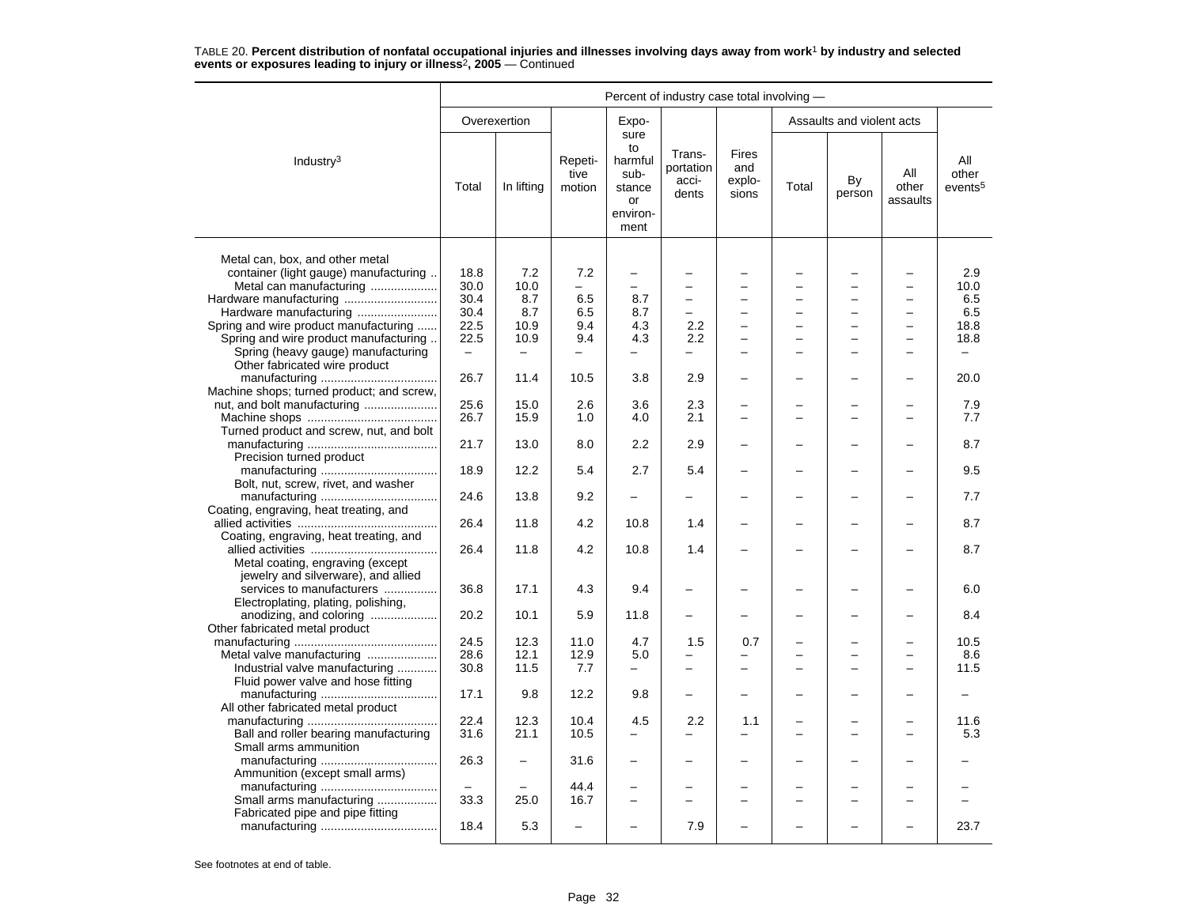TABLE 20. **Percent distribution of nonfatal occupational injuries and illnesses involving days away from work[1] by industry and selected events or exposures leading to injury or illness[2], 2005** — Continued

| Industry[3] | Percent of industry case total involving — | | | | | | | | | |
|---|---|---|---|---|---|---|---|---|---|---|
| | Overexertion | | Repetitive motion | Exposure to harmful substance or environment | Transportation accidents | Fires and explosions | Assaults and violent acts | | | All other events[5] |
| | Total | In lifting | | | | | Total | By person | All other assaults | |
| Metal can, box, and other metal container (light gauge) manufacturing | 18.8 | 7.2 | 7.2 | – | – | – | – | – | – | 2.9 |
| Metal can manufacturing | 30.0 | 10.0 | – | – | – | – | – | – | – | 10.0 |
| Hardware manufacturing | 30.4 | 8.7 | 6.5 | 8.7 | – | – | – | – | – | 6.5 |
| Hardware manufacturing | 30.4 | 8.7 | 6.5 | 8.7 | – | – | – | – | – | 6.5 |
| Spring and wire product manufacturing | 22.5 | 10.9 | 9.4 | 4.3 | 2.2 | – | – | – | – | 18.8 |
| Spring and wire product manufacturing | 22.5 | 10.9 | 9.4 | 4.3 | 2.2 | – | – | – | – | 18.8 |
| Spring (heavy gauge) manufacturing | – | – | – | – | – | – | – | – | – | – |
| Other fabricated wire product manufacturing | 26.7 | 11.4 | 10.5 | 3.8 | 2.9 | – | – | – | – | 20.0 |
| Machine shops; turned product; and screw, nut, and bolt manufacturing | 25.6 | 15.0 | 2.6 | 3.6 | 2.3 | – | – | – | – | 7.9 |
| Machine shops | 26.7 | 15.9 | 1.0 | 4.0 | 2.1 | – | – | – | – | 7.7 |
| Turned product and screw, nut, and bolt manufacturing | 21.7 | 13.0 | 8.0 | 2.2 | 2.9 | – | – | – | – | 8.7 |
| Precision turned product manufacturing | 18.9 | 12.2 | 5.4 | 2.7 | 5.4 | – | – | – | – | 9.5 |
| Bolt, nut, screw, rivet, and washer manufacturing | 24.6 | 13.8 | 9.2 | – | – | – | – | – | – | 7.7 |
| Coating, engraving, heat treating, and allied activities | 26.4 | 11.8 | 4.2 | 10.8 | 1.4 | – | – | – | – | 8.7 |
| Coating, engraving, heat treating, and allied activities | 26.4 | 11.8 | 4.2 | 10.8 | 1.4 | – | – | – | – | 8.7 |
| Metal coating, engraving (except jewelry and silverware), and allied services to manufacturers | 36.8 | 17.1 | 4.3 | 9.4 | – | – | – | – | – | 6.0 |
| Electroplating, plating, polishing, anodizing, and coloring | 20.2 | 10.1 | 5.9 | 11.8 | – | – | – | – | – | 8.4 |
| Other fabricated metal product manufacturing | 24.5 | 12.3 | 11.0 | 4.7 | 1.5 | 0.7 | – | – | – | 10.5 |
| Metal valve manufacturing | 28.6 | 12.1 | 12.9 | 5.0 | – | – | – | – | – | 8.6 |
| Industrial valve manufacturing | 30.8 | 11.5 | 7.7 | – | – | – | – | – | – | 11.5 |
| Fluid power valve and hose fitting manufacturing | 17.1 | 9.8 | 12.2 | 9.8 | – | – | – | – | – | – |
| All other fabricated metal product manufacturing | 22.4 | 12.3 | 10.4 | 4.5 | 2.2 | 1.1 | – | – | – | 11.6 |
| Ball and roller bearing manufacturing | 31.6 | 21.1 | 10.5 | – | – | – | – | – | – | 5.3 |
| Small arms ammunition manufacturing | 26.3 | – | 31.6 | – | – | – | – | – | – | – |
| Ammunition (except small arms) manufacturing | – | – | 44.4 | – | – | – | – | – | – | – |
| Small arms manufacturing | 33.3 | 25.0 | 16.7 | – | – | – | – | – | – | – |
| Fabricated pipe and pipe fitting manufacturing | 18.4 | 5.3 | – | – | 7.9 | – | – | – | – | 23.7 |

See footnotes at end of table.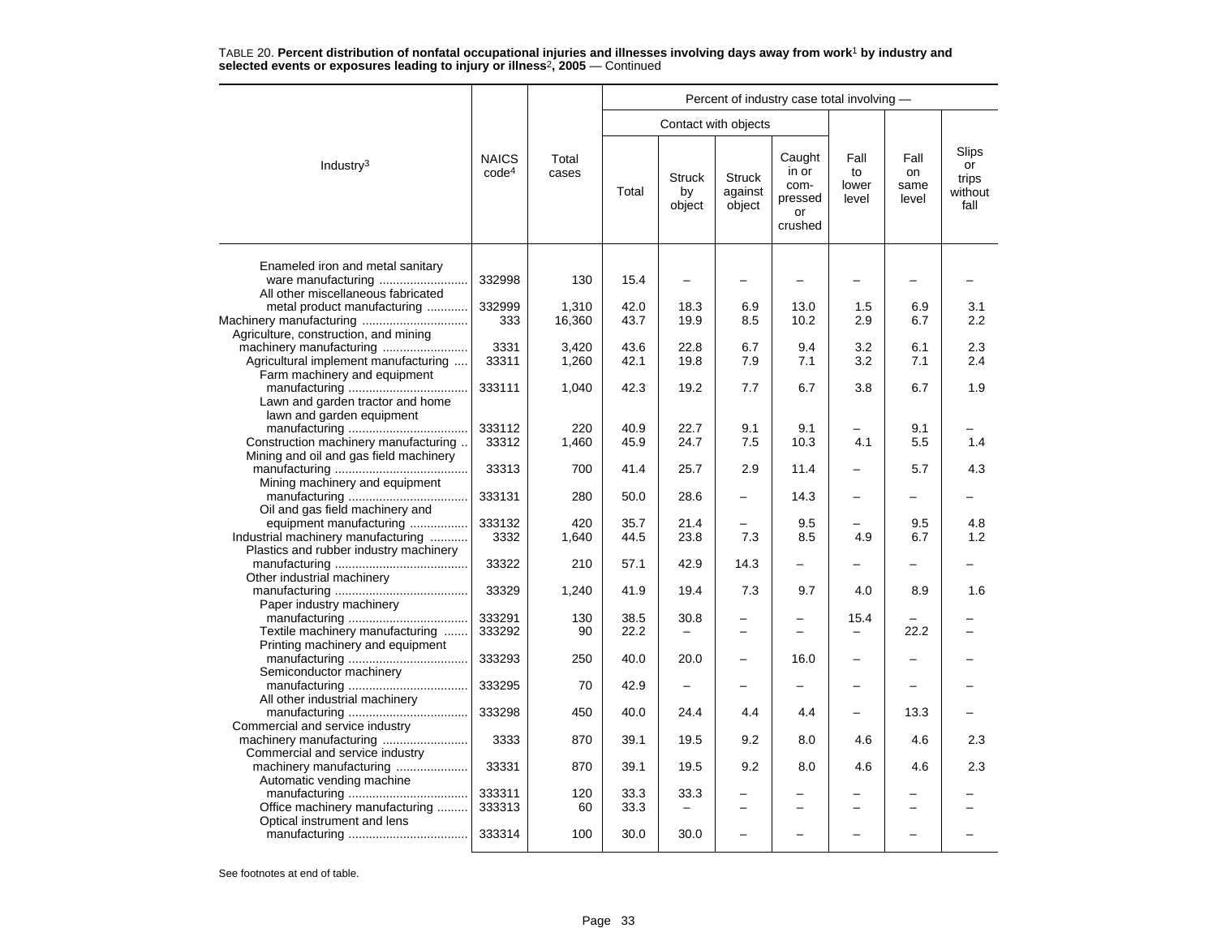TABLE 20. **Percent distribution of nonfatal occupational injuries and illnesses involving days away from work[1] by industry and selected events or exposures leading to injury or illness[2], 2005** — Continued

| Industry[3] | NAICS code[4] | Total cases | Percent of industry case total involving — | | | | | | |
|---|---|---|---|---|---|---|---|---|---|
| | | | Contact with objects | | | | | | |
| | | | Total | Struck by object | Struck against object | Caught in or com-pressed or crushed | Fall to lower level | Fall on same level | Slips or trips without fall |
| Enameled iron and metal sanitary ware manufacturing | 332998 | 130 | 15.4 | – | – | – | – | – | – |
| All other miscellaneous fabricated metal product manufacturing | 332999 | 1,310 | 42.0 | 18.3 | 6.9 | 13.0 | 1.5 | 6.9 | 3.1 |
| Machinery manufacturing | 333 | 16,360 | 43.7 | 19.9 | 8.5 | 10.2 | 2.9 | 6.7 | 2.2 |
| Agriculture, construction, and mining machinery manufacturing | 3331 | 3,420 | 43.6 | 22.8 | 6.7 | 9.4 | 3.2 | 6.1 | 2.3 |
| Agricultural implement manufacturing | 33311 | 1,260 | 42.1 | 19.8 | 7.9 | 7.1 | 3.2 | 7.1 | 2.4 |
| Farm machinery and equipment manufacturing | 333111 | 1,040 | 42.3 | 19.2 | 7.7 | 6.7 | 3.8 | 6.7 | 1.9 |
| Lawn and garden tractor and home lawn and garden equipment manufacturing | 333112 | 220 | 40.9 | 22.7 | 9.1 | 9.1 | – | 9.1 | – |
| Construction machinery manufacturing | 33312 | 1,460 | 45.9 | 24.7 | 7.5 | 10.3 | 4.1 | 5.5 | 1.4 |
| Mining and oil and gas field machinery manufacturing | 33313 | 700 | 41.4 | 25.7 | 2.9 | 11.4 | – | 5.7 | 4.3 |
| Mining machinery and equipment manufacturing | 333131 | 280 | 50.0 | 28.6 | – | 14.3 | – | – | – |
| Oil and gas field machinery and equipment manufacturing | 333132 | 420 | 35.7 | 21.4 | – | 9.5 | – | 9.5 | 4.8 |
| Industrial machinery manufacturing | 3332 | 1,640 | 44.5 | 23.8 | 7.3 | 8.5 | 4.9 | 6.7 | 1.2 |
| Plastics and rubber industry machinery manufacturing | 33322 | 210 | 57.1 | 42.9 | 14.3 | – | – | – | – |
| Other industrial machinery manufacturing | 33329 | 1,240 | 41.9 | 19.4 | 7.3 | 9.7 | 4.0 | 8.9 | 1.6 |
| Paper industry machinery manufacturing | 333291 | 130 | 38.5 | 30.8 | – | – | 15.4 | – | – |
| Textile machinery manufacturing | 333292 | 90 | 22.2 | – | – | – | – | 22.2 | – |
| Printing machinery and equipment manufacturing | 333293 | 250 | 40.0 | 20.0 | – | 16.0 | – | – | – |
| Semiconductor machinery manufacturing | 333295 | 70 | 42.9 | – | – | – | – | – | – |
| All other industrial machinery manufacturing | 333298 | 450 | 40.0 | 24.4 | 4.4 | 4.4 | – | 13.3 | – |
| Commercial and service industry machinery manufacturing | 3333 | 870 | 39.1 | 19.5 | 9.2 | 8.0 | 4.6 | 4.6 | 2.3 |
| Commercial and service industry machinery manufacturing | 33331 | 870 | 39.1 | 19.5 | 9.2 | 8.0 | 4.6 | 4.6 | 2.3 |
| Automatic vending machine manufacturing | 333311 | 120 | 33.3 | 33.3 | – | – | – | – | – |
| Office machinery manufacturing | 333313 | 60 | 33.3 | – | – | – | – | – | – |
| Optical instrument and lens manufacturing | 333314 | 100 | 30.0 | 30.0 | – | – | – | – | – |

See footnotes at end of table.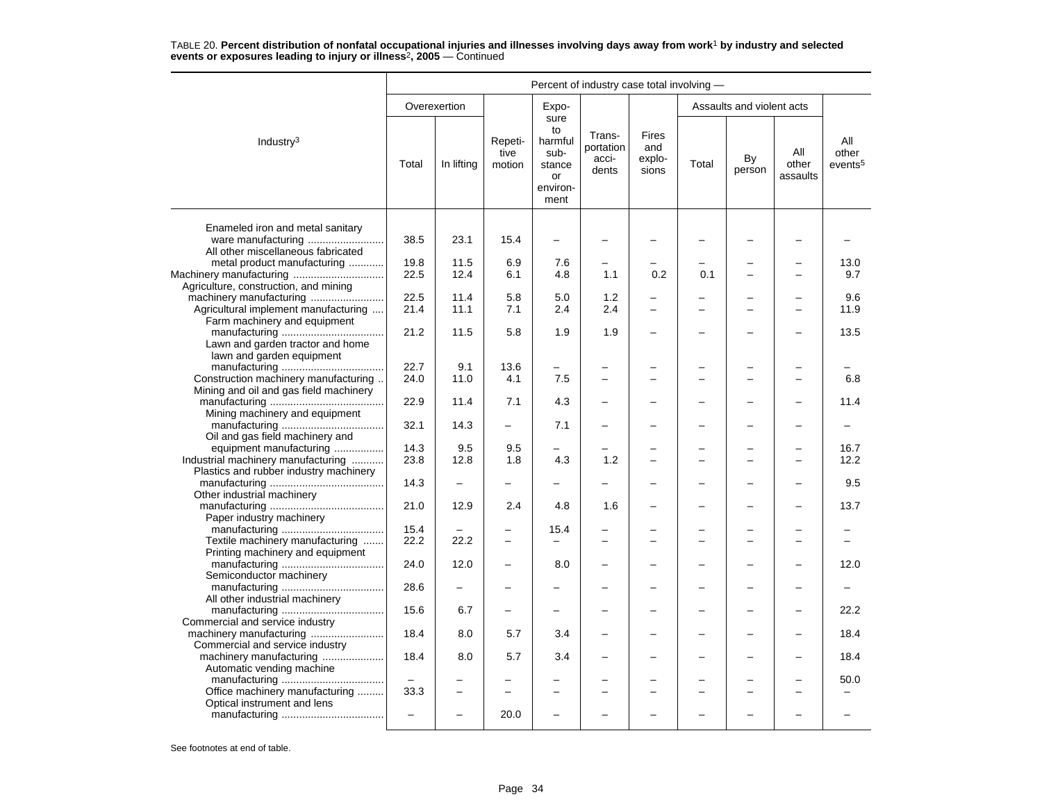TABLE 20. **Percent distribution of nonfatal occupational injuries and illnesses involving days away from work[1] by industry and selected events or exposures leading to injury or illness[2], 2005** — Continued

| Industry[3] | Overexertion | | Repetitive motion | Exposure to harmful substance or environment | Transportation accidents | Fires and explosions | Assaults and violent acts | | | All other events[5] |
|---|---|---|---|---|---|---|---|---|---|---|
| | Total | In lifting | | | | | Total | By person | All other assaults | |
| Enameled iron and metal sanitary ware manufacturing | 38.5 | 23.1 | 15.4 | – | – | – | – | – | – | – |
| All other miscellaneous fabricated metal product manufacturing | 19.8 | 11.5 | 6.9 | 7.6 | – | – | – | – | – | 13.0 |
| Machinery manufacturing | 22.5 | 12.4 | 6.1 | 4.8 | 1.1 | 0.2 | 0.1 | – | – | 9.7 |
| Agriculture, construction, and mining machinery manufacturing | 22.5 | 11.4 | 5.8 | 5.0 | 1.2 | – | – | – | – | 9.6 |
| Agricultural implement manufacturing | 21.4 | 11.1 | 7.1 | 2.4 | 2.4 | – | – | – | – | 11.9 |
| Farm machinery and equipment manufacturing | 21.2 | 11.5 | 5.8 | 1.9 | 1.9 | – | – | – | – | 13.5 |
| Lawn and garden tractor and home lawn and garden equipment manufacturing | 22.7 | 9.1 | 13.6 | – | – | – | – | – | – | – |
| Construction machinery manufacturing | 24.0 | 11.0 | 4.1 | 7.5 | – | – | – | – | – | 6.8 |
| Mining and oil and gas field machinery manufacturing | 22.9 | 11.4 | 7.1 | 4.3 | – | – | – | – | – | 11.4 |
| Mining machinery and equipment manufacturing | 32.1 | 14.3 | – | 7.1 | – | – | – | – | – | – |
| Oil and gas field machinery and equipment manufacturing | 14.3 | 9.5 | 9.5 | – | – | – | – | – | – | 16.7 |
| Industrial machinery manufacturing | 23.8 | 12.8 | 1.8 | 4.3 | 1.2 | – | – | – | – | 12.2 |
| Plastics and rubber industry machinery manufacturing | 14.3 | – | – | – | – | – | – | – | – | 9.5 |
| Other industrial machinery manufacturing | 21.0 | 12.9 | 2.4 | 4.8 | 1.6 | – | – | – | – | 13.7 |
| Paper industry machinery manufacturing | 15.4 | – | – | 15.4 | – | – | – | – | – | – |
| Textile machinery manufacturing | 22.2 | 22.2 | – | – | – | – | – | – | – | – |
| Printing machinery and equipment manufacturing | 24.0 | 12.0 | – | 8.0 | – | – | – | – | – | 12.0 |
| Semiconductor machinery manufacturing | 28.6 | – | – | – | – | – | – | – | – | – |
| All other industrial machinery manufacturing | 15.6 | 6.7 | – | – | – | – | – | – | – | 22.2 |
| Commercial and service industry machinery manufacturing | 18.4 | 8.0 | 5.7 | 3.4 | – | – | – | – | – | 18.4 |
| Commercial and service industry machinery manufacturing | 18.4 | 8.0 | 5.7 | 3.4 | – | – | – | – | – | 18.4 |
| Automatic vending machine manufacturing | – | – | – | – | – | – | – | – | – | 50.0 |
| Office machinery manufacturing | 33.3 | – | – | – | – | – | – | – | – | – |
| Optical instrument and lens manufacturing | – | – | 20.0 | – | – | – | – | – | – | – |

See footnotes at end of table.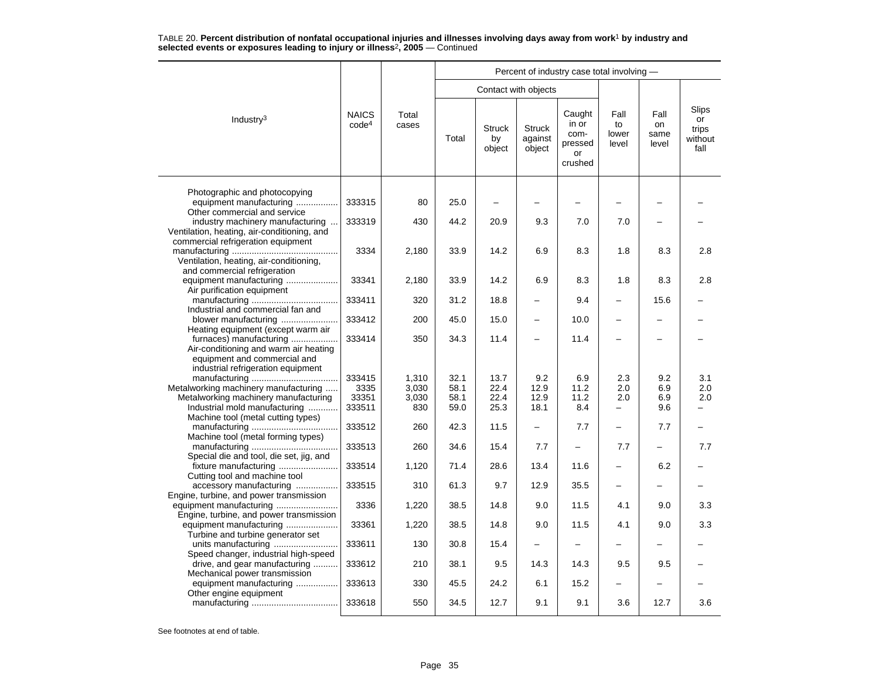TABLE 20. **Percent distribution of nonfatal occupational injuries and illnesses involving days away from work[1] by industry and selected events or exposures leading to injury or illness[2], 2005** — Continued

| Industry[3] | NAICS code[4] | Total cases | Percent of industry case total involving — | | | | | | |
|---|---|---|---|---|---|---|---|---|---|
| | | | Contact with objects | | | | | | |
| | | | Total | Struck by object | Struck against object | Caught in or compressed or crushed | Fall to lower level | Fall on same level | Slips or trips without fall |
| Photographic and photocopying equipment manufacturing | 333315 | 80 | 25.0 | – | – | – | – | – | – |
| Other commercial and service industry machinery manufacturing | 333319 | 430 | 44.2 | 20.9 | 9.3 | 7.0 | 7.0 | – | – |
| Ventilation, heating, air-conditioning, and commercial refrigeration equipment manufacturing | 3334 | 2,180 | 33.9 | 14.2 | 6.9 | 8.3 | 1.8 | 8.3 | 2.8 |
| Ventilation, heating, air-conditioning, and commercial refrigeration equipment manufacturing | 33341 | 2,180 | 33.9 | 14.2 | 6.9 | 8.3 | 1.8 | 8.3 | 2.8 |
| Air purification equipment manufacturing | 333411 | 320 | 31.2 | 18.8 | – | 9.4 | – | 15.6 | – |
| Industrial and commercial fan and blower manufacturing | 333412 | 200 | 45.0 | 15.0 | – | 10.0 | – | – | – |
| Heating equipment (except warm air furnaces) manufacturing | 333414 | 350 | 34.3 | 11.4 | – | 11.4 | – | – | – |
| Air-conditioning and warm air heating equipment and commercial and industrial refrigeration equipment manufacturing | 333415 | 1,310 | 32.1 | 13.7 | 9.2 | 6.9 | 2.3 | 9.2 | 3.1 |
| Metalworking machinery manufacturing | 3335 | 3,030 | 58.1 | 22.4 | 12.9 | 11.2 | 2.0 | 6.9 | 2.0 |
| Metalworking machinery manufacturing | 33351 | 3,030 | 58.1 | 22.4 | 12.9 | 11.2 | 2.0 | 6.9 | 2.0 |
| Industrial mold manufacturing | 333511 | 830 | 59.0 | 25.3 | 18.1 | 8.4 | – | 9.6 | – |
| Machine tool (metal cutting types) manufacturing | 333512 | 260 | 42.3 | 11.5 | – | 7.7 | – | 7.7 | – |
| Machine tool (metal forming types) manufacturing | 333513 | 260 | 34.6 | 15.4 | 7.7 | – | 7.7 | – | 7.7 |
| Special die and tool, die set, jig, and fixture manufacturing | 333514 | 1,120 | 71.4 | 28.6 | 13.4 | 11.6 | – | 6.2 | – |
| Cutting tool and machine tool accessory manufacturing | 333515 | 310 | 61.3 | 9.7 | 12.9 | 35.5 | – | – | – |
| Engine, turbine, and power transmission equipment manufacturing | 3336 | 1,220 | 38.5 | 14.8 | 9.0 | 11.5 | 4.1 | 9.0 | 3.3 |
| Engine, turbine, and power transmission equipment manufacturing | 33361 | 1,220 | 38.5 | 14.8 | 9.0 | 11.5 | 4.1 | 9.0 | 3.3 |
| Turbine and turbine generator set units manufacturing | 333611 | 130 | 30.8 | 15.4 | – | – | – | – | – |
| Speed changer, industrial high-speed drive, and gear manufacturing | 333612 | 210 | 38.1 | 9.5 | 14.3 | 14.3 | 9.5 | 9.5 | – |
| Mechanical power transmission equipment manufacturing | 333613 | 330 | 45.5 | 24.2 | 6.1 | 15.2 | – | – | – |
| Other engine equipment manufacturing | 333618 | 550 | 34.5 | 12.7 | 9.1 | 9.1 | 3.6 | 12.7 | 3.6 |

See footnotes at end of table.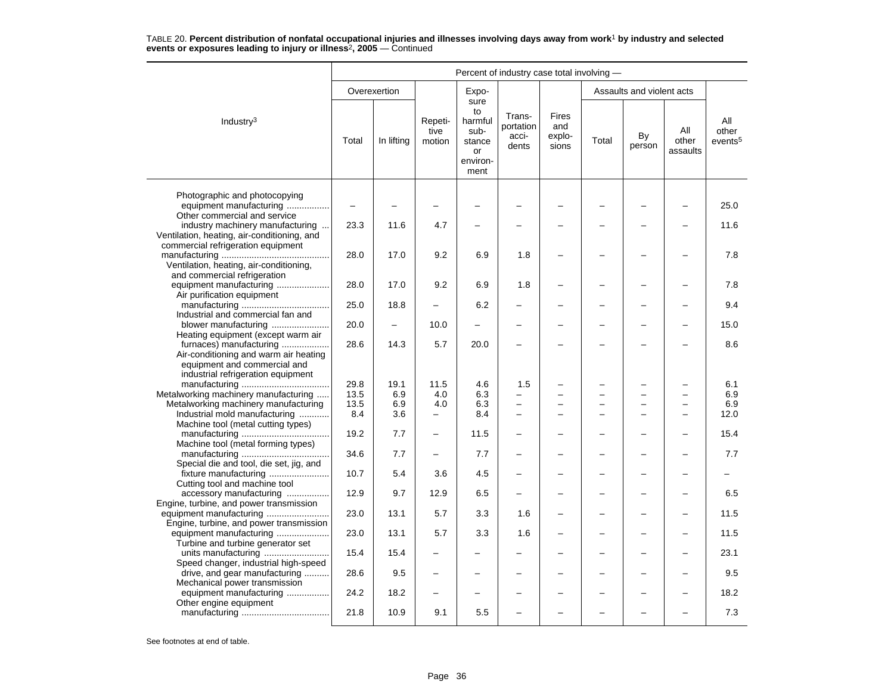TABLE 20. **Percent distribution of nonfatal occupational injuries and illnesses involving days away from work[1] by industry and selected events or exposures leading to injury or illness[2], 2005** — Continued

| Industry[3] | Percent of industry case total involving — | | | | | | | | | |
|---|---|---|---|---|---|---|---|---|---|---|
| | Overexertion | | Repetitive motion | Exposure to harmful substance or environment | Transportation accidents | Fires and explosions | Assaults and violent acts | | | All other events[5] |
| | Total | In lifting | | | | | Total | By person | All other assaults | |
| Photographic and photocopying equipment manufacturing | – | – | – | – | – | – | – | – | – | 25.0 |
| Other commercial and service industry machinery manufacturing | 23.3 | 11.6 | 4.7 | – | – | – | – | – | – | 11.6 |
| Ventilation, heating, air-conditioning, and commercial refrigeration equipment manufacturing | 28.0 | 17.0 | 9.2 | 6.9 | 1.8 | – | – | – | – | 7.8 |
| Ventilation, heating, air-conditioning, and commercial refrigeration equipment manufacturing | 28.0 | 17.0 | 9.2 | 6.9 | 1.8 | – | – | – | – | 7.8 |
| Air purification equipment manufacturing | 25.0 | 18.8 | – | 6.2 | – | – | – | – | – | 9.4 |
| Industrial and commercial fan and blower manufacturing | 20.0 | – | 10.0 | – | – | – | – | – | – | 15.0 |
| Heating equipment (except warm air furnaces) manufacturing | 28.6 | 14.3 | 5.7 | 20.0 | – | – | – | – | – | 8.6 |
| Air-conditioning and warm air heating equipment and commercial and industrial refrigeration equipment manufacturing | 29.8 | 19.1 | 11.5 | 4.6 | 1.5 | – | – | – | – | 6.1 |
| Metalworking machinery manufacturing | 13.5 | 6.9 | 4.0 | 6.3 | – | – | – | – | – | 6.9 |
| Metalworking machinery manufacturing | 13.5 | 6.9 | 4.0 | 6.3 | – | – | – | – | – | 6.9 |
| Industrial mold manufacturing | 8.4 | 3.6 | – | 8.4 | – | – | – | – | – | 12.0 |
| Machine tool (metal cutting types) manufacturing | 19.2 | 7.7 | – | 11.5 | – | – | – | – | – | 15.4 |
| Machine tool (metal forming types) manufacturing | 34.6 | 7.7 | – | 7.7 | – | – | – | – | – | 7.7 |
| Special die and tool, die set, jig, and fixture manufacturing | 10.7 | 5.4 | 3.6 | 4.5 | – | – | – | – | – | – |
| Cutting tool and machine tool accessory manufacturing | 12.9 | 9.7 | 12.9 | 6.5 | – | – | – | – | – | 6.5 |
| Engine, turbine, and power transmission equipment manufacturing | 23.0 | 13.1 | 5.7 | 3.3 | 1.6 | – | – | – | – | 11.5 |
| Engine, turbine, and power transmission equipment manufacturing | 23.0 | 13.1 | 5.7 | 3.3 | 1.6 | – | – | – | – | 11.5 |
| Turbine and turbine generator set units manufacturing | 15.4 | 15.4 | – | – | – | – | – | – | – | 23.1 |
| Speed changer, industrial high-speed drive, and gear manufacturing | 28.6 | 9.5 | – | – | – | – | – | – | – | 9.5 |
| Mechanical power transmission equipment manufacturing | 24.2 | 18.2 | – | – | – | – | – | – | – | 18.2 |
| Other engine equipment manufacturing | 21.8 | 10.9 | 9.1 | 5.5 | – | – | – | – | – | 7.3 |

See footnotes at end of table.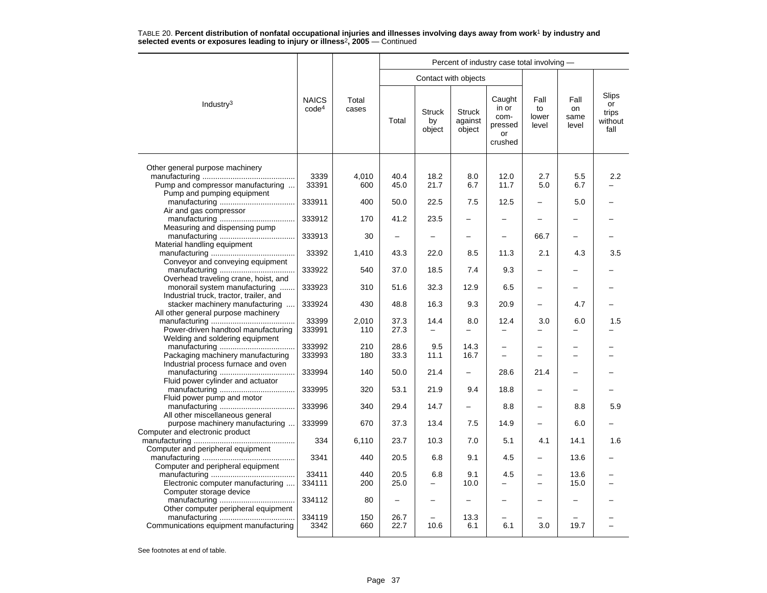TABLE 20. **Percent distribution of nonfatal occupational injuries and illnesses involving days away from work[1] by industry and selected events or exposures leading to injury or illness[2], 2005** — Continued

| Industry[3] | NAICS code[4] | Total cases | Percent of industry case total involving — | | | | | | |
|---|---|---|---|---|---|---|---|---|---|
| | | | Contact with objects | | | | Fall to lower level | Fall on same level | Slips or trips without fall |
| | | | Total | Struck by object | Struck against object | Caught in or com-pressed or crushed | | | |
| Other general purpose machinery manufacturing | 3339 | 4,010 | 40.4 | 18.2 | 8.0 | 12.0 | 2.7 | 5.5 | 2.2 |
| Pump and compressor manufacturing | 33391 | 600 | 45.0 | 21.7 | 6.7 | 11.7 | 5.0 | 6.7 | – |
| Pump and pumping equipment manufacturing | 333911 | 400 | 50.0 | 22.5 | 7.5 | 12.5 | – | 5.0 | – |
| Air and gas compressor manufacturing | 333912 | 170 | 41.2 | 23.5 | – | – | – | – | – |
| Measuring and dispensing pump manufacturing | 333913 | 30 | – | – | – | – | 66.7 | – | – |
| Material handling equipment manufacturing | 33392 | 1,410 | 43.3 | 22.0 | 8.5 | 11.3 | 2.1 | 4.3 | 3.5 |
| Conveyor and conveying equipment manufacturing | 333922 | 540 | 37.0 | 18.5 | 7.4 | 9.3 | – | – | – |
| Overhead traveling crane, hoist, and monorail system manufacturing | 333923 | 310 | 51.6 | 32.3 | 12.9 | 6.5 | – | – | – |
| Industrial truck, tractor, trailer, and stacker machinery manufacturing | 333924 | 430 | 48.8 | 16.3 | 9.3 | 20.9 | – | 4.7 | – |
| All other general purpose machinery manufacturing | 33399 | 2,010 | 37.3 | 14.4 | 8.0 | 12.4 | 3.0 | 6.0 | 1.5 |
| Power-driven handtool manufacturing | 333991 | 110 | 27.3 | – | – | – | – | – | – |
| Welding and soldering equipment manufacturing | 333992 | 210 | 28.6 | 9.5 | 14.3 | – | – | – | – |
| Packaging machinery manufacturing | 333993 | 180 | 33.3 | 11.1 | 16.7 | – | – | – | – |
| Industrial process furnace and oven manufacturing | 333994 | 140 | 50.0 | 21.4 | – | 28.6 | 21.4 | – | – |
| Fluid power cylinder and actuator manufacturing | 333995 | 320 | 53.1 | 21.9 | 9.4 | 18.8 | – | – | – |
| Fluid power pump and motor manufacturing | 333996 | 340 | 29.4 | 14.7 | – | 8.8 | – | 8.8 | 5.9 |
| All other miscellaneous general purpose machinery manufacturing | 333999 | 670 | 37.3 | 13.4 | 7.5 | 14.9 | – | 6.0 | – |
| Computer and electronic product manufacturing | 334 | 6,110 | 23.7 | 10.3 | 7.0 | 5.1 | 4.1 | 14.1 | 1.6 |
| Computer and peripheral equipment manufacturing | 3341 | 440 | 20.5 | 6.8 | 9.1 | 4.5 | – | 13.6 | – |
| Computer and peripheral equipment manufacturing | 33411 | 440 | 20.5 | 6.8 | 9.1 | 4.5 | – | 13.6 | – |
| Electronic computer manufacturing | 334111 | 200 | 25.0 | – | 10.0 | – | – | 15.0 | – |
| Computer storage device manufacturing | 334112 | 80 | – | – | – | – | – | – | – |
| Other computer peripheral equipment manufacturing | 334119 | 150 | 26.7 | – | 13.3 | – | – | – | – |
| Communications equipment manufacturing | 3342 | 660 | 22.7 | 10.6 | 6.1 | 6.1 | 3.0 | 19.7 | – |

See footnotes at end of table.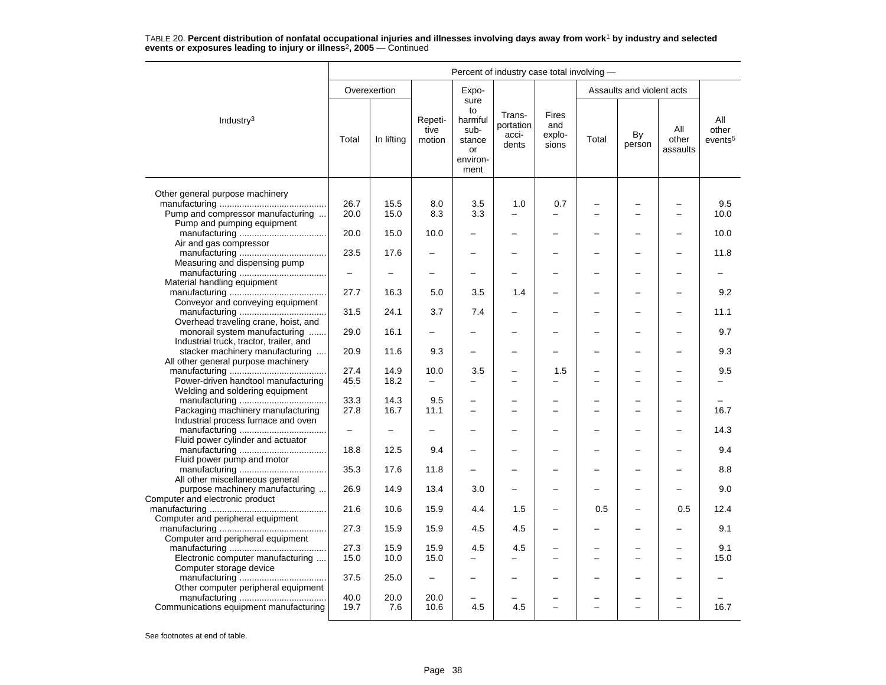TABLE 20. **Percent distribution of nonfatal occupational injuries and illnesses involving days away from work[1] by industry and selected events or exposures leading to injury or illness[2], 2005** — Continued

| Industry[3] | Percent of industry case total involving — | | | | | | | | | |
|---|---|---|---|---|---|---|---|---|---|---|
| | Overexertion | | Repetitive motion | Exposure to harmful substance or environment | Transportation accidents | Fires and explosions | Assaults and violent acts | | | All other events[5] |
| | Total | In lifting | | | | | Total | By person | All other assaults | |
| Other general purpose machinery manufacturing | 26.7 | 15.5 | 8.0 | 3.5 | 1.0 | 0.7 | – | – | – | 9.5 |
| Pump and compressor manufacturing | 20.0 | 15.0 | 8.3 | 3.3 | – | – | – | – | – | 10.0 |
| Pump and pumping equipment manufacturing | 20.0 | 15.0 | 10.0 | – | – | – | – | – | – | 10.0 |
| Air and gas compressor manufacturing | 23.5 | 17.6 | – | – | – | – | – | – | – | 11.8 |
| Measuring and dispensing pump manufacturing | – | – | – | – | – | – | – | – | – | – |
| Material handling equipment manufacturing | 27.7 | 16.3 | 5.0 | 3.5 | 1.4 | – | – | – | – | 9.2 |
| Conveyor and conveying equipment manufacturing | 31.5 | 24.1 | 3.7 | 7.4 | – | – | – | – | – | 11.1 |
| Overhead traveling crane, hoist, and monorail system manufacturing | 29.0 | 16.1 | – | – | – | – | – | – | – | 9.7 |
| Industrial truck, tractor, trailer, and stacker machinery manufacturing | 20.9 | 11.6 | 9.3 | – | – | – | – | – | – | 9.3 |
| All other general purpose machinery manufacturing | 27.4 | 14.9 | 10.0 | 3.5 | – | 1.5 | – | – | – | 9.5 |
| Power-driven handtool manufacturing | 45.5 | 18.2 | – | – | – | – | – | – | – | – |
| Welding and soldering equipment manufacturing | 33.3 | 14.3 | 9.5 | – | – | – | – | – | – | – |
| Packaging machinery manufacturing | 27.8 | 16.7 | 11.1 | – | – | – | – | – | – | 16.7 |
| Industrial process furnace and oven manufacturing | – | – | – | – | – | – | – | – | – | 14.3 |
| Fluid power cylinder and actuator manufacturing | 18.8 | 12.5 | 9.4 | – | – | – | – | – | – | 9.4 |
| Fluid power pump and motor manufacturing | 35.3 | 17.6 | 11.8 | – | – | – | – | – | – | 8.8 |
| All other miscellaneous general purpose machinery manufacturing | 26.9 | 14.9 | 13.4 | 3.0 | – | – | – | – | – | 9.0 |
| Computer and electronic product manufacturing | 21.6 | 10.6 | 15.9 | 4.4 | 1.5 | – | 0.5 | – | 0.5 | 12.4 |
| Computer and peripheral equipment manufacturing | 27.3 | 15.9 | 15.9 | 4.5 | 4.5 | – | – | – | – | 9.1 |
| Computer and peripheral equipment manufacturing | 27.3 | 15.9 | 15.9 | 4.5 | 4.5 | – | – | – | – | 9.1 |
| Electronic computer manufacturing | 15.0 | 10.0 | 15.0 | – | – | – | – | – | – | 15.0 |
| Computer storage device manufacturing | 37.5 | 25.0 | – | – | – | – | – | – | – | – |
| Other computer peripheral equipment manufacturing | 40.0 | 20.0 | 20.0 | – | – | – | – | – | – | – |
| Communications equipment manufacturing | 19.7 | 7.6 | 10.6 | 4.5 | 4.5 | – | – | – | – | 16.7 |

See footnotes at end of table.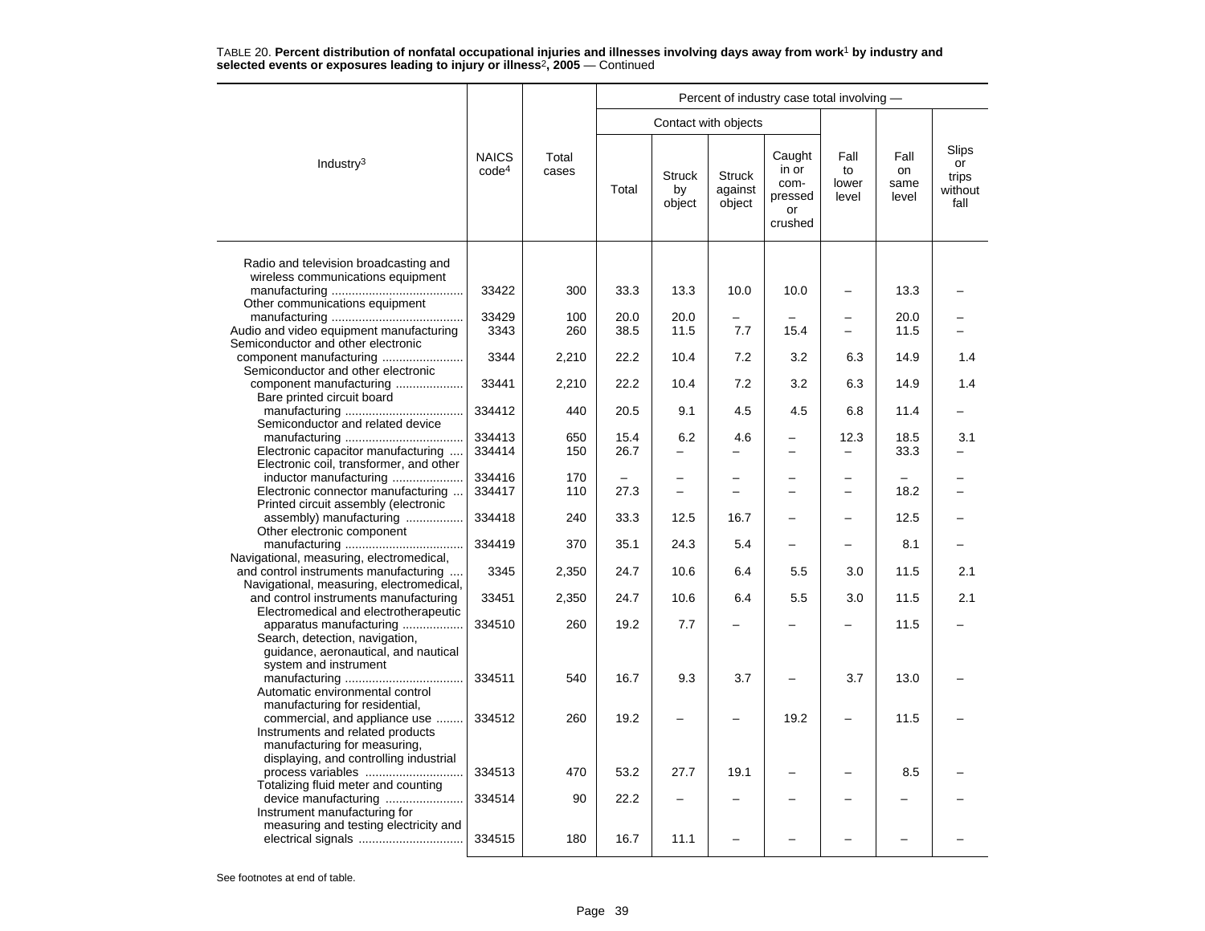TABLE 20. **Percent distribution of nonfatal occupational injuries and illnesses involving days away from work[1] by industry and selected events or exposures leading to injury or illness[2], 2005** — Continued

| Industry[3] | NAICS code[4] | Total cases | Percent of industry case total involving — | | | | | | |
|---|---|---|---|---|---|---|---|---|---|
| | | | Contact with objects | | | | | | |
| | | | Total | Struck by object | Struck against object | Caught in or com-pressed or crushed | Fall to lower level | Fall on same level | Slips or trips without fall |
| Radio and television broadcasting and wireless communications equipment manufacturing | 33422 | 300 | 33.3 | 13.3 | 10.0 | 10.0 | – | 13.3 | – |
| Other communications equipment manufacturing | 33429 | 100 | 20.0 | 20.0 | – | – | – | 20.0 | – |
| Audio and video equipment manufacturing | 3343 | 260 | 38.5 | 11.5 | 7.7 | 15.4 | – | 11.5 | – |
| Semiconductor and other electronic component manufacturing | 3344 | 2,210 | 22.2 | 10.4 | 7.2 | 3.2 | 6.3 | 14.9 | 1.4 |
| Semiconductor and other electronic component manufacturing | 33441 | 2,210 | 22.2 | 10.4 | 7.2 | 3.2 | 6.3 | 14.9 | 1.4 |
| Bare printed circuit board manufacturing | 334412 | 440 | 20.5 | 9.1 | 4.5 | 4.5 | 6.8 | 11.4 | – |
| Semiconductor and related device manufacturing | 334413 | 650 | 15.4 | 6.2 | 4.6 | – | 12.3 | 18.5 | 3.1 |
| Electronic capacitor manufacturing | 334414 | 150 | 26.7 | – | – | – | – | 33.3 | – |
| Electronic coil, transformer, and other inductor manufacturing | 334416 | 170 | – | – | – | – | – | – | – |
| Electronic connector manufacturing | 334417 | 110 | 27.3 | – | – | – | – | 18.2 | – |
| Printed circuit assembly (electronic assembly) manufacturing | 334418 | 240 | 33.3 | 12.5 | 16.7 | – | – | 12.5 | – |
| Other electronic component manufacturing | 334419 | 370 | 35.1 | 24.3 | 5.4 | – | – | 8.1 | – |
| Navigational, measuring, electromedical, and control instruments manufacturing | 3345 | 2,350 | 24.7 | 10.6 | 6.4 | 5.5 | 3.0 | 11.5 | 2.1 |
| Navigational, measuring, electromedical, and control instruments manufacturing | 33451 | 2,350 | 24.7 | 10.6 | 6.4 | 5.5 | 3.0 | 11.5 | 2.1 |
| Electromedical and electrotherapeutic apparatus manufacturing | 334510 | 260 | 19.2 | 7.7 | – | – | – | 11.5 | – |
| Search, detection, navigation, guidance, aeronautical, and nautical system and instrument manufacturing | 334511 | 540 | 16.7 | 9.3 | 3.7 | – | 3.7 | 13.0 | – |
| Automatic environmental control manufacturing for residential, commercial, and appliance use | 334512 | 260 | 19.2 | – | – | 19.2 | – | 11.5 | – |
| Instruments and related products manufacturing for measuring, displaying, and controlling industrial process variables | 334513 | 470 | 53.2 | 27.7 | 19.1 | – | – | 8.5 | – |
| Totalizing fluid meter and counting device manufacturing | 334514 | 90 | 22.2 | – | – | – | – | – | – |
| Instrument manufacturing for measuring and testing electricity and electrical signals | 334515 | 180 | 16.7 | 11.1 | – | – | – | – | – |

See footnotes at end of table.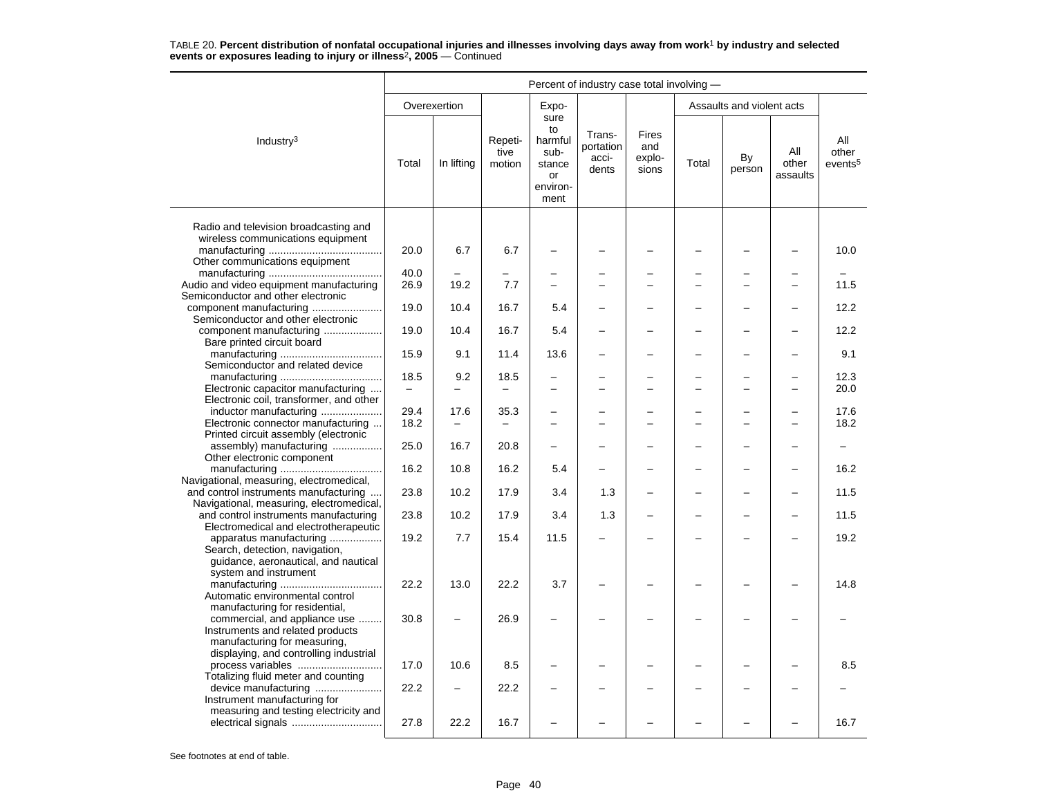TABLE 20. **Percent distribution of nonfatal occupational injuries and illnesses involving days away from work[1] by industry and selected events or exposures leading to injury or illness[2], 2005** — Continued

| Industry[3] | Percent of industry case total involving — | | | | | | | | | |
|---|---|---|---|---|---|---|---|---|---|---|
| | Overexertion | | Repetitive motion | Exposure to harmful substance or environment | Transportation accidents | Fires and explosions | Assaults and violent acts | | | All other events[5] |
| | Total | In lifting | | | | | Total | By person | All other assaults | |
| Radio and television broadcasting and wireless communications equipment manufacturing | 20.0 | 6.7 | 6.7 | – | – | – | – | – | – | 10.0 |
| Other communications equipment manufacturing | 40.0 | – | – | – | – | – | – | – | – | – |
| Audio and video equipment manufacturing | 26.9 | 19.2 | 7.7 | – | – | – | – | – | – | 11.5 |
| Semiconductor and other electronic component manufacturing | 19.0 | 10.4 | 16.7 | 5.4 | – | – | – | – | – | 12.2 |
| Semiconductor and other electronic component manufacturing | 19.0 | 10.4 | 16.7 | 5.4 | – | – | – | – | – | 12.2 |
| Bare printed circuit board manufacturing | 15.9 | 9.1 | 11.4 | 13.6 | – | – | – | – | – | 9.1 |
| Semiconductor and related device manufacturing | 18.5 | 9.2 | 18.5 | – | – | – | – | – | – | 12.3 |
| Electronic capacitor manufacturing | – | – | – | – | – | – | – | – | – | 20.0 |
| Electronic coil, transformer, and other inductor manufacturing | 29.4 | 17.6 | 35.3 | – | – | – | – | – | – | 17.6 |
| Electronic connector manufacturing | 18.2 | – | – | – | – | – | – | – | – | 18.2 |
| Printed circuit assembly (electronic assembly) manufacturing | 25.0 | 16.7 | 20.8 | – | – | – | – | – | – | – |
| Other electronic component manufacturing | 16.2 | 10.8 | 16.2 | 5.4 | – | – | – | – | – | 16.2 |
| Navigational, measuring, electromedical, and control instruments manufacturing | 23.8 | 10.2 | 17.9 | 3.4 | 1.3 | – | – | – | – | 11.5 |
| Navigational, measuring, electromedical, and control instruments manufacturing | 23.8 | 10.2 | 17.9 | 3.4 | 1.3 | – | – | – | – | 11.5 |
| Electromedical and electrotherapeutic apparatus manufacturing | 19.2 | 7.7 | 15.4 | 11.5 | – | – | – | – | – | 19.2 |
| Search, detection, navigation, guidance, aeronautical, and nautical system and instrument manufacturing | 22.2 | 13.0 | 22.2 | 3.7 | – | – | – | – | – | 14.8 |
| Automatic environmental control manufacturing for residential, commercial, and appliance use | 30.8 | – | 26.9 | – | – | – | – | – | – | – |
| Instruments and related products manufacturing for measuring, displaying, and controlling industrial process variables | 17.0 | 10.6 | 8.5 | – | – | – | – | – | – | 8.5 |
| Totalizing fluid meter and counting device manufacturing | 22.2 | – | 22.2 | – | – | – | – | – | – | – |
| Instrument manufacturing for measuring and testing electricity and electrical signals | 27.8 | 22.2 | 16.7 | – | – | – | – | – | – | 16.7 |

See footnotes at end of table.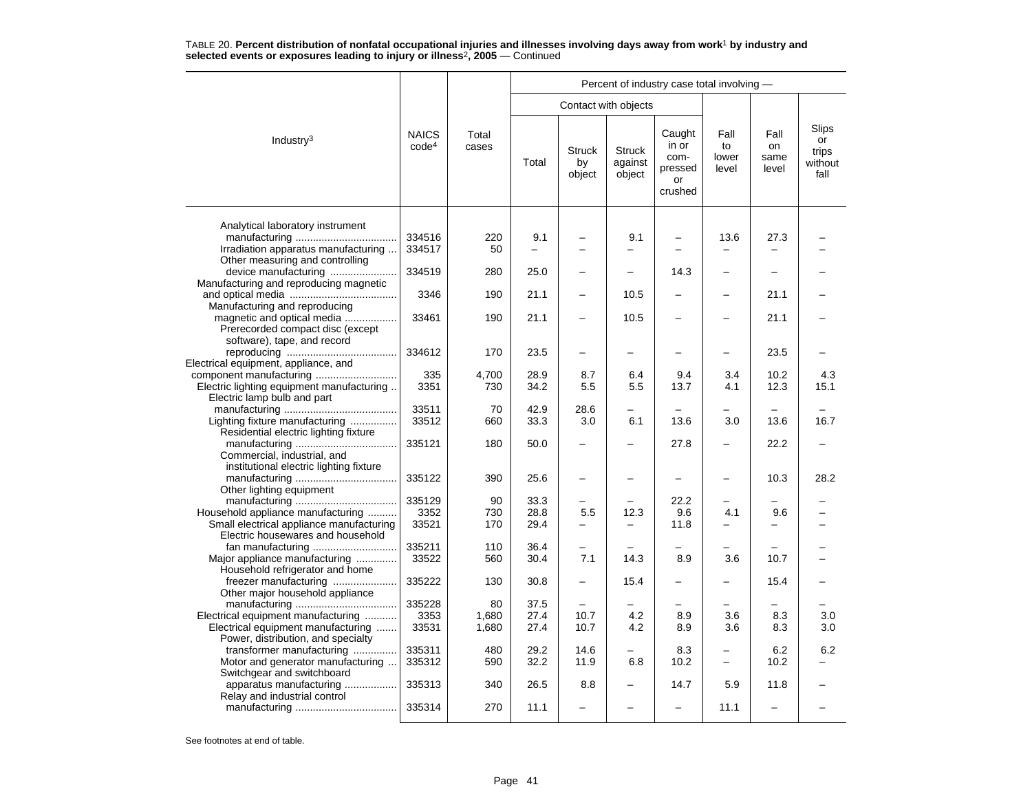TABLE 20. **Percent distribution of nonfatal occupational injuries and illnesses involving days away from work[1] by industry and selected events or exposures leading to injury or illness[2], 2005** — Continued

| Industry[3] | NAICS code[4] | Total cases | Percent of industry case total involving — | | | | | | |
|---|---|---|---|---|---|---|---|---|---|
| | | | Contact with objects | | | | | | |
| | | | Total | Struck by object | Struck against object | Caught in or compressed or crushed | Fall to lower level | Fall on same level | Slips or trips without fall |
| Analytical laboratory instrument manufacturing | 334516 | 220 | 9.1 | – | 9.1 | – | 13.6 | 27.3 | – |
| Irradiation apparatus manufacturing | 334517 | 50 | – | – | – | – | – | – | – |
| Other measuring and controlling device manufacturing | 334519 | 280 | 25.0 | – | – | 14.3 | – | – | – |
| Manufacturing and reproducing magnetic and optical media | 3346 | 190 | 21.1 | – | 10.5 | – | – | 21.1 | – |
| Manufacturing and reproducing magnetic and optical media | 33461 | 190 | 21.1 | – | 10.5 | – | – | 21.1 | – |
| Prerecorded compact disc (except software), tape, and record reproducing | 334612 | 170 | 23.5 | – | – | – | – | 23.5 | – |
| Electrical equipment, appliance, and component manufacturing | 335 | 4,700 | 28.9 | 8.7 | 6.4 | 9.4 | 3.4 | 10.2 | 4.3 |
| Electric lighting equipment manufacturing | 3351 | 730 | 34.2 | 5.5 | 5.5 | 13.7 | 4.1 | 12.3 | 15.1 |
| Electric lamp bulb and part manufacturing | 33511 | 70 | 42.9 | 28.6 | – | – | – | – | – |
| Lighting fixture manufacturing | 33512 | 660 | 33.3 | 3.0 | 6.1 | 13.6 | 3.0 | 13.6 | 16.7 |
| Residential electric lighting fixture manufacturing | 335121 | 180 | 50.0 | – | – | 27.8 | – | 22.2 | – |
| Commercial, industrial, and institutional electric lighting fixture manufacturing | 335122 | 390 | 25.6 | – | – | – | – | 10.3 | 28.2 |
| Other lighting equipment manufacturing | 335129 | 90 | 33.3 | – | – | 22.2 | – | – | – |
| Household appliance manufacturing | 3352 | 730 | 28.8 | 5.5 | 12.3 | 9.6 | 4.1 | 9.6 | – |
| Small electrical appliance manufacturing | 33521 | 170 | 29.4 | – | – | 11.8 | – | – | – |
| Electric housewares and household fan manufacturing | 335211 | 110 | 36.4 | – | – | – | – | – | – |
| Major appliance manufacturing | 33522 | 560 | 30.4 | 7.1 | 14.3 | 8.9 | 3.6 | 10.7 | – |
| Household refrigerator and home freezer manufacturing | 335222 | 130 | 30.8 | – | 15.4 | – | – | 15.4 | – |
| Other major household appliance manufacturing | 335228 | 80 | 37.5 | – | – | – | – | – | – |
| Electrical equipment manufacturing | 3353 | 1,680 | 27.4 | 10.7 | 4.2 | 8.9 | 3.6 | 8.3 | 3.0 |
| Electrical equipment manufacturing | 33531 | 1,680 | 27.4 | 10.7 | 4.2 | 8.9 | 3.6 | 8.3 | 3.0 |
| Power, distribution, and specialty transformer manufacturing | 335311 | 480 | 29.2 | 14.6 | – | 8.3 | – | 6.2 | 6.2 |
| Motor and generator manufacturing | 335312 | 590 | 32.2 | 11.9 | 6.8 | 10.2 | – | 10.2 | – |
| Switchgear and switchboard apparatus manufacturing | 335313 | 340 | 26.5 | 8.8 | – | 14.7 | 5.9 | 11.8 | – |
| Relay and industrial control manufacturing | 335314 | 270 | 11.1 | – | – | – | 11.1 | – | – |

See footnotes at end of table.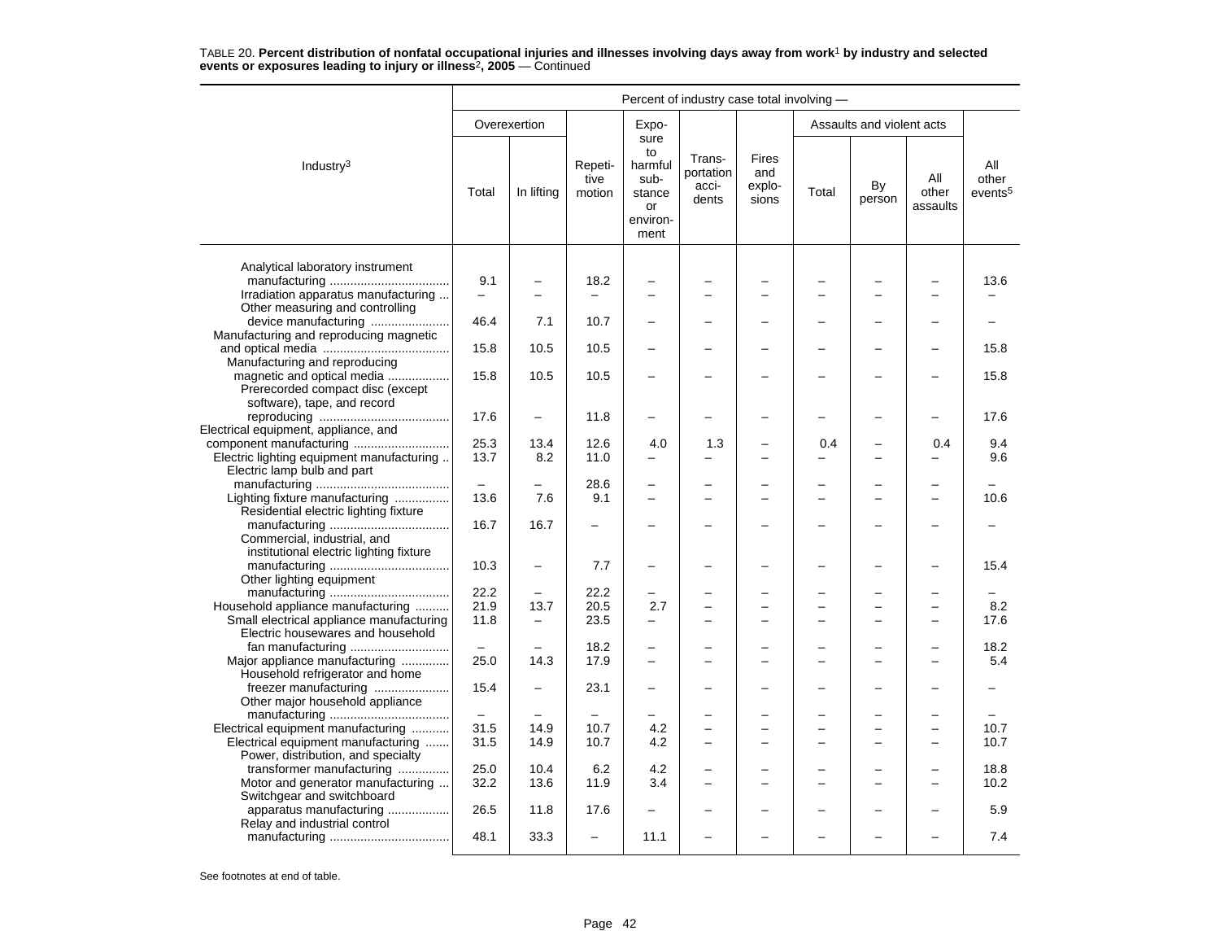TABLE 20. **Percent distribution of nonfatal occupational injuries and illnesses involving days away from work[1] by industry and selected events or exposures leading to injury or illness[2], 2005** — Continued

| Industry[3] | Percent of industry case total involving — | | | | | | | | | |
|---|---|---|---|---|---|---|---|---|---|---|
| | Overexertion | | Repetitive motion | Exposure to harmful substance or environment | Transportation accidents | Fires and explosions | Assaults and violent acts | | | All other events[5] |
| | Total | In lifting | | | | | Total | By person | All other assaults | |
| Analytical laboratory instrument manufacturing | 9.1 | – | 18.2 | – | – | – | – | – | – | 13.6 |
| Irradiation apparatus manufacturing | – | – | – | – | – | – | – | – | – | – |
| Other measuring and controlling device manufacturing | 46.4 | 7.1 | 10.7 | – | – | – | – | – | – | – |
| Manufacturing and reproducing magnetic and optical media | 15.8 | 10.5 | 10.5 | – | – | – | – | – | – | 15.8 |
| Manufacturing and reproducing magnetic and optical media | 15.8 | 10.5 | 10.5 | – | – | – | – | – | – | 15.8 |
| Prerecorded compact disc (except software), tape, and record reproducing | 17.6 | – | 11.8 | – | – | – | – | – | – | 17.6 |
| Electrical equipment, appliance, and component manufacturing | 25.3 | 13.4 | 12.6 | 4.0 | 1.3 | – | 0.4 | – | 0.4 | 9.4 |
| Electric lighting equipment manufacturing | 13.7 | 8.2 | 11.0 | – | – | – | – | – | – | 9.6 |
| Electric lamp bulb and part manufacturing | – | – | 28.6 | – | – | – | – | – | – | – |
| Lighting fixture manufacturing | 13.6 | 7.6 | 9.1 | – | – | – | – | – | – | 10.6 |
| Residential electric lighting fixture manufacturing | 16.7 | 16.7 | – | – | – | – | – | – | – | – |
| Commercial, industrial, and institutional electric lighting fixture manufacturing | 10.3 | – | 7.7 | – | – | – | – | – | – | 15.4 |
| Other lighting equipment manufacturing | 22.2 | – | 22.2 | – | – | – | – | – | – | – |
| Household appliance manufacturing | 21.9 | 13.7 | 20.5 | 2.7 | – | – | – | – | – | 8.2 |
| Small electrical appliance manufacturing | 11.8 | – | 23.5 | – | – | – | – | – | – | 17.6 |
| Electric housewares and household fan manufacturing | – | – | 18.2 | – | – | – | – | – | – | 18.2 |
| Major appliance manufacturing | 25.0 | 14.3 | 17.9 | – | – | – | – | – | – | 5.4 |
| Household refrigerator and home freezer manufacturing | 15.4 | – | 23.1 | – | – | – | – | – | – | – |
| Other major household appliance manufacturing | – | – | – | – | – | – | – | – | – | – |
| Electrical equipment manufacturing | 31.5 | 14.9 | 10.7 | 4.2 | – | – | – | – | – | 10.7 |
| Electrical equipment manufacturing | 31.5 | 14.9 | 10.7 | 4.2 | – | – | – | – | – | 10.7 |
| Power, distribution, and specialty transformer manufacturing | 25.0 | 10.4 | 6.2 | 4.2 | – | – | – | – | – | 18.8 |
| Motor and generator manufacturing | 32.2 | 13.6 | 11.9 | 3.4 | – | – | – | – | – | 10.2 |
| Switchgear and switchboard apparatus manufacturing | 26.5 | 11.8 | 17.6 | – | – | – | – | – | – | 5.9 |
| Relay and industrial control manufacturing | 48.1 | 33.3 | – | 11.1 | – | – | – | – | – | 7.4 |

See footnotes at end of table.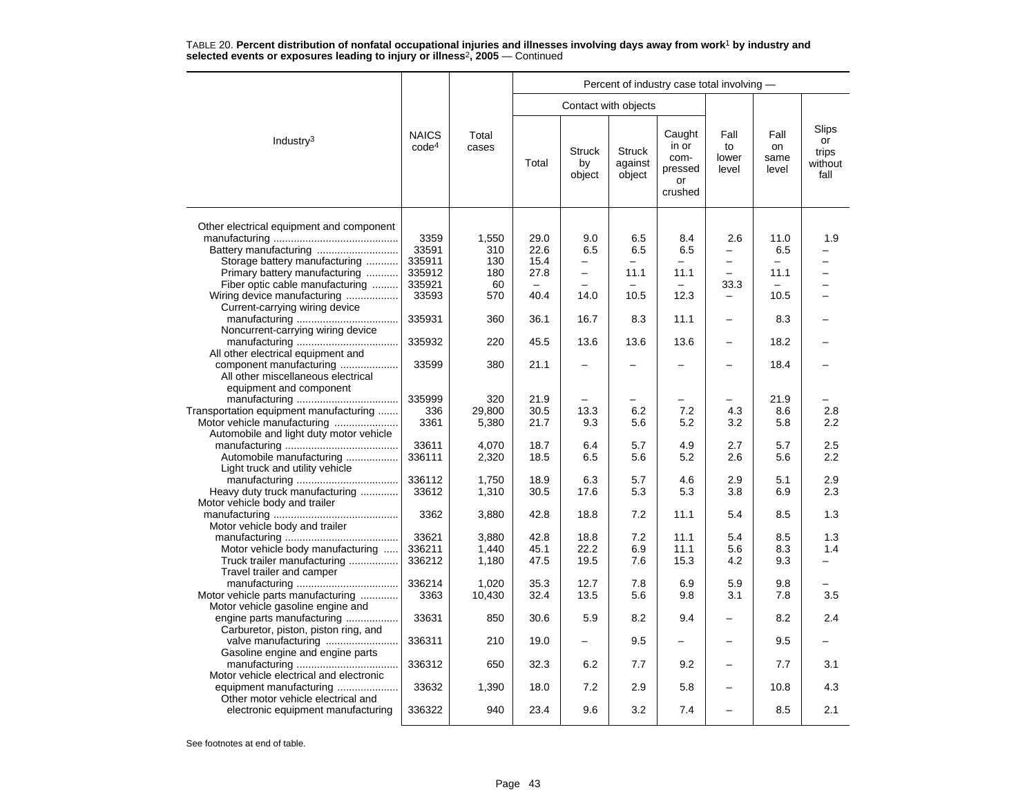TABLE 20. **Percent distribution of nonfatal occupational injuries and illnesses involving days away from work[1] by industry and selected events or exposures leading to injury or illness[2], 2005** — Continued

| Industry[3] | NAICS code[4] | Total cases | Percent of industry case total involving — | | | | | | |
|---|---|---|---|---|---|---|---|---|---|
| | | | Contact with objects | | | | | | |
| | | | Total | Struck by object | Struck against object | Caught in or compressed or crushed | Fall to lower level | Fall on same level | Slips or trips without fall |
| Other electrical equipment and component manufacturing | 3359 | 1,550 | 29.0 | 9.0 | 6.5 | 8.4 | 2.6 | 11.0 | 1.9 |
| Battery manufacturing | 33591 | 310 | 22.6 | 6.5 | 6.5 | 6.5 | – | 6.5 | – |
| Storage battery manufacturing | 335911 | 130 | 15.4 | – | – | – | – | – | – |
| Primary battery manufacturing | 335912 | 180 | 27.8 | – | 11.1 | 11.1 | – | 11.1 | – |
| Fiber optic cable manufacturing | 335921 | 60 | – | – | – | – | 33.3 | – | – |
| Wiring device manufacturing | 33593 | 570 | 40.4 | 14.0 | 10.5 | 12.3 | – | 10.5 | – |
| Current-carrying wiring device manufacturing | 335931 | 360 | 36.1 | 16.7 | 8.3 | 11.1 | – | 8.3 | – |
| Noncurrent-carrying wiring device manufacturing | 335932 | 220 | 45.5 | 13.6 | 13.6 | 13.6 | – | 18.2 | – |
| All other electrical equipment and component manufacturing | 33599 | 380 | 21.1 | – | – | – | – | 18.4 | – |
| All other miscellaneous electrical equipment and component manufacturing | 335999 | 320 | 21.9 | – | – | – | – | 21.9 | – |
| Transportation equipment manufacturing | 336 | 29,800 | 30.5 | 13.3 | 6.2 | 7.2 | 4.3 | 8.6 | 2.8 |
| Motor vehicle manufacturing | 3361 | 5,380 | 21.7 | 9.3 | 5.6 | 5.2 | 3.2 | 5.8 | 2.2 |
| Automobile and light duty motor vehicle manufacturing | 33611 | 4,070 | 18.7 | 6.4 | 5.7 | 4.9 | 2.7 | 5.7 | 2.5 |
| Automobile manufacturing | 336111 | 2,320 | 18.5 | 6.5 | 5.6 | 5.2 | 2.6 | 5.6 | 2.2 |
| Light truck and utility vehicle manufacturing | 336112 | 1,750 | 18.9 | 6.3 | 5.7 | 4.6 | 2.9 | 5.1 | 2.9 |
| Heavy duty truck manufacturing | 33612 | 1,310 | 30.5 | 17.6 | 5.3 | 5.3 | 3.8 | 6.9 | 2.3 |
| Motor vehicle body and trailer manufacturing | 3362 | 3,880 | 42.8 | 18.8 | 7.2 | 11.1 | 5.4 | 8.5 | 1.3 |
| Motor vehicle body and trailer manufacturing | 33621 | 3,880 | 42.8 | 18.8 | 7.2 | 11.1 | 5.4 | 8.5 | 1.3 |
| Motor vehicle body manufacturing | 336211 | 1,440 | 45.1 | 22.2 | 6.9 | 11.1 | 5.6 | 8.3 | 1.4 |
| Truck trailer manufacturing | 336212 | 1,180 | 47.5 | 19.5 | 7.6 | 15.3 | 4.2 | 9.3 | – |
| Travel trailer and camper manufacturing | 336214 | 1,020 | 35.3 | 12.7 | 7.8 | 6.9 | 5.9 | 9.8 | – |
| Motor vehicle parts manufacturing | 3363 | 10,430 | 32.4 | 13.5 | 5.6 | 9.8 | 3.1 | 7.8 | 3.5 |
| Motor vehicle gasoline engine and engine parts manufacturing | 33631 | 850 | 30.6 | 5.9 | 8.2 | 9.4 | – | 8.2 | 2.4 |
| Carburetor, piston, piston ring, and valve manufacturing | 336311 | 210 | 19.0 | – | 9.5 | – | – | 9.5 | – |
| Gasoline engine and engine parts manufacturing | 336312 | 650 | 32.3 | 6.2 | 7.7 | 9.2 | – | 7.7 | 3.1 |
| Motor vehicle electrical and electronic equipment manufacturing | 33632 | 1,390 | 18.0 | 7.2 | 2.9 | 5.8 | – | 10.8 | 4.3 |
| Other motor vehicle electrical and electronic equipment manufacturing | 336322 | 940 | 23.4 | 9.6 | 3.2 | 7.4 | – | 8.5 | 2.1 |

See footnotes at end of table.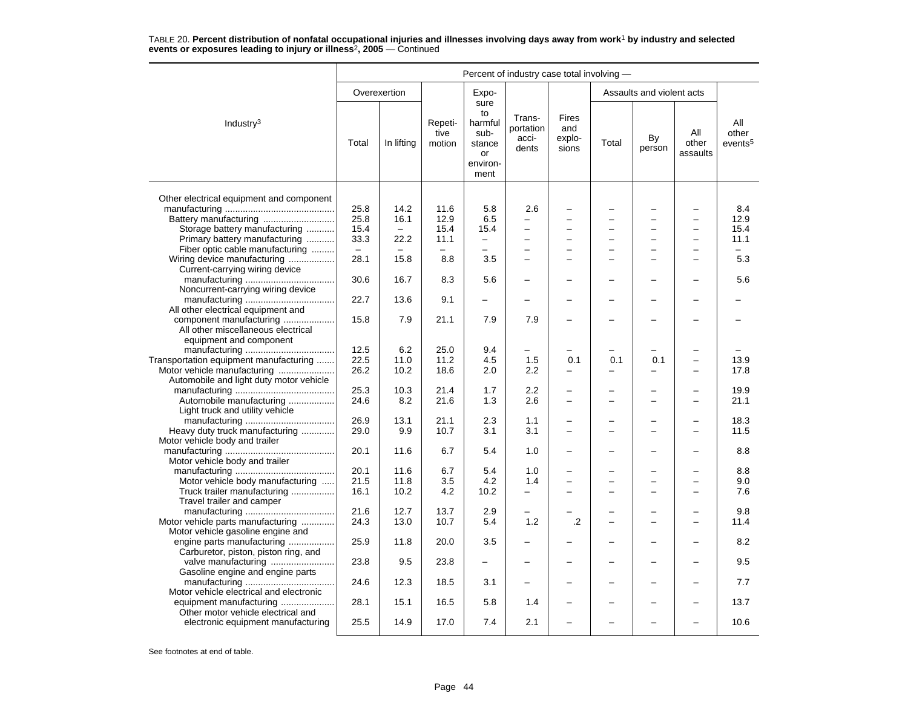TABLE 20. **Percent distribution of nonfatal occupational injuries and illnesses involving days away from work[1] by industry and selected events or exposures leading to injury or illness[2], 2005** — Continued

| Industry[3] | Percent of industry case total involving — | | | | | | | | | |
|---|---|---|---|---|---|---|---|---|---|---|
| | Overexertion | | Repetitive motion | Exposure to harmful substance or environment | Transportation accidents | Fires and explosions | Assaults and violent acts | | | All other events[5] |
| | Total | In lifting | | | | | Total | By person | All other assaults | |
| Other electrical equipment and component manufacturing | 25.8 | 14.2 | 11.6 | 5.8 | 2.6 | – | – | – | – | 8.4 |
| Battery manufacturing | 25.8 | 16.1 | 12.9 | 6.5 | – | – | – | – | – | 12.9 |
| Storage battery manufacturing | 15.4 | – | 15.4 | 15.4 | – | – | – | – | – | 15.4 |
| Primary battery manufacturing | 33.3 | 22.2 | 11.1 | – | – | – | – | – | – | 11.1 |
| Fiber optic cable manufacturing | – | – | – | – | – | – | – | – | – | – |
| Wiring device manufacturing | 28.1 | 15.8 | 8.8 | 3.5 | – | – | – | – | – | 5.3 |
| Current-carrying wiring device manufacturing | 30.6 | 16.7 | 8.3 | 5.6 | – | – | – | – | – | 5.6 |
| Noncurrent-carrying wiring device manufacturing | 22.7 | 13.6 | 9.1 | – | – | – | – | – | – | – |
| All other electrical equipment and component manufacturing | 15.8 | 7.9 | 21.1 | 7.9 | 7.9 | – | – | – | – | – |
| All other miscellaneous electrical equipment and component manufacturing | 12.5 | 6.2 | 25.0 | 9.4 | – | – | – | – | – | – |
| Transportation equipment manufacturing | 22.5 | 11.0 | 11.2 | 4.5 | 1.5 | 0.1 | 0.1 | 0.1 | – | 13.9 |
| Motor vehicle manufacturing | 26.2 | 10.2 | 18.6 | 2.0 | 2.2 | – | – | – | – | 17.8 |
| Automobile and light duty motor vehicle manufacturing | 25.3 | 10.3 | 21.4 | 1.7 | 2.2 | – | – | – | – | 19.9 |
| Automobile manufacturing | 24.6 | 8.2 | 21.6 | 1.3 | 2.6 | – | – | – | – | 21.1 |
| Light truck and utility vehicle manufacturing | 26.9 | 13.1 | 21.1 | 2.3 | 1.1 | – | – | – | – | 18.3 |
| Heavy duty truck manufacturing | 29.0 | 9.9 | 10.7 | 3.1 | 3.1 | – | – | – | – | 11.5 |
| Motor vehicle body and trailer manufacturing | 20.1 | 11.6 | 6.7 | 5.4 | 1.0 | – | – | – | – | 8.8 |
| Motor vehicle body and trailer manufacturing | 20.1 | 11.6 | 6.7 | 5.4 | 1.0 | – | – | – | – | 8.8 |
| Motor vehicle body manufacturing | 21.5 | 11.8 | 3.5 | 4.2 | 1.4 | – | – | – | – | 9.0 |
| Truck trailer manufacturing | 16.1 | 10.2 | 4.2 | 10.2 | – | – | – | – | – | 7.6 |
| Travel trailer and camper manufacturing | 21.6 | 12.7 | 13.7 | 2.9 | – | – | – | – | – | 9.8 |
| Motor vehicle parts manufacturing | 24.3 | 13.0 | 10.7 | 5.4 | 1.2 | .2 | – | – | – | 11.4 |
| Motor vehicle gasoline engine and engine parts manufacturing | 25.9 | 11.8 | 20.0 | 3.5 | – | – | – | – | – | 8.2 |
| Carburetor, piston, piston ring, and valve manufacturing | 23.8 | 9.5 | 23.8 | – | – | – | – | – | – | 9.5 |
| Gasoline engine and engine parts manufacturing | 24.6 | 12.3 | 18.5 | 3.1 | – | – | – | – | – | 7.7 |
| Motor vehicle electrical and electronic equipment manufacturing | 28.1 | 15.1 | 16.5 | 5.8 | 1.4 | – | – | – | – | 13.7 |
| Other motor vehicle electrical and electronic equipment manufacturing | 25.5 | 14.9 | 17.0 | 7.4 | 2.1 | – | – | – | – | 10.6 |

See footnotes at end of table.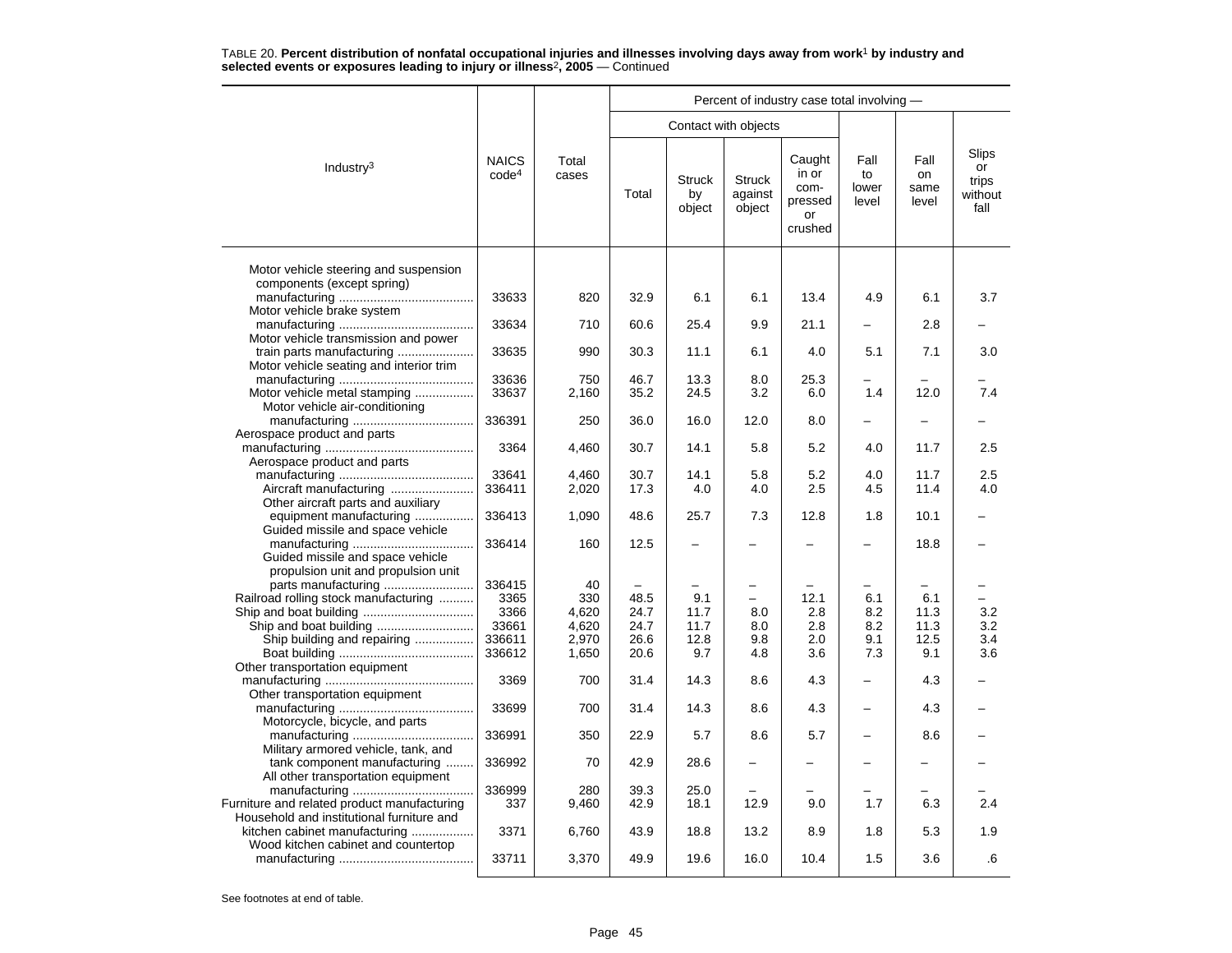TABLE 20. **Percent distribution of nonfatal occupational injuries and illnesses involving days away from work[1] by industry and selected events or exposures leading to injury or illness[2], 2005** — Continued

| Industry[3] | NAICS code[4] | Total cases | Percent of industry case total involving — | | | | | | |
|---|---|---|---|---|---|---|---|---|---|
| | | | Contact with objects | | | | | | |
| | | | Total | Struck by object | Struck against object | Caught in or compressed or crushed | Fall to lower level | Fall on same level | Slips or trips without fall |
| Motor vehicle steering and suspension components (except spring) manufacturing | 33633 | 820 | 32.9 | 6.1 | 6.1 | 13.4 | 4.9 | 6.1 | 3.7 |
| Motor vehicle brake system manufacturing | 33634 | 710 | 60.6 | 25.4 | 9.9 | 21.1 | – | 2.8 | – |
| Motor vehicle transmission and power train parts manufacturing | 33635 | 990 | 30.3 | 11.1 | 6.1 | 4.0 | 5.1 | 7.1 | 3.0 |
| Motor vehicle seating and interior trim manufacturing | 33636 | 750 | 46.7 | 13.3 | 8.0 | 25.3 | – | – | – |
| Motor vehicle metal stamping | 33637 | 2,160 | 35.2 | 24.5 | 3.2 | 6.0 | 1.4 | 12.0 | 7.4 |
| Motor vehicle air-conditioning manufacturing | 336391 | 250 | 36.0 | 16.0 | 12.0 | 8.0 | – | – | – |
| Aerospace product and parts manufacturing | 3364 | 4,460 | 30.7 | 14.1 | 5.8 | 5.2 | 4.0 | 11.7 | 2.5 |
| Aerospace product and parts manufacturing | 33641 | 4,460 | 30.7 | 14.1 | 5.8 | 5.2 | 4.0 | 11.7 | 2.5 |
| Aircraft manufacturing | 336411 | 2,020 | 17.3 | 4.0 | 4.0 | 2.5 | 4.5 | 11.4 | 4.0 |
| Other aircraft parts and auxiliary equipment manufacturing | 336413 | 1,090 | 48.6 | 25.7 | 7.3 | 12.8 | 1.8 | 10.1 | – |
| Guided missile and space vehicle manufacturing | 336414 | 160 | 12.5 | – | – | – | – | 18.8 | – |
| Guided missile and space vehicle propulsion unit and propulsion unit parts manufacturing | 336415 | 40 | – | – | – | – | – | – | – |
| Railroad rolling stock manufacturing | 3365 | 330 | 48.5 | 9.1 | – | 12.1 | 6.1 | 6.1 | – |
| Ship and boat building | 3366 | 4,620 | 24.7 | 11.7 | 8.0 | 2.8 | 8.2 | 11.3 | 3.2 |
| Ship and boat building | 33661 | 4,620 | 24.7 | 11.7 | 8.0 | 2.8 | 8.2 | 11.3 | 3.2 |
| Ship building and repairing | 336611 | 2,970 | 26.6 | 12.8 | 9.8 | 2.0 | 9.1 | 12.5 | 3.4 |
| Boat building | 336612 | 1,650 | 20.6 | 9.7 | 4.8 | 3.6 | 7.3 | 9.1 | 3.6 |
| Other transportation equipment manufacturing | 3369 | 700 | 31.4 | 14.3 | 8.6 | 4.3 | – | 4.3 | – |
| Other transportation equipment manufacturing | 33699 | 700 | 31.4 | 14.3 | 8.6 | 4.3 | – | 4.3 | – |
| Motorcycle, bicycle, and parts manufacturing | 336991 | 350 | 22.9 | 5.7 | 8.6 | 5.7 | – | 8.6 | – |
| Military armored vehicle, tank, and tank component manufacturing | 336992 | 70 | 42.9 | 28.6 | – | – | – | – | – |
| All other transportation equipment manufacturing | 336999 | 280 | 39.3 | 25.0 | – | – | – | – | – |
| Furniture and related product manufacturing | 337 | 9,460 | 42.9 | 18.1 | 12.9 | 9.0 | 1.7 | 6.3 | 2.4 |
| Household and institutional furniture and kitchen cabinet manufacturing | 3371 | 6,760 | 43.9 | 18.8 | 13.2 | 8.9 | 1.8 | 5.3 | 1.9 |
| Wood kitchen cabinet and countertop manufacturing | 33711 | 3,370 | 49.9 | 19.6 | 16.0 | 10.4 | 1.5 | 3.6 | .6 |

See footnotes at end of table.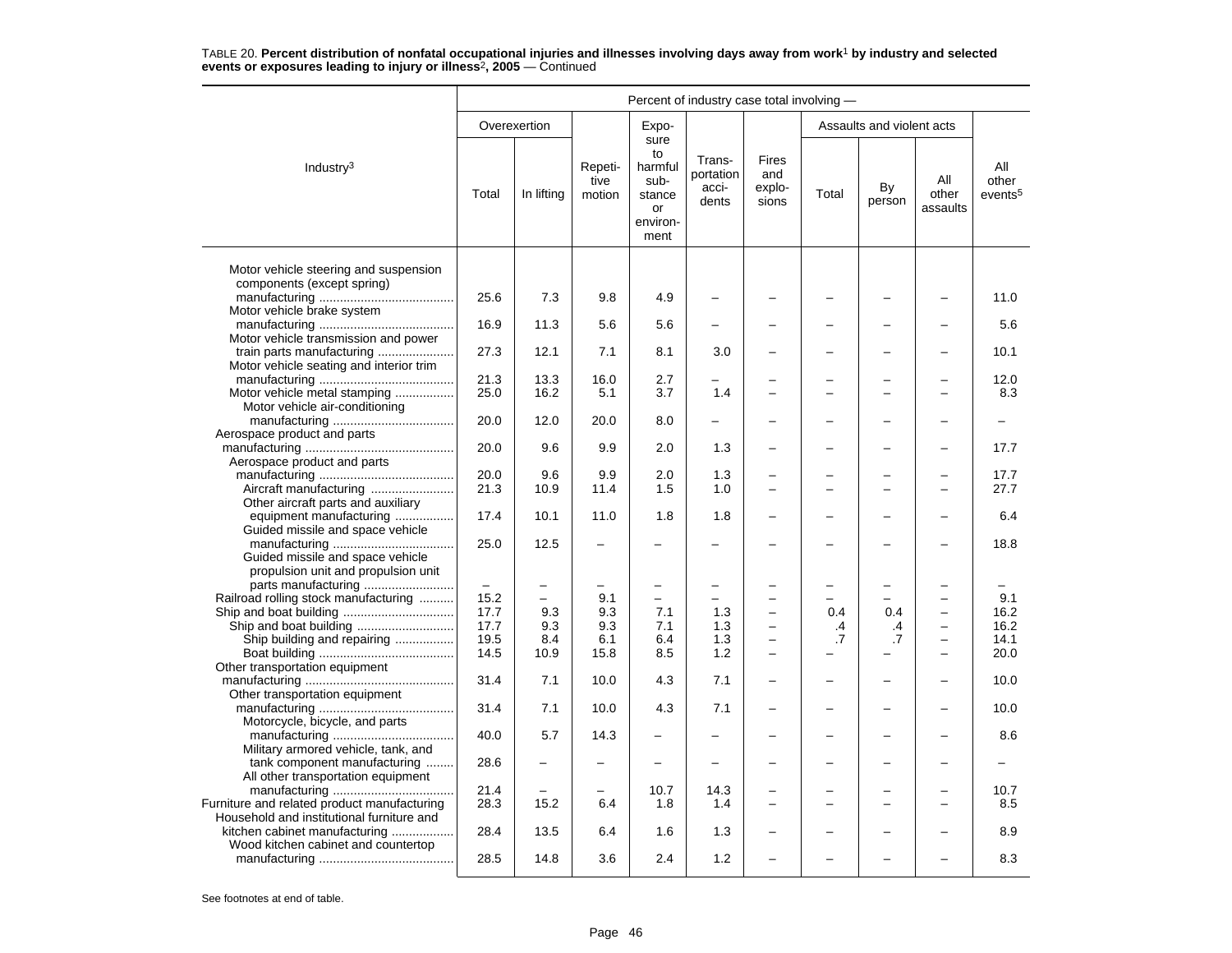TABLE 20. **Percent distribution of nonfatal occupational injuries and illnesses involving days away from work[1] by industry and selected events or exposures leading to injury or illness[2], 2005** — Continued

| Industry[3] | Percent of industry case total involving — | | | | | | | | | |
|---|---|---|---|---|---|---|---|---|---|---|
| | Overexertion | | Repetitive motion | Exposure to harmful substance or environment | Transportation accidents | Fires and explosions | Assaults and violent acts | | | All other events[5] |
| | Total | In lifting | | | | | Total | By person | All other assaults | |
| Motor vehicle steering and suspension components (except spring) manufacturing | 25.6 | 7.3 | 9.8 | 4.9 | – | – | – | – | – | 11.0 |
| Motor vehicle brake system manufacturing | 16.9 | 11.3 | 5.6 | 5.6 | – | – | – | – | – | 5.6 |
| Motor vehicle transmission and power train parts manufacturing | 27.3 | 12.1 | 7.1 | 8.1 | 3.0 | – | – | – | – | 10.1 |
| Motor vehicle seating and interior trim manufacturing | 21.3 | 13.3 | 16.0 | 2.7 | – | – | – | – | – | 12.0 |
| Motor vehicle metal stamping | 25.0 | 16.2 | 5.1 | 3.7 | 1.4 | – | – | – | – | 8.3 |
| Motor vehicle air-conditioning manufacturing | 20.0 | 12.0 | 20.0 | 8.0 | – | – | – | – | – | – |
| Aerospace product and parts manufacturing | 20.0 | 9.6 | 9.9 | 2.0 | 1.3 | – | – | – | – | 17.7 |
| Aerospace product and parts manufacturing | 20.0 | 9.6 | 9.9 | 2.0 | 1.3 | – | – | – | – | 17.7 |
| Aircraft manufacturing | 21.3 | 10.9 | 11.4 | 1.5 | 1.0 | – | – | – | – | 27.7 |
| Other aircraft parts and auxiliary equipment manufacturing | 17.4 | 10.1 | 11.0 | 1.8 | 1.8 | – | – | – | – | 6.4 |
| Guided missile and space vehicle manufacturing | 25.0 | 12.5 | – | – | – | – | – | – | – | 18.8 |
| Guided missile and space vehicle propulsion unit and propulsion unit parts manufacturing | – | – | – | – | – | – | – | – | – | – |
| Railroad rolling stock manufacturing | 15.2 | – | 9.1 | – | – | – | – | – | – | 9.1 |
| Ship and boat building | 17.7 | 9.3 | 9.3 | 7.1 | 1.3 | – | 0.4 | 0.4 | – | 16.2 |
| Ship and boat building | 17.7 | 9.3 | 9.3 | 7.1 | 1.3 | – | .4 | .4 | – | 16.2 |
| Ship building and repairing | 19.5 | 8.4 | 6.1 | 6.4 | 1.3 | – | .7 | .7 | – | 14.1 |
| Boat building | 14.5 | 10.9 | 15.8 | 8.5 | 1.2 | – | – | – | – | 20.0 |
| Other transportation equipment manufacturing | 31.4 | 7.1 | 10.0 | 4.3 | 7.1 | – | – | – | – | 10.0 |
| Other transportation equipment manufacturing | 31.4 | 7.1 | 10.0 | 4.3 | 7.1 | – | – | – | – | 10.0 |
| Motorcycle, bicycle, and parts manufacturing | 40.0 | 5.7 | 14.3 | – | – | – | – | – | – | 8.6 |
| Military armored vehicle, tank, and tank component manufacturing | 28.6 | – | – | – | – | – | – | – | – | – |
| All other transportation equipment manufacturing | 21.4 | – | – | 10.7 | 14.3 | – | – | – | – | 10.7 |
| Furniture and related product manufacturing | 28.3 | 15.2 | 6.4 | 1.8 | 1.4 | – | – | – | – | 8.5 |
| Household and institutional furniture and kitchen cabinet manufacturing | 28.4 | 13.5 | 6.4 | 1.6 | 1.3 | – | – | – | – | 8.9 |
| Wood kitchen cabinet and countertop manufacturing | 28.5 | 14.8 | 3.6 | 2.4 | 1.2 | – | – | – | – | 8.3 |

See footnotes at end of table.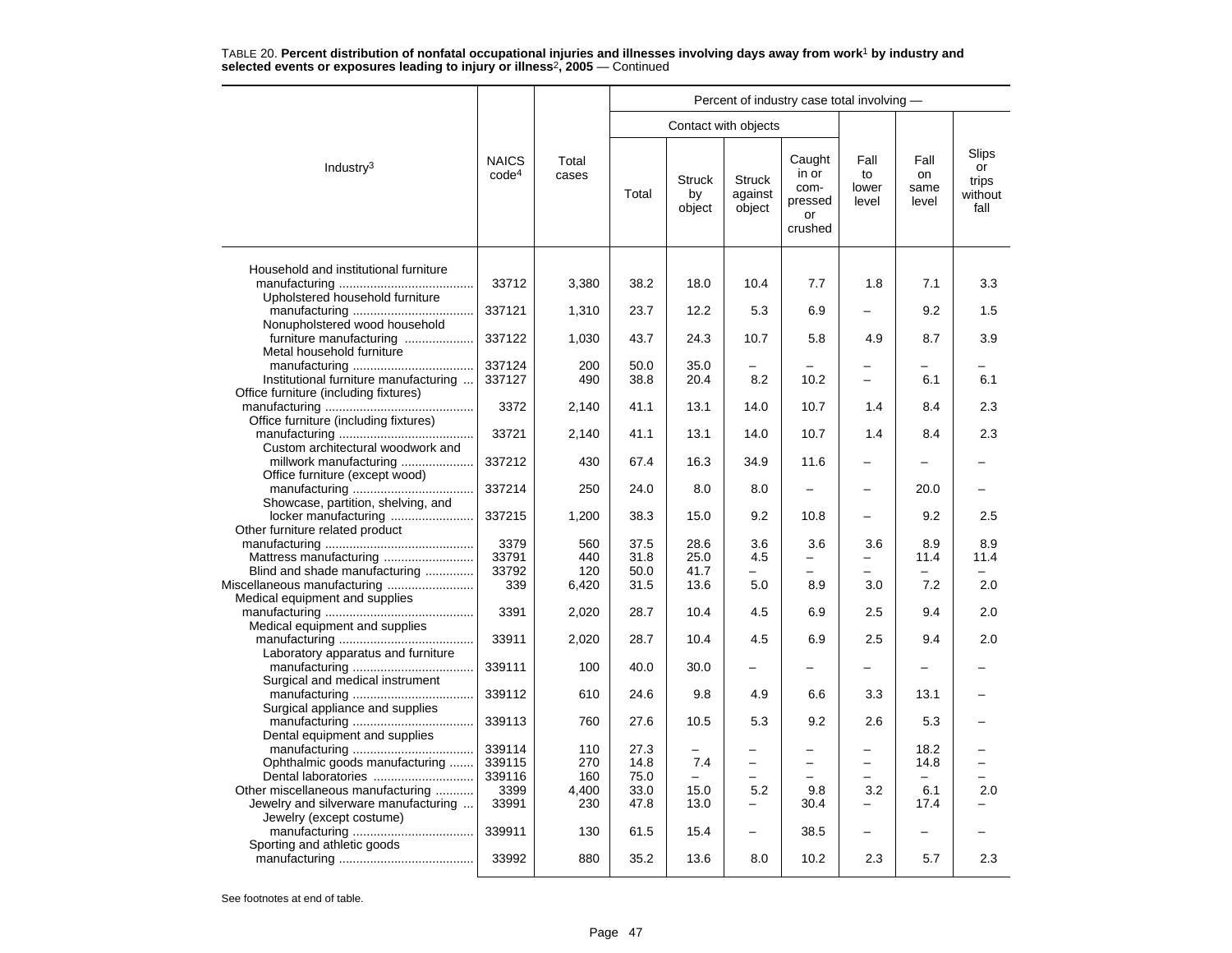TABLE 20. **Percent distribution of nonfatal occupational injuries and illnesses involving days away from work[1] by industry and selected events or exposures leading to injury or illness[2], 2005** — Continued

| Industry[3] | NAICS code[4] | Total cases | Percent of industry case total involving — | | | | | | |
|---|---|---|---|---|---|---|---|---|---|
| | | | Contact with objects | | | | | | |
| | | | Total | Struck by object | Struck against object | Caught in or compressed or crushed | Fall to lower level | Fall on same level | Slips or trips without fall |
| Household and institutional furniture manufacturing | 33712 | 3,380 | 38.2 | 18.0 | 10.4 | 7.7 | 1.8 | 7.1 | 3.3 |
| Upholstered household furniture manufacturing | 337121 | 1,310 | 23.7 | 12.2 | 5.3 | 6.9 | – | 9.2 | 1.5 |
| Nonupholstered wood household furniture manufacturing | 337122 | 1,030 | 43.7 | 24.3 | 10.7 | 5.8 | 4.9 | 8.7 | 3.9 |
| Metal household furniture manufacturing | 337124 | 200 | 50.0 | 35.0 | – | – | – | – | – |
| Institutional furniture manufacturing | 337127 | 490 | 38.8 | 20.4 | 8.2 | 10.2 | – | 6.1 | 6.1 |
| Office furniture (including fixtures) manufacturing | 3372 | 2,140 | 41.1 | 13.1 | 14.0 | 10.7 | 1.4 | 8.4 | 2.3 |
| Office furniture (including fixtures) manufacturing | 33721 | 2,140 | 41.1 | 13.1 | 14.0 | 10.7 | 1.4 | 8.4 | 2.3 |
| Custom architectural woodwork and millwork manufacturing | 337212 | 430 | 67.4 | 16.3 | 34.9 | 11.6 | – | – | – |
| Office furniture (except wood) manufacturing | 337214 | 250 | 24.0 | 8.0 | 8.0 | – | – | 20.0 | – |
| Showcase, partition, shelving, and locker manufacturing | 337215 | 1,200 | 38.3 | 15.0 | 9.2 | 10.8 | – | 9.2 | 2.5 |
| Other furniture related product manufacturing | 3379 | 560 | 37.5 | 28.6 | 3.6 | 3.6 | 3.6 | 8.9 | 8.9 |
| Mattress manufacturing | 33791 | 440 | 31.8 | 25.0 | 4.5 | – | – | 11.4 | 11.4 |
| Blind and shade manufacturing | 33792 | 120 | 50.0 | 41.7 | – | – | – | – | – |
| Miscellaneous manufacturing | 339 | 6,420 | 31.5 | 13.6 | 5.0 | 8.9 | 3.0 | 7.2 | 2.0 |
| Medical equipment and supplies manufacturing | 3391 | 2,020 | 28.7 | 10.4 | 4.5 | 6.9 | 2.5 | 9.4 | 2.0 |
| Medical equipment and supplies manufacturing | 33911 | 2,020 | 28.7 | 10.4 | 4.5 | 6.9 | 2.5 | 9.4 | 2.0 |
| Laboratory apparatus and furniture manufacturing | 339111 | 100 | 40.0 | 30.0 | – | – | – | – | – |
| Surgical and medical instrument manufacturing | 339112 | 610 | 24.6 | 9.8 | 4.9 | 6.6 | 3.3 | 13.1 | – |
| Surgical appliance and supplies manufacturing | 339113 | 760 | 27.6 | 10.5 | 5.3 | 9.2 | 2.6 | 5.3 | – |
| Dental equipment and supplies manufacturing | 339114 | 110 | 27.3 | – | – | – | – | 18.2 | – |
| Ophthalmic goods manufacturing | 339115 | 270 | 14.8 | 7.4 | – | – | – | 14.8 | – |
| Dental laboratories | 339116 | 160 | 75.0 | – | – | – | – | – | – |
| Other miscellaneous manufacturing | 3399 | 4,400 | 33.0 | 15.0 | 5.2 | 9.8 | 3.2 | 6.1 | 2.0 |
| Jewelry and silverware manufacturing | 33991 | 230 | 47.8 | 13.0 | – | 30.4 | – | 17.4 | – |
| Jewelry (except costume) manufacturing | 339911 | 130 | 61.5 | 15.4 | – | 38.5 | – | – | – |
| Sporting and athletic goods manufacturing | 33992 | 880 | 35.2 | 13.6 | 8.0 | 10.2 | 2.3 | 5.7 | 2.3 |

See footnotes at end of table.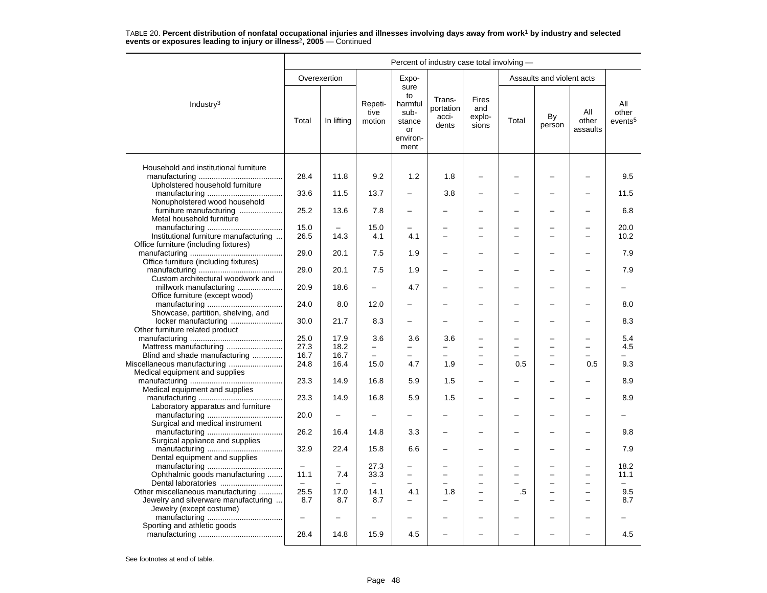TABLE 20. **Percent distribution of nonfatal occupational injuries and illnesses involving days away from work[1] by industry and selected events or exposures leading to injury or illness[2], 2005** — Continued

| Industry[3] | Overexertion | | Repetitive motion | Exposure to harmful substance or environment | Transportation accidents | Fires and explosions | Assaults and violent acts | | | All other events[5] |
|---|---|---|---|---|---|---|---|---|---|---|
| | Total | In lifting | | | | | Total | By person | All other assaults | |
| Household and institutional furniture manufacturing | 28.4 | 11.8 | 9.2 | 1.2 | 1.8 | – | – | – | – | 9.5 |
| Upholstered household furniture manufacturing | 33.6 | 11.5 | 13.7 | – | 3.8 | – | – | – | – | 11.5 |
| Nonupholstered wood household furniture manufacturing | 25.2 | 13.6 | 7.8 | – | – | – | – | – | – | 6.8 |
| Metal household furniture manufacturing | 15.0 | – | 15.0 | – | – | – | – | – | – | 20.0 |
| Institutional furniture manufacturing | 26.5 | 14.3 | 4.1 | 4.1 | – | – | – | – | – | 10.2 |
| Office furniture (including fixtures) manufacturing | 29.0 | 20.1 | 7.5 | 1.9 | – | – | – | – | – | 7.9 |
| Office furniture (including fixtures) manufacturing | 29.0 | 20.1 | 7.5 | 1.9 | – | – | – | – | – | 7.9 |
| Custom architectural woodwork and millwork manufacturing | 20.9 | 18.6 | – | 4.7 | – | – | – | – | – | – |
| Office furniture (except wood) manufacturing | 24.0 | 8.0 | 12.0 | – | – | – | – | – | – | 8.0 |
| Showcase, partition, shelving, and locker manufacturing | 30.0 | 21.7 | 8.3 | – | – | – | – | – | – | 8.3 |
| Other furniture related product manufacturing | 25.0 | 17.9 | 3.6 | 3.6 | 3.6 | – | – | – | – | 5.4 |
| Mattress manufacturing | 27.3 | 18.2 | – | – | – | – | – | – | – | 4.5 |
| Blind and shade manufacturing | 16.7 | 16.7 | – | – | – | – | – | – | – | – |
| Miscellaneous manufacturing | 24.8 | 16.4 | 15.0 | 4.7 | 1.9 | – | 0.5 | – | 0.5 | 9.3 |
| Medical equipment and supplies manufacturing | 23.3 | 14.9 | 16.8 | 5.9 | 1.5 | – | – | – | – | 8.9 |
| Medical equipment and supplies manufacturing | 23.3 | 14.9 | 16.8 | 5.9 | 1.5 | – | – | – | – | 8.9 |
| Laboratory apparatus and furniture manufacturing | 20.0 | – | – | – | – | – | – | – | – | – |
| Surgical and medical instrument manufacturing | 26.2 | 16.4 | 14.8 | 3.3 | – | – | – | – | – | 9.8 |
| Surgical appliance and supplies manufacturing | 32.9 | 22.4 | 15.8 | 6.6 | – | – | – | – | – | 7.9 |
| Dental equipment and supplies manufacturing | – | – | 27.3 | – | – | – | – | – | – | 18.2 |
| Ophthalmic goods manufacturing | 11.1 | 7.4 | 33.3 | – | – | – | – | – | – | 11.1 |
| Dental laboratories | – | – | – | – | – | – | – | – | – | – |
| Other miscellaneous manufacturing | 25.5 | 17.0 | 14.1 | 4.1 | 1.8 | – | .5 | – | – | 9.5 |
| Jewelry and silverware manufacturing | 8.7 | 8.7 | 8.7 | – | – | – | – | – | – | 8.7 |
| Jewelry (except costume) manufacturing | – | – | – | – | – | – | – | – | – | – |
| Sporting and athletic goods manufacturing | 28.4 | 14.8 | 15.9 | 4.5 | – | – | – | – | – | 4.5 |

See footnotes at end of table.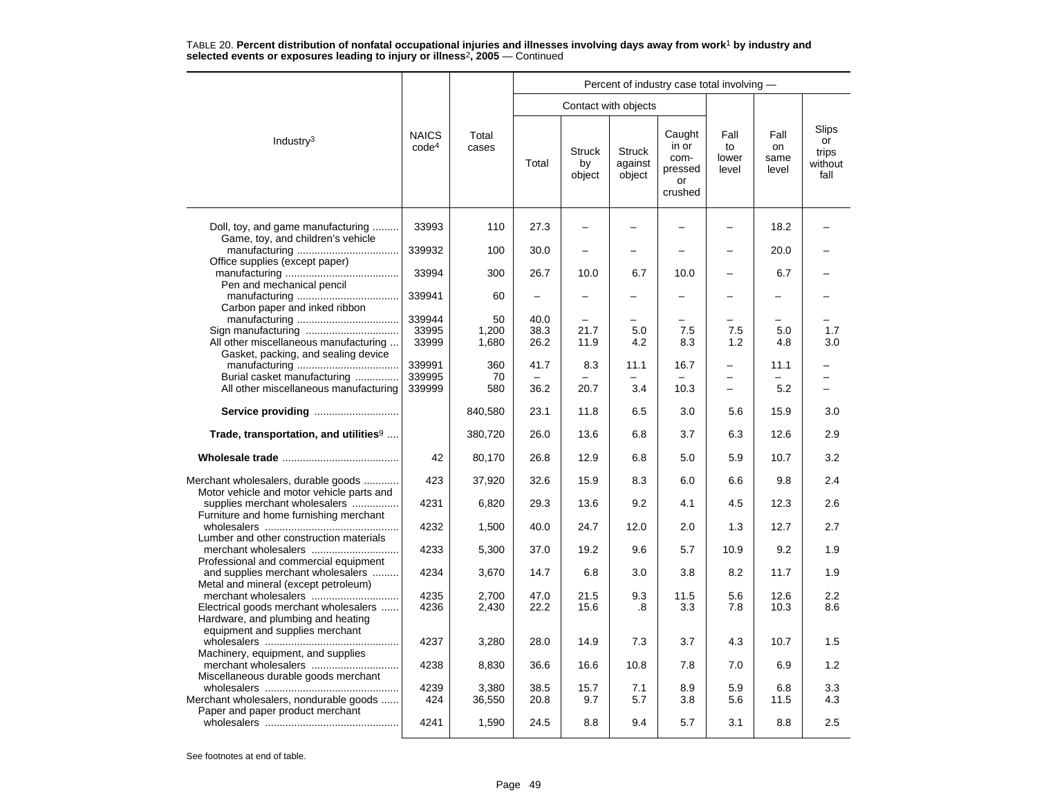TABLE 20. **Percent distribution of nonfatal occupational injuries and illnesses involving days away from work[1] by industry and selected events or exposures leading to injury or illness[2], 2005** — Continued

| Industry[3] | NAICS code[4] | Total cases | Percent of industry case total involving — | | | | | | |
|---|---|---|---|---|---|---|---|---|---|
| | | | Contact with objects | | | | | | |
| | | | Total | Struck by object | Struck against object | Caught in or com- pressed or crushed | Fall to lower level | Fall on same level | Slips or trips without fall |
| Doll, toy, and game manufacturing | 33993 | 110 | 27.3 | – | – | – | – | 18.2 | – |
| Game, toy, and children's vehicle manufacturing | 339932 | 100 | 30.0 | – | – | – | – | 20.0 | – |
| Office supplies (except paper) manufacturing | 33994 | 300 | 26.7 | 10.0 | 6.7 | 10.0 | – | 6.7 | – |
| Pen and mechanical pencil manufacturing | 339941 | 60 | – | – | – | – | – | – | – |
| Carbon paper and inked ribbon manufacturing | 339944 | 50 | 40.0 | – | – | – | – | – | – |
| Sign manufacturing | 33995 | 1,200 | 38.3 | 21.7 | 5.0 | 7.5 | 7.5 | 5.0 | 1.7 |
| All other miscellaneous manufacturing | 33999 | 1,680 | 26.2 | 11.9 | 4.2 | 8.3 | 1.2 | 4.8 | 3.0 |
| Gasket, packing, and sealing device manufacturing | 339991 | 360 | 41.7 | 8.3 | 11.1 | 16.7 | – | 11.1 | – |
| Burial casket manufacturing | 339995 | 70 | – | – | – | – | – | – | – |
| All other miscellaneous manufacturing | 339999 | 580 | 36.2 | 20.7 | 3.4 | 10.3 | – | 5.2 | – |
| **Service providing** | | 840,580 | 23.1 | 11.8 | 6.5 | 3.0 | 5.6 | 15.9 | 3.0 |
| **Trade, transportation, and utilities**[9] | | 380,720 | 26.0 | 13.6 | 6.8 | 3.7 | 6.3 | 12.6 | 2.9 |
| **Wholesale trade** | 42 | 80,170 | 26.8 | 12.9 | 6.8 | 5.0 | 5.9 | 10.7 | 3.2 |
| Merchant wholesalers, durable goods | 423 | 37,920 | 32.6 | 15.9 | 8.3 | 6.0 | 6.6 | 9.8 | 2.4 |
| Motor vehicle and motor vehicle parts and supplies merchant wholesalers | 4231 | 6,820 | 29.3 | 13.6 | 9.2 | 4.1 | 4.5 | 12.3 | 2.6 |
| Furniture and home furnishing merchant wholesalers | 4232 | 1,500 | 40.0 | 24.7 | 12.0 | 2.0 | 1.3 | 12.7 | 2.7 |
| Lumber and other construction materials merchant wholesalers | 4233 | 5,300 | 37.0 | 19.2 | 9.6 | 5.7 | 10.9 | 9.2 | 1.9 |
| Professional and commercial equipment and supplies merchant wholesalers | 4234 | 3,670 | 14.7 | 6.8 | 3.0 | 3.8 | 8.2 | 11.7 | 1.9 |
| Metal and mineral (except petroleum) merchant wholesalers | 4235 | 2,700 | 47.0 | 21.5 | 9.3 | 11.5 | 5.6 | 12.6 | 2.2 |
| Electrical goods merchant wholesalers | 4236 | 2,430 | 22.2 | 15.6 | .8 | 3.3 | 7.8 | 10.3 | 8.6 |
| Hardware, and plumbing and heating equipment and supplies merchant wholesalers | 4237 | 3,280 | 28.0 | 14.9 | 7.3 | 3.7 | 4.3 | 10.7 | 1.5 |
| Machinery, equipment, and supplies merchant wholesalers | 4238 | 8,830 | 36.6 | 16.6 | 10.8 | 7.8 | 7.0 | 6.9 | 1.2 |
| Miscellaneous durable goods merchant wholesalers | 4239 | 3,380 | 38.5 | 15.7 | 7.1 | 8.9 | 5.9 | 6.8 | 3.3 |
| Merchant wholesalers, nondurable goods | 424 | 36,550 | 20.8 | 9.7 | 5.7 | 3.8 | 5.6 | 11.5 | 4.3 |
| Paper and paper product merchant wholesalers | 4241 | 1,590 | 24.5 | 8.8 | 9.4 | 5.7 | 3.1 | 8.8 | 2.5 |

See footnotes at end of table.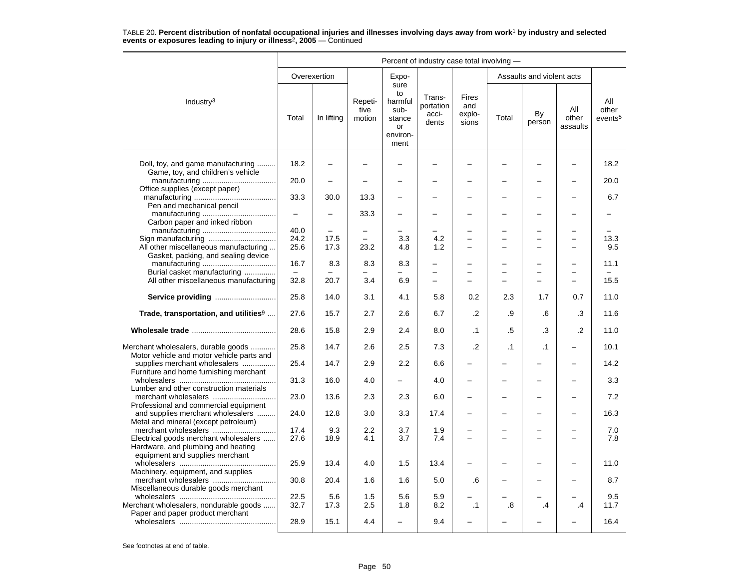TABLE 20. **Percent distribution of nonfatal occupational injuries and illnesses involving days away from work[1] by industry and selected events or exposures leading to injury or illness[2], 2005** — Continued

| Industry[3] | Percent of industry case total involving — | | | | | | | | | |
|---|---|---|---|---|---|---|---|---|---|---|
| | Overexertion | | Repetitive motion | Exposure to harmful substance or environment | Transportation accidents | Fires and explosions | Assaults and violent acts | | | All other events[5] |
| | Total | In lifting | | | | | Total | By person | All other assaults | |
| Doll, toy, and game manufacturing | 18.2 | – | – | – | – | – | – | – | – | 18.2 |
| Game, toy, and children's vehicle manufacturing | 20.0 | – | – | – | – | – | – | – | – | 20.0 |
| Office supplies (except paper) manufacturing | 33.3 | 30.0 | 13.3 | – | – | – | – | – | – | 6.7 |
| Pen and mechanical pencil manufacturing | – | – | 33.3 | – | – | – | – | – | – | – |
| Carbon paper and inked ribbon manufacturing | 40.0 | – | – | – | – | – | – | – | – | – |
| Sign manufacturing | 24.2 | 17.5 | – | 3.3 | 4.2 | – | – | – | – | 13.3 |
| All other miscellaneous manufacturing | 25.6 | 17.3 | 23.2 | 4.8 | 1.2 | – | – | – | – | 9.5 |
| Gasket, packing, and sealing device manufacturing | 16.7 | 8.3 | 8.3 | 8.3 | – | – | – | – | – | 11.1 |
| Burial casket manufacturing | – | – | – | – | – | – | – | – | – | – |
| All other miscellaneous manufacturing | 32.8 | 20.7 | 3.4 | 6.9 | – | – | – | – | – | 15.5 |
| **Service providing** | 25.8 | 14.0 | 3.1 | 4.1 | 5.8 | 0.2 | 2.3 | 1.7 | 0.7 | 11.0 |
| **Trade, transportation, and utilities[9]** | 27.6 | 15.7 | 2.7 | 2.6 | 6.7 | .2 | .9 | .6 | .3 | 11.6 |
| **Wholesale trade** | 28.6 | 15.8 | 2.9 | 2.4 | 8.0 | .1 | .5 | .3 | .2 | 11.0 |
| Merchant wholesalers, durable goods | 25.8 | 14.7 | 2.6 | 2.5 | 7.3 | .2 | .1 | .1 | – | 10.1 |
| Motor vehicle and motor vehicle parts and supplies merchant wholesalers | 25.4 | 14.7 | 2.9 | 2.2 | 6.6 | – | – | – | – | 14.2 |
| Furniture and home furnishing merchant wholesalers | 31.3 | 16.0 | 4.0 | – | 4.0 | – | – | – | – | 3.3 |
| Lumber and other construction materials merchant wholesalers | 23.0 | 13.6 | 2.3 | 2.3 | 6.0 | – | – | – | – | 7.2 |
| Professional and commercial equipment and supplies merchant wholesalers | 24.0 | 12.8 | 3.0 | 3.3 | 17.4 | – | – | – | – | 16.3 |
| Metal and mineral (except petroleum) merchant wholesalers | 17.4 | 9.3 | 2.2 | 3.7 | 1.9 | – | – | – | – | 7.0 |
| Electrical goods merchant wholesalers | 27.6 | 18.9 | 4.1 | 3.7 | 7.4 | – | – | – | – | 7.8 |
| Hardware, and plumbing and heating equipment and supplies merchant wholesalers | 25.9 | 13.4 | 4.0 | 1.5 | 13.4 | – | – | – | – | 11.0 |
| Machinery, equipment, and supplies merchant wholesalers | 30.8 | 20.4 | 1.6 | 1.6 | 5.0 | .6 | – | – | – | 8.7 |
| Miscellaneous durable goods merchant wholesalers | 22.5 | 5.6 | 1.5 | 5.6 | 5.9 | – | – | – | – | 9.5 |
| Merchant wholesalers, nondurable goods | 32.7 | 17.3 | 2.5 | 1.8 | 8.2 | .1 | .8 | .4 | .4 | 11.7 |
| Paper and paper product merchant wholesalers | 28.9 | 15.1 | 4.4 | – | 9.4 | – | – | – | – | 16.4 |

See footnotes at end of table.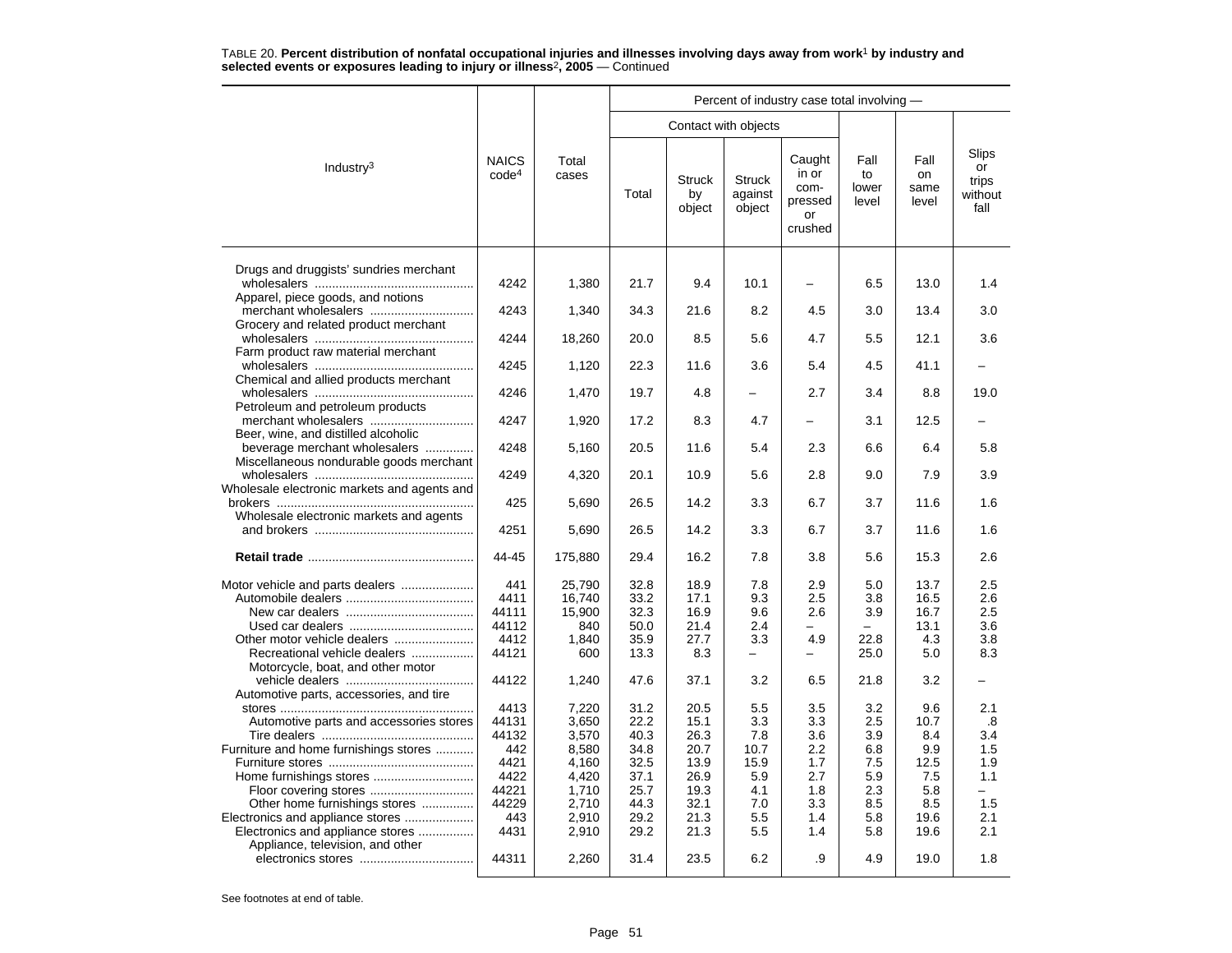TABLE 20. **Percent distribution of nonfatal occupational injuries and illnesses involving days away from work[1] by industry and selected events or exposures leading to injury or illness[2], 2005** — Continued

| Industry[3] | NAICS code[4] | Total cases | Percent of industry case total involving — | | | | | | |
|---|---|---|---|---|---|---|---|---|---|
| | | | Contact with objects | | | | Fall to lower level | Fall on same level | Slips or trips without fall |
| | | | Total | Struck by object | Struck against object | Caught in or com-pressed or crushed | | | |
| Drugs and druggists' sundries merchant wholesalers | 4242 | 1,380 | 21.7 | 9.4 | 10.1 | – | 6.5 | 13.0 | 1.4 |
| Apparel, piece goods, and notions merchant wholesalers | 4243 | 1,340 | 34.3 | 21.6 | 8.2 | 4.5 | 3.0 | 13.4 | 3.0 |
| Grocery and related product merchant wholesalers | 4244 | 18,260 | 20.0 | 8.5 | 5.6 | 4.7 | 5.5 | 12.1 | 3.6 |
| Farm product raw material merchant wholesalers | 4245 | 1,120 | 22.3 | 11.6 | 3.6 | 5.4 | 4.5 | 41.1 | – |
| Chemical and allied products merchant wholesalers | 4246 | 1,470 | 19.7 | 4.8 | – | 2.7 | 3.4 | 8.8 | 19.0 |
| Petroleum and petroleum products merchant wholesalers | 4247 | 1,920 | 17.2 | 8.3 | 4.7 | – | 3.1 | 12.5 | – |
| Beer, wine, and distilled alcoholic beverage merchant wholesalers | 4248 | 5,160 | 20.5 | 11.6 | 5.4 | 2.3 | 6.6 | 6.4 | 5.8 |
| Miscellaneous nondurable goods merchant wholesalers | 4249 | 4,320 | 20.1 | 10.9 | 5.6 | 2.8 | 9.0 | 7.9 | 3.9 |
| Wholesale electronic markets and agents and brokers | 425 | 5,690 | 26.5 | 14.2 | 3.3 | 6.7 | 3.7 | 11.6 | 1.6 |
| Wholesale electronic markets and agents and brokers | 4251 | 5,690 | 26.5 | 14.2 | 3.3 | 6.7 | 3.7 | 11.6 | 1.6 |
| **Retail trade** | 44-45 | 175,880 | 29.4 | 16.2 | 7.8 | 3.8 | 5.6 | 15.3 | 2.6 |
| Motor vehicle and parts dealers | 441 | 25,790 | 32.8 | 18.9 | 7.8 | 2.9 | 5.0 | 13.7 | 2.5 |
| Automobile dealers | 4411 | 16,740 | 33.2 | 17.1 | 9.3 | 2.5 | 3.8 | 16.5 | 2.6 |
| New car dealers | 44111 | 15,900 | 32.3 | 16.9 | 9.6 | 2.6 | 3.9 | 16.7 | 2.5 |
| Used car dealers | 44112 | 840 | 50.0 | 21.4 | 2.4 | – | – | 13.1 | 3.6 |
| Other motor vehicle dealers | 4412 | 1,840 | 35.9 | 27.7 | 3.3 | 4.9 | 22.8 | 4.3 | 3.8 |
| Recreational vehicle dealers | 44121 | 600 | 13.3 | 8.3 | – | – | 25.0 | 5.0 | 8.3 |
| Motorcycle, boat, and other motor vehicle dealers | 44122 | 1,240 | 47.6 | 37.1 | 3.2 | 6.5 | 21.8 | 3.2 | – |
| Automotive parts, accessories, and tire stores | 4413 | 7,220 | 31.2 | 20.5 | 5.5 | 3.5 | 3.2 | 9.6 | 2.1 |
| Automotive parts and accessories stores | 44131 | 3,650 | 22.2 | 15.1 | 3.3 | 3.3 | 2.5 | 10.7 | .8 |
| Tire dealers | 44132 | 3,570 | 40.3 | 26.3 | 7.8 | 3.6 | 3.9 | 8.4 | 3.4 |
| Furniture and home furnishings stores | 442 | 8,580 | 34.8 | 20.7 | 10.7 | 2.2 | 6.8 | 9.9 | 1.5 |
| Furniture stores | 4421 | 4,160 | 32.5 | 13.9 | 15.9 | 1.7 | 7.5 | 12.5 | 1.9 |
| Home furnishings stores | 4422 | 4,420 | 37.1 | 26.9 | 5.9 | 2.7 | 5.9 | 7.5 | 1.1 |
| Floor covering stores | 44221 | 1,710 | 25.7 | 19.3 | 4.1 | 1.8 | 2.3 | 5.8 | – |
| Other home furnishings stores | 44229 | 2,710 | 44.3 | 32.1 | 7.0 | 3.3 | 8.5 | 8.5 | 1.5 |
| Electronics and appliance stores | 443 | 2,910 | 29.2 | 21.3 | 5.5 | 1.4 | 5.8 | 19.6 | 2.1 |
| Electronics and appliance stores | 4431 | 2,910 | 29.2 | 21.3 | 5.5 | 1.4 | 5.8 | 19.6 | 2.1 |
| Appliance, television, and other electronics stores | 44311 | 2,260 | 31.4 | 23.5 | 6.2 | .9 | 4.9 | 19.0 | 1.8 |

See footnotes at end of table.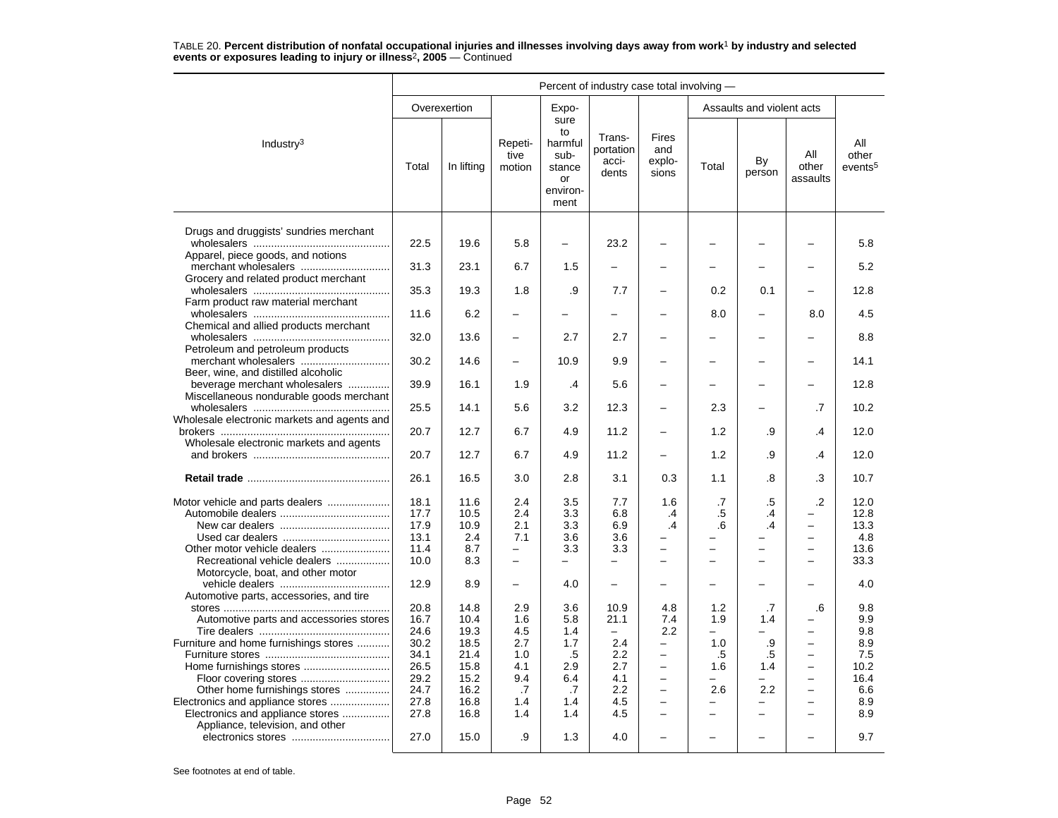TABLE 20. **Percent distribution of nonfatal occupational injuries and illnesses involving days away from work[1] by industry and selected events or exposures leading to injury or illness[2], 2005** — Continued

| Industry[3] | Percent of industry case total involving — | | | | | | | | | |
|---|---|---|---|---|---|---|---|---|---|---|
| | Overexertion | | Repetitive motion | Exposure to harmful substance or environment | Transportation accidents | Fires and explosions | Assaults and violent acts | | | All other events[5] |
| | Total | In lifting | | | | | Total | By person | All other assaults | |
| Drugs and druggists' sundries merchant wholesalers | 22.5 | 19.6 | 5.8 | – | 23.2 | – | – | – | – | 5.8 |
| Apparel, piece goods, and notions merchant wholesalers | 31.3 | 23.1 | 6.7 | 1.5 | – | – | – | – | – | 5.2 |
| Grocery and related product merchant wholesalers | 35.3 | 19.3 | 1.8 | .9 | 7.7 | – | 0.2 | 0.1 | – | 12.8 |
| Farm product raw material merchant wholesalers | 11.6 | 6.2 | – | – | – | – | 8.0 | – | 8.0 | 4.5 |
| Chemical and allied products merchant wholesalers | 32.0 | 13.6 | – | 2.7 | 2.7 | – | – | – | – | 8.8 |
| Petroleum and petroleum products merchant wholesalers | 30.2 | 14.6 | – | 10.9 | 9.9 | – | – | – | – | 14.1 |
| Beer, wine, and distilled alcoholic beverage merchant wholesalers | 39.9 | 16.1 | 1.9 | .4 | 5.6 | – | – | – | – | 12.8 |
| Miscellaneous nondurable goods merchant wholesalers | 25.5 | 14.1 | 5.6 | 3.2 | 12.3 | – | 2.3 | – | .7 | 10.2 |
| Wholesale electronic markets and agents and brokers | 20.7 | 12.7 | 6.7 | 4.9 | 11.2 | – | 1.2 | .9 | .4 | 12.0 |
| Wholesale electronic markets and agents and brokers | 20.7 | 12.7 | 6.7 | 4.9 | 11.2 | – | 1.2 | .9 | .4 | 12.0 |
| **Retail trade** | 26.1 | 16.5 | 3.0 | 2.8 | 3.1 | 0.3 | 1.1 | .8 | .3 | 10.7 |
| Motor vehicle and parts dealers | 18.1 | 11.6 | 2.4 | 3.5 | 7.7 | 1.6 | .7 | .5 | .2 | 12.0 |
| Automobile dealers | 17.7 | 10.5 | 2.4 | 3.3 | 6.8 | .4 | .5 | .4 | – | 12.8 |
| New car dealers | 17.9 | 10.9 | 2.1 | 3.3 | 6.9 | .4 | .6 | .4 | – | 13.3 |
| Used car dealers | 13.1 | 2.4 | 7.1 | 3.6 | 3.6 | – | – | – | – | 4.8 |
| Other motor vehicle dealers | 11.4 | 8.7 | – | 3.3 | 3.3 | – | – | – | – | 13.6 |
| Recreational vehicle dealers | 10.0 | 8.3 | – | – | – | – | – | – | – | 33.3 |
| Motorcycle, boat, and other motor vehicle dealers | 12.9 | 8.9 | – | 4.0 | – | – | – | – | – | 4.0 |
| Automotive parts, accessories, and tire stores | 20.8 | 14.8 | 2.9 | 3.6 | 10.9 | 4.8 | 1.2 | .7 | .6 | 9.8 |
| Automotive parts and accessories stores | 16.7 | 10.4 | 1.6 | 5.8 | 21.1 | 7.4 | 1.9 | 1.4 | – | 9.9 |
| Tire dealers | 24.6 | 19.3 | 4.5 | 1.4 | – | 2.2 | – | – | – | 9.8 |
| Furniture and home furnishings stores | 30.2 | 18.5 | 2.7 | 1.7 | 2.4 | – | 1.0 | .9 | – | 8.9 |
| Furniture stores | 34.1 | 21.4 | 1.0 | .5 | 2.2 | – | .5 | .5 | – | 7.5 |
| Home furnishings stores | 26.5 | 15.8 | 4.1 | 2.9 | 2.7 | – | 1.6 | 1.4 | – | 10.2 |
| Floor covering stores | 29.2 | 15.2 | 9.4 | 6.4 | 4.1 | – | – | – | – | 16.4 |
| Other home furnishings stores | 24.7 | 16.2 | .7 | .7 | 2.2 | – | 2.6 | 2.2 | – | 6.6 |
| Electronics and appliance stores | 27.8 | 16.8 | 1.4 | 1.4 | 4.5 | – | – | – | – | 8.9 |
| Electronics and appliance stores | 27.8 | 16.8 | 1.4 | 1.4 | 4.5 | – | – | – | – | 8.9 |
| Appliance, television, and other electronics stores | 27.0 | 15.0 | .9 | 1.3 | 4.0 | – | – | – | – | 9.7 |

See footnotes at end of table.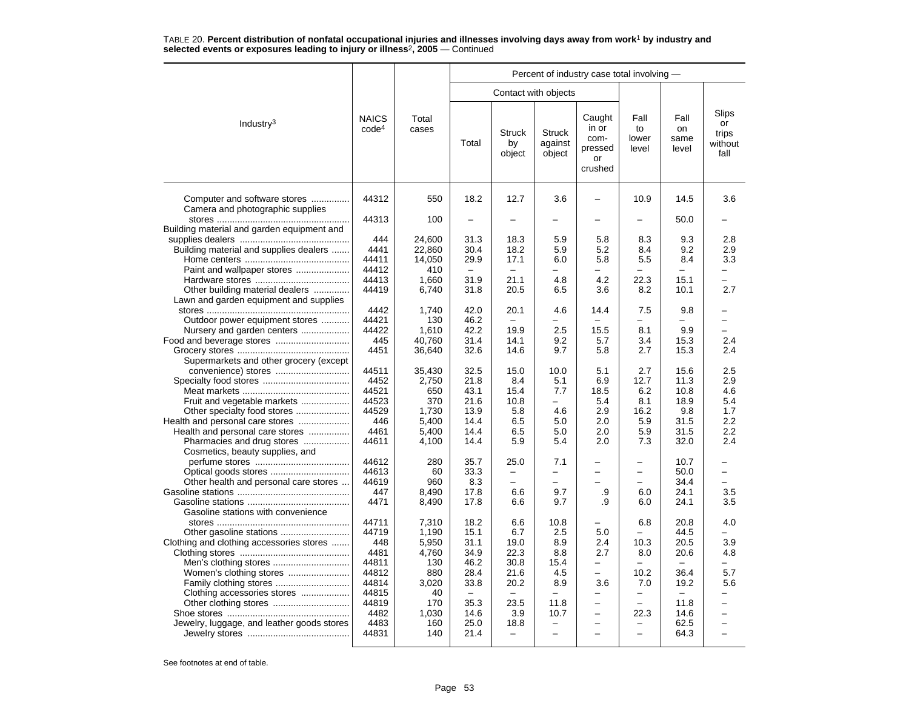TABLE 20. **Percent distribution of nonfatal occupational injuries and illnesses involving days away from work[1] by industry and selected events or exposures leading to injury or illness[2], 2005** — Continued

| Industry[3] | NAICS code[4] | Total cases | Percent of industry case total involving — | | | | | | |
|---|---|---|---|---|---|---|---|---|---|
| | | | Contact with objects | | | | | | |
| | | | Total | Struck by object | Struck against object | Caught in or com-pressed or crushed | Fall to lower level | Fall on same level | Slips or trips without fall |
| Computer and software stores | 44312 | 550 | 18.2 | 12.7 | 3.6 | – | 10.9 | 14.5 | 3.6 |
| Camera and photographic supplies stores | 44313 | 100 | – | – | – | – | – | 50.0 | – |
| Building material and garden equipment and supplies dealers | 444 | 24,600 | 31.3 | 18.3 | 5.9 | 5.8 | 8.3 | 9.3 | 2.8 |
| Building material and supplies dealers | 4441 | 22,860 | 30.4 | 18.2 | 5.9 | 5.2 | 8.4 | 9.2 | 2.9 |
| Home centers | 44411 | 14,050 | 29.9 | 17.1 | 6.0 | 5.8 | 5.5 | 8.4 | 3.3 |
| Paint and wallpaper stores | 44412 | 410 | – | – | – | – | – | – | – |
| Hardware stores | 44413 | 1,660 | 31.9 | 21.1 | 4.8 | 4.2 | 22.3 | 15.1 | – |
| Other building material dealers | 44419 | 6,740 | 31.8 | 20.5 | 6.5 | 3.6 | 8.2 | 10.1 | 2.7 |
| Lawn and garden equipment and supplies stores | 4442 | 1,740 | 42.0 | 20.1 | 4.6 | 14.4 | 7.5 | 9.8 | – |
| Outdoor power equipment stores | 44421 | 130 | 46.2 | – | – | – | – | – | – |
| Nursery and garden centers | 44422 | 1,610 | 42.2 | 19.9 | 2.5 | 15.5 | 8.1 | 9.9 | – |
| Food and beverage stores | 445 | 40,760 | 31.4 | 14.1 | 9.2 | 5.7 | 3.4 | 15.3 | 2.4 |
| Grocery stores | 4451 | 36,640 | 32.6 | 14.6 | 9.7 | 5.8 | 2.7 | 15.3 | 2.4 |
| Supermarkets and other grocery (except convenience) stores | 44511 | 35,430 | 32.5 | 15.0 | 10.0 | 5.1 | 2.7 | 15.6 | 2.5 |
| Specialty food stores | 4452 | 2,750 | 21.8 | 8.4 | 5.1 | 6.9 | 12.7 | 11.3 | 2.9 |
| Meat markets | 44521 | 650 | 43.1 | 15.4 | 7.7 | 18.5 | 6.2 | 10.8 | 4.6 |
| Fruit and vegetable markets | 44523 | 370 | 21.6 | 10.8 | – | 5.4 | 8.1 | 18.9 | 5.4 |
| Other specialty food stores | 44529 | 1,730 | 13.9 | 5.8 | 4.6 | 2.9 | 16.2 | 9.8 | 1.7 |
| Health and personal care stores | 446 | 5,400 | 14.4 | 6.5 | 5.0 | 2.0 | 5.9 | 31.5 | 2.2 |
| Health and personal care stores | 4461 | 5,400 | 14.4 | 6.5 | 5.0 | 2.0 | 5.9 | 31.5 | 2.2 |
| Pharmacies and drug stores | 44611 | 4,100 | 14.4 | 5.9 | 5.4 | 2.0 | 7.3 | 32.0 | 2.4 |
| Cosmetics, beauty supplies, and perfume stores | 44612 | 280 | 35.7 | 25.0 | 7.1 | – | – | 10.7 | – |
| Optical goods stores | 44613 | 60 | 33.3 | – | – | – | – | 50.0 | – |
| Other health and personal care stores | 44619 | 960 | 8.3 | – | – | – | – | 34.4 | – |
| Gasoline stations | 447 | 8,490 | 17.8 | 6.6 | 9.7 | .9 | 6.0 | 24.1 | 3.5 |
| Gasoline stations | 4471 | 8,490 | 17.8 | 6.6 | 9.7 | .9 | 6.0 | 24.1 | 3.5 |
| Gasoline stations with convenience stores | 44711 | 7,310 | 18.2 | 6.6 | 10.8 | – | 6.8 | 20.8 | 4.0 |
| Other gasoline stations | 44719 | 1,190 | 15.1 | 6.7 | 2.5 | 5.0 | – | 44.5 | – |
| Clothing and clothing accessories stores | 448 | 5,950 | 31.1 | 19.0 | 8.9 | 2.4 | 10.3 | 20.5 | 3.9 |
| Clothing stores | 4481 | 4,760 | 34.9 | 22.3 | 8.8 | 2.7 | 8.0 | 20.6 | 4.8 |
| Men's clothing stores | 44811 | 130 | 46.2 | 30.8 | 15.4 | – | – | – | – |
| Women's clothing stores | 44812 | 880 | 28.4 | 21.6 | 4.5 | – | 10.2 | 36.4 | 5.7 |
| Family clothing stores | 44814 | 3,020 | 33.8 | 20.2 | 8.9 | 3.6 | 7.0 | 19.2 | 5.6 |
| Clothing accessories stores | 44815 | 40 | – | – | – | – | – | – | – |
| Other clothing stores | 44819 | 170 | 35.3 | 23.5 | 11.8 | – | – | 11.8 | – |
| Shoe stores | 4482 | 1,030 | 14.6 | 3.9 | 10.7 | – | 22.3 | 14.6 | – |
| Jewelry, luggage, and leather goods stores | 4483 | 160 | 25.0 | 18.8 | – | – | – | 62.5 | – |
| Jewelry stores | 44831 | 140 | 21.4 | – | – | – | – | 64.3 | – |

See footnotes at end of table.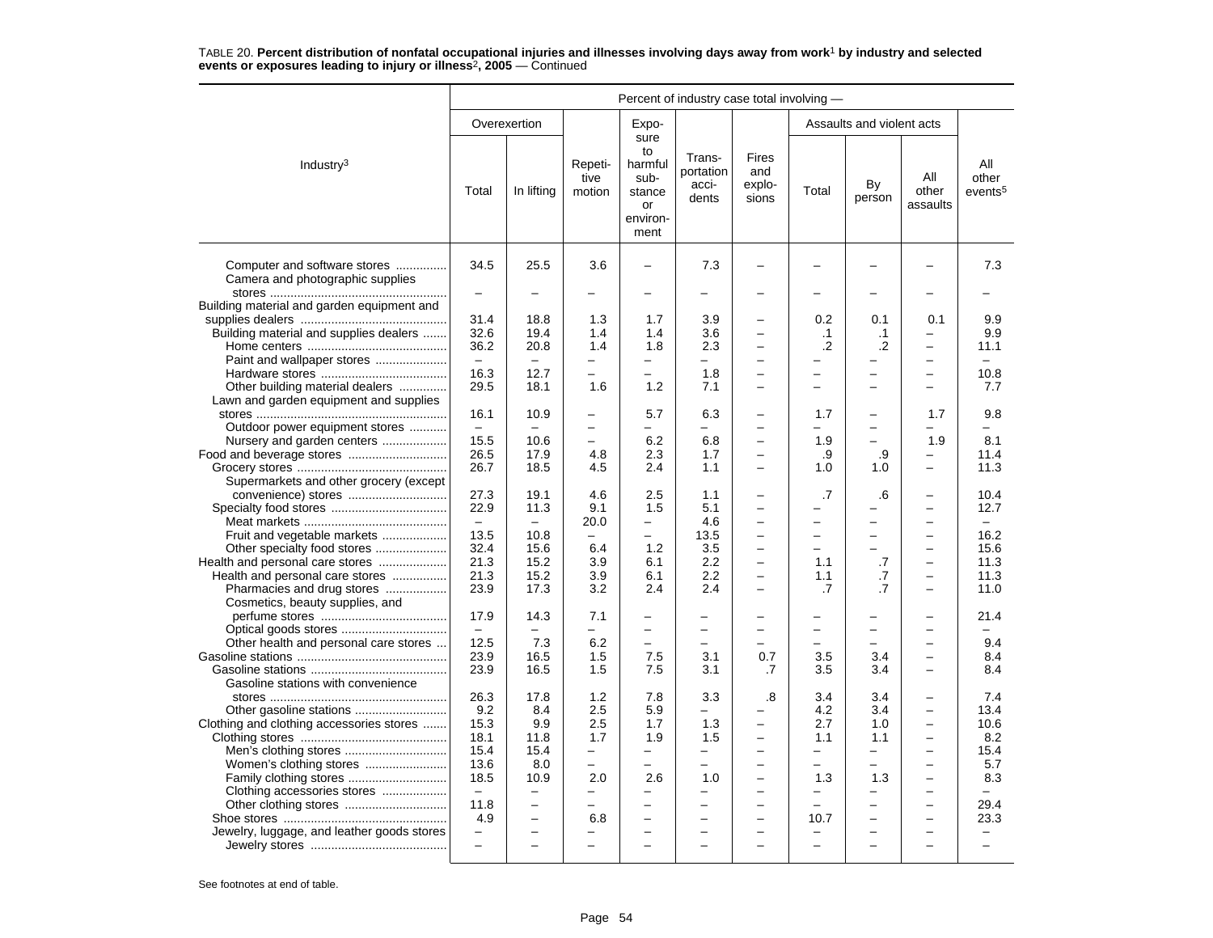TABLE 20. **Percent distribution of nonfatal occupational injuries and illnesses involving days away from work[1] by industry and selected events or exposures leading to injury or illness[2], 2005** — Continued

| Industry[3] | Percent of industry case total involving — | | | | | | | | | |
|---|---|---|---|---|---|---|---|---|---|---|
| | Overexertion | | Repetitive motion | Exposure to harmful substance or environment | Transportation accidents | Fires and explosions | Assaults and violent acts | | | All other events[5] |
| | Total | In lifting | | | | | Total | By person | All other assaults | |
| Computer and software stores | 34.5 | 25.5 | 3.6 | – | 7.3 | – | – | – | – | 7.3 |
| Camera and photographic supplies stores | – | – | – | – | – | – | – | – | – | – |
| Building material and garden equipment and supplies dealers | 31.4 | 18.8 | 1.3 | 1.7 | 3.9 | – | 0.2 | 0.1 | 0.1 | 9.9 |
| Building material and supplies dealers | 32.6 | 19.4 | 1.4 | 1.4 | 3.6 | – | .1 | .1 | – | 9.9 |
| Home centers | 36.2 | 20.8 | 1.4 | 1.8 | 2.3 | – | .2 | .2 | – | 11.1 |
| Paint and wallpaper stores | – | – | – | – | – | – | – | – | – | – |
| Hardware stores | 16.3 | 12.7 | – | – | 1.8 | – | – | – | – | 10.8 |
| Other building material dealers | 29.5 | 18.1 | 1.6 | 1.2 | 7.1 | – | – | – | – | 7.7 |
| Lawn and garden equipment and supplies stores | 16.1 | 10.9 | – | 5.7 | 6.3 | – | 1.7 | – | 1.7 | 9.8 |
| Outdoor power equipment stores | – | – | – | – | – | – | – | – | – | – |
| Nursery and garden centers | 15.5 | 10.6 | – | 6.2 | 6.8 | – | 1.9 | – | 1.9 | 8.1 |
| Food and beverage stores | 26.5 | 17.9 | 4.8 | 2.3 | 1.7 | – | .9 | .9 | – | 11.4 |
| Grocery stores | 26.7 | 18.5 | 4.5 | 2.4 | 1.1 | – | 1.0 | 1.0 | – | 11.3 |
| Supermarkets and other grocery (except convenience) stores | 27.3 | 19.1 | 4.6 | 2.5 | 1.1 | – | .7 | .6 | – | 10.4 |
| Specialty food stores | 22.9 | 11.3 | 9.1 | 1.5 | 5.1 | – | – | – | – | 12.7 |
| Meat markets | – | – | 20.0 | – | 4.6 | – | – | – | – | – |
| Fruit and vegetable markets | 13.5 | 10.8 | – | – | 13.5 | – | – | – | – | 16.2 |
| Other specialty food stores | 32.4 | 15.6 | 6.4 | 1.2 | 3.5 | – | – | – | – | 15.6 |
| Health and personal care stores | 21.3 | 15.2 | 3.9 | 6.1 | 2.2 | – | 1.1 | .7 | – | 11.3 |
| Health and personal care stores | 21.3 | 15.2 | 3.9 | 6.1 | 2.2 | – | 1.1 | .7 | – | 11.3 |
| Pharmacies and drug stores | 23.9 | 17.3 | 3.2 | 2.4 | 2.4 | – | .7 | .7 | – | 11.0 |
| Cosmetics, beauty supplies, and perfume stores | 17.9 | 14.3 | 7.1 | – | – | – | – | – | – | 21.4 |
| Optical goods stores | – | – | – | – | – | – | – | – | – | – |
| Other health and personal care stores | 12.5 | 7.3 | 6.2 | – | – | – | – | – | – | 9.4 |
| Gasoline stations | 23.9 | 16.5 | 1.5 | 7.5 | 3.1 | 0.7 | 3.5 | 3.4 | – | 8.4 |
| Gasoline stations | 23.9 | 16.5 | 1.5 | 7.5 | 3.1 | .7 | 3.5 | 3.4 | – | 8.4 |
| Gasoline stations with convenience stores | 26.3 | 17.8 | 1.2 | 7.8 | 3.3 | .8 | 3.4 | 3.4 | – | 7.4 |
| Other gasoline stations | 9.2 | 8.4 | 2.5 | 5.9 | – | – | 4.2 | 3.4 | – | 13.4 |
| Clothing and clothing accessories stores | 15.3 | 9.9 | 2.5 | 1.7 | 1.3 | – | 2.7 | 1.0 | – | 10.6 |
| Clothing stores | 18.1 | 11.8 | 1.7 | 1.9 | 1.5 | – | 1.1 | 1.1 | – | 8.2 |
| Men's clothing stores | 15.4 | 15.4 | – | – | – | – | – | – | – | 15.4 |
| Women's clothing stores | 13.6 | 8.0 | – | – | – | – | – | – | – | 5.7 |
| Family clothing stores | 18.5 | 10.9 | 2.0 | 2.6 | 1.0 | – | 1.3 | 1.3 | – | 8.3 |
| Clothing accessories stores | – | – | – | – | – | – | – | – | – | – |
| Other clothing stores | 11.8 | – | – | – | – | – | – | – | – | 29.4 |
| Shoe stores | 4.9 | – | 6.8 | – | – | – | 10.7 | – | – | 23.3 |
| Jewelry, luggage, and leather goods stores | – | – | – | – | – | – | – | – | – | – |
| Jewelry stores | – | – | – | – | – | – | – | – | – | – |

See footnotes at end of table.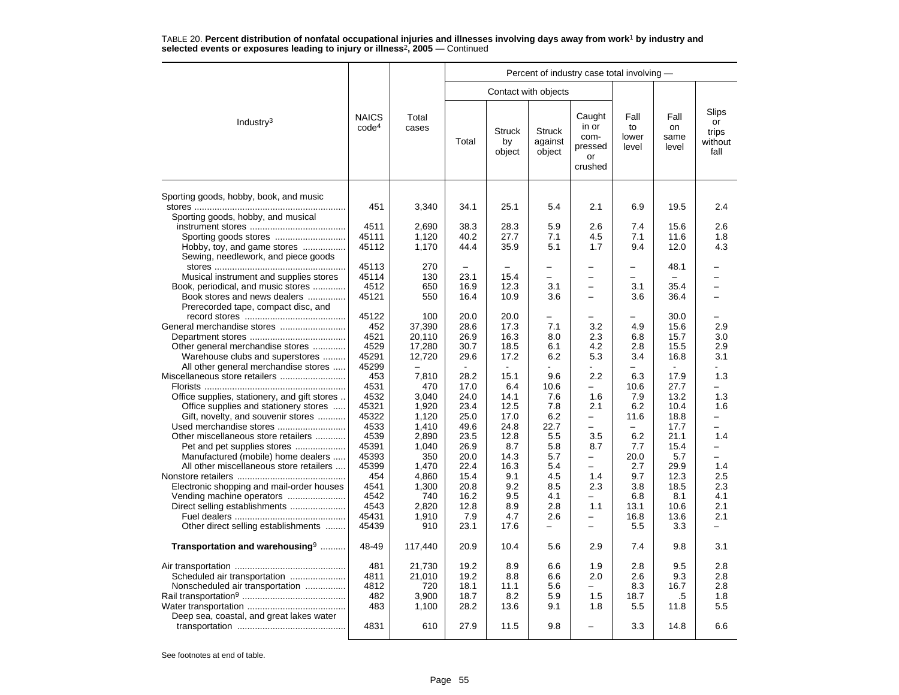TABLE 20. **Percent distribution of nonfatal occupational injuries and illnesses involving days away from work[1] by industry and selected events or exposures leading to injury or illness[2], 2005** — Continued

| Industry[3] | NAICS code[4] | Total cases | Percent of industry case total involving — | | | | | | |
|---|---|---|---|---|---|---|---|---|---|
| | | | Contact with objects | | | | | | |
| | | | Total | Struck by object | Struck against object | Caught in or compressed or crushed | Fall to lower level | Fall on same level | Slips or trips without fall |
| Sporting goods, hobby, book, and music stores | 451 | 3,340 | 34.1 | 25.1 | 5.4 | 2.1 | 6.9 | 19.5 | 2.4 |
| Sporting goods, hobby, and musical instrument stores | 4511 | 2,690 | 38.3 | 28.3 | 5.9 | 2.6 | 7.4 | 15.6 | 2.6 |
| Sporting goods stores | 45111 | 1,120 | 40.2 | 27.7 | 7.1 | 4.5 | 7.1 | 11.6 | 1.8 |
| Hobby, toy, and game stores | 45112 | 1,170 | 44.4 | 35.9 | 5.1 | 1.7 | 9.4 | 12.0 | 4.3 |
| Sewing, needlework, and piece goods stores | 45113 | 270 | – | – | – | – | – | 48.1 | – |
| Musical instrument and supplies stores | 45114 | 130 | 23.1 | 15.4 | – | – | – | – | – |
| Book, periodical, and music stores | 4512 | 650 | 16.9 | 12.3 | 3.1 | – | 3.1 | 35.4 | – |
| Book stores and news dealers | 45121 | 550 | 16.4 | 10.9 | 3.6 | – | 3.6 | 36.4 | – |
| Prerecorded tape, compact disc, and record stores | 45122 | 100 | 20.0 | 20.0 | – | – | – | 30.0 | – |
| General merchandise stores | 452 | 37,390 | 28.6 | 17.3 | 7.1 | 3.2 | 4.9 | 15.6 | 2.9 |
| Department stores | 4521 | 20,110 | 26.9 | 16.3 | 8.0 | 2.3 | 6.8 | 15.7 | 3.0 |
| Other general merchandise stores | 4529 | 17,280 | 30.7 | 18.5 | 6.1 | 4.2 | 2.8 | 15.5 | 2.9 |
| Warehouse clubs and superstores | 45291 | 12,720 | 29.6 | 17.2 | 6.2 | 5.3 | 3.4 | 16.8 | 3.1 |
| All other general merchandise stores | 45299 | – | - | - | - | - | – | - | - |
| Miscellaneous store retailers | 453 | 7,810 | 28.2 | 15.1 | 9.6 | 2.2 | 6.3 | 17.9 | 1.3 |
| Florists | 4531 | 470 | 17.0 | 6.4 | 10.6 | – | 10.6 | 27.7 | – |
| Office supplies, stationery, and gift stores | 4532 | 3,040 | 24.0 | 14.1 | 7.6 | 1.6 | 7.9 | 13.2 | 1.3 |
| Office supplies and stationery stores | 45321 | 1,920 | 23.4 | 12.5 | 7.8 | 2.1 | 6.2 | 10.4 | 1.6 |
| Gift, novelty, and souvenir stores | 45322 | 1,120 | 25.0 | 17.0 | 6.2 | – | 11.6 | 18.8 | – |
| Used merchandise stores | 4533 | 1,410 | 49.6 | 24.8 | 22.7 | – | – | 17.7 | – |
| Other miscellaneous store retailers | 4539 | 2,890 | 23.5 | 12.8 | 5.5 | 3.5 | 6.2 | 21.1 | 1.4 |
| Pet and pet supplies stores | 45391 | 1,040 | 26.9 | 8.7 | 5.8 | 8.7 | 7.7 | 15.4 | – |
| Manufactured (mobile) home dealers | 45393 | 350 | 20.0 | 14.3 | 5.7 | – | 20.0 | 5.7 | – |
| All other miscellaneous store retailers | 45399 | 1,470 | 22.4 | 16.3 | 5.4 | – | 2.7 | 29.9 | 1.4 |
| Nonstore retailers | 454 | 4,860 | 15.4 | 9.1 | 4.5 | 1.4 | 9.7 | 12.3 | 2.5 |
| Electronic shopping and mail-order houses | 4541 | 1,300 | 20.8 | 9.2 | 8.5 | 2.3 | 3.8 | 18.5 | 2.3 |
| Vending machine operators | 4542 | 740 | 16.2 | 9.5 | 4.1 | – | 6.8 | 8.1 | 4.1 |
| Direct selling establishments | 4543 | 2,820 | 12.8 | 8.9 | 2.8 | 1.1 | 13.1 | 10.6 | 2.1 |
| Fuel dealers | 45431 | 1,910 | 7.9 | 4.7 | 2.6 | – | 16.8 | 13.6 | 2.1 |
| Other direct selling establishments | 45439 | 910 | 23.1 | 17.6 | – | – | 5.5 | 3.3 | – |
| **Transportation and warehousing[9]** | 48-49 | 117,440 | 20.9 | 10.4 | 5.6 | 2.9 | 7.4 | 9.8 | 3.1 |
| Air transportation | 481 | 21,730 | 19.2 | 8.9 | 6.6 | 1.9 | 2.8 | 9.5 | 2.8 |
| Scheduled air transportation | 4811 | 21,010 | 19.2 | 8.8 | 6.6 | 2.0 | 2.6 | 9.3 | 2.8 |
| Nonscheduled air transportation | 4812 | 720 | 18.1 | 11.1 | 5.6 | – | 8.3 | 16.7 | 2.8 |
| Rail transportation[9] | 482 | 3,900 | 18.7 | 8.2 | 5.9 | 1.5 | 18.7 | .5 | 1.8 |
| Water transportation | 483 | 1,100 | 28.2 | 13.6 | 9.1 | 1.8 | 5.5 | 11.8 | 5.5 |
| Deep sea, coastal, and great lakes water transportation | 4831 | 610 | 27.9 | 11.5 | 9.8 | – | 3.3 | 14.8 | 6.6 |

See footnotes at end of table.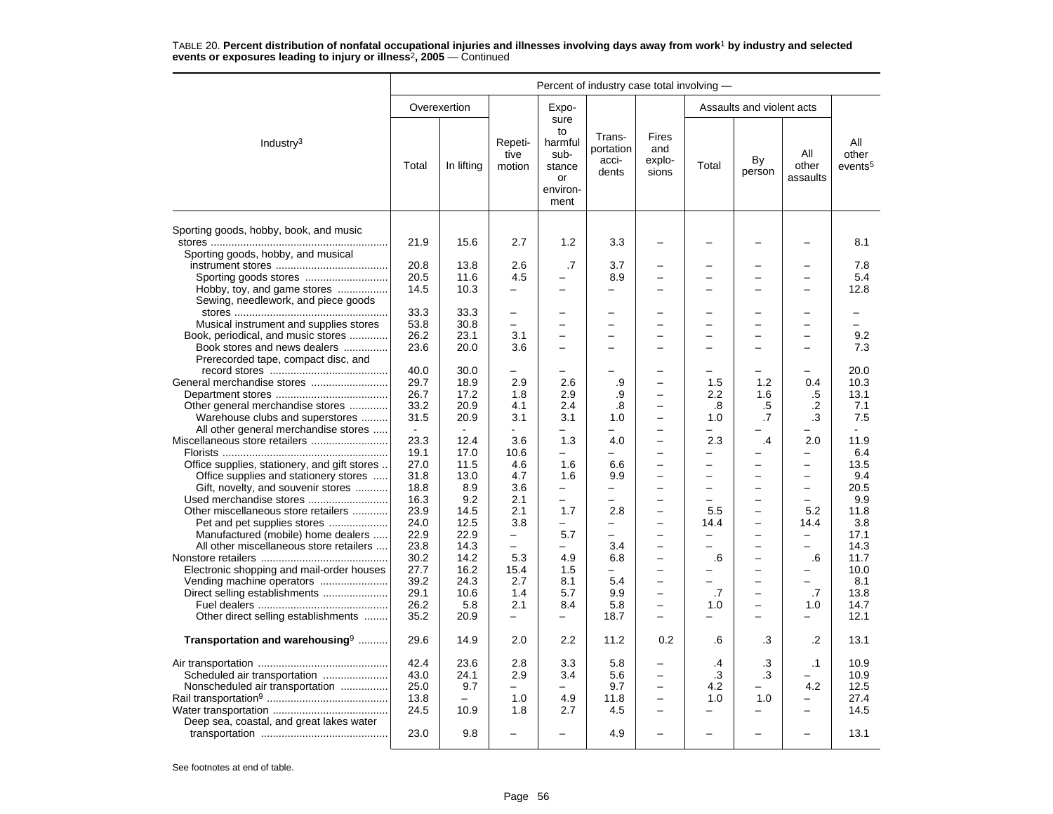TABLE 20. **Percent distribution of nonfatal occupational injuries and illnesses involving days away from work[1] by industry and selected events or exposures leading to injury or illness[2], 2005** — Continued

| Industry[3] | Overexertion | | Repetitive motion | Exposure to harmful substance or environment | Transportation accidents | Fires and explosions | Assaults and violent acts | | | All other events[5] |
|---|---|---|---|---|---|---|---|---|---|---|
| | Total | In lifting | | | | | Total | By person | All other assaults | |
| Sporting goods, hobby, book, and music stores | 21.9 | 15.6 | 2.7 | 1.2 | 3.3 | – | – | – | – | 8.1 |
| Sporting goods, hobby, and musical instrument stores | 20.8 | 13.8 | 2.6 | .7 | 3.7 | – | – | – | – | 7.8 |
| Sporting goods stores | 20.5 | 11.6 | 4.5 | – | 8.9 | – | – | – | – | 5.4 |
| Hobby, toy, and game stores | 14.5 | 10.3 | – | – | – | – | – | – | – | 12.8 |
| Sewing, needlework, and piece goods stores | 33.3 | 33.3 | – | – | – | – | – | – | – | – |
| Musical instrument and supplies stores | 53.8 | 30.8 | – | – | – | – | – | – | – | – |
| Book, periodical, and music stores | 26.2 | 23.1 | 3.1 | – | – | – | – | – | – | 9.2 |
| Book stores and news dealers | 23.6 | 20.0 | 3.6 | – | – | – | – | – | – | 7.3 |
| Prerecorded tape, compact disc, and record stores | 40.0 | 30.0 | – | – | – | – | – | – | – | 20.0 |
| General merchandise stores | 29.7 | 18.9 | 2.9 | 2.6 | .9 | – | 1.5 | 1.2 | 0.4 | 10.3 |
| Department stores | 26.7 | 17.2 | 1.8 | 2.9 | .9 | – | 2.2 | 1.6 | .5 | 13.1 |
| Other general merchandise stores | 33.2 | 20.9 | 4.1 | 2.4 | .8 | – | .8 | .5 | .2 | 7.1 |
| Warehouse clubs and superstores | 31.5 | 20.9 | 3.1 | 3.1 | 1.0 | – | 1.0 | .7 | .3 | 7.5 |
| All other general merchandise stores | - | - | - | – | – | – | – | – | – | - |
| Miscellaneous store retailers | 23.3 | 12.4 | 3.6 | 1.3 | 4.0 | – | 2.3 | .4 | 2.0 | 11.9 |
| Florists | 19.1 | 17.0 | 10.6 | – | – | – | – | – | – | 6.4 |
| Office supplies, stationery, and gift stores | 27.0 | 11.5 | 4.6 | 1.6 | 6.6 | – | – | – | – | 13.5 |
| Office supplies and stationery stores | 31.8 | 13.0 | 4.7 | 1.6 | 9.9 | – | – | – | – | 9.4 |
| Gift, novelty, and souvenir stores | 18.8 | 8.9 | 3.6 | – | – | – | – | – | – | 20.5 |
| Used merchandise stores | 16.3 | 9.2 | 2.1 | – | – | – | – | – | – | 9.9 |
| Other miscellaneous store retailers | 23.9 | 14.5 | 2.1 | 1.7 | 2.8 | – | 5.5 | – | 5.2 | 11.8 |
| Pet and pet supplies stores | 24.0 | 12.5 | 3.8 | – | – | – | 14.4 | – | 14.4 | 3.8 |
| Manufactured (mobile) home dealers | 22.9 | 22.9 | – | 5.7 | – | – | – | – | – | 17.1 |
| All other miscellaneous store retailers | 23.8 | 14.3 | – | – | 3.4 | – | – | – | – | 14.3 |
| Nonstore retailers | 30.2 | 14.2 | 5.3 | 4.9 | 6.8 | – | .6 | – | .6 | 11.7 |
| Electronic shopping and mail-order houses | 27.7 | 16.2 | 15.4 | 1.5 | – | – | – | – | – | 10.0 |
| Vending machine operators | 39.2 | 24.3 | 2.7 | 8.1 | 5.4 | – | – | – | – | 8.1 |
| Direct selling establishments | 29.1 | 10.6 | 1.4 | 5.7 | 9.9 | – | .7 | – | .7 | 13.8 |
| Fuel dealers | 26.2 | 5.8 | 2.1 | 8.4 | 5.8 | – | 1.0 | – | 1.0 | 14.7 |
| Other direct selling establishments | 35.2 | 20.9 | – | – | 18.7 | – | – | – | – | 12.1 |
| **Transportation and warehousing[9]** | 29.6 | 14.9 | 2.0 | 2.2 | 11.2 | 0.2 | .6 | .3 | .2 | 13.1 |
| Air transportation | 42.4 | 23.6 | 2.8 | 3.3 | 5.8 | – | .4 | .3 | .1 | 10.9 |
| Scheduled air transportation | 43.0 | 24.1 | 2.9 | 3.4 | 5.6 | – | .3 | .3 | – | 10.9 |
| Nonscheduled air transportation | 25.0 | 9.7 | – | – | 9.7 | – | 4.2 | – | 4.2 | 12.5 |
| Rail transportation[9] | 13.8 | – | 1.0 | 4.9 | 11.8 | – | 1.0 | 1.0 | – | 27.4 |
| Water transportation | 24.5 | 10.9 | 1.8 | 2.7 | 4.5 | – | – | – | – | 14.5 |
| Deep sea, coastal, and great lakes water transportation | 23.0 | 9.8 | – | – | 4.9 | – | – | – | – | 13.1 |

See footnotes at end of table.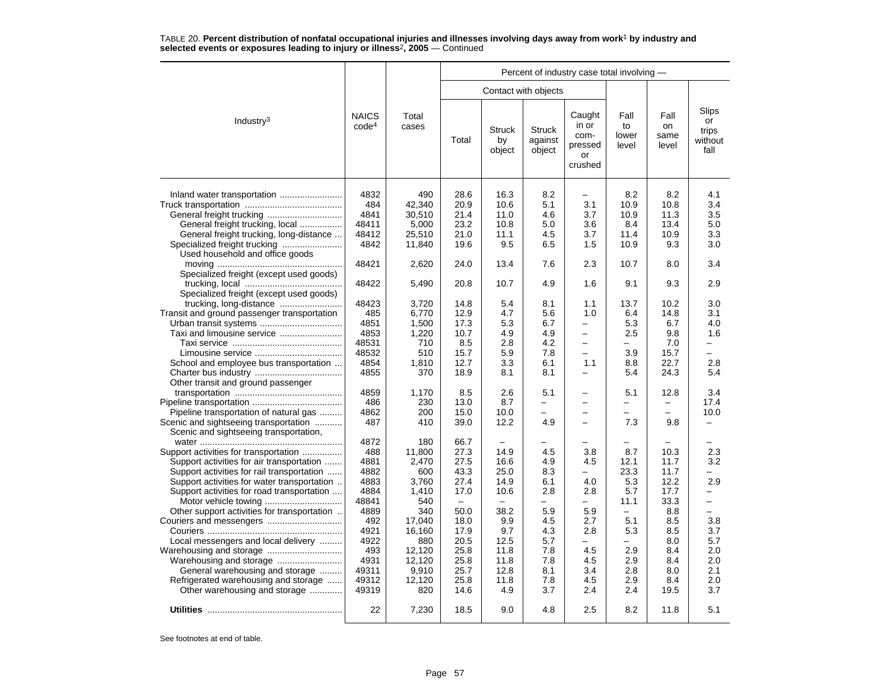TABLE 20. **Percent distribution of nonfatal occupational injuries and illnesses involving days away from work[1] by industry and selected events or exposures leading to injury or illness[2], 2005** — Continued

| Industry[3] | NAICS code[4] | Total cases | Percent of industry case total involving — | | | | | | |
|---|---|---|---|---|---|---|---|---|---|
| | | | Contact with objects | | | | | | |
| | | | Total | Struck by object | Struck against object | Caught in or com-pressed or crushed | Fall to lower level | Fall on same level | Slips or trips without fall |
| Inland water transportation | 4832 | 490 | 28.6 | 16.3 | 8.2 | – | 8.2 | 8.2 | 4.1 |
| Truck transportation | 484 | 42,340 | 20.9 | 10.6 | 5.1 | 3.1 | 10.9 | 10.8 | 3.4 |
| General freight trucking | 4841 | 30,510 | 21.4 | 11.0 | 4.6 | 3.7 | 10.9 | 11.3 | 3.5 |
| General freight trucking, local | 48411 | 5,000 | 23.2 | 10.8 | 5.0 | 3.6 | 8.4 | 13.4 | 5.0 |
| General freight trucking, long-distance | 48412 | 25,510 | 21.0 | 11.1 | 4.5 | 3.7 | 11.4 | 10.9 | 3.3 |
| Specialized freight trucking | 4842 | 11,840 | 19.6 | 9.5 | 6.5 | 1.5 | 10.9 | 9.3 | 3.0 |
| Used household and office goods moving | 48421 | 2,620 | 24.0 | 13.4 | 7.6 | 2.3 | 10.7 | 8.0 | 3.4 |
| Specialized freight (except used goods) trucking, local | 48422 | 5,490 | 20.8 | 10.7 | 4.9 | 1.6 | 9.1 | 9.3 | 2.9 |
| Specialized freight (except used goods) trucking, long-distance | 48423 | 3,720 | 14.8 | 5.4 | 8.1 | 1.1 | 13.7 | 10.2 | 3.0 |
| Transit and ground passenger transportation | 485 | 6,770 | 12.9 | 4.7 | 5.6 | 1.0 | 6.4 | 14.8 | 3.1 |
| Urban transit systems | 4851 | 1,500 | 17.3 | 5.3 | 6.7 | – | 5.3 | 6.7 | 4.0 |
| Taxi and limousine service | 4853 | 1,220 | 10.7 | 4.9 | 4.9 | – | 2.5 | 9.8 | 1.6 |
| Taxi service | 48531 | 710 | 8.5 | 2.8 | 4.2 | – | – | 7.0 | – |
| Limousine service | 48532 | 510 | 15.7 | 5.9 | 7.8 | – | 3.9 | 15.7 | – |
| School and employee bus transportation | 4854 | 1,810 | 12.7 | 3.3 | 6.1 | 1.1 | 8.8 | 22.7 | 2.8 |
| Charter bus industry | 4855 | 370 | 18.9 | 8.1 | 8.1 | – | 5.4 | 24.3 | 5.4 |
| Other transit and ground passenger transportation | 4859 | 1,170 | 8.5 | 2.6 | 5.1 | – | 5.1 | 12.8 | 3.4 |
| Pipeline transportation | 486 | 230 | 13.0 | 8.7 | – | – | – | – | 17.4 |
| Pipeline transportation of natural gas | 4862 | 200 | 15.0 | 10.0 | – | – | – | – | 10.0 |
| Scenic and sightseeing transportation | 487 | 410 | 39.0 | 12.2 | 4.9 | – | 7.3 | 9.8 | – |
| Scenic and sightseeing transportation, water | 4872 | 180 | 66.7 | – | – | – | – | – | – |
| Support activities for transportation | 488 | 11,800 | 27.3 | 14.9 | 4.5 | 3.8 | 8.7 | 10.3 | 2.3 |
| Support activities for air transportation | 4881 | 2,470 | 27.5 | 16.6 | 4.9 | 4.5 | 12.1 | 11.7 | 3.2 |
| Support activities for rail transportation | 4882 | 600 | 43.3 | 25.0 | 8.3 | – | 23.3 | 11.7 | – |
| Support activities for water transportation | 4883 | 3,760 | 27.4 | 14.9 | 6.1 | 4.0 | 5.3 | 12.2 | 2.9 |
| Support activities for road transportation | 4884 | 1,410 | 17.0 | 10.6 | 2.8 | 2.8 | 5.7 | 17.7 | – |
| Motor vehicle towing | 48841 | 540 | – | – | – | – | 11.1 | 33.3 | – |
| Other support activities for transportation | 4889 | 340 | 50.0 | 38.2 | 5.9 | 5.9 | – | 8.8 | – |
| Couriers and messengers | 492 | 17,040 | 18.0 | 9.9 | 4.5 | 2.7 | 5.1 | 8.5 | 3.8 |
| Couriers | 4921 | 16,160 | 17.9 | 9.7 | 4.3 | 2.8 | 5.3 | 8.5 | 3.7 |
| Local messengers and local delivery | 4922 | 880 | 20.5 | 12.5 | 5.7 | – | – | 8.0 | 5.7 |
| Warehousing and storage | 493 | 12,120 | 25.8 | 11.8 | 7.8 | 4.5 | 2.9 | 8.4 | 2.0 |
| Warehousing and storage | 4931 | 12,120 | 25.8 | 11.8 | 7.8 | 4.5 | 2.9 | 8.4 | 2.0 |
| General warehousing and storage | 49311 | 9,910 | 25.7 | 12.8 | 8.1 | 3.4 | 2.8 | 8.0 | 2.1 |
| Refrigerated warehousing and storage | 49312 | 12,120 | 25.8 | 11.8 | 7.8 | 4.5 | 2.9 | 8.4 | 2.0 |
| Other warehousing and storage | 49319 | 820 | 14.6 | 4.9 | 3.7 | 2.4 | 2.4 | 19.5 | 3.7 |
| **Utilities** | 22 | 7,230 | 18.5 | 9.0 | 4.8 | 2.5 | 8.2 | 11.8 | 5.1 |

See footnotes at end of table.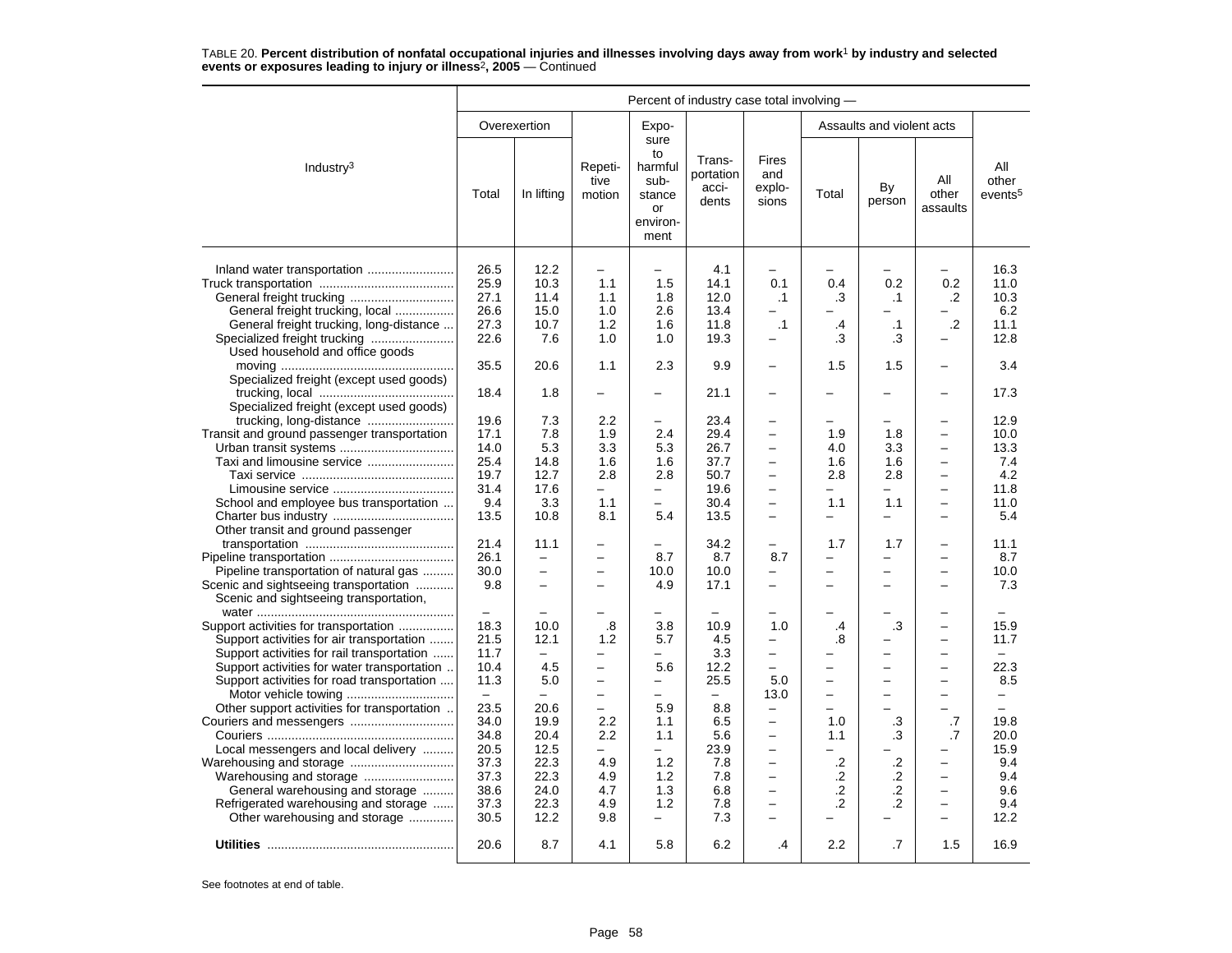TABLE 20. **Percent distribution of nonfatal occupational injuries and illnesses involving days away from work[1] by industry and selected events or exposures leading to injury or illness[2], 2005** — Continued

| Industry[3] | Percent of industry case total involving — | | | | | | | | | |
|---|---|---|---|---|---|---|---|---|---|---|
| | Overexertion | | Repetitive motion | Exposure to harmful substance or environment | Transportation accidents | Fires and explosions | Assaults and violent acts | | | All other events[5] |
| | Total | In lifting | | | | | Total | By person | All other assaults | |
| Inland water transportation | 26.5 | 12.2 | – | – | 4.1 | – | – | – | – | 16.3 |
| Truck transportation | 25.9 | 10.3 | 1.1 | 1.5 | 14.1 | 0.1 | 0.4 | 0.2 | 0.2 | 11.0 |
| General freight trucking | 27.1 | 11.4 | 1.1 | 1.8 | 12.0 | .1 | .3 | .1 | .2 | 10.3 |
| General freight trucking, local | 26.6 | 15.0 | 1.0 | 2.6 | 13.4 | – | – | – | – | 6.2 |
| General freight trucking, long-distance | 27.3 | 10.7 | 1.2 | 1.6 | 11.8 | .1 | .4 | .1 | .2 | 11.1 |
| Specialized freight trucking | 22.6 | 7.6 | 1.0 | 1.0 | 19.3 | – | .3 | .3 | – | 12.8 |
| Used household and office goods moving | 35.5 | 20.6 | 1.1 | 2.3 | 9.9 | – | 1.5 | 1.5 | – | 3.4 |
| Specialized freight (except used goods) trucking, local | 18.4 | 1.8 | – | – | 21.1 | – | – | – | – | 17.3 |
| Specialized freight (except used goods) trucking, long-distance | 19.6 | 7.3 | 2.2 | – | 23.4 | – | – | – | – | 12.9 |
| Transit and ground passenger transportation | 17.1 | 7.8 | 1.9 | 2.4 | 29.4 | – | 1.9 | 1.8 | – | 10.0 |
| Urban transit systems | 14.0 | 5.3 | 3.3 | 5.3 | 26.7 | – | 4.0 | 3.3 | – | 13.3 |
| Taxi and limousine service | 25.4 | 14.8 | 1.6 | 1.6 | 37.7 | – | 1.6 | 1.6 | – | 7.4 |
| Taxi service | 19.7 | 12.7 | 2.8 | 2.8 | 50.7 | – | 2.8 | 2.8 | – | 4.2 |
| Limousine service | 31.4 | 17.6 | – | – | 19.6 | – | – | – | – | 11.8 |
| School and employee bus transportation | 9.4 | 3.3 | 1.1 | – | 30.4 | – | 1.1 | 1.1 | – | 11.0 |
| Charter bus industry | 13.5 | 10.8 | 8.1 | 5.4 | 13.5 | – | – | – | – | 5.4 |
| Other transit and ground passenger transportation | 21.4 | 11.1 | – | – | 34.2 | – | 1.7 | 1.7 | – | 11.1 |
| Pipeline transportation | 26.1 | – | – | 8.7 | 8.7 | 8.7 | – | – | – | 8.7 |
| Pipeline transportation of natural gas | 30.0 | – | – | 10.0 | 10.0 | – | – | – | – | 10.0 |
| Scenic and sightseeing transportation | 9.8 | – | – | 4.9 | 17.1 | – | – | – | – | 7.3 |
| Scenic and sightseeing transportation, water | – | – | – | – | – | – | – | – | – | – |
| Support activities for transportation | 18.3 | 10.0 | .8 | 3.8 | 10.9 | 1.0 | .4 | .3 | – | 15.9 |
| Support activities for air transportation | 21.5 | 12.1 | 1.2 | 5.7 | 4.5 | – | .8 | – | – | 11.7 |
| Support activities for rail transportation | 11.7 | – | – | – | 3.3 | – | – | – | – | – |
| Support activities for water transportation | 10.4 | 4.5 | – | 5.6 | 12.2 | – | – | – | – | 22.3 |
| Support activities for road transportation | 11.3 | 5.0 | – | – | 25.5 | 5.0 | – | – | – | 8.5 |
| Motor vehicle towing | – | – | – | – | – | 13.0 | – | – | – | – |
| Other support activities for transportation | 23.5 | 20.6 | – | 5.9 | 8.8 | – | – | – | – | – |
| Couriers and messengers | 34.0 | 19.9 | 2.2 | 1.1 | 6.5 | – | 1.0 | .3 | .7 | 19.8 |
| Couriers | 34.8 | 20.4 | 2.2 | 1.1 | 5.6 | – | 1.1 | .3 | .7 | 20.0 |
| Local messengers and local delivery | 20.5 | 12.5 | – | – | 23.9 | – | – | – | – | 15.9 |
| Warehousing and storage | 37.3 | 22.3 | 4.9 | 1.2 | 7.8 | – | .2 | .2 | – | 9.4 |
| Warehousing and storage | 37.3 | 22.3 | 4.9 | 1.2 | 7.8 | – | .2 | .2 | – | 9.4 |
| General warehousing and storage | 38.6 | 24.0 | 4.7 | 1.3 | 6.8 | – | .2 | .2 | – | 9.6 |
| Refrigerated warehousing and storage | 37.3 | 22.3 | 4.9 | 1.2 | 7.8 | – | .2 | .2 | – | 9.4 |
| Other warehousing and storage | 30.5 | 12.2 | 9.8 | – | 7.3 | – | – | – | – | 12.2 |
| **Utilities** | 20.6 | 8.7 | 4.1 | 5.8 | 6.2 | .4 | 2.2 | .7 | 1.5 | 16.9 |

See footnotes at end of table.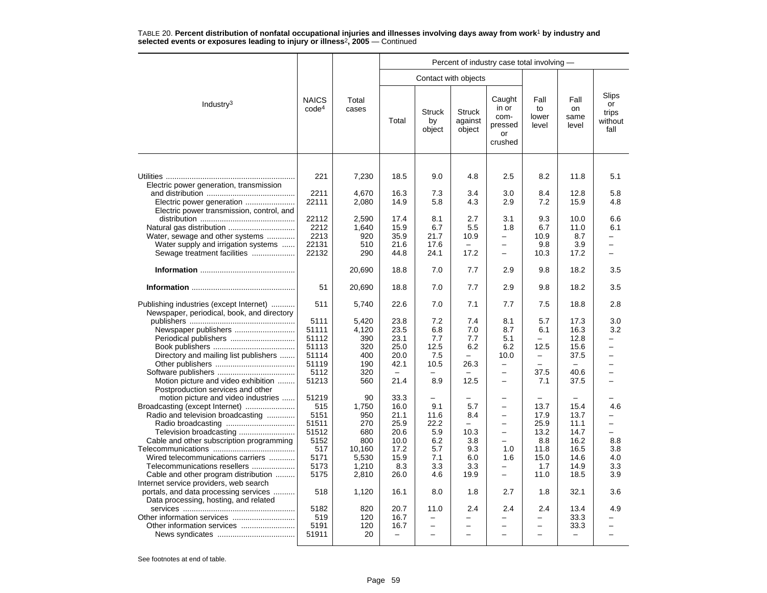TABLE 20. **Percent distribution of nonfatal occupational injuries and illnesses involving days away from work**[1] **by industry and selected events or exposures leading to injury or illness**[2]**, 2005** — Continued

| Industry[3] | NAICS code[4] | Total cases | Percent of industry case total involving — | | | | | | |
|---|---|---|---|---|---|---|---|---|---|
| | | | Contact with objects | | | | | | |
| | | | Total | Struck by object | Struck against object | Caught in or com-pressed or crushed | Fall to lower level | Fall on same level | Slips or trips without fall |
| Utilities | 221 | 7,230 | 18.5 | 9.0 | 4.8 | 2.5 | 8.2 | 11.8 | 5.1 |
| Electric power generation, transmission and distribution | 2211 | 4,670 | 16.3 | 7.3 | 3.4 | 3.0 | 8.4 | 12.8 | 5.8 |
| Electric power generation | 22111 | 2,080 | 14.9 | 5.8 | 4.3 | 2.9 | 7.2 | 15.9 | 4.8 |
| Electric power transmission, control, and distribution | 22112 | 2,590 | 17.4 | 8.1 | 2.7 | 3.1 | 9.3 | 10.0 | 6.6 |
| Natural gas distribution | 2212 | 1,640 | 15.9 | 6.7 | 5.5 | 1.8 | 6.7 | 11.0 | 6.1 |
| Water, sewage and other systems | 2213 | 920 | 35.9 | 21.7 | 10.9 | – | 10.9 | 8.7 | – |
| Water supply and irrigation systems | 22131 | 510 | 21.6 | 17.6 | – | – | 9.8 | 3.9 | – |
| Sewage treatment facilities | 22132 | 290 | 44.8 | 24.1 | 17.2 | – | 10.3 | 17.2 | – |
| **Information** | | 20,690 | 18.8 | 7.0 | 7.7 | 2.9 | 9.8 | 18.2 | 3.5 |
| **Information** | 51 | 20,690 | 18.8 | 7.0 | 7.7 | 2.9 | 9.8 | 18.2 | 3.5 |
| Publishing industries (except Internet) | 511 | 5,740 | 22.6 | 7.0 | 7.1 | 7.7 | 7.5 | 18.8 | 2.8 |
| Newspaper, periodical, book, and directory publishers | 5111 | 5,420 | 23.8 | 7.2 | 7.4 | 8.1 | 5.7 | 17.3 | 3.0 |
| Newspaper publishers | 51111 | 4,120 | 23.5 | 6.8 | 7.0 | 8.7 | 6.1 | 16.3 | 3.2 |
| Periodical publishers | 51112 | 390 | 23.1 | 7.7 | 7.7 | 5.1 | – | 12.8 | – |
| Book publishers | 51113 | 320 | 25.0 | 12.5 | 6.2 | 6.2 | 12.5 | 15.6 | – |
| Directory and mailing list publishers | 51114 | 400 | 20.0 | 7.5 | – | 10.0 | – | 37.5 | – |
| Other publishers | 51119 | 190 | 42.1 | 10.5 | 26.3 | – | – | – | – |
| Software publishers | 5112 | 320 | – | – | – | – | 37.5 | 40.6 | – |
| Motion picture and video exhibition | 51213 | 560 | 21.4 | 8.9 | 12.5 | – | 7.1 | 37.5 | – |
| Postproduction services and other motion picture and video industries | 51219 | 90 | 33.3 | – | – | – | – | – | – |
| Broadcasting (except Internet) | 515 | 1,750 | 16.0 | 9.1 | 5.7 | – | 13.7 | 15.4 | 4.6 |
| Radio and television broadcasting | 5151 | 950 | 21.1 | 11.6 | 8.4 | – | 17.9 | 13.7 | – |
| Radio broadcasting | 51511 | 270 | 25.9 | 22.2 | – | – | 25.9 | 11.1 | – |
| Television broadcasting | 51512 | 680 | 20.6 | 5.9 | 10.3 | – | 13.2 | 14.7 | – |
| Cable and other subscription programming | 5152 | 800 | 10.0 | 6.2 | 3.8 | – | 8.8 | 16.2 | 8.8 |
| Telecommunications | 517 | 10,160 | 17.2 | 5.7 | 9.3 | 1.0 | 11.8 | 16.5 | 3.8 |
| Wired telecommunications carriers | 5171 | 5,530 | 15.9 | 7.1 | 6.0 | 1.6 | 15.0 | 14.6 | 4.0 |
| Telecommunications resellers | 5173 | 1,210 | 8.3 | 3.3 | 3.3 | – | 1.7 | 14.9 | 3.3 |
| Cable and other program distribution | 5175 | 2,810 | 26.0 | 4.6 | 19.9 | – | 11.0 | 18.5 | 3.9 |
| Internet service providers, web search portals, and data processing services | 518 | 1,120 | 16.1 | 8.0 | 1.8 | 2.7 | 1.8 | 32.1 | 3.6 |
| Data processing, hosting, and related services | 5182 | 820 | 20.7 | 11.0 | 2.4 | 2.4 | 2.4 | 13.4 | 4.9 |
| Other information services | 519 | 120 | 16.7 | – | – | – | – | 33.3 | – |
| Other information services | 5191 | 120 | 16.7 | – | – | – | – | 33.3 | – |
| News syndicates | 51911 | 20 | – | – | – | – | – | – | – |

See footnotes at end of table.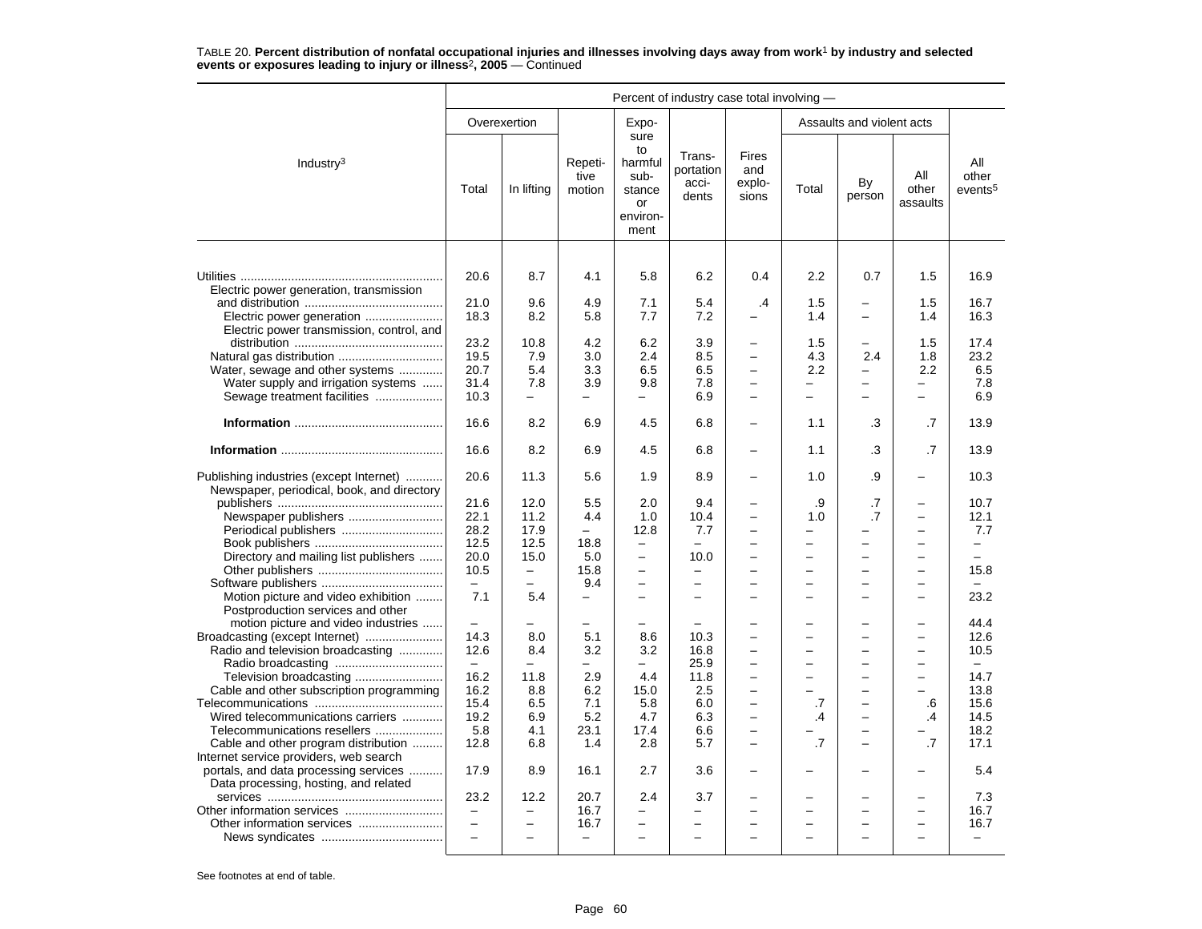TABLE 20. **Percent distribution of nonfatal occupational injuries and illnesses involving days away from work[1] by industry and selected events or exposures leading to injury or illness[2], 2005** — Continued

| Industry[3] | Overexertion | | Repetitive motion | Exposure to harmful substance or environment | Transportation accidents | Fires and explosions | Assaults and violent acts | | | All other events[5] |
|---|---|---|---|---|---|---|---|---|---|---|
| | Total | In lifting | | | | | Total | By person | All other assaults | |
| Utilities | 20.6 | 8.7 | 4.1 | 5.8 | 6.2 | 0.4 | 2.2 | 0.7 | 1.5 | 16.9 |
| Electric power generation, transmission and distribution | 21.0 | 9.6 | 4.9 | 7.1 | 5.4 | .4 | 1.5 | – | 1.5 | 16.7 |
| Electric power generation | 18.3 | 8.2 | 5.8 | 7.7 | 7.2 | – | 1.4 | – | 1.4 | 16.3 |
| Electric power transmission, control, and distribution | 23.2 | 10.8 | 4.2 | 6.2 | 3.9 | – | 1.5 | – | 1.5 | 17.4 |
| Natural gas distribution | 19.5 | 7.9 | 3.0 | 2.4 | 8.5 | – | 4.3 | 2.4 | 1.8 | 23.2 |
| Water, sewage and other systems | 20.7 | 5.4 | 3.3 | 6.5 | 6.5 | – | 2.2 | – | 2.2 | 6.5 |
| Water supply and irrigation systems | 31.4 | 7.8 | 3.9 | 9.8 | 7.8 | – | – | – | – | 7.8 |
| Sewage treatment facilities | 10.3 | – | – | – | 6.9 | – | – | – | – | 6.9 |
| **Information** | 16.6 | 8.2 | 6.9 | 4.5 | 6.8 | – | 1.1 | .3 | .7 | 13.9 |
| **Information** | 16.6 | 8.2 | 6.9 | 4.5 | 6.8 | – | 1.1 | .3 | .7 | 13.9 |
| Publishing industries (except Internet) | 20.6 | 11.3 | 5.6 | 1.9 | 8.9 | – | 1.0 | .9 | – | 10.3 |
| Newspaper, periodical, book, and directory publishers | 21.6 | 12.0 | 5.5 | 2.0 | 9.4 | – | .9 | .7 | – | 10.7 |
| Newspaper publishers | 22.1 | 11.2 | 4.4 | 1.0 | 10.4 | – | 1.0 | .7 | – | 12.1 |
| Periodical publishers | 28.2 | 17.9 | – | 12.8 | 7.7 | – | – | – | – | 7.7 |
| Book publishers | 12.5 | 12.5 | 18.8 | – | – | – | – | – | – | – |
| Directory and mailing list publishers | 20.0 | 15.0 | 5.0 | – | 10.0 | – | – | – | – | – |
| Other publishers | 10.5 | – | 15.8 | – | – | – | – | – | – | 15.8 |
| Software publishers | – | – | 9.4 | – | – | – | – | – | – | – |
| Motion picture and video exhibition | 7.1 | 5.4 | – | – | – | – | – | – | – | 23.2 |
| Postproduction services and other motion picture and video industries | – | – | – | – | – | – | – | – | – | 44.4 |
| Broadcasting (except Internet) | 14.3 | 8.0 | 5.1 | 8.6 | 10.3 | – | – | – | – | 12.6 |
| Radio and television broadcasting | 12.6 | 8.4 | 3.2 | 3.2 | 16.8 | – | – | – | – | 10.5 |
| Radio broadcasting | – | – | – | – | 25.9 | – | – | – | – | – |
| Television broadcasting | 16.2 | 11.8 | 2.9 | 4.4 | 11.8 | – | – | – | – | 14.7 |
| Cable and other subscription programming | 16.2 | 8.8 | 6.2 | 15.0 | 2.5 | – | – | – | – | 13.8 |
| Telecommunications | 15.4 | 6.5 | 7.1 | 5.8 | 6.0 | – | .7 | – | .6 | 15.6 |
| Wired telecommunications carriers | 19.2 | 6.9 | 5.2 | 4.7 | 6.3 | – | .4 | – | .4 | 14.5 |
| Telecommunications resellers | 5.8 | 4.1 | 23.1 | 17.4 | 6.6 | – | – | – | – | 18.2 |
| Cable and other program distribution | 12.8 | 6.8 | 1.4 | 2.8 | 5.7 | – | .7 | – | .7 | 17.1 |
| Internet service providers, web search portals, and data processing services | 17.9 | 8.9 | 16.1 | 2.7 | 3.6 | – | – | – | – | 5.4 |
| Data processing, hosting, and related services | 23.2 | 12.2 | 20.7 | 2.4 | 3.7 | – | – | – | – | 7.3 |
| Other information services | – | – | 16.7 | – | – | – | – | – | – | 16.7 |
| Other information services | – | – | 16.7 | – | – | – | – | – | – | 16.7 |
| News syndicates | – | – | – | – | – | – | – | – | – | – |

See footnotes at end of table.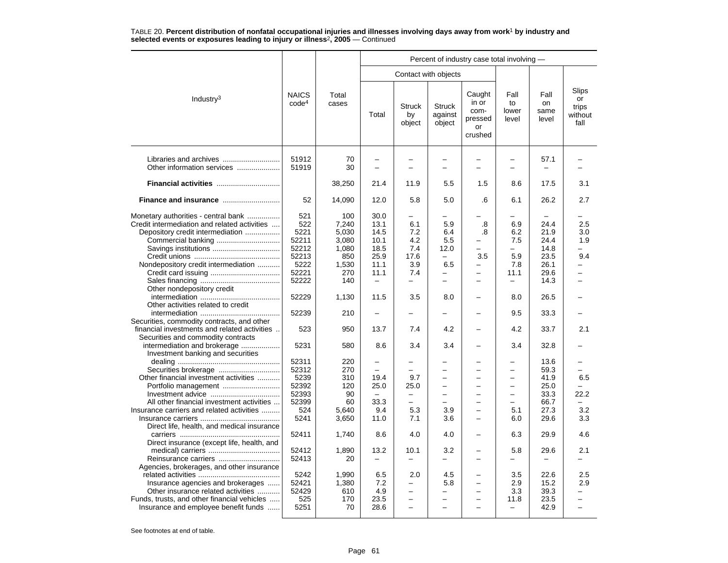TABLE 20. **Percent distribution of nonfatal occupational injuries and illnesses involving days away from work[1] by industry and selected events or exposures leading to injury or illness[2], 2005** — Continued

| Industry[3] | NAICS code[4] | Total cases | Percent of industry case total involving — | | | | | | |
|---|---|---|---|---|---|---|---|---|---|
| | | | Contact with objects | | | | | | |
| | | | Total | Struck by object | Struck against object | Caught in or com-pressed or crushed | Fall to lower level | Fall on same level | Slips or trips without fall |
| Libraries and archives | 51912 | 70 | – | – | – | – | – | 57.1 | – |
| Other information services | 51919 | 30 | – | – | – | – | – | – | – |
| **Financial activities** | | 38,250 | 21.4 | 11.9 | 5.5 | 1.5 | 8.6 | 17.5 | 3.1 |
| **Finance and insurance** | 52 | 14,090 | 12.0 | 5.8 | 5.0 | .6 | 6.1 | 26.2 | 2.7 |
| Monetary authorities - central bank | 521 | 100 | 30.0 | – | – | – | – | – | – |
| Credit intermediation and related activities | 522 | 7,240 | 13.1 | 6.1 | 5.9 | .8 | 6.9 | 24.4 | 2.5 |
| Depository credit intermediation | 5221 | 5,030 | 14.5 | 7.2 | 6.4 | .8 | 6.2 | 21.9 | 3.0 |
| Commercial banking | 52211 | 3,080 | 10.1 | 4.2 | 5.5 | – | 7.5 | 24.4 | 1.9 |
| Savings institutions | 52212 | 1,080 | 18.5 | 7.4 | 12.0 | – | – | 14.8 | – |
| Credit unions | 52213 | 850 | 25.9 | 17.6 | – | 3.5 | 5.9 | 23.5 | 9.4 |
| Nondepository credit intermediation | 5222 | 1,530 | 11.1 | 3.9 | 6.5 | – | 7.8 | 26.1 | – |
| Credit card issuing | 52221 | 270 | 11.1 | 7.4 | – | – | 11.1 | 29.6 | – |
| Sales financing | 52222 | 140 | – | – | – | – | – | 14.3 | – |
| Other nondepository credit intermediation | 52229 | 1,130 | 11.5 | 3.5 | 8.0 | – | 8.0 | 26.5 | – |
| Other activities related to credit intermediation | 52239 | 210 | – | – | – | – | 9.5 | 33.3 | – |
| Securities, commodity contracts, and other financial investments and related activities | 523 | 950 | 13.7 | 7.4 | 4.2 | – | 4.2 | 33.7 | 2.1 |
| Securities and commodity contracts intermediation and brokerage | 5231 | 580 | 8.6 | 3.4 | 3.4 | – | 3.4 | 32.8 | – |
| Investment banking and securities dealing | 52311 | 220 | – | – | – | – | – | 13.6 | – |
| Securities brokerage | 52312 | 270 | – | – | – | – | – | 59.3 | – |
| Other financial investment activities | 5239 | 310 | 19.4 | 9.7 | – | – | – | 41.9 | 6.5 |
| Portfolio management | 52392 | 120 | 25.0 | 25.0 | – | – | – | 25.0 | – |
| Investment advice | 52393 | 90 | – | – | – | – | – | 33.3 | 22.2 |
| All other financial investment activities | 52399 | 60 | 33.3 | – | – | – | – | 66.7 | – |
| Insurance carriers and related activities | 524 | 5,640 | 9.4 | 5.3 | 3.9 | – | 5.1 | 27.3 | 3.2 |
| Insurance carriers | 5241 | 3,650 | 11.0 | 7.1 | 3.6 | – | 6.0 | 29.6 | 3.3 |
| Direct life, health, and medical insurance carriers | 52411 | 1,740 | 8.6 | 4.0 | 4.0 | – | 6.3 | 29.9 | 4.6 |
| Direct insurance (except life, health, and medical) carriers | 52412 | 1,890 | 13.2 | 10.1 | 3.2 | – | 5.8 | 29.6 | 2.1 |
| Reinsurance carriers | 52413 | 20 | – | – | – | – | – | – | – |
| Agencies, brokerages, and other insurance related activities | 5242 | 1,990 | 6.5 | 2.0 | 4.5 | – | 3.5 | 22.6 | 2.5 |
| Insurance agencies and brokerages | 52421 | 1,380 | 7.2 | – | 5.8 | – | 2.9 | 15.2 | 2.9 |
| Other insurance related activities | 52429 | 610 | 4.9 | – | – | – | 3.3 | 39.3 | – |
| Funds, trusts, and other financial vehicles | 525 | 170 | 23.5 | – | – | – | 11.8 | 23.5 | – |
| Insurance and employee benefit funds | 5251 | 70 | 28.6 | – | – | – | – | 42.9 | – |

See footnotes at end of table.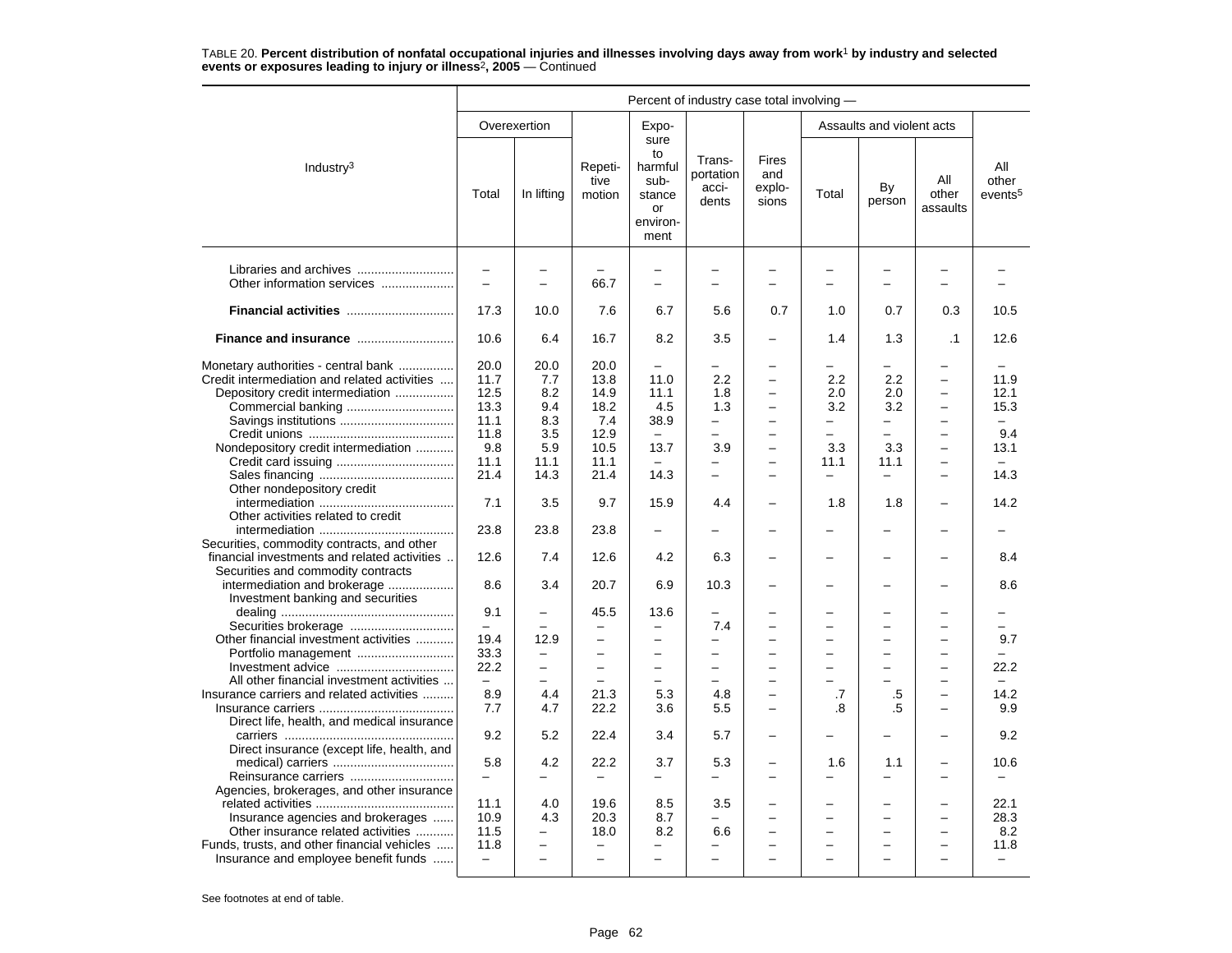TABLE 20. **Percent distribution of nonfatal occupational injuries and illnesses involving days away from work[1] by industry and selected events or exposures leading to injury or illness[2], 2005** — Continued

| Industry[3] | Percent of industry case total involving — | | | | | | | | | |
|---|---|---|---|---|---|---|---|---|---|---|
| | Overexertion | | Repetitive motion | Exposure to harmful substance or environment | Transportation accidents | Fires and explosions | Assaults and violent acts | | | All other events[5] |
| | Total | In lifting | | | | | Total | By person | All other assaults | |
| Libraries and archives | – | – | – | – | – | – | – | – | – | – |
| Other information services | – | – | 66.7 | – | – | – | – | – | – | – |
| **Financial activities** | 17.3 | 10.0 | 7.6 | 6.7 | 5.6 | 0.7 | 1.0 | 0.7 | 0.3 | 10.5 |
| **Finance and insurance** | 10.6 | 6.4 | 16.7 | 8.2 | 3.5 | – | 1.4 | 1.3 | .1 | 12.6 |
| Monetary authorities - central bank | 20.0 | 20.0 | 20.0 | – | – | – | – | – | – | – |
| Credit intermediation and related activities | 11.7 | 7.7 | 13.8 | 11.0 | 2.2 | – | 2.2 | 2.2 | – | 11.9 |
| Depository credit intermediation | 12.5 | 8.2 | 14.9 | 11.1 | 1.8 | – | 2.0 | 2.0 | – | 12.1 |
| Commercial banking | 13.3 | 9.4 | 18.2 | 4.5 | 1.3 | – | 3.2 | 3.2 | – | 15.3 |
| Savings institutions | 11.1 | 8.3 | 7.4 | 38.9 | – | – | – | – | – | – |
| Credit unions | 11.8 | 3.5 | 12.9 | – | – | – | – | – | – | 9.4 |
| Nondepository credit intermediation | 9.8 | 5.9 | 10.5 | 13.7 | 3.9 | – | 3.3 | 3.3 | – | 13.1 |
| Credit card issuing | 11.1 | 11.1 | 11.1 | – | – | – | 11.1 | 11.1 | – | – |
| Sales financing | 21.4 | 14.3 | 21.4 | 14.3 | – | – | – | – | – | 14.3 |
| Other nondepository credit intermediation | 7.1 | 3.5 | 9.7 | 15.9 | 4.4 | – | 1.8 | 1.8 | – | 14.2 |
| Other activities related to credit intermediation | 23.8 | 23.8 | 23.8 | – | – | – | – | – | – | – |
| Securities, commodity contracts, and other financial investments and related activities | 12.6 | 7.4 | 12.6 | 4.2 | 6.3 | – | – | – | – | 8.4 |
| Securities and commodity contracts intermediation and brokerage | 8.6 | 3.4 | 20.7 | 6.9 | 10.3 | – | – | – | – | 8.6 |
| Investment banking and securities dealing | 9.1 | – | 45.5 | 13.6 | – | – | – | – | – | – |
| Securities brokerage | – | – | – | – | 7.4 | – | – | – | – | – |
| Other financial investment activities | 19.4 | 12.9 | – | – | – | – | – | – | – | 9.7 |
| Portfolio management | 33.3 | – | – | – | – | – | – | – | – | – |
| Investment advice | 22.2 | – | – | – | – | – | – | – | – | 22.2 |
| All other financial investment activities | – | – | – | – | – | – | – | – | – | – |
| Insurance carriers and related activities | 8.9 | 4.4 | 21.3 | 5.3 | 4.8 | – | .7 | .5 | – | 14.2 |
| Insurance carriers | 7.7 | 4.7 | 22.2 | 3.6 | 5.5 | – | .8 | .5 | – | 9.9 |
| Direct life, health, and medical insurance carriers | 9.2 | 5.2 | 22.4 | 3.4 | 5.7 | – | – | – | – | 9.2 |
| Direct insurance (except life, health, and medical) carriers | 5.8 | 4.2 | 22.2 | 3.7 | 5.3 | – | 1.6 | 1.1 | – | 10.6 |
| Reinsurance carriers | – | – | – | – | – | – | – | – | – | – |
| Agencies, brokerages, and other insurance related activities | 11.1 | 4.0 | 19.6 | 8.5 | 3.5 | – | – | – | – | 22.1 |
| Insurance agencies and brokerages | 10.9 | 4.3 | 20.3 | 8.7 | – | – | – | – | – | 28.3 |
| Other insurance related activities | 11.5 | – | 18.0 | 8.2 | 6.6 | – | – | – | – | 8.2 |
| Funds, trusts, and other financial vehicles | 11.8 | – | – | – | – | – | – | – | – | 11.8 |
| Insurance and employee benefit funds | – | – | – | – | – | – | – | – | – | – |

See footnotes at end of table.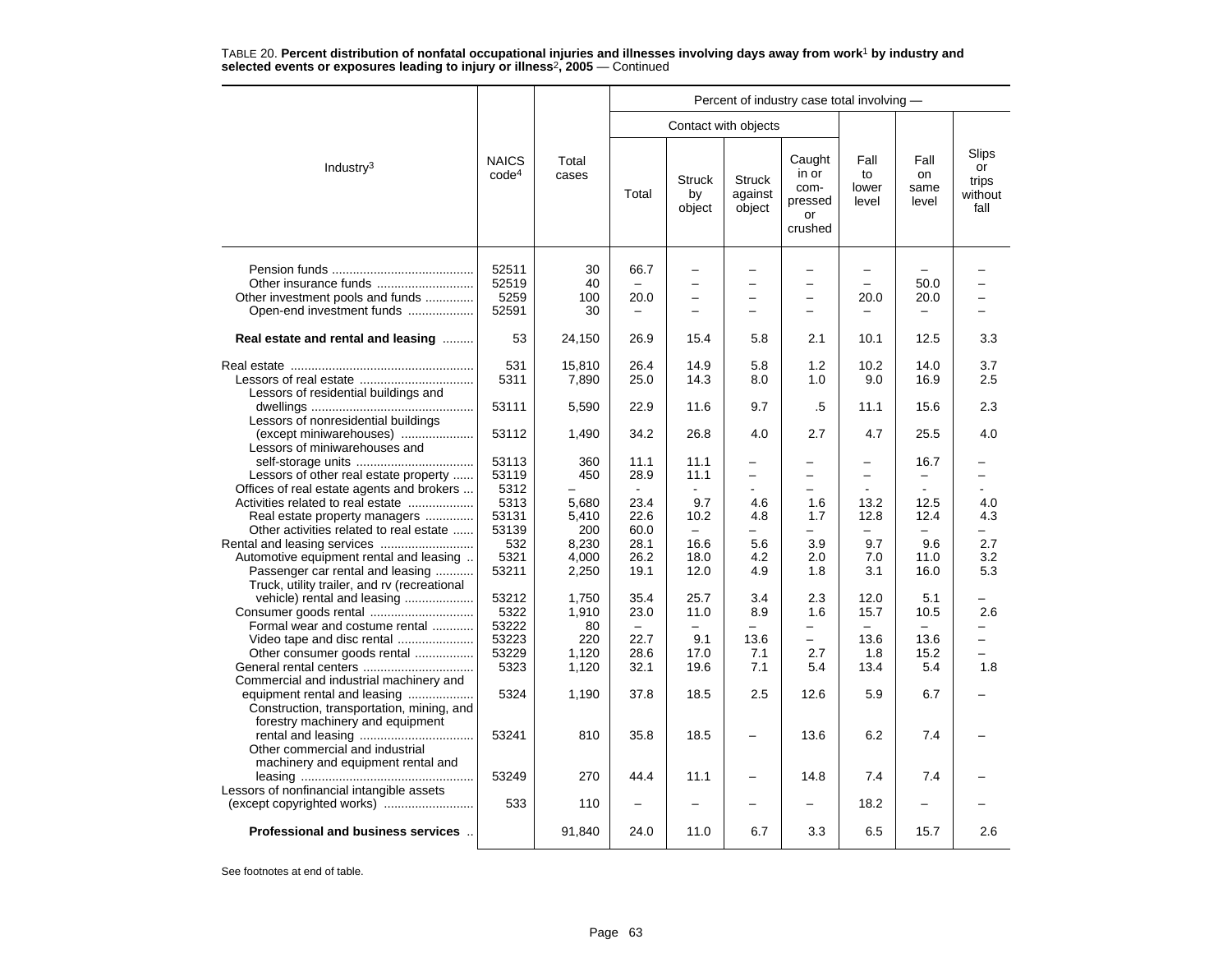TABLE 20. **Percent distribution of nonfatal occupational injuries and illnesses involving days away from work[1] by industry and selected events or exposures leading to injury or illness[2], 2005** — Continued

| Industry[3] | NAICS code[4] | Total cases | Percent of industry case total involving — | | | | | | |
|---|---|---|---|---|---|---|---|---|---|
| | | | Contact with objects | | | | | | |
| | | | Total | Struck by object | Struck against object | Caught in or compressed or crushed | Fall to lower level | Fall on same level | Slips or trips without fall |
| Pension funds | 52511 | 30 | 66.7 | – | – | – | – | – | – |
| Other insurance funds | 52519 | 40 | – | – | – | – | – | 50.0 | – |
| Other investment pools and funds | 5259 | 100 | 20.0 | – | – | – | 20.0 | 20.0 | – |
| Open-end investment funds | 52591 | 30 | – | – | – | – | – | – | – |
| **Real estate and rental and leasing** | 53 | 24,150 | 26.9 | 15.4 | 5.8 | 2.1 | 10.1 | 12.5 | 3.3 |
| Real estate | 531 | 15,810 | 26.4 | 14.9 | 5.8 | 1.2 | 10.2 | 14.0 | 3.7 |
| Lessors of real estate | 5311 | 7,890 | 25.0 | 14.3 | 8.0 | 1.0 | 9.0 | 16.9 | 2.5 |
| Lessors of residential buildings and dwellings | 53111 | 5,590 | 22.9 | 11.6 | 9.7 | .5 | 11.1 | 15.6 | 2.3 |
| Lessors of nonresidential buildings (except miniwarehouses) | 53112 | 1,490 | 34.2 | 26.8 | 4.0 | 2.7 | 4.7 | 25.5 | 4.0 |
| Lessors of miniwarehouses and self-storage units | 53113 | 360 | 11.1 | 11.1 | – | – | – | 16.7 | – |
| Lessors of other real estate property | 53119 | 450 | 28.9 | 11.1 | – | – | – | – | – |
| Offices of real estate agents and brokers | 5312 | – | - | - | - | – | - | - | - |
| Activities related to real estate | 5313 | 5,680 | 23.4 | 9.7 | 4.6 | 1.6 | 13.2 | 12.5 | 4.0 |
| Real estate property managers | 53131 | 5,410 | 22.6 | 10.2 | 4.8 | 1.7 | 12.8 | 12.4 | 4.3 |
| Other activities related to real estate | 53139 | 200 | 60.0 | – | – | – | – | – | – |
| Rental and leasing services | 532 | 8,230 | 28.1 | 16.6 | 5.6 | 3.9 | 9.7 | 9.6 | 2.7 |
| Automotive equipment rental and leasing | 5321 | 4,000 | 26.2 | 18.0 | 4.2 | 2.0 | 7.0 | 11.0 | 3.2 |
| Passenger car rental and leasing | 53211 | 2,250 | 19.1 | 12.0 | 4.9 | 1.8 | 3.1 | 16.0 | 5.3 |
| Truck, utility trailer, and rv (recreational vehicle) rental and leasing | 53212 | 1,750 | 35.4 | 25.7 | 3.4 | 2.3 | 12.0 | 5.1 | – |
| Consumer goods rental | 5322 | 1,910 | 23.0 | 11.0 | 8.9 | 1.6 | 15.7 | 10.5 | 2.6 |
| Formal wear and costume rental | 53222 | 80 | – | – | – | – | – | – | – |
| Video tape and disc rental | 53223 | 220 | 22.7 | 9.1 | 13.6 | – | 13.6 | 13.6 | – |
| Other consumer goods rental | 53229 | 1,120 | 28.6 | 17.0 | 7.1 | 2.7 | 1.8 | 15.2 | – |
| General rental centers | 5323 | 1,120 | 32.1 | 19.6 | 7.1 | 5.4 | 13.4 | 5.4 | 1.8 |
| Commercial and industrial machinery and equipment rental and leasing | 5324 | 1,190 | 37.8 | 18.5 | 2.5 | 12.6 | 5.9 | 6.7 | – |
| Construction, transportation, mining, and forestry machinery and equipment rental and leasing | 53241 | 810 | 35.8 | 18.5 | – | 13.6 | 6.2 | 7.4 | – |
| Other commercial and industrial machinery and equipment rental and leasing | 53249 | 270 | 44.4 | 11.1 | – | 14.8 | 7.4 | 7.4 | – |
| Lessors of nonfinancial intangible assets (except copyrighted works) | 533 | 110 | – | – | – | – | 18.2 | – | – |
| **Professional and business services** | | 91,840 | 24.0 | 11.0 | 6.7 | 3.3 | 6.5 | 15.7 | 2.6 |

See footnotes at end of table.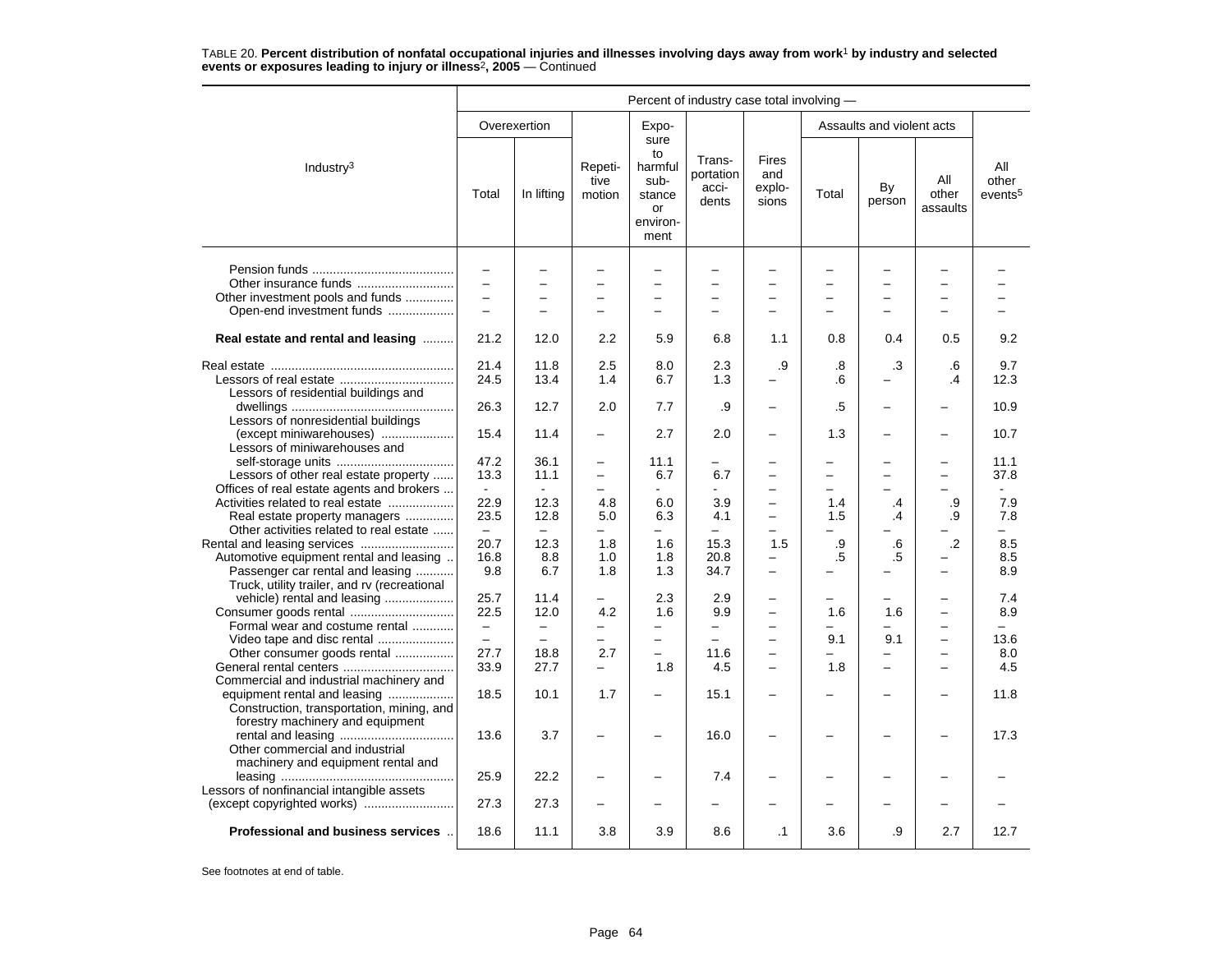TABLE 20. **Percent distribution of nonfatal occupational injuries and illnesses involving days away from work[1] by industry and selected events or exposures leading to injury or illness[2], 2005** — Continued

| Industry[3] | Percent of industry case total involving — | | | | | | | | | |
|---|---|---|---|---|---|---|---|---|---|---|
| | Overexertion | | Repetitive motion | Exposure to harmful substance or environment | Transportation accidents | Fires and explosions | Assaults and violent acts | | | All other events[5] |
| | Total | In lifting | | | | | Total | By person | All other assaults | |
| Pension funds | – | – | – | – | – | – | – | – | – | – |
| Other insurance funds | – | – | – | – | – | – | – | – | – | – |
| Other investment pools and funds | – | – | – | – | – | – | – | – | – | – |
| Open-end investment funds | – | – | – | – | – | – | – | – | – | – |
| **Real estate and rental and leasing** | 21.2 | 12.0 | 2.2 | 5.9 | 6.8 | 1.1 | 0.8 | 0.4 | 0.5 | 9.2 |
| Real estate | 21.4 | 11.8 | 2.5 | 8.0 | 2.3 | .9 | .8 | .3 | .6 | 9.7 |
| Lessors of real estate | 24.5 | 13.4 | 1.4 | 6.7 | 1.3 | – | .6 | – | .4 | 12.3 |
| Lessors of residential buildings and dwellings | 26.3 | 12.7 | 2.0 | 7.7 | .9 | – | .5 | – | – | 10.9 |
| Lessors of nonresidential buildings (except miniwarehouses) | 15.4 | 11.4 | – | 2.7 | 2.0 | – | 1.3 | – | – | 10.7 |
| Lessors of miniwarehouses and self-storage units | 47.2 | 36.1 | – | 11.1 | – | – | – | – | – | 11.1 |
| Lessors of other real estate property | 13.3 | 11.1 | – | 6.7 | 6.7 | – | – | – | – | 37.8 |
| Offices of real estate agents and brokers | - | - | – | - | - | – | – | – | – | - |
| Activities related to real estate | 22.9 | 12.3 | 4.8 | 6.0 | 3.9 | – | 1.4 | .4 | .9 | 7.9 |
| Real estate property managers | 23.5 | 12.8 | 5.0 | 6.3 | 4.1 | – | 1.5 | .4 | .9 | 7.8 |
| Other activities related to real estate | – | – | – | – | – | – | – | – | – | – |
| Rental and leasing services | 20.7 | 12.3 | 1.8 | 1.6 | 15.3 | 1.5 | .9 | .6 | .2 | 8.5 |
| Automotive equipment rental and leasing | 16.8 | 8.8 | 1.0 | 1.8 | 20.8 | – | .5 | .5 | – | 8.5 |
| Passenger car rental and leasing | 9.8 | 6.7 | 1.8 | 1.3 | 34.7 | – | – | – | – | 8.9 |
| Truck, utility trailer, and rv (recreational vehicle) rental and leasing | 25.7 | 11.4 | – | 2.3 | 2.9 | – | – | – | – | 7.4 |
| Consumer goods rental | 22.5 | 12.0 | 4.2 | 1.6 | 9.9 | – | 1.6 | 1.6 | – | 8.9 |
| Formal wear and costume rental | – | – | – | – | – | – | – | – | – | – |
| Video tape and disc rental | – | – | – | – | – | – | 9.1 | 9.1 | – | 13.6 |
| Other consumer goods rental | 27.7 | 18.8 | 2.7 | – | 11.6 | – | – | – | – | 8.0 |
| General rental centers | 33.9 | 27.7 | – | 1.8 | 4.5 | – | 1.8 | – | – | 4.5 |
| Commercial and industrial machinery and equipment rental and leasing | 18.5 | 10.1 | 1.7 | – | 15.1 | – | – | – | – | 11.8 |
| Construction, transportation, mining, and forestry machinery and equipment rental and leasing | 13.6 | 3.7 | – | – | 16.0 | – | – | – | – | 17.3 |
| Other commercial and industrial machinery and equipment rental and leasing | 25.9 | 22.2 | – | – | 7.4 | – | – | – | – | – |
| Lessors of nonfinancial intangible assets (except copyrighted works) | 27.3 | 27.3 | – | – | – | – | – | – | – | – |
| **Professional and business services** | 18.6 | 11.1 | 3.8 | 3.9 | 8.6 | .1 | 3.6 | .9 | 2.7 | 12.7 |

See footnotes at end of table.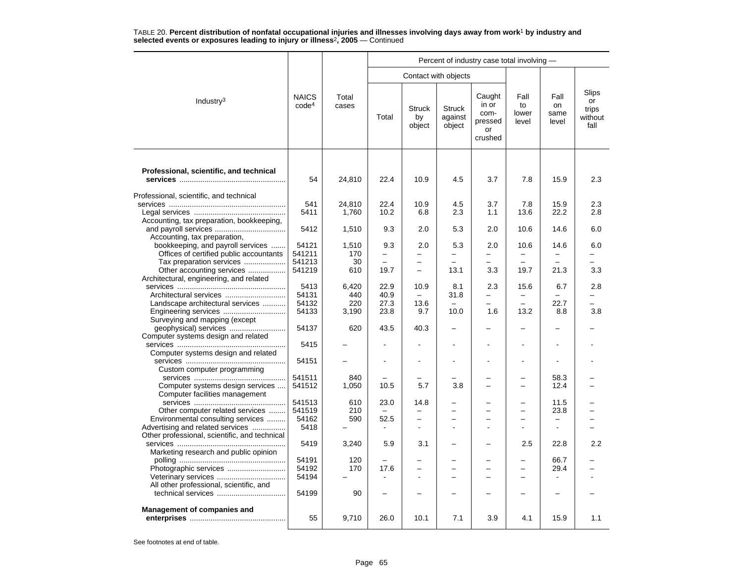TABLE 20. **Percent distribution of nonfatal occupational injuries and illnesses involving days away from work[1] by industry and selected events or exposures leading to injury or illness[2], 2005** — Continued

| Industry[3] | NAICS code[4] | Total cases | Percent of industry case total involving — | | | | | | |
|---|---|---|---|---|---|---|---|---|---|
| | | | Contact with objects | | | | | | |
| | | | Total | Struck by object | Struck against object | Caught in or com-pressed or crushed | Fall to lower level | Fall on same level | Slips or trips without fall |
| **Professional, scientific, and technical services** | 54 | 24,810 | 22.4 | 10.9 | 4.5 | 3.7 | 7.8 | 15.9 | 2.3 |
| Professional, scientific, and technical services | 541 | 24,810 | 22.4 | 10.9 | 4.5 | 3.7 | 7.8 | 15.9 | 2.3 |
| Legal services | 5411 | 1,760 | 10.2 | 6.8 | 2.3 | 1.1 | 13.6 | 22.2 | 2.8 |
| Accounting, tax preparation, bookkeeping, and payroll services | 5412 | 1,510 | 9.3 | 2.0 | 5.3 | 2.0 | 10.6 | 14.6 | 6.0 |
| Accounting, tax preparation, bookkeeping, and payroll services | 54121 | 1,510 | 9.3 | 2.0 | 5.3 | 2.0 | 10.6 | 14.6 | 6.0 |
| Offices of certified public accountants | 541211 | 170 | – | – | – | – | – | – | – |
| Tax preparation services | 541213 | 30 | – | – | – | – | – | – | – |
| Other accounting services | 541219 | 610 | 19.7 | – | 13.1 | 3.3 | 19.7 | 21.3 | 3.3 |
| Architectural, engineering, and related services | 5413 | 6,420 | 22.9 | 10.9 | 8.1 | 2.3 | 15.6 | 6.7 | 2.8 |
| Architectural services | 54131 | 440 | 40.9 | – | 31.8 | – | – | – | – |
| Landscape architectural services | 54132 | 220 | 27.3 | 13.6 | – | – | – | 22.7 | – |
| Engineering services | 54133 | 3,190 | 23.8 | 9.7 | 10.0 | 1.6 | 13.2 | 8.8 | 3.8 |
| Surveying and mapping (except geophysical) services | 54137 | 620 | 43.5 | 40.3 | – | – | – | – | – |
| Computer systems design and related services | 5415 | – | - | - | - | - | - | - | - |
| Computer systems design and related services | 54151 | – | - | - | - | - | - | - | - |
| Custom computer programming services | 541511 | 840 | – | – | – | – | – | 58.3 | – |
| Computer systems design services | 541512 | 1,050 | 10.5 | 5.7 | 3.8 | – | – | 12.4 | – |
| Computer facilities management services | 541513 | 610 | 23.0 | 14.8 | – | – | – | 11.5 | – |
| Other computer related services | 541519 | 210 | – | – | – | – | – | 23.8 | – |
| Environmental consulting services | 54162 | 590 | 52.5 | – | – | – | – | – | – |
| Advertising and related services | 5418 | – | - | - | - | - | - | - | – |
| Other professional, scientific, and technical services | 5419 | 3,240 | 5.9 | 3.1 | – | – | 2.5 | 22.8 | 2.2 |
| Marketing research and public opinion polling | 54191 | 120 | – | – | – | – | – | 66.7 | – |
| Photographic services | 54192 | 170 | 17.6 | – | – | – | – | 29.4 | – |
| Veterinary services | 54194 | – | - | - | – | – | – | - | - |
| All other professional, scientific, and technical services | 54199 | 90 | – | – | – | – | – | – | – |
| **Management of companies and enterprises** | 55 | 9,710 | 26.0 | 10.1 | 7.1 | 3.9 | 4.1 | 15.9 | 1.1 |

See footnotes at end of table.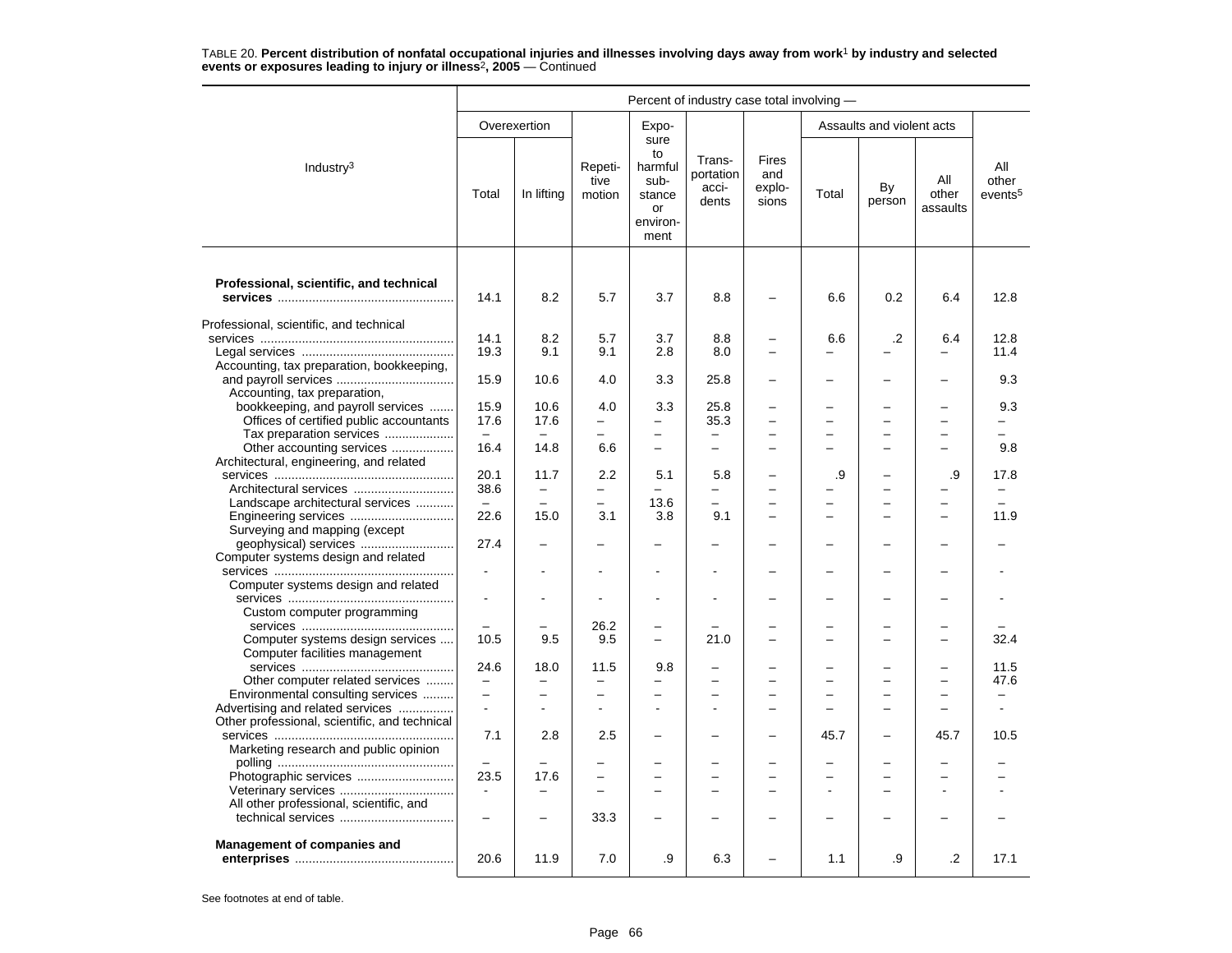TABLE 20. **Percent distribution of nonfatal occupational injuries and illnesses involving days away from work[1] by industry and selected events or exposures leading to injury or illness[2], 2005** — Continued

| Industry[3] | Percent of industry case total involving — | | | | | | | | | |
|---|---|---|---|---|---|---|---|---|---|---|
| | Overexertion | | Repetitive motion | Exposure to harmful substance or environment | Transportation accidents | Fires and explosions | Assaults and violent acts | | | All other events[5] |
| | Total | In lifting | | | | | Total | By person | All other assaults | |
| **Professional, scientific, and technical services** | 14.1 | 8.2 | 5.7 | 3.7 | 8.8 | – | 6.6 | 0.2 | 6.4 | 12.8 |
| Professional, scientific, and technical services | 14.1 | 8.2 | 5.7 | 3.7 | 8.8 | – | 6.6 | .2 | 6.4 | 12.8 |
| Legal services | 19.3 | 9.1 | 9.1 | 2.8 | 8.0 | – | – | – | – | 11.4 |
| Accounting, tax preparation, bookkeeping, and payroll services | 15.9 | 10.6 | 4.0 | 3.3 | 25.8 | – | – | – | – | 9.3 |
| Accounting, tax preparation, bookkeeping, and payroll services | 15.9 | 10.6 | 4.0 | 3.3 | 25.8 | – | – | – | – | 9.3 |
| Offices of certified public accountants | 17.6 | 17.6 | – | – | 35.3 | – | – | – | – | – |
| Tax preparation services | – | – | – | – | – | – | – | – | – | – |
| Other accounting services | 16.4 | 14.8 | 6.6 | – | – | – | – | – | – | 9.8 |
| Architectural, engineering, and related services | 20.1 | 11.7 | 2.2 | 5.1 | 5.8 | – | .9 | – | .9 | 17.8 |
| Architectural services | 38.6 | – | – | – | – | – | – | – | – | – |
| Landscape architectural services | – | – | – | 13.6 | – | – | – | – | – | – |
| Engineering services | 22.6 | 15.0 | 3.1 | 3.8 | 9.1 | – | – | – | – | 11.9 |
| Surveying and mapping (except geophysical) services | 27.4 | – | – | – | – | – | – | – | – | – |
| Computer systems design and related services | - | - | - | - | - | – | – | – | – | - |
| Computer systems design and related services | - | - | - | - | - | – | – | – | – | - |
| Custom computer programming services | – | – | 26.2 | – | – | – | – | – | – | – |
| Computer systems design services | 10.5 | 9.5 | 9.5 | – | 21.0 | – | – | – | – | 32.4 |
| Computer facilities management services | 24.6 | 18.0 | 11.5 | 9.8 | – | – | – | – | – | 11.5 |
| Other computer related services | – | – | – | – | – | – | – | – | – | 47.6 |
| Environmental consulting services | – | – | – | – | – | – | – | – | – | – |
| Advertising and related services | - | - | - | - | - | – | – | – | – | - |
| Other professional, scientific, and technical services | 7.1 | 2.8 | 2.5 | – | – | – | 45.7 | – | 45.7 | 10.5 |
| Marketing research and public opinion polling | – | – | – | – | – | – | – | – | – | – |
| Photographic services | 23.5 | 17.6 | – | – | – | – | – | – | – | – |
| Veterinary services | - | – | – | – | – | – | - | – | - | - |
| All other professional, scientific, and technical services | – | – | 33.3 | – | – | – | – | – | – | – |
| **Management of companies and enterprises** | 20.6 | 11.9 | 7.0 | .9 | 6.3 | – | 1.1 | .9 | .2 | 17.1 |

See footnotes at end of table.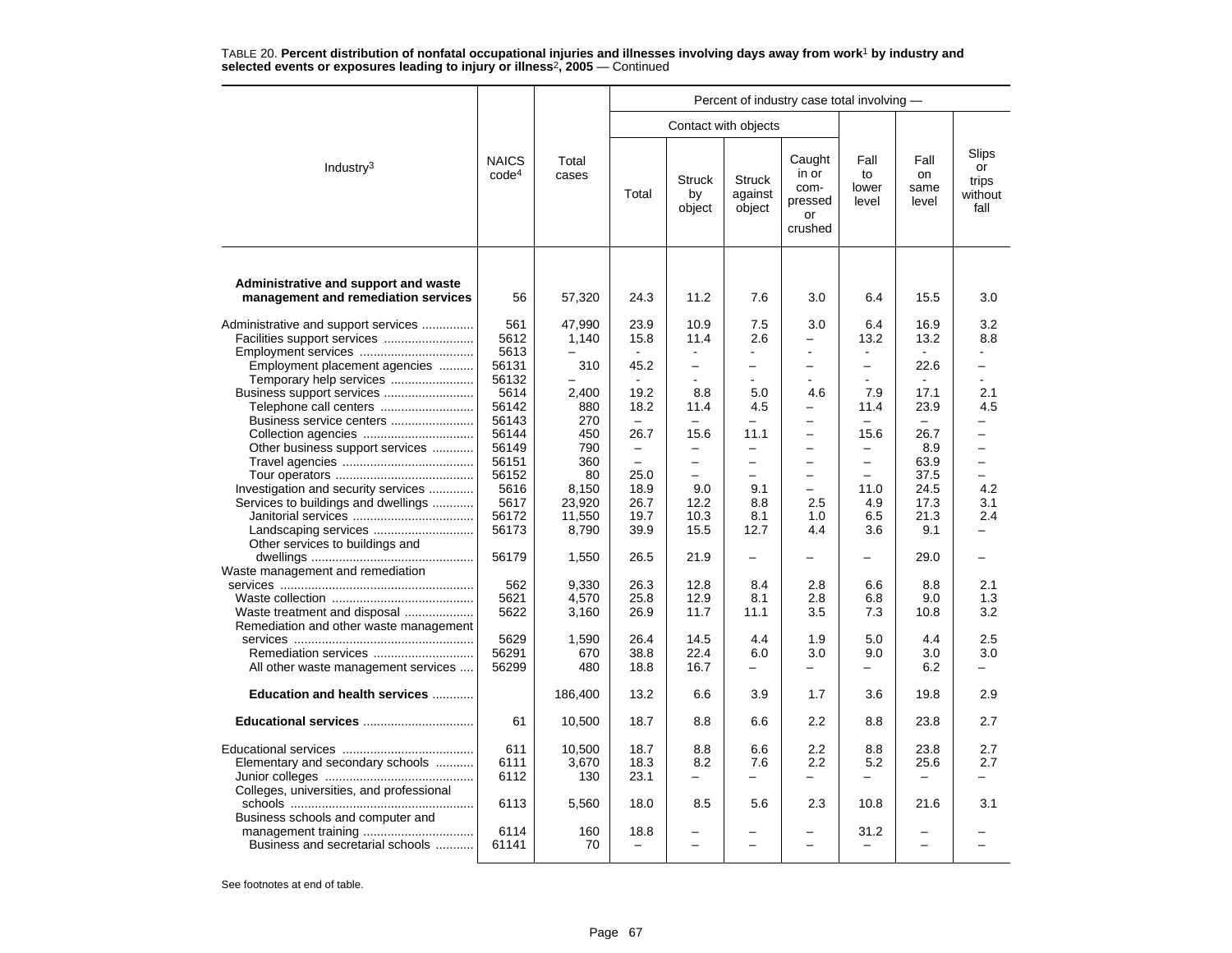TABLE 20. **Percent distribution of nonfatal occupational injuries and illnesses involving days away from work[1] by industry and selected events or exposures leading to injury or illness[2], 2005** — Continued

| Industry[3] | NAICS code[4] | Total cases | Percent of industry case total involving — | | | | | | |
|---|---|---|---|---|---|---|---|---|---|
| | | | Contact with objects | | | | | | |
| | | | Total | Struck by object | Struck against object | Caught in or compressed or crushed | Fall to lower level | Fall on same level | Slips or trips without fall |
| **Administrative and support and waste management and remediation services** | 56 | 57,320 | 24.3 | 11.2 | 7.6 | 3.0 | 6.4 | 15.5 | 3.0 |
| Administrative and support services | 561 | 47,990 | 23.9 | 10.9 | 7.5 | 3.0 | 6.4 | 16.9 | 3.2 |
| Facilities support services | 5612 | 1,140 | 15.8 | 11.4 | 2.6 | – | 13.2 | 13.2 | 8.8 |
| Employment services | 5613 | – | - | - | - | - | - | - | - |
| Employment placement agencies | 56131 | 310 | 45.2 | – | – | – | – | 22.6 | – |
| Temporary help services | 56132 | – | - | - | - | - | - | - | - |
| Business support services | 5614 | 2,400 | 19.2 | 8.8 | 5.0 | 4.6 | 7.9 | 17.1 | 2.1 |
| Telephone call centers | 56142 | 880 | 18.2 | 11.4 | 4.5 | – | 11.4 | 23.9 | 4.5 |
| Business service centers | 56143 | 270 | – | – | – | – | – | – | – |
| Collection agencies | 56144 | 450 | 26.7 | 15.6 | 11.1 | – | 15.6 | 26.7 | – |
| Other business support services | 56149 | 790 | – | – | – | – | – | 8.9 | – |
| Travel agencies | 56151 | 360 | – | – | – | – | – | 63.9 | – |
| Tour operators | 56152 | 80 | 25.0 | – | – | – | – | 37.5 | – |
| Investigation and security services | 5616 | 8,150 | 18.9 | 9.0 | 9.1 | – | 11.0 | 24.5 | 4.2 |
| Services to buildings and dwellings | 5617 | 23,920 | 26.7 | 12.2 | 8.8 | 2.5 | 4.9 | 17.3 | 3.1 |
| Janitorial services | 56172 | 11,550 | 19.7 | 10.3 | 8.1 | 1.0 | 6.5 | 21.3 | 2.4 |
| Landscaping services | 56173 | 8,790 | 39.9 | 15.5 | 12.7 | 4.4 | 3.6 | 9.1 | – |
| Other services to buildings and dwellings | 56179 | 1,550 | 26.5 | 21.9 | – | – | – | 29.0 | – |
| Waste management and remediation services | 562 | 9,330 | 26.3 | 12.8 | 8.4 | 2.8 | 6.6 | 8.8 | 2.1 |
| Waste collection | 5621 | 4,570 | 25.8 | 12.9 | 8.1 | 2.8 | 6.8 | 9.0 | 1.3 |
| Waste treatment and disposal | 5622 | 3,160 | 26.9 | 11.7 | 11.1 | 3.5 | 7.3 | 10.8 | 3.2 |
| Remediation and other waste management services | 5629 | 1,590 | 26.4 | 14.5 | 4.4 | 1.9 | 5.0 | 4.4 | 2.5 |
| Remediation services | 56291 | 670 | 38.8 | 22.4 | 6.0 | 3.0 | 9.0 | 3.0 | 3.0 |
| All other waste management services | 56299 | 480 | 18.8 | 16.7 | – | – | – | 6.2 | – |
| **Education and health services** | | 186,400 | 13.2 | 6.6 | 3.9 | 1.7 | 3.6 | 19.8 | 2.9 |
| **Educational services** | 61 | 10,500 | 18.7 | 8.8 | 6.6 | 2.2 | 8.8 | 23.8 | 2.7 |
| Educational services | 611 | 10,500 | 18.7 | 8.8 | 6.6 | 2.2 | 8.8 | 23.8 | 2.7 |
| Elementary and secondary schools | 6111 | 3,670 | 18.3 | 8.2 | 7.6 | 2.2 | 5.2 | 25.6 | 2.7 |
| Junior colleges | 6112 | 130 | 23.1 | – | – | – | – | – | – |
| Colleges, universities, and professional schools | 6113 | 5,560 | 18.0 | 8.5 | 5.6 | 2.3 | 10.8 | 21.6 | 3.1 |
| Business schools and computer and management training | 6114 | 160 | 18.8 | – | – | – | 31.2 | – | – |
| Business and secretarial schools | 61141 | 70 | – | – | – | – | – | – | – |

See footnotes at end of table.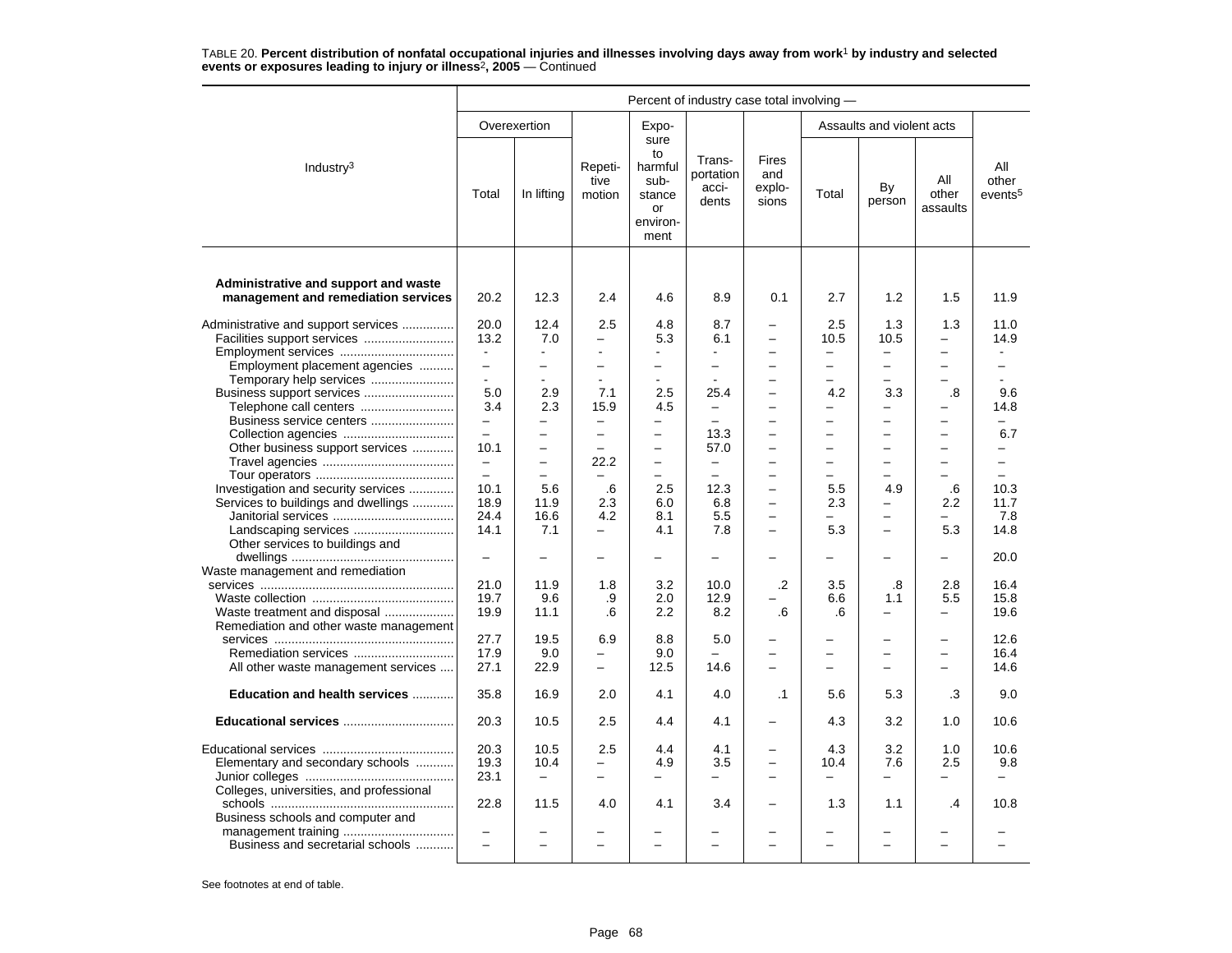TABLE 20. **Percent distribution of nonfatal occupational injuries and illnesses involving days away from work[1] by industry and selected events or exposures leading to injury or illness[2], 2005** — Continued

| Industry[3] | Percent of industry case total involving — | | | | | | | | | |
|---|---|---|---|---|---|---|---|---|---|---|
| | Overexertion | | Repetitive motion | Exposure to harmful substance or environment | Transportation accidents | Fires and explosions | Assaults and violent acts | | | All other events[5] |
| | Total | In lifting | | | | | Total | By person | All other assaults | |
| **Administrative and support and waste management and remediation services** | 20.2 | 12.3 | 2.4 | 4.6 | 8.9 | 0.1 | 2.7 | 1.2 | 1.5 | 11.9 |
| Administrative and support services | 20.0 | 12.4 | 2.5 | 4.8 | 8.7 | – | 2.5 | 1.3 | 1.3 | 11.0 |
| Facilities support services | 13.2 | 7.0 | – | 5.3 | 6.1 | – | 10.5 | 10.5 | – | 14.9 |
| Employment services | - | - | - | - | - | – | – | – | – | - |
| Employment placement agencies | – | – | – | – | – | – | – | – | – | – |
| Temporary help services | - | - | - | - | - | – | – | – | – | - |
| Business support services | 5.0 | 2.9 | 7.1 | 2.5 | 25.4 | – | 4.2 | 3.3 | .8 | 9.6 |
| Telephone call centers | 3.4 | 2.3 | 15.9 | 4.5 | – | – | – | – | – | 14.8 |
| Business service centers | – | – | – | – | – | – | – | – | – | – |
| Collection agencies | – | – | – | – | 13.3 | – | – | – | – | 6.7 |
| Other business support services | 10.1 | – | – | – | 57.0 | – | – | – | – | – |
| Travel agencies | – | – | 22.2 | – | – | – | – | – | – | – |
| Tour operators | – | – | – | – | – | – | – | – | – | – |
| Investigation and security services | 10.1 | 5.6 | .6 | 2.5 | 12.3 | – | 5.5 | 4.9 | .6 | 10.3 |
| Services to buildings and dwellings | 18.9 | 11.9 | 2.3 | 6.0 | 6.8 | – | 2.3 | – | 2.2 | 11.7 |
| Janitorial services | 24.4 | 16.6 | 4.2 | 8.1 | 5.5 | – | – | – | – | 7.8 |
| Landscaping services | 14.1 | 7.1 | – | 4.1 | 7.8 | – | 5.3 | – | 5.3 | 14.8 |
| Other services to buildings and dwellings | – | – | – | – | – | – | – | – | – | 20.0 |
| Waste management and remediation services | 21.0 | 11.9 | 1.8 | 3.2 | 10.0 | .2 | 3.5 | .8 | 2.8 | 16.4 |
| Waste collection | 19.7 | 9.6 | .9 | 2.0 | 12.9 | – | 6.6 | 1.1 | 5.5 | 15.8 |
| Waste treatment and disposal | 19.9 | 11.1 | .6 | 2.2 | 8.2 | .6 | .6 | – | – | 19.6 |
| Remediation and other waste management services | 27.7 | 19.5 | 6.9 | 8.8 | 5.0 | – | – | – | – | 12.6 |
| Remediation services | 17.9 | 9.0 | – | 9.0 | – | – | – | – | – | 16.4 |
| All other waste management services | 27.1 | 22.9 | – | 12.5 | 14.6 | – | – | – | – | 14.6 |
| **Education and health services** | 35.8 | 16.9 | 2.0 | 4.1 | 4.0 | .1 | 5.6 | 5.3 | .3 | 9.0 |
| **Educational services** | 20.3 | 10.5 | 2.5 | 4.4 | 4.1 | – | 4.3 | 3.2 | 1.0 | 10.6 |
| Educational services | 20.3 | 10.5 | 2.5 | 4.4 | 4.1 | – | 4.3 | 3.2 | 1.0 | 10.6 |
| Elementary and secondary schools | 19.3 | 10.4 | – | 4.9 | 3.5 | – | 10.4 | 7.6 | 2.5 | 9.8 |
| Junior colleges | 23.1 | – | – | – | – | – | – | – | – | – |
| Colleges, universities, and professional schools | 22.8 | 11.5 | 4.0 | 4.1 | 3.4 | – | 1.3 | 1.1 | .4 | 10.8 |
| Business schools and computer and management training | – | – | – | – | – | – | – | – | – | – |
| Business and secretarial schools | – | – | – | – | – | – | – | – | – | – |

See footnotes at end of table.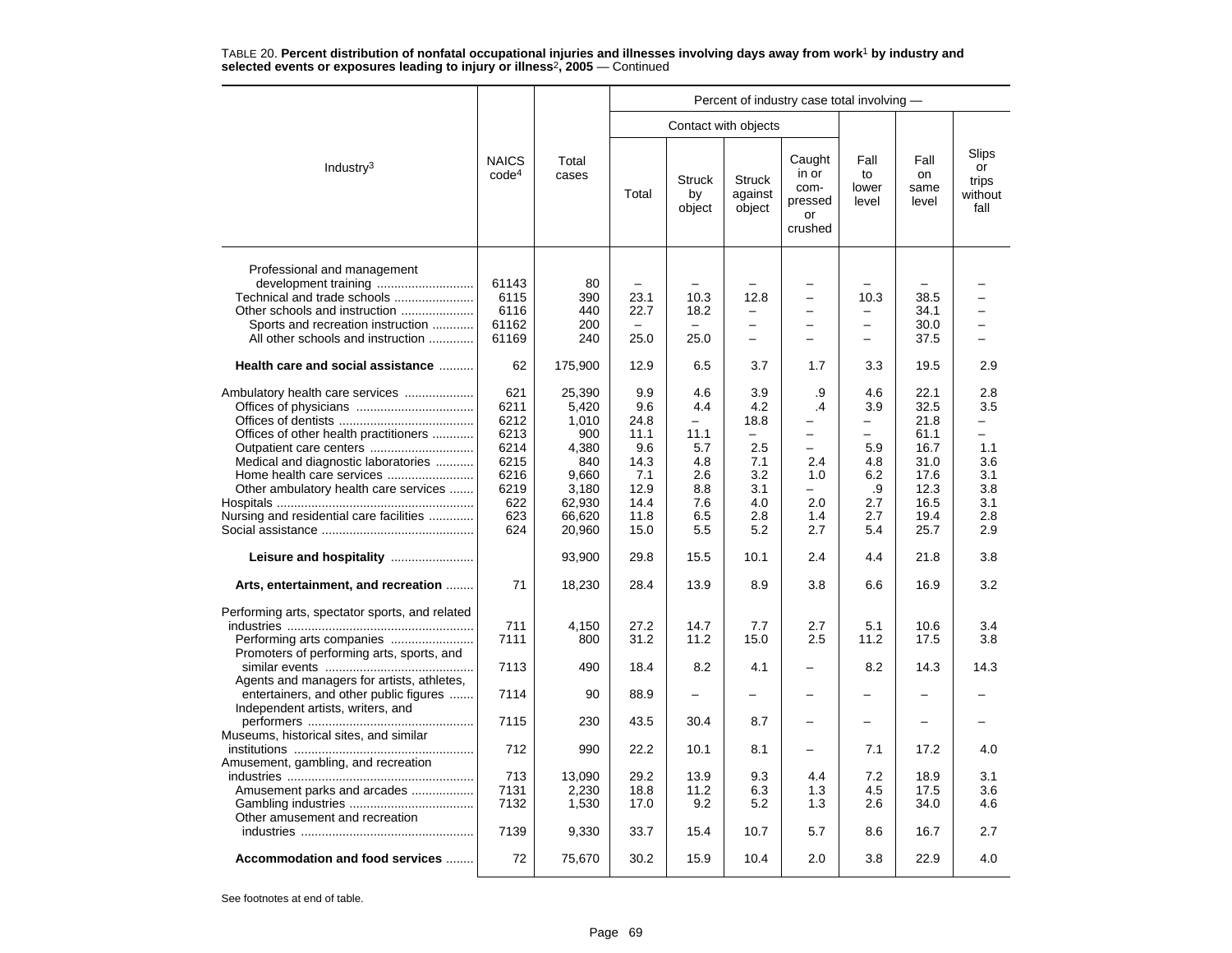TABLE 20. **Percent distribution of nonfatal occupational injuries and illnesses involving days away from work[1] by industry and selected events or exposures leading to injury or illness[2], 2005** — Continued

| Industry[3] | NAICS code[4] | Total cases | Percent of industry case total involving — | | | | | | |
|---|---|---|---|---|---|---|---|---|---|
| | | | Contact with objects | | | | | | |
| | | | Total | Struck by object | Struck against object | Caught in or compressed or crushed | Fall to lower level | Fall on same level | Slips or trips without fall |
| Professional and management development training | 61143 | 80 | – | – | – | – | – | – | – |
| Technical and trade schools | 6115 | 390 | 23.1 | 10.3 | 12.8 | – | 10.3 | 38.5 | – |
| Other schools and instruction | 6116 | 440 | 22.7 | 18.2 | – | – | – | 34.1 | – |
| Sports and recreation instruction | 61162 | 200 | – | – | – | – | – | 30.0 | – |
| All other schools and instruction | 61169 | 240 | 25.0 | 25.0 | – | – | – | 37.5 | – |
| **Health care and social assistance** | 62 | 175,900 | 12.9 | 6.5 | 3.7 | 1.7 | 3.3 | 19.5 | 2.9 |
| Ambulatory health care services | 621 | 25,390 | 9.9 | 4.6 | 3.9 | .9 | 4.6 | 22.1 | 2.8 |
| Offices of physicians | 6211 | 5,420 | 9.6 | 4.4 | 4.2 | .4 | 3.9 | 32.5 | 3.5 |
| Offices of dentists | 6212 | 1,010 | 24.8 | – | 18.8 | – | – | 21.8 | – |
| Offices of other health practitioners | 6213 | 900 | 11.1 | 11.1 | – | – | – | 61.1 | – |
| Outpatient care centers | 6214 | 4,380 | 9.6 | 5.7 | 2.5 | – | 5.9 | 16.7 | 1.1 |
| Medical and diagnostic laboratories | 6215 | 840 | 14.3 | 4.8 | 7.1 | 2.4 | 4.8 | 31.0 | 3.6 |
| Home health care services | 6216 | 9,660 | 7.1 | 2.6 | 3.2 | 1.0 | 6.2 | 17.6 | 3.1 |
| Other ambulatory health care services | 6219 | 3,180 | 12.9 | 8.8 | 3.1 | – | .9 | 12.3 | 3.8 |
| Hospitals | 622 | 62,930 | 14.4 | 7.6 | 4.0 | 2.0 | 2.7 | 16.5 | 3.1 |
| Nursing and residential care facilities | 623 | 66,620 | 11.8 | 6.5 | 2.8 | 1.4 | 2.7 | 19.4 | 2.8 |
| Social assistance | 624 | 20,960 | 15.0 | 5.5 | 5.2 | 2.7 | 5.4 | 25.7 | 2.9 |
| **Leisure and hospitality** | | 93,900 | 29.8 | 15.5 | 10.1 | 2.4 | 4.4 | 21.8 | 3.8 |
| **Arts, entertainment, and recreation** | 71 | 18,230 | 28.4 | 13.9 | 8.9 | 3.8 | 6.6 | 16.9 | 3.2 |
| Performing arts, spectator sports, and related industries | 711 | 4,150 | 27.2 | 14.7 | 7.7 | 2.7 | 5.1 | 10.6 | 3.4 |
| Performing arts companies | 7111 | 800 | 31.2 | 11.2 | 15.0 | 2.5 | 11.2 | 17.5 | 3.8 |
| Promoters of performing arts, sports, and similar events | 7113 | 490 | 18.4 | 8.2 | 4.1 | – | 8.2 | 14.3 | 14.3 |
| Agents and managers for artists, athletes, entertainers, and other public figures | 7114 | 90 | 88.9 | – | – | – | – | – | – |
| Independent artists, writers, and performers | 7115 | 230 | 43.5 | 30.4 | 8.7 | – | – | – | – |
| Museums, historical sites, and similar institutions | 712 | 990 | 22.2 | 10.1 | 8.1 | – | 7.1 | 17.2 | 4.0 |
| Amusement, gambling, and recreation industries | 713 | 13,090 | 29.2 | 13.9 | 9.3 | 4.4 | 7.2 | 18.9 | 3.1 |
| Amusement parks and arcades | 7131 | 2,230 | 18.8 | 11.2 | 6.3 | 1.3 | 4.5 | 17.5 | 3.6 |
| Gambling industries | 7132 | 1,530 | 17.0 | 9.2 | 5.2 | 1.3 | 2.6 | 34.0 | 4.6 |
| Other amusement and recreation industries | 7139 | 9,330 | 33.7 | 15.4 | 10.7 | 5.7 | 8.6 | 16.7 | 2.7 |
| **Accommodation and food services** | 72 | 75,670 | 30.2 | 15.9 | 10.4 | 2.0 | 3.8 | 22.9 | 4.0 |

See footnotes at end of table.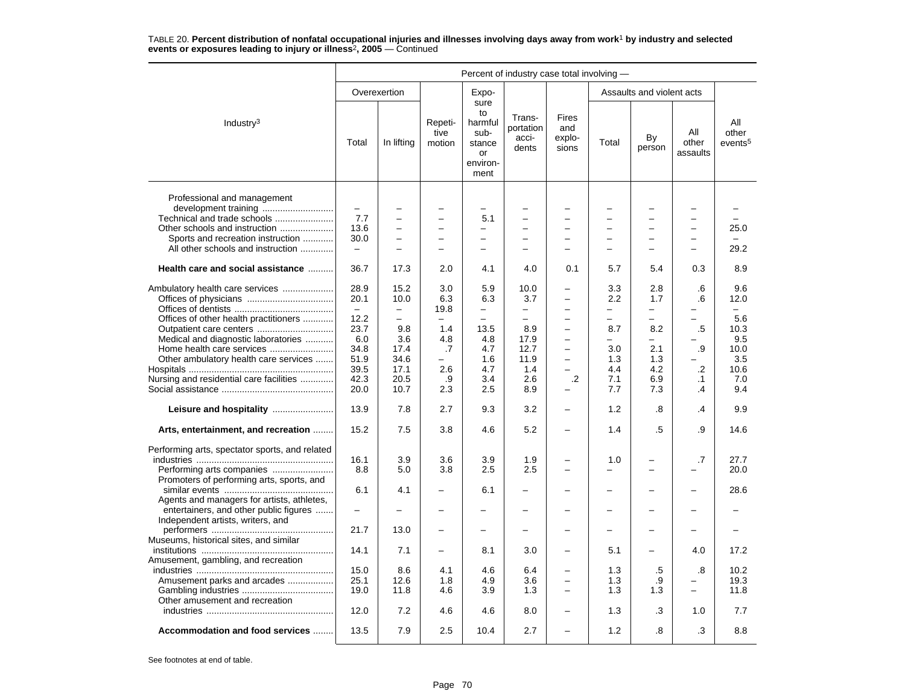TABLE 20. **Percent distribution of nonfatal occupational injuries and illnesses involving days away from work[1] by industry and selected events or exposures leading to injury or illness[2], 2005** — Continued

| Industry[3] | Percent of industry case total involving — | | | | | | | | | |
|---|---|---|---|---|---|---|---|---|---|---|
| | Overexertion | | Repetitive motion | Exposure to harmful substance or environment | Transportation accidents | Fires and explosions | Assaults and violent acts | | | All other events[5] |
| | Total | In lifting | | | | | Total | By person | All other assaults | |
| Professional and management development training | – | – | – | – | – | – | – | – | – | – |
| Technical and trade schools | 7.7 | – | – | 5.1 | – | – | – | – | – | – |
| Other schools and instruction | 13.6 | – | – | – | – | – | – | – | – | 25.0 |
| Sports and recreation instruction | 30.0 | – | – | – | – | – | – | – | – | – |
| All other schools and instruction | – | – | – | – | – | – | – | – | – | 29.2 |
| **Health care and social assistance** | 36.7 | 17.3 | 2.0 | 4.1 | 4.0 | 0.1 | 5.7 | 5.4 | 0.3 | 8.9 |
| Ambulatory health care services | 28.9 | 15.2 | 3.0 | 5.9 | 10.0 | – | 3.3 | 2.8 | .6 | 9.6 |
| Offices of physicians | 20.1 | 10.0 | 6.3 | 6.3 | 3.7 | – | 2.2 | 1.7 | .6 | 12.0 |
| Offices of dentists | – | – | 19.8 | – | – | – | – | – | – | – |
| Offices of other health practitioners | 12.2 | – | – | – | – | – | – | – | – | 5.6 |
| Outpatient care centers | 23.7 | 9.8 | 1.4 | 13.5 | 8.9 | – | 8.7 | 8.2 | .5 | 10.3 |
| Medical and diagnostic laboratories | 6.0 | 3.6 | 4.8 | 4.8 | 17.9 | – | – | – | – | 9.5 |
| Home health care services | 34.8 | 17.4 | .7 | 4.7 | 12.7 | – | 3.0 | 2.1 | .9 | 10.0 |
| Other ambulatory health care services | 51.9 | 34.6 | – | 1.6 | 11.9 | – | 1.3 | 1.3 | – | 3.5 |
| Hospitals | 39.5 | 17.1 | 2.6 | 4.7 | 1.4 | – | 4.4 | 4.2 | .2 | 10.6 |
| Nursing and residential care facilities | 42.3 | 20.5 | .9 | 3.4 | 2.6 | .2 | 7.1 | 6.9 | .1 | 7.0 |
| Social assistance | 20.0 | 10.7 | 2.3 | 2.5 | 8.9 | – | 7.7 | 7.3 | .4 | 9.4 |
| **Leisure and hospitality** | 13.9 | 7.8 | 2.7 | 9.3 | 3.2 | – | 1.2 | .8 | .4 | 9.9 |
| **Arts, entertainment, and recreation** | 15.2 | 7.5 | 3.8 | 4.6 | 5.2 | – | 1.4 | .5 | .9 | 14.6 |
| Performing arts, spectator sports, and related industries | 16.1 | 3.9 | 3.6 | 3.9 | 1.9 | – | 1.0 | – | .7 | 27.7 |
| Performing arts companies | 8.8 | 5.0 | 3.8 | 2.5 | 2.5 | – | – | – | – | 20.0 |
| Promoters of performing arts, sports, and similar events | 6.1 | 4.1 | – | 6.1 | – | – | – | – | – | 28.6 |
| Agents and managers for artists, athletes, entertainers, and other public figures | – | – | – | – | – | – | – | – | – | – |
| Independent artists, writers, and performers | 21.7 | 13.0 | – | – | – | – | – | – | – | – |
| Museums, historical sites, and similar institutions | 14.1 | 7.1 | – | 8.1 | 3.0 | – | 5.1 | – | 4.0 | 17.2 |
| Amusement, gambling, and recreation industries | 15.0 | 8.6 | 4.1 | 4.6 | 6.4 | – | 1.3 | .5 | .8 | 10.2 |
| Amusement parks and arcades | 25.1 | 12.6 | 1.8 | 4.9 | 3.6 | – | 1.3 | .9 | – | 19.3 |
| Gambling industries | 19.0 | 11.8 | 4.6 | 3.9 | 1.3 | – | 1.3 | 1.3 | – | 11.8 |
| Other amusement and recreation industries | 12.0 | 7.2 | 4.6 | 4.6 | 8.0 | – | 1.3 | .3 | 1.0 | 7.7 |
| **Accommodation and food services** | 13.5 | 7.9 | 2.5 | 10.4 | 2.7 | – | 1.2 | .8 | .3 | 8.8 |

See footnotes at end of table.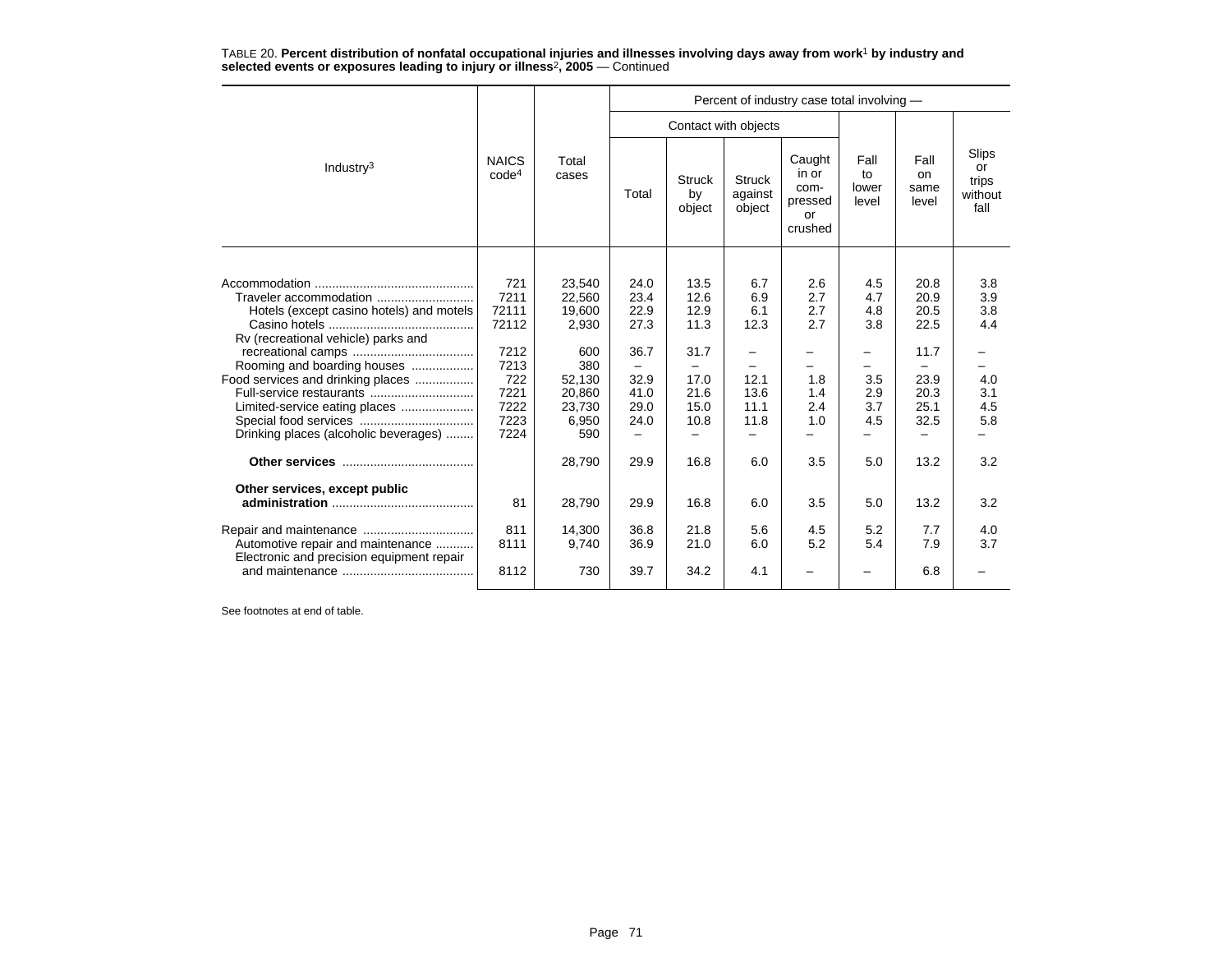TABLE 20. **Percent distribution of nonfatal occupational injuries and illnesses involving days away from work[1] by industry and selected events or exposures leading to injury or illness[2], 2005** — Continued

| Industry[3] | NAICS code[4] | Total cases | Percent of industry case total involving — | | | | | | |
|---|---|---|---|---|---|---|---|---|---|
| | | | Contact with objects | | | | Fall to lower level | Fall on same level | Slips or trips without fall |
| | | | Total | Struck by object | Struck against object | Caught in or compressed or crushed | | | |
| Accommodation | 721 | 23,540 | 24.0 | 13.5 | 6.7 | 2.6 | 4.5 | 20.8 | 3.8 |
| Traveler accommodation | 7211 | 22,560 | 23.4 | 12.6 | 6.9 | 2.7 | 4.7 | 20.9 | 3.9 |
| Hotels (except casino hotels) and motels | 72111 | 19,600 | 22.9 | 12.9 | 6.1 | 2.7 | 4.8 | 20.5 | 3.8 |
| Casino hotels | 72112 | 2,930 | 27.3 | 11.3 | 12.3 | 2.7 | 3.8 | 22.5 | 4.4 |
| Rv (recreational vehicle) parks and recreational camps | 7212 | 600 | 36.7 | 31.7 | – | – | – | 11.7 | – |
| Rooming and boarding houses | 7213 | 380 | – | – | – | – | – | – | – |
| Food services and drinking places | 722 | 52,130 | 32.9 | 17.0 | 12.1 | 1.8 | 3.5 | 23.9 | 4.0 |
| Full-service restaurants | 7221 | 20,860 | 41.0 | 21.6 | 13.6 | 1.4 | 2.9 | 20.3 | 3.1 |
| Limited-service eating places | 7222 | 23,730 | 29.0 | 15.0 | 11.1 | 2.4 | 3.7 | 25.1 | 4.5 |
| Special food services | 7223 | 6,950 | 24.0 | 10.8 | 11.8 | 1.0 | 4.5 | 32.5 | 5.8 |
| Drinking places (alcoholic beverages) | 7224 | 590 | – | – | – | – | – | – | – |
| **Other services** | | 28,790 | 29.9 | 16.8 | 6.0 | 3.5 | 5.0 | 13.2 | 3.2 |
| **Other services, except public administration** | 81 | 28,790 | 29.9 | 16.8 | 6.0 | 3.5 | 5.0 | 13.2 | 3.2 |
| Repair and maintenance | 811 | 14,300 | 36.8 | 21.8 | 5.6 | 4.5 | 5.2 | 7.7 | 4.0 |
| Automotive repair and maintenance | 8111 | 9,740 | 36.9 | 21.0 | 6.0 | 5.2 | 5.4 | 7.9 | 3.7 |
| Electronic and precision equipment repair and maintenance | 8112 | 730 | 39.7 | 34.2 | 4.1 | – | – | 6.8 | – |

See footnotes at end of table.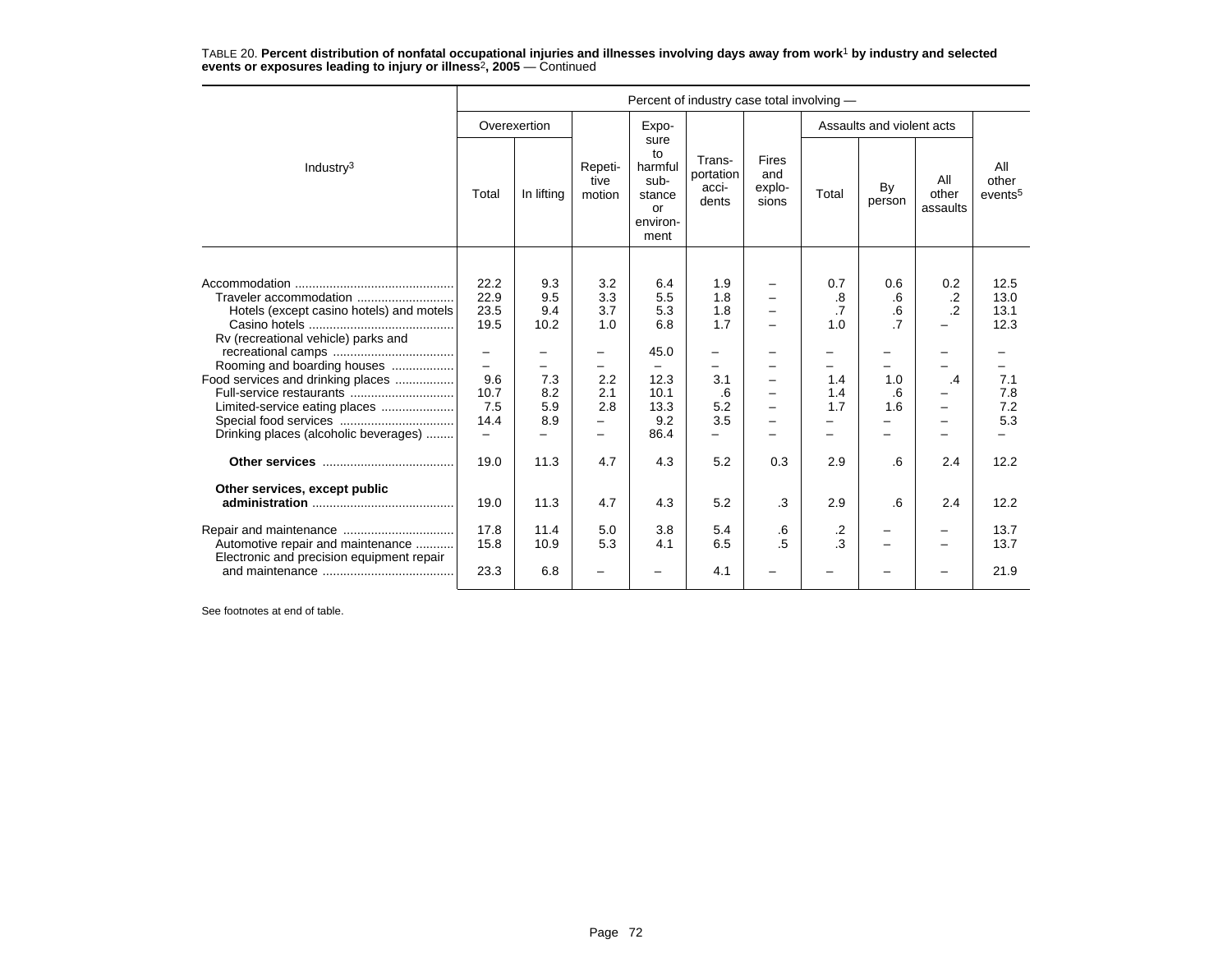TABLE 20. **Percent distribution of nonfatal occupational injuries and illnesses involving days away from work[1] by industry and selected events or exposures leading to injury or illness[2], 2005** — Continued

| Industry[3] | Percent of industry case total involving — | | | | | | | | | |
|---|---|---|---|---|---|---|---|---|---|---|
| | Overexertion | | Repeti- tive motion | Expo- sure to harmful sub- stance or environ- ment | Trans- portation acci- dents | Fires and explo- sions | Assaults and violent acts | | | All other events[5] |
| | Total | In lifting | | | | | Total | By person | All other assaults | |
| Accommodation | 22.2 | 9.3 | 3.2 | 6.4 | 1.9 | – | 0.7 | 0.6 | 0.2 | 12.5 |
| Traveler accommodation | 22.9 | 9.5 | 3.3 | 5.5 | 1.8 | – | .8 | .6 | .2 | 13.0 |
| Hotels (except casino hotels) and motels | 23.5 | 9.4 | 3.7 | 5.3 | 1.8 | – | .7 | .6 | .2 | 13.1 |
| Casino hotels | 19.5 | 10.2 | 1.0 | 6.8 | 1.7 | – | 1.0 | .7 | – | 12.3 |
| Rv (recreational vehicle) parks and recreational camps | – | – | – | 45.0 | – | – | – | – | – | – |
| Rooming and boarding houses | – | – | – | – | – | – | – | – | – | – |
| Food services and drinking places | 9.6 | 7.3 | 2.2 | 12.3 | 3.1 | – | 1.4 | 1.0 | .4 | 7.1 |
| Full-service restaurants | 10.7 | 8.2 | 2.1 | 10.1 | .6 | – | 1.4 | .6 | – | 7.8 |
| Limited-service eating places | 7.5 | 5.9 | 2.8 | 13.3 | 5.2 | – | 1.7 | 1.6 | – | 7.2 |
| Special food services | 14.4 | 8.9 | – | 9.2 | 3.5 | – | – | – | – | 5.3 |
| Drinking places (alcoholic beverages) | – | – | – | 86.4 | – | – | – | – | – | – |
| **Other services** | 19.0 | 11.3 | 4.7 | 4.3 | 5.2 | 0.3 | 2.9 | .6 | 2.4 | 12.2 |
| **Other services, except public administration** | 19.0 | 11.3 | 4.7 | 4.3 | 5.2 | .3 | 2.9 | .6 | 2.4 | 12.2 |
| Repair and maintenance | 17.8 | 11.4 | 5.0 | 3.8 | 5.4 | .6 | .2 | – | – | 13.7 |
| Automotive repair and maintenance | 15.8 | 10.9 | 5.3 | 4.1 | 6.5 | .5 | .3 | – | – | 13.7 |
| Electronic and precision equipment repair and maintenance | 23.3 | 6.8 | – | – | 4.1 | – | – | – | – | 21.9 |

See footnotes at end of table.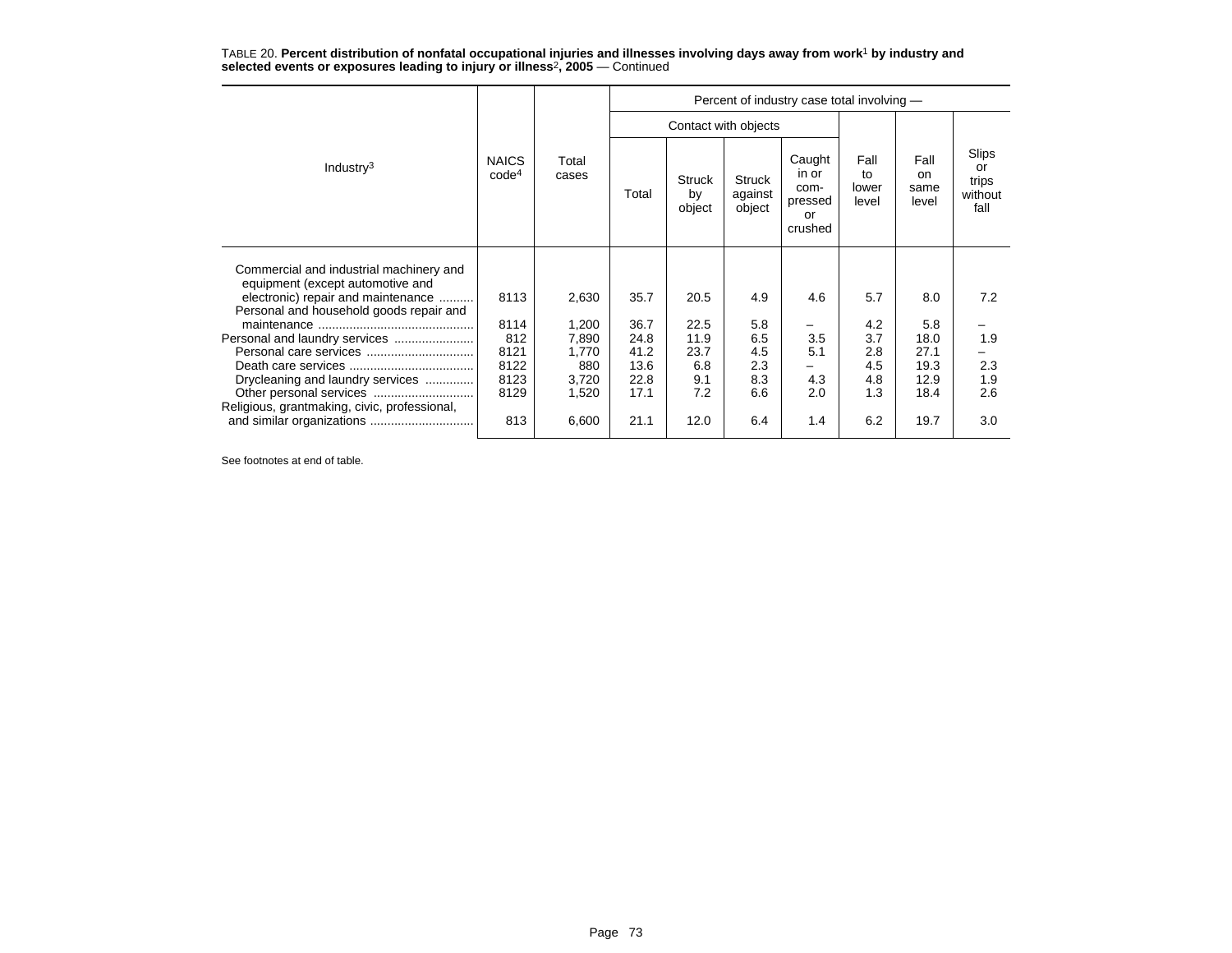TABLE 20. **Percent distribution of nonfatal occupational injuries and illnesses involving days away from work[1] by industry and selected events or exposures leading to injury or illness[2], 2005** — Continued

| Industry[3] | NAICS code[4] | Total cases | Percent of industry case total involving — | | | | | | |
|---|---|---|---|---|---|---|---|---|---|
| | | | Contact with objects | | | | Fall to lower level | Fall on same level | Slips or trips without fall |
| | | | Total | Struck by object | Struck against object | Caught in or com-pressed or crushed | | | |
| Commercial and industrial machinery and equipment (except automotive and electronic) repair and maintenance | 8113 | 2,630 | 35.7 | 20.5 | 4.9 | 4.6 | 5.7 | 8.0 | 7.2 |
| Personal and household goods repair and maintenance | 8114 | 1,200 | 36.7 | 22.5 | 5.8 | – | 4.2 | 5.8 | – |
| Personal and laundry services | 812 | 7,890 | 24.8 | 11.9 | 6.5 | 3.5 | 3.7 | 18.0 | 1.9 |
| Personal care services | 8121 | 1,770 | 41.2 | 23.7 | 4.5 | 5.1 | 2.8 | 27.1 | – |
| Death care services | 8122 | 880 | 13.6 | 6.8 | 2.3 | – | 4.5 | 19.3 | 2.3 |
| Drycleaning and laundry services | 8123 | 3,720 | 22.8 | 9.1 | 8.3 | 4.3 | 4.8 | 12.9 | 1.9 |
| Other personal services | 8129 | 1,520 | 17.1 | 7.2 | 6.6 | 2.0 | 1.3 | 18.4 | 2.6 |
| Religious, grantmaking, civic, professional, and similar organizations | 813 | 6,600 | 21.1 | 12.0 | 6.4 | 1.4 | 6.2 | 19.7 | 3.0 |

See footnotes at end of table.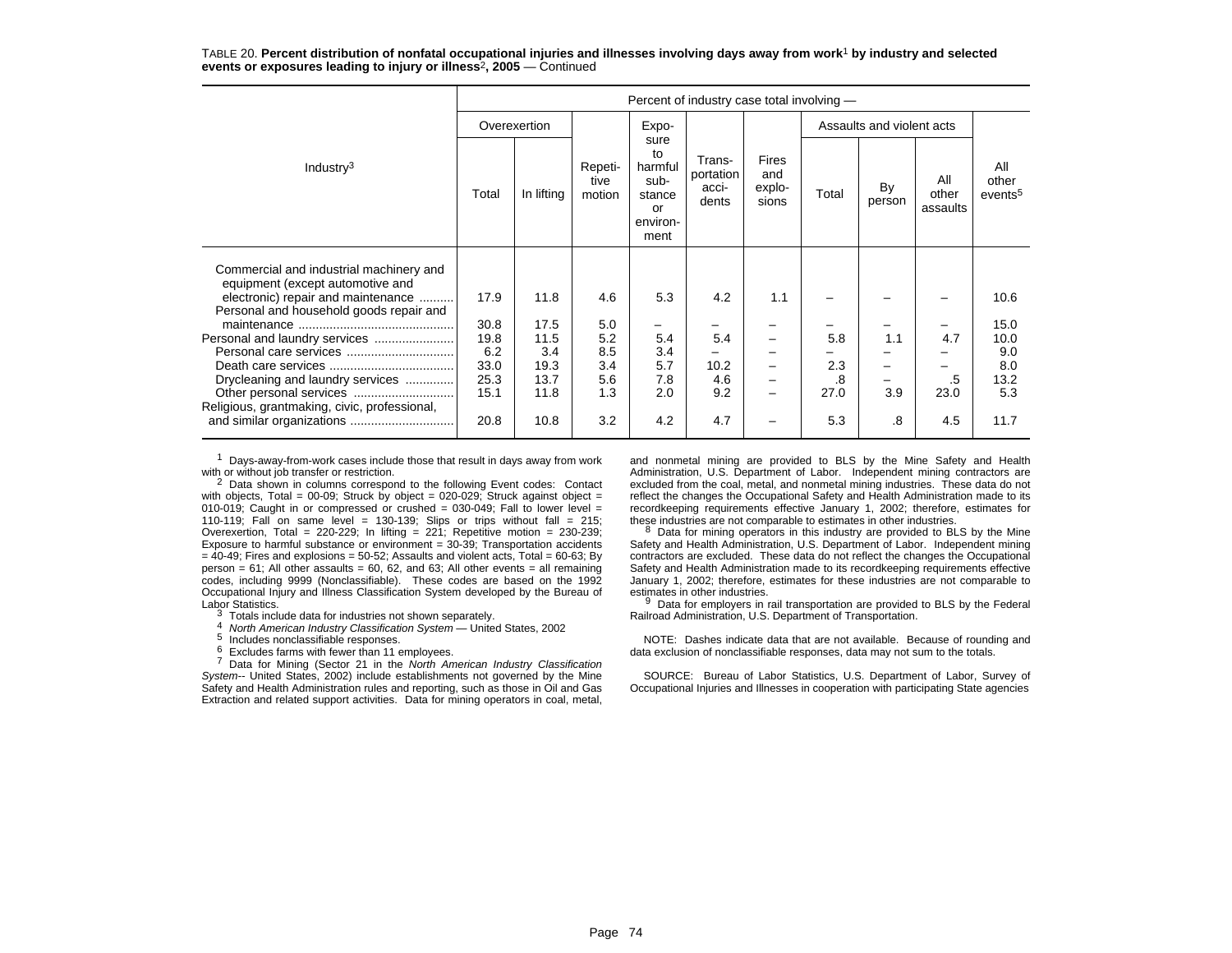TABLE 20. **Percent distribution of nonfatal occupational injuries and illnesses involving days away from work[1] by industry and selected events or exposures leading to injury or illness[2], 2005** — Continued

| Industry[3] | Percent of industry case total involving — | | | | | | | | | |
|---|---|---|---|---|---|---|---|---|---|---|
| | Overexertion | | Repetitive motion | Exposure to harmful substance or environment | Transportation accidents | Fires and explosions | Assaults and violent acts | | | All other events[5] |
| | Total | In lifting | | | | | Total | By person | All other assaults | |
| Commercial and industrial machinery and equipment (except automotive and electronic) repair and maintenance | 17.9 | 11.8 | 4.6 | 5.3 | 4.2 | 1.1 | – | – | – | 10.6 |
| Personal and household goods repair and maintenance | 30.8 | 17.5 | 5.0 | – | – | – | – | – | – | 15.0 |
| Personal and laundry services | 19.8 | 11.5 | 5.2 | 5.4 | 5.4 | – | 5.8 | 1.1 | 4.7 | 10.0 |
| Personal care services | 6.2 | 3.4 | 8.5 | 3.4 | – | – | – | – | – | 9.0 |
| Death care services | 33.0 | 19.3 | 3.4 | 5.7 | 10.2 | – | 2.3 | – | – | 8.0 |
| Drycleaning and laundry services | 25.3 | 13.7 | 5.6 | 7.8 | 4.6 | – | .8 | – | .5 | 13.2 |
| Other personal services | 15.1 | 11.8 | 1.3 | 2.0 | 9.2 | – | 27.0 | 3.9 | 23.0 | 5.3 |
| Religious, grantmaking, civic, professional, and similar organizations | 20.8 | 10.8 | 3.2 | 4.2 | 4.7 | – | 5.3 | .8 | 4.5 | 11.7 |

[1] Days-away-from-work cases include those that result in days away from work with or without job transfer or restriction.

[2] Data shown in columns correspond to the following Event codes: Contact with objects, Total = 00-09; Struck by object = 020-029; Struck against object = 010-019; Caught in or compressed or crushed = 030-049; Fall to lower level = 110-119; Fall on same level = 130-139; Slips or trips without fall = 215; Overexertion, Total = 220-229; In lifting = 221; Repetitive motion = 230-239; Exposure to harmful substance or environment = 30-39; Transportation accidents = 40-49; Fires and explosions = 50-52; Assaults and violent acts, Total = 60-63; By person = 61; All other assaults = 60, 62, and 63; All other events = all remaining codes, including 9999 (Nonclassifiable). These codes are based on the 1992 Occupational Injury and Illness Classification System developed by the Bureau of Labor Statistics.

[3] Totals include data for industries not shown separately.

[4] *North American Industry Classification System* — United States, 2002

[5] Includes nonclassifiable responses.

[6] Excludes farms with fewer than 11 employees.

[7] Data for Mining (Sector 21 in the *North American Industry Classification System*-- United States, 2002) include establishments not governed by the Mine Safety and Health Administration rules and reporting, such as those in Oil and Gas Extraction and related support activities. Data for mining operators in coal, metal, and nonmetal mining are provided to BLS by the Mine Safety and Health Administration, U.S. Department of Labor. Independent mining contractors are excluded from the coal, metal, and nonmetal mining industries. These data do not reflect the changes the Occupational Safety and Health Administration made to its recordkeeping requirements effective January 1, 2002; therefore, estimates for these industries are not comparable to estimates in other industries.

[8] Data for mining operators in this industry are provided to BLS by the Mine Safety and Health Administration, U.S. Department of Labor. Independent mining contractors are excluded. These data do not reflect the changes the Occupational Safety and Health Administration made to its recordkeeping requirements effective January 1, 2002; therefore, estimates for these industries are not comparable to estimates in other industries.

[9] Data for employers in rail transportation are provided to BLS by the Federal Railroad Administration, U.S. Department of Transportation.

NOTE: Dashes indicate data that are not available. Because of rounding and data exclusion of nonclassifiable responses, data may not sum to the totals.

SOURCE: Bureau of Labor Statistics, U.S. Department of Labor, Survey of Occupational Injuries and Illnesses in cooperation with participating State agencies